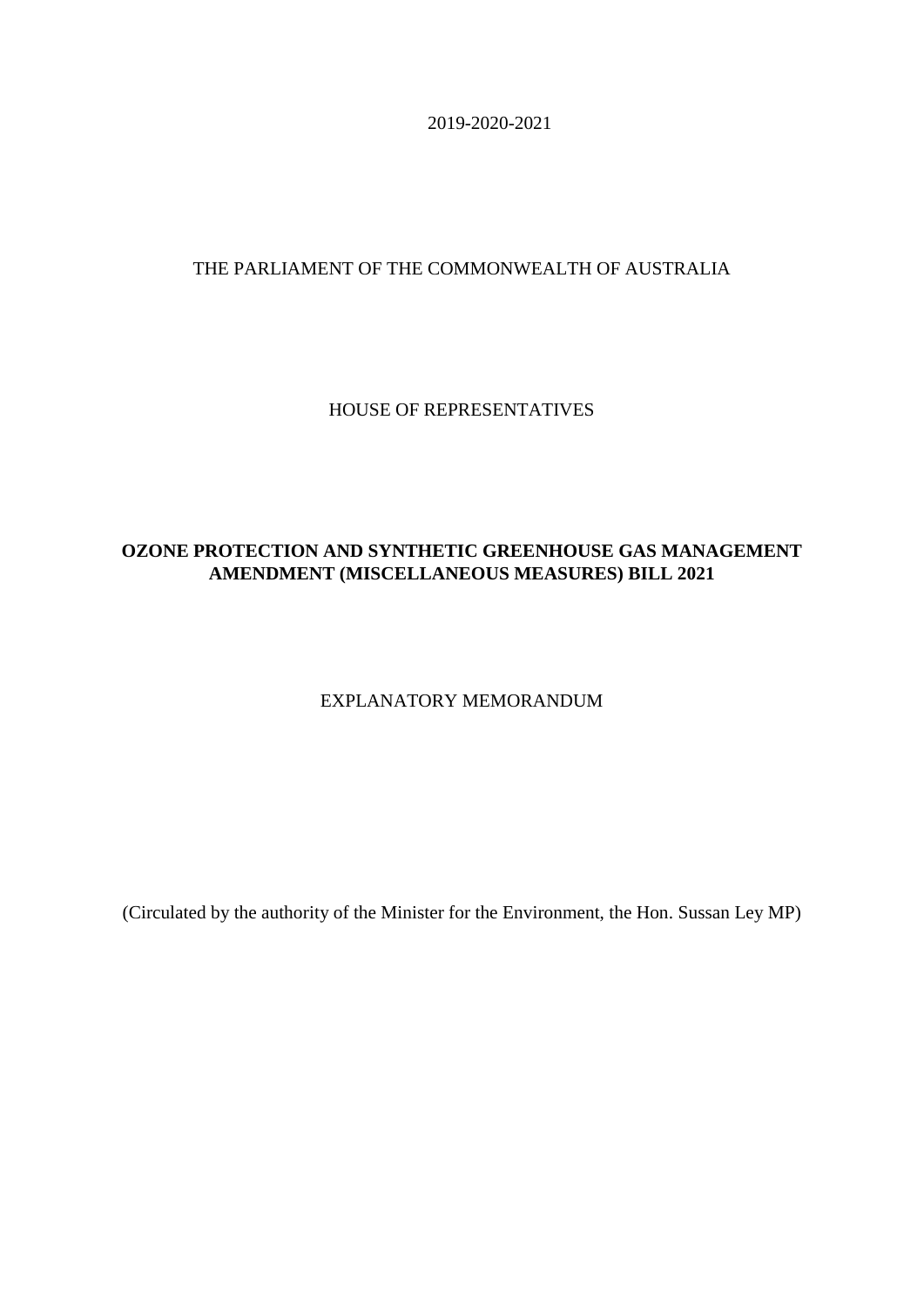2019-2020-2021

THE PARLIAMENT OF THE COMMONWEALTH OF AUSTRALIA

HOUSE OF REPRESENTATIVES

**OZONE PROTECTION AND SYNTHETIC GREENHOUSE GAS MANAGEMENT AMENDMENT (MISCELLANEOUS MEASURES) BILL 2021**

EXPLANATORY MEMORANDUM

(Circulated by the authority of the Minister for the Environment, the Hon. Sussan Ley MP)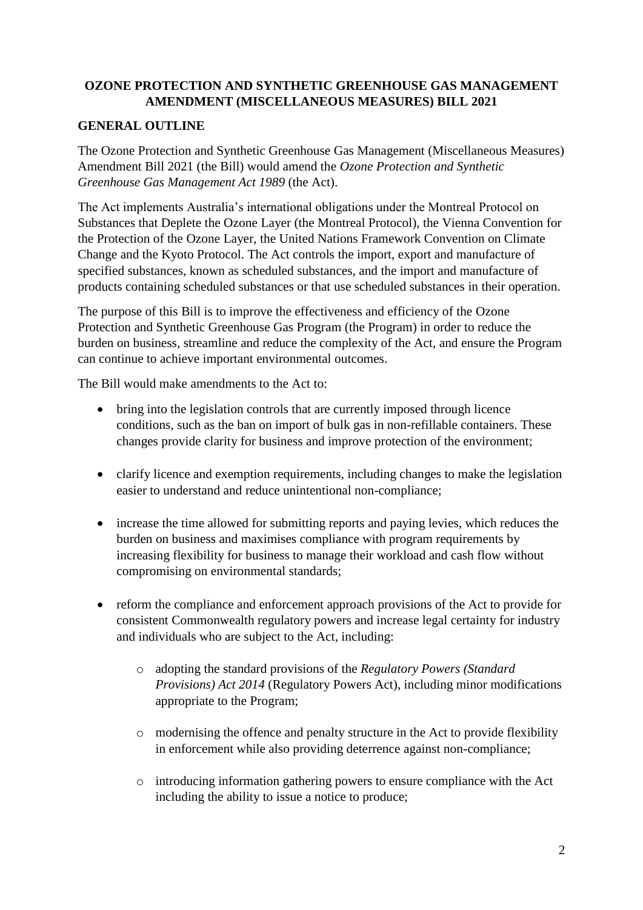**OZONE PROTECTION AND SYNTHETIC GREENHOUSE GAS MANAGEMENT AMENDMENT (MISCELLANEOUS MEASURES) BILL 2021**

**GENERAL OUTLINE**

The Ozone Protection and Synthetic Greenhouse Gas Management (Miscellaneous Measures) Amendment Bill 2021 (the Bill) would amend the *Ozone Protection and Synthetic Greenhouse Gas Management Act 1989* (the Act).

The Act implements Australia's international obligations under the Montreal Protocol on Substances that Deplete the Ozone Layer (the Montreal Protocol), the Vienna Convention for the Protection of the Ozone Layer, the United Nations Framework Convention on Climate Change and the Kyoto Protocol. The Act controls the import, export and manufacture of specified substances, known as scheduled substances, and the import and manufacture of products containing scheduled substances or that use scheduled substances in their operation.

The purpose of this Bill is to improve the effectiveness and efficiency of the Ozone Protection and Synthetic Greenhouse Gas Program (the Program) in order to reduce the burden on business, streamline and reduce the complexity of the Act, and ensure the Program can continue to achieve important environmental outcomes.

The Bill would make amendments to the Act to:

- bring into the legislation controls that are currently imposed through licence conditions, such as the ban on import of bulk gas in non-refillable containers. These changes provide clarity for business and improve protection of the environment;
- clarify licence and exemption requirements, including changes to make the legislation easier to understand and reduce unintentional non-compliance;
- increase the time allowed for submitting reports and paying levies, which reduces the burden on business and maximises compliance with program requirements by increasing flexibility for business to manage their workload and cash flow without compromising on environmental standards;
- reform the compliance and enforcement approach provisions of the Act to provide for consistent Commonwealth regulatory powers and increase legal certainty for industry and individuals who are subject to the Act, including:
    - adopting the standard provisions of the *Regulatory Powers (Standard Provisions) Act 2014* (Regulatory Powers Act), including minor modifications appropriate to the Program;
    - modernising the offence and penalty structure in the Act to provide flexibility in enforcement while also providing deterrence against non-compliance;
    - introducing information gathering powers to ensure compliance with the Act including the ability to issue a notice to produce;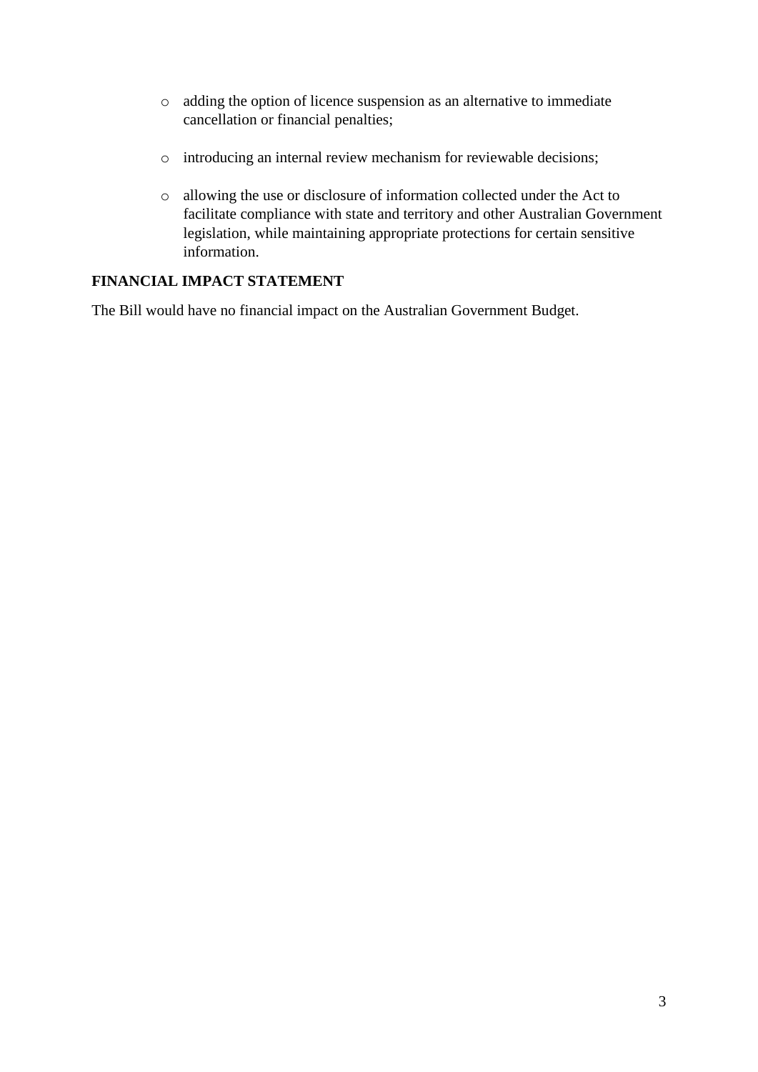- adding the option of licence suspension as an alternative to immediate cancellation or financial penalties;
- introducing an internal review mechanism for reviewable decisions;
- allowing the use or disclosure of information collected under the Act to facilitate compliance with state and territory and other Australian Government legislation, while maintaining appropriate protections for certain sensitive information.

**FINANCIAL IMPACT STATEMENT**

The Bill would have no financial impact on the Australian Government Budget.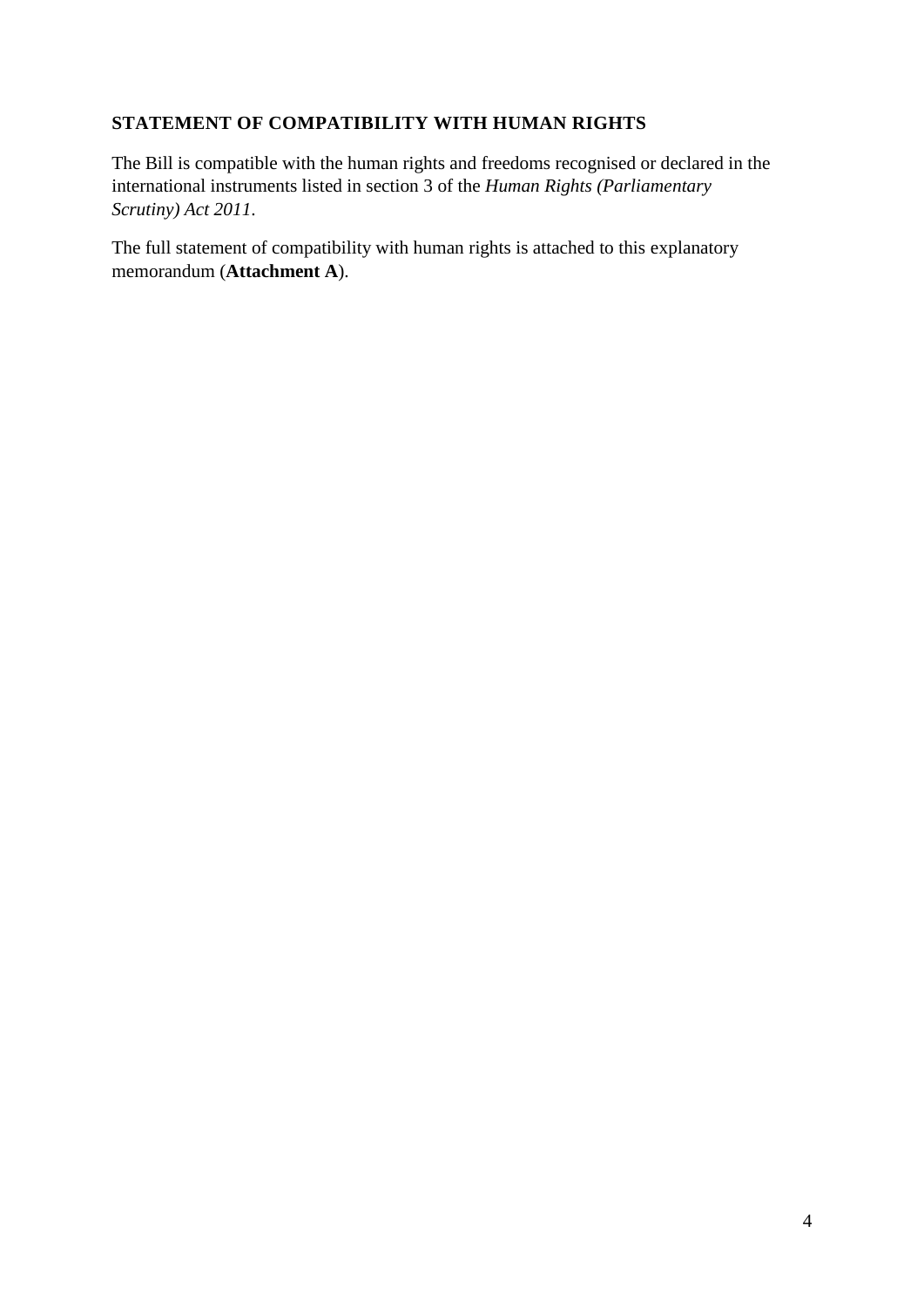## STATEMENT OF COMPATIBILITY WITH HUMAN RIGHTS

The Bill is compatible with the human rights and freedoms recognised or declared in the international instruments listed in section 3 of the *Human Rights (Parliamentary Scrutiny) Act 2011*.

The full statement of compatibility with human rights is attached to this explanatory memorandum (**Attachment A**).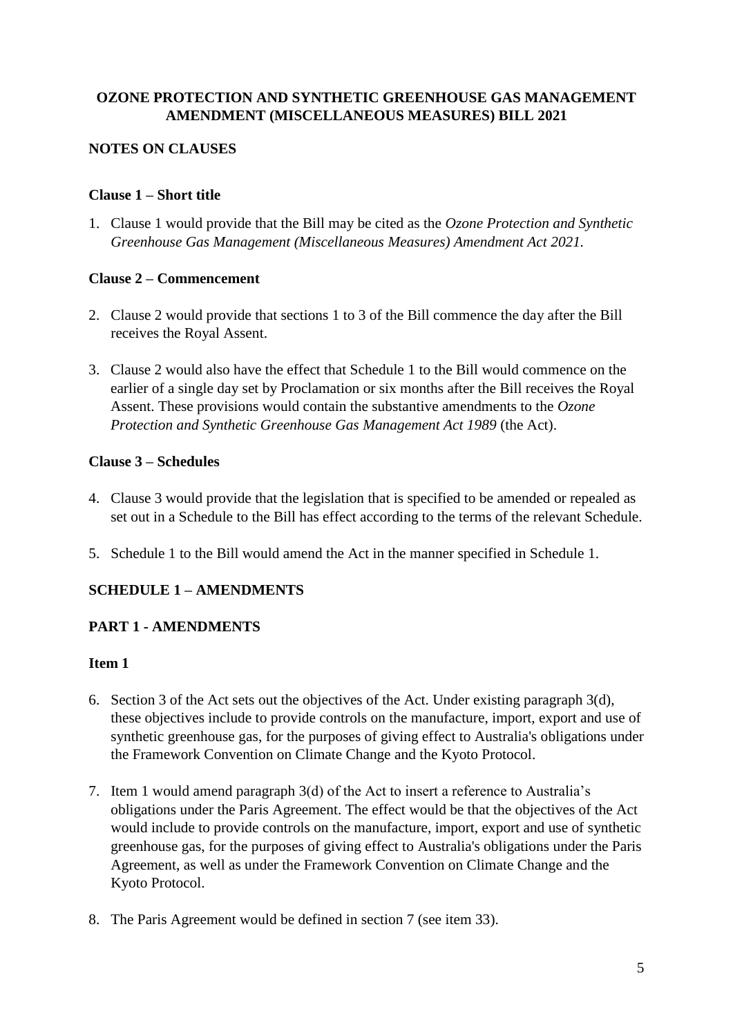**OZONE PROTECTION AND SYNTHETIC GREENHOUSE GAS MANAGEMENT AMENDMENT (MISCELLANEOUS MEASURES) BILL 2021**

**NOTES ON CLAUSES**

**Clause 1 – Short title**

1. Clause 1 would provide that the Bill may be cited as the *Ozone Protection and Synthetic Greenhouse Gas Management (Miscellaneous Measures) Amendment Act 2021.*

**Clause 2 – Commencement**

2. Clause 2 would provide that sections 1 to 3 of the Bill commence the day after the Bill receives the Royal Assent.

3. Clause 2 would also have the effect that Schedule 1 to the Bill would commence on the earlier of a single day set by Proclamation or six months after the Bill receives the Royal Assent. These provisions would contain the substantive amendments to the *Ozone Protection and Synthetic Greenhouse Gas Management Act 1989* (the Act).

**Clause 3 – Schedules**

4. Clause 3 would provide that the legislation that is specified to be amended or repealed as set out in a Schedule to the Bill has effect according to the terms of the relevant Schedule.

5. Schedule 1 to the Bill would amend the Act in the manner specified in Schedule 1.

**SCHEDULE 1 – AMENDMENTS**

**PART 1 - AMENDMENTS**

**Item 1**

6. Section 3 of the Act sets out the objectives of the Act. Under existing paragraph 3(d), these objectives include to provide controls on the manufacture, import, export and use of synthetic greenhouse gas, for the purposes of giving effect to Australia's obligations under the Framework Convention on Climate Change and the Kyoto Protocol.

7. Item 1 would amend paragraph 3(d) of the Act to insert a reference to Australia’s obligations under the Paris Agreement. The effect would be that the objectives of the Act would include to provide controls on the manufacture, import, export and use of synthetic greenhouse gas, for the purposes of giving effect to Australia's obligations under the Paris Agreement, as well as under the Framework Convention on Climate Change and the Kyoto Protocol.

8. The Paris Agreement would be defined in section 7 (see item 33).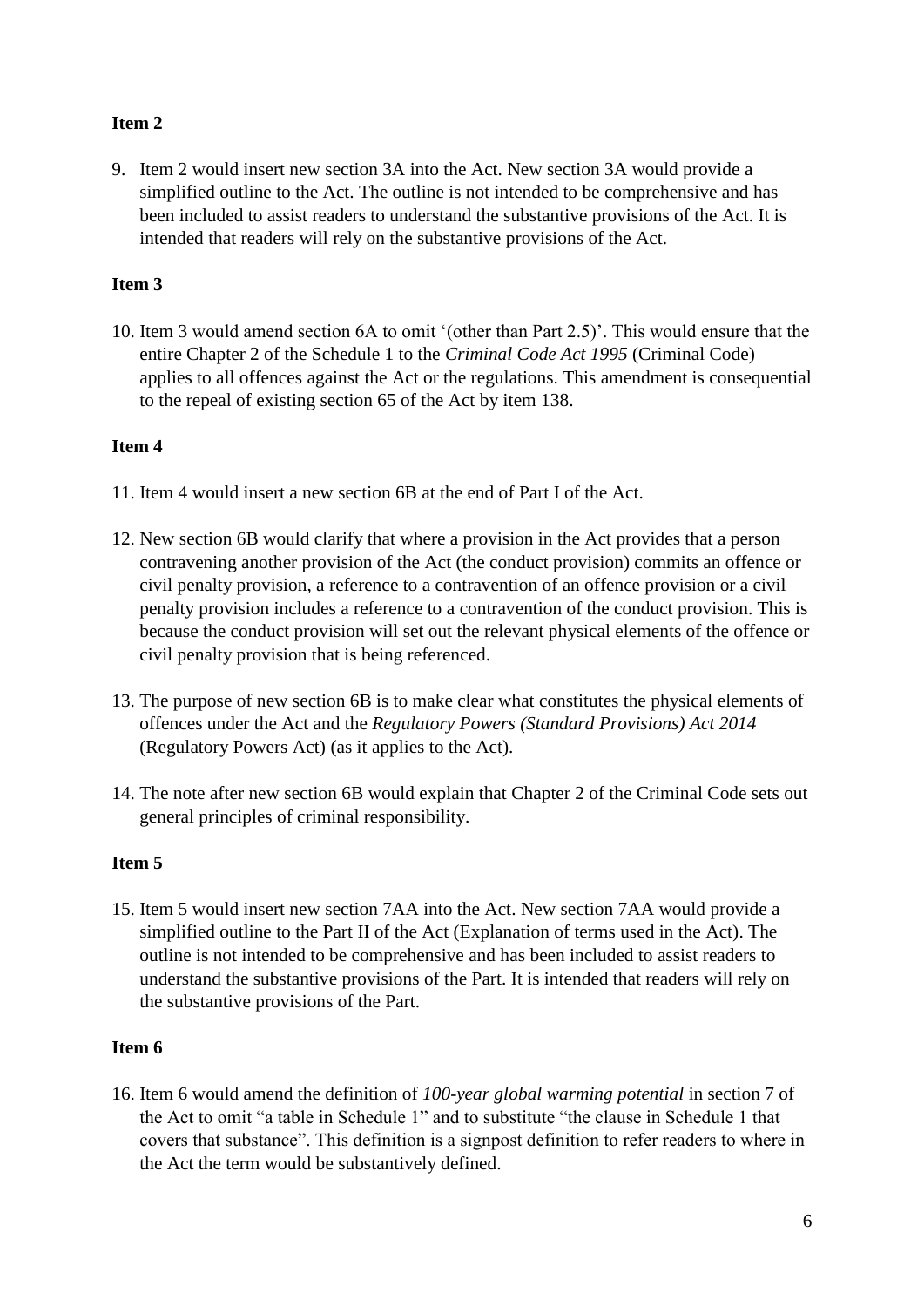**Item 2**

9. Item 2 would insert new section 3A into the Act. New section 3A would provide a simplified outline to the Act. The outline is not intended to be comprehensive and has been included to assist readers to understand the substantive provisions of the Act. It is intended that readers will rely on the substantive provisions of the Act.

**Item 3**

10. Item 3 would amend section 6A to omit '(other than Part 2.5)'. This would ensure that the entire Chapter 2 of the Schedule 1 to the *Criminal Code Act 1995* (Criminal Code) applies to all offences against the Act or the regulations. This amendment is consequential to the repeal of existing section 65 of the Act by item 138.

**Item 4**

11. Item 4 would insert a new section 6B at the end of Part I of the Act.

12. New section 6B would clarify that where a provision in the Act provides that a person contravening another provision of the Act (the conduct provision) commits an offence or civil penalty provision, a reference to a contravention of an offence provision or a civil penalty provision includes a reference to a contravention of the conduct provision. This is because the conduct provision will set out the relevant physical elements of the offence or civil penalty provision that is being referenced.

13. The purpose of new section 6B is to make clear what constitutes the physical elements of offences under the Act and the *Regulatory Powers (Standard Provisions) Act 2014* (Regulatory Powers Act) (as it applies to the Act).

14. The note after new section 6B would explain that Chapter 2 of the Criminal Code sets out general principles of criminal responsibility.

**Item 5**

15. Item 5 would insert new section 7AA into the Act. New section 7AA would provide a simplified outline to the Part II of the Act (Explanation of terms used in the Act). The outline is not intended to be comprehensive and has been included to assist readers to understand the substantive provisions of the Part. It is intended that readers will rely on the substantive provisions of the Part.

**Item 6**

16. Item 6 would amend the definition of *100-year global warming potential* in section 7 of the Act to omit "a table in Schedule 1" and to substitute "the clause in Schedule 1 that covers that substance". This definition is a signpost definition to refer readers to where in the Act the term would be substantively defined.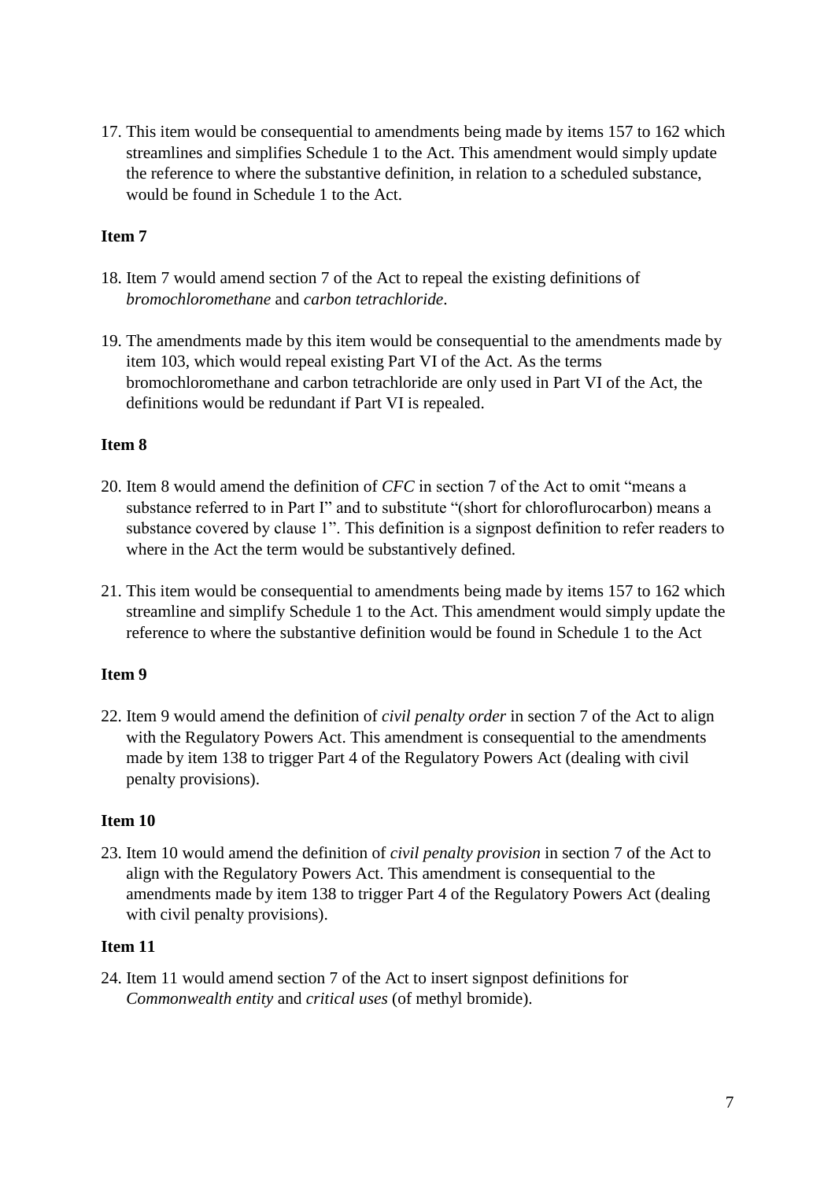17. This item would be consequential to amendments being made by items 157 to 162 which streamlines and simplifies Schedule 1 to the Act. This amendment would simply update the reference to where the substantive definition, in relation to a scheduled substance, would be found in Schedule 1 to the Act.

**Item 7**

18. Item 7 would amend section 7 of the Act to repeal the existing definitions of *bromochloromethane* and *carbon tetrachloride*.

19. The amendments made by this item would be consequential to the amendments made by item 103, which would repeal existing Part VI of the Act. As the terms bromochloromethane and carbon tetrachloride are only used in Part VI of the Act, the definitions would be redundant if Part VI is repealed.

**Item 8**

20. Item 8 would amend the definition of *CFC* in section 7 of the Act to omit "means a substance referred to in Part I" and to substitute "(short for chloroflurocarbon) means a substance covered by clause 1". This definition is a signpost definition to refer readers to where in the Act the term would be substantively defined.

21. This item would be consequential to amendments being made by items 157 to 162 which streamline and simplify Schedule 1 to the Act. This amendment would simply update the reference to where the substantive definition would be found in Schedule 1 to the Act

**Item 9**

22. Item 9 would amend the definition of *civil penalty order* in section 7 of the Act to align with the Regulatory Powers Act. This amendment is consequential to the amendments made by item 138 to trigger Part 4 of the Regulatory Powers Act (dealing with civil penalty provisions).

**Item 10**

23. Item 10 would amend the definition of *civil penalty provision* in section 7 of the Act to align with the Regulatory Powers Act. This amendment is consequential to the amendments made by item 138 to trigger Part 4 of the Regulatory Powers Act (dealing with civil penalty provisions).

**Item 11**

24. Item 11 would amend section 7 of the Act to insert signpost definitions for *Commonwealth entity* and *critical uses* (of methyl bromide).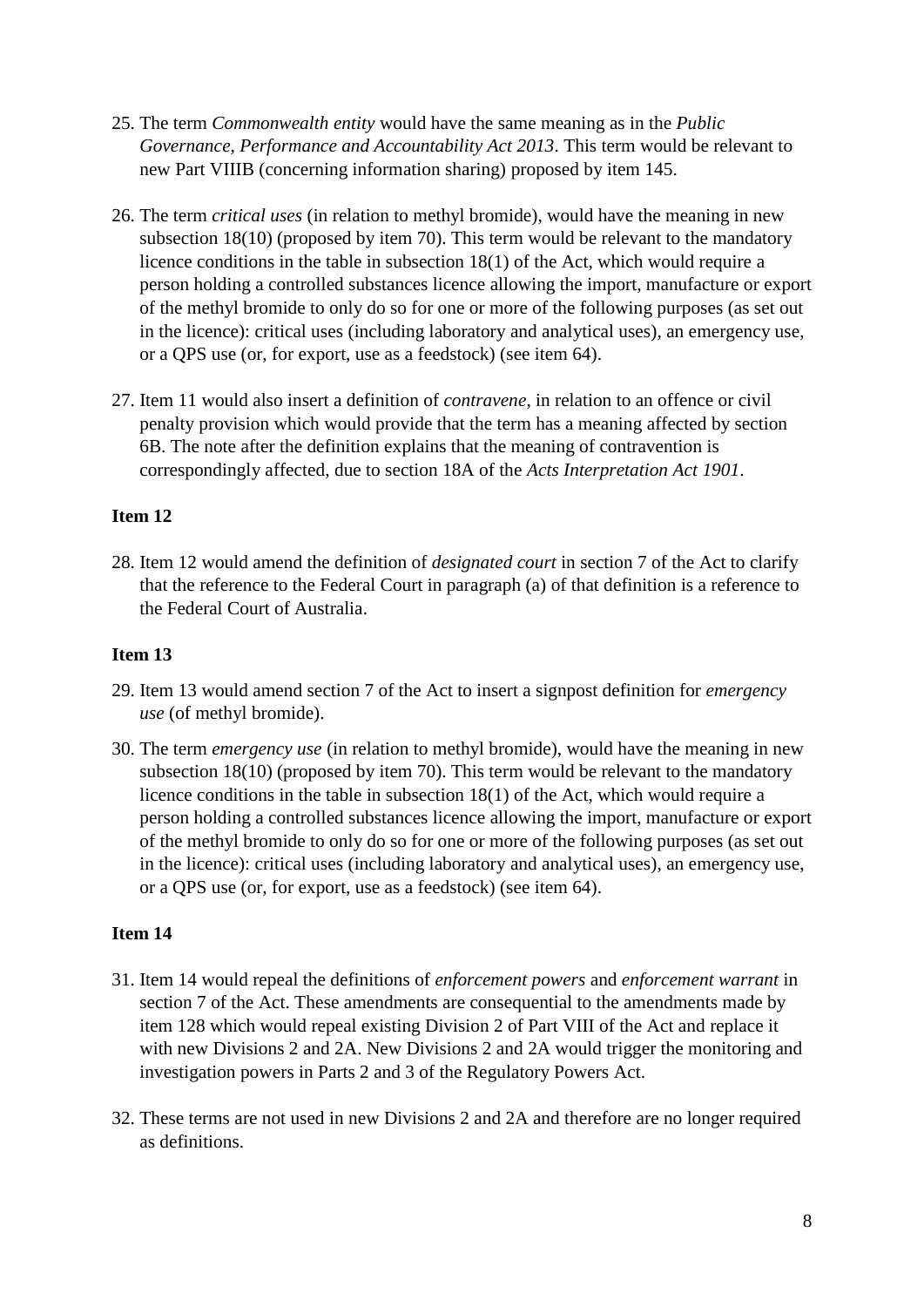25. The term *Commonwealth entity* would have the same meaning as in the *Public Governance, Performance and Accountability Act 2013*. This term would be relevant to new Part VIIIB (concerning information sharing) proposed by item 145.

26. The term *critical uses* (in relation to methyl bromide), would have the meaning in new subsection 18(10) (proposed by item 70). This term would be relevant to the mandatory licence conditions in the table in subsection 18(1) of the Act, which would require a person holding a controlled substances licence allowing the import, manufacture or export of the methyl bromide to only do so for one or more of the following purposes (as set out in the licence): critical uses (including laboratory and analytical uses), an emergency use, or a QPS use (or, for export, use as a feedstock) (see item 64).

27. Item 11 would also insert a definition of *contravene*, in relation to an offence or civil penalty provision which would provide that the term has a meaning affected by section 6B. The note after the definition explains that the meaning of contravention is correspondingly affected, due to section 18A of the *Acts Interpretation Act 1901*.

**Item 12**

28. Item 12 would amend the definition of *designated court* in section 7 of the Act to clarify that the reference to the Federal Court in paragraph (a) of that definition is a reference to the Federal Court of Australia.

**Item 13**

29. Item 13 would amend section 7 of the Act to insert a signpost definition for *emergency use* (of methyl bromide).

30. The term *emergency use* (in relation to methyl bromide), would have the meaning in new subsection 18(10) (proposed by item 70). This term would be relevant to the mandatory licence conditions in the table in subsection 18(1) of the Act, which would require a person holding a controlled substances licence allowing the import, manufacture or export of the methyl bromide to only do so for one or more of the following purposes (as set out in the licence): critical uses (including laboratory and analytical uses), an emergency use, or a QPS use (or, for export, use as a feedstock) (see item 64).

**Item 14**

31. Item 14 would repeal the definitions of *enforcement powers* and *enforcement warrant* in section 7 of the Act. These amendments are consequential to the amendments made by item 128 which would repeal existing Division 2 of Part VIII of the Act and replace it with new Divisions 2 and 2A. New Divisions 2 and 2A would trigger the monitoring and investigation powers in Parts 2 and 3 of the Regulatory Powers Act.

32. These terms are not used in new Divisions 2 and 2A and therefore are no longer required as definitions.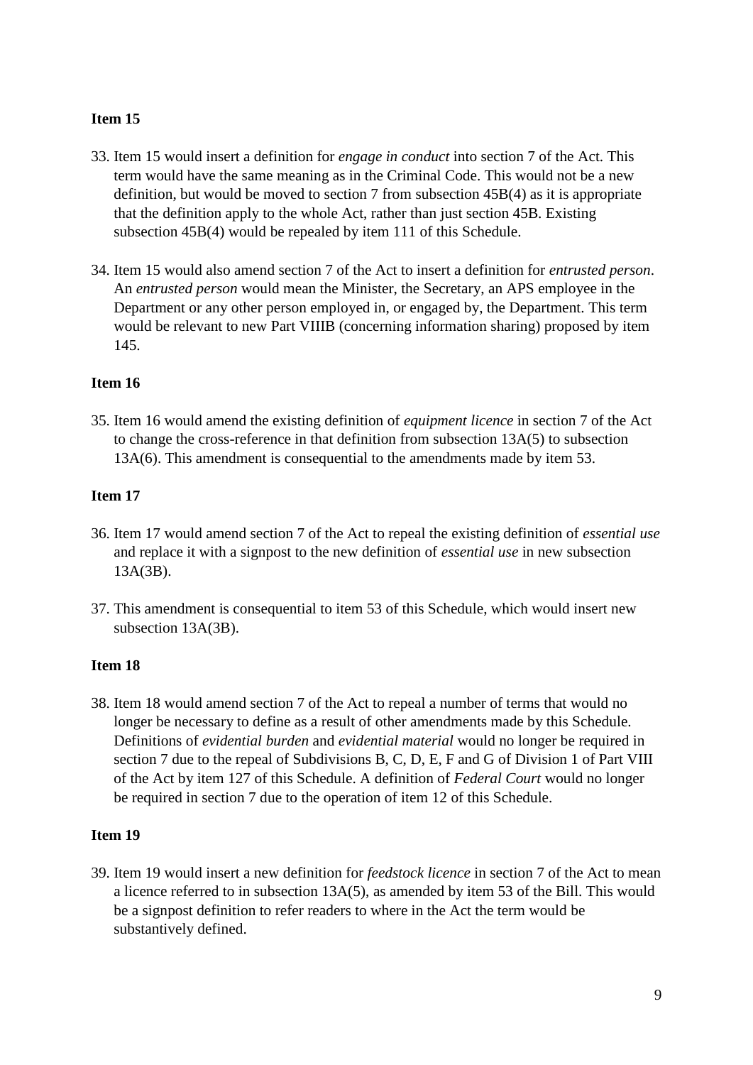**Item 15**

33. Item 15 would insert a definition for *engage in conduct* into section 7 of the Act. This term would have the same meaning as in the Criminal Code. This would not be a new definition, but would be moved to section 7 from subsection 45B(4) as it is appropriate that the definition apply to the whole Act, rather than just section 45B. Existing subsection 45B(4) would be repealed by item 111 of this Schedule.

34. Item 15 would also amend section 7 of the Act to insert a definition for *entrusted person*. An *entrusted person* would mean the Minister, the Secretary, an APS employee in the Department or any other person employed in, or engaged by, the Department. This term would be relevant to new Part VIIIB (concerning information sharing) proposed by item 145.

**Item 16**

35. Item 16 would amend the existing definition of *equipment licence* in section 7 of the Act to change the cross-reference in that definition from subsection 13A(5) to subsection 13A(6). This amendment is consequential to the amendments made by item 53.

**Item 17**

36. Item 17 would amend section 7 of the Act to repeal the existing definition of *essential use* and replace it with a signpost to the new definition of *essential use* in new subsection 13A(3B).

37. This amendment is consequential to item 53 of this Schedule, which would insert new subsection 13A(3B).

**Item 18**

38. Item 18 would amend section 7 of the Act to repeal a number of terms that would no longer be necessary to define as a result of other amendments made by this Schedule. Definitions of *evidential burden* and *evidential material* would no longer be required in section 7 due to the repeal of Subdivisions B, C, D, E, F and G of Division 1 of Part VIII of the Act by item 127 of this Schedule. A definition of *Federal Court* would no longer be required in section 7 due to the operation of item 12 of this Schedule.

**Item 19**

39. Item 19 would insert a new definition for *feedstock licence* in section 7 of the Act to mean a licence referred to in subsection 13A(5), as amended by item 53 of the Bill. This would be a signpost definition to refer readers to where in the Act the term would be substantively defined.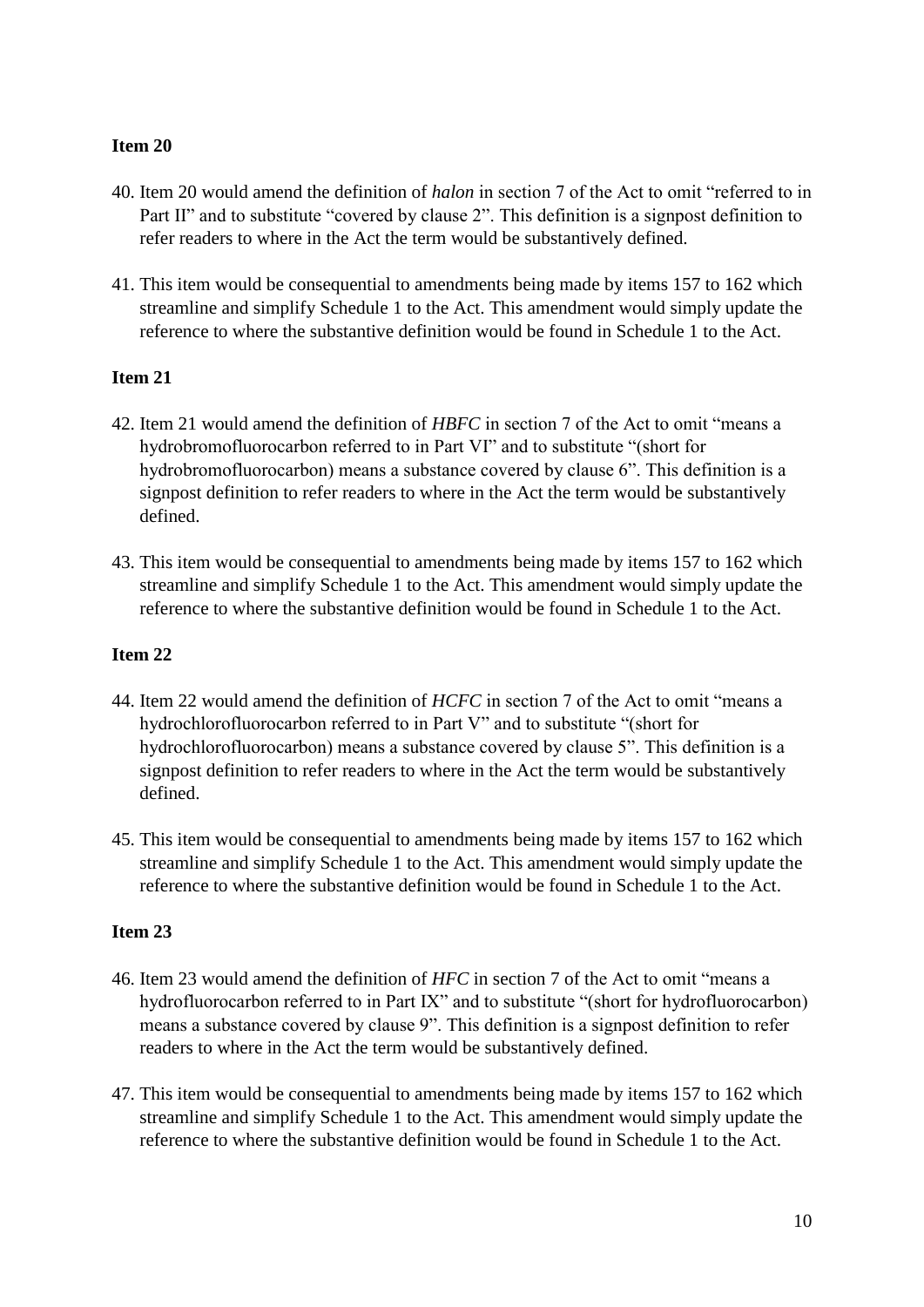**Item 20**

40. Item 20 would amend the definition of *halon* in section 7 of the Act to omit "referred to in Part II" and to substitute "covered by clause 2". This definition is a signpost definition to refer readers to where in the Act the term would be substantively defined.

41. This item would be consequential to amendments being made by items 157 to 162 which streamline and simplify Schedule 1 to the Act. This amendment would simply update the reference to where the substantive definition would be found in Schedule 1 to the Act.

**Item 21**

42. Item 21 would amend the definition of *HBFC* in section 7 of the Act to omit "means a hydrobromofluorocarbon referred to in Part VI" and to substitute "(short for hydrobromofluorocarbon) means a substance covered by clause 6". This definition is a signpost definition to refer readers to where in the Act the term would be substantively defined.

43. This item would be consequential to amendments being made by items 157 to 162 which streamline and simplify Schedule 1 to the Act. This amendment would simply update the reference to where the substantive definition would be found in Schedule 1 to the Act.

**Item 22**

44. Item 22 would amend the definition of *HCFC* in section 7 of the Act to omit "means a hydrochlorofluorocarbon referred to in Part V" and to substitute "(short for hydrochlorofluorocarbon) means a substance covered by clause 5". This definition is a signpost definition to refer readers to where in the Act the term would be substantively defined.

45. This item would be consequential to amendments being made by items 157 to 162 which streamline and simplify Schedule 1 to the Act. This amendment would simply update the reference to where the substantive definition would be found in Schedule 1 to the Act.

**Item 23**

46. Item 23 would amend the definition of *HFC* in section 7 of the Act to omit "means a hydrofluorocarbon referred to in Part IX" and to substitute "(short for hydrofluorocarbon) means a substance covered by clause 9". This definition is a signpost definition to refer readers to where in the Act the term would be substantively defined.

47. This item would be consequential to amendments being made by items 157 to 162 which streamline and simplify Schedule 1 to the Act. This amendment would simply update the reference to where the substantive definition would be found in Schedule 1 to the Act.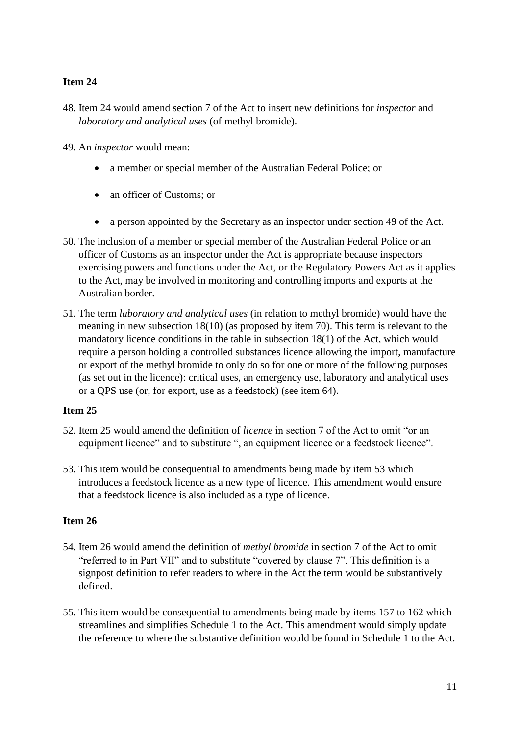**Item 24**

48. Item 24 would amend section 7 of the Act to insert new definitions for *inspector* and *laboratory and analytical uses* (of methyl bromide).

49. An *inspector* would mean:

    - a member or special member of the Australian Federal Police; or
    - an officer of Customs; or
    - a person appointed by the Secretary as an inspector under section 49 of the Act.

50. The inclusion of a member or special member of the Australian Federal Police or an officer of Customs as an inspector under the Act is appropriate because inspectors exercising powers and functions under the Act, or the Regulatory Powers Act as it applies to the Act, may be involved in monitoring and controlling imports and exports at the Australian border.

51. The term *laboratory and analytical uses* (in relation to methyl bromide) would have the meaning in new subsection 18(10) (as proposed by item 70). This term is relevant to the mandatory licence conditions in the table in subsection 18(1) of the Act, which would require a person holding a controlled substances licence allowing the import, manufacture or export of the methyl bromide to only do so for one or more of the following purposes (as set out in the licence): critical uses, an emergency use, laboratory and analytical uses or a QPS use (or, for export, use as a feedstock) (see item 64).

**Item 25**

52. Item 25 would amend the definition of *licence* in section 7 of the Act to omit "or an equipment licence" and to substitute ", an equipment licence or a feedstock licence".

53. This item would be consequential to amendments being made by item 53 which introduces a feedstock licence as a new type of licence. This amendment would ensure that a feedstock licence is also included as a type of licence.

**Item 26**

54. Item 26 would amend the definition of *methyl bromide* in section 7 of the Act to omit "referred to in Part VII" and to substitute "covered by clause 7". This definition is a signpost definition to refer readers to where in the Act the term would be substantively defined.

55. This item would be consequential to amendments being made by items 157 to 162 which streamlines and simplifies Schedule 1 to the Act. This amendment would simply update the reference to where the substantive definition would be found in Schedule 1 to the Act.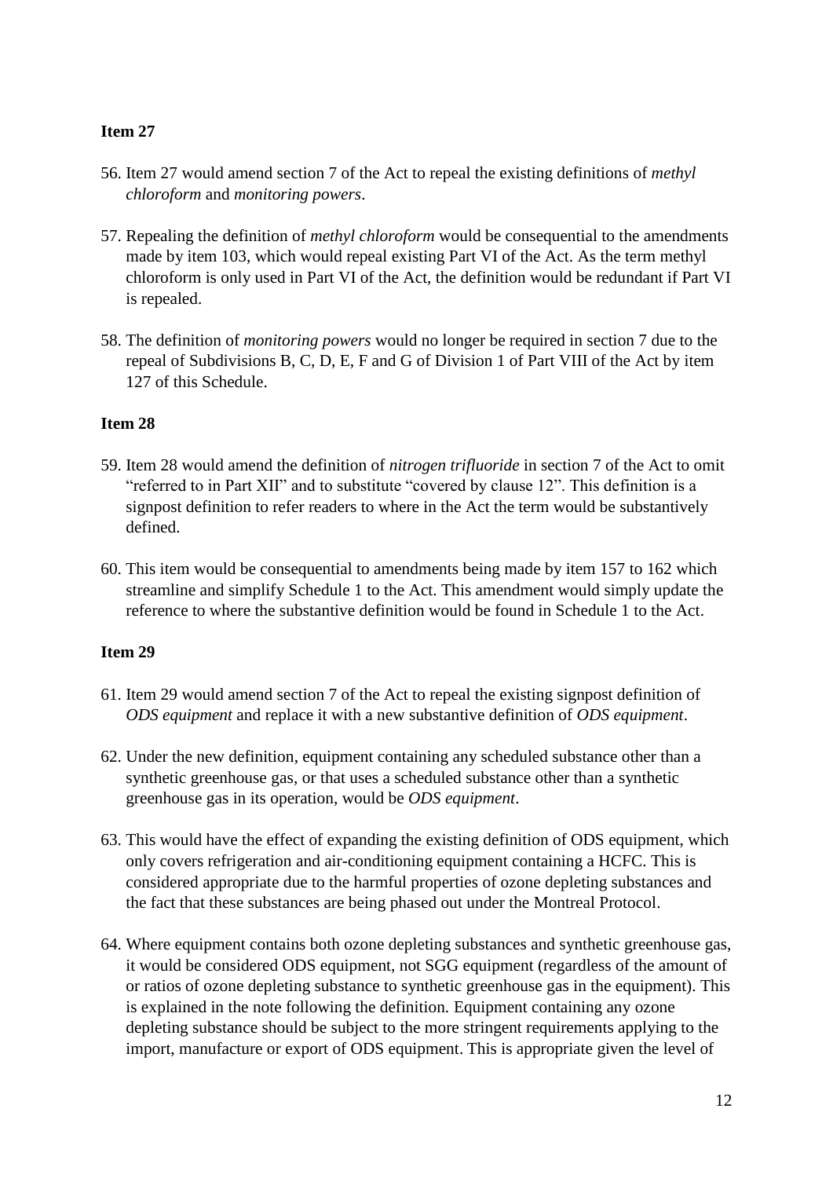**Item 27**

56. Item 27 would amend section 7 of the Act to repeal the existing definitions of *methyl chloroform* and *monitoring powers*.

57. Repealing the definition of *methyl chloroform* would be consequential to the amendments made by item 103, which would repeal existing Part VI of the Act. As the term methyl chloroform is only used in Part VI of the Act, the definition would be redundant if Part VI is repealed.

58. The definition of *monitoring powers* would no longer be required in section 7 due to the repeal of Subdivisions B, C, D, E, F and G of Division 1 of Part VIII of the Act by item 127 of this Schedule.

**Item 28**

59. Item 28 would amend the definition of *nitrogen trifluoride* in section 7 of the Act to omit "referred to in Part XII" and to substitute "covered by clause 12". This definition is a signpost definition to refer readers to where in the Act the term would be substantively defined.

60. This item would be consequential to amendments being made by item 157 to 162 which streamline and simplify Schedule 1 to the Act. This amendment would simply update the reference to where the substantive definition would be found in Schedule 1 to the Act.

**Item 29**

61. Item 29 would amend section 7 of the Act to repeal the existing signpost definition of *ODS equipment* and replace it with a new substantive definition of *ODS equipment*.

62. Under the new definition, equipment containing any scheduled substance other than a synthetic greenhouse gas, or that uses a scheduled substance other than a synthetic greenhouse gas in its operation, would be *ODS equipment*.

63. This would have the effect of expanding the existing definition of ODS equipment, which only covers refrigeration and air-conditioning equipment containing a HCFC. This is considered appropriate due to the harmful properties of ozone depleting substances and the fact that these substances are being phased out under the Montreal Protocol.

64. Where equipment contains both ozone depleting substances and synthetic greenhouse gas, it would be considered ODS equipment, not SGG equipment (regardless of the amount of or ratios of ozone depleting substance to synthetic greenhouse gas in the equipment). This is explained in the note following the definition. Equipment containing any ozone depleting substance should be subject to the more stringent requirements applying to the import, manufacture or export of ODS equipment. This is appropriate given the level of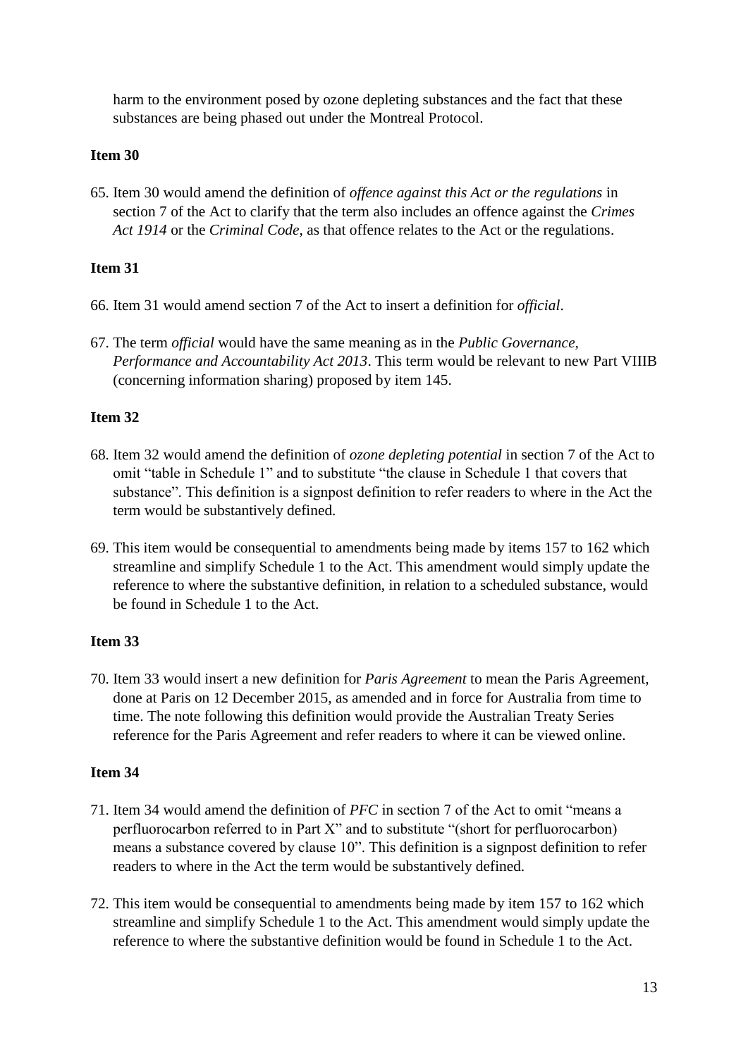harm to the environment posed by ozone depleting substances and the fact that these substances are being phased out under the Montreal Protocol.

**Item 30**

65. Item 30 would amend the definition of *offence against this Act or the regulations* in section 7 of the Act to clarify that the term also includes an offence against the *Crimes Act 1914* or the *Criminal Code*, as that offence relates to the Act or the regulations.

**Item 31**

66. Item 31 would amend section 7 of the Act to insert a definition for *official*.

67. The term *official* would have the same meaning as in the *Public Governance, Performance and Accountability Act 2013*. This term would be relevant to new Part VIIIB (concerning information sharing) proposed by item 145.

**Item 32**

68. Item 32 would amend the definition of *ozone depleting potential* in section 7 of the Act to omit "table in Schedule 1" and to substitute "the clause in Schedule 1 that covers that substance". This definition is a signpost definition to refer readers to where in the Act the term would be substantively defined.

69. This item would be consequential to amendments being made by items 157 to 162 which streamline and simplify Schedule 1 to the Act. This amendment would simply update the reference to where the substantive definition, in relation to a scheduled substance, would be found in Schedule 1 to the Act.

**Item 33**

70. Item 33 would insert a new definition for *Paris Agreement* to mean the Paris Agreement, done at Paris on 12 December 2015, as amended and in force for Australia from time to time. The note following this definition would provide the Australian Treaty Series reference for the Paris Agreement and refer readers to where it can be viewed online.

**Item 34**

71. Item 34 would amend the definition of *PFC* in section 7 of the Act to omit "means a perfluorocarbon referred to in Part X" and to substitute "(short for perfluorocarbon) means a substance covered by clause 10". This definition is a signpost definition to refer readers to where in the Act the term would be substantively defined.

72. This item would be consequential to amendments being made by item 157 to 162 which streamline and simplify Schedule 1 to the Act. This amendment would simply update the reference to where the substantive definition would be found in Schedule 1 to the Act.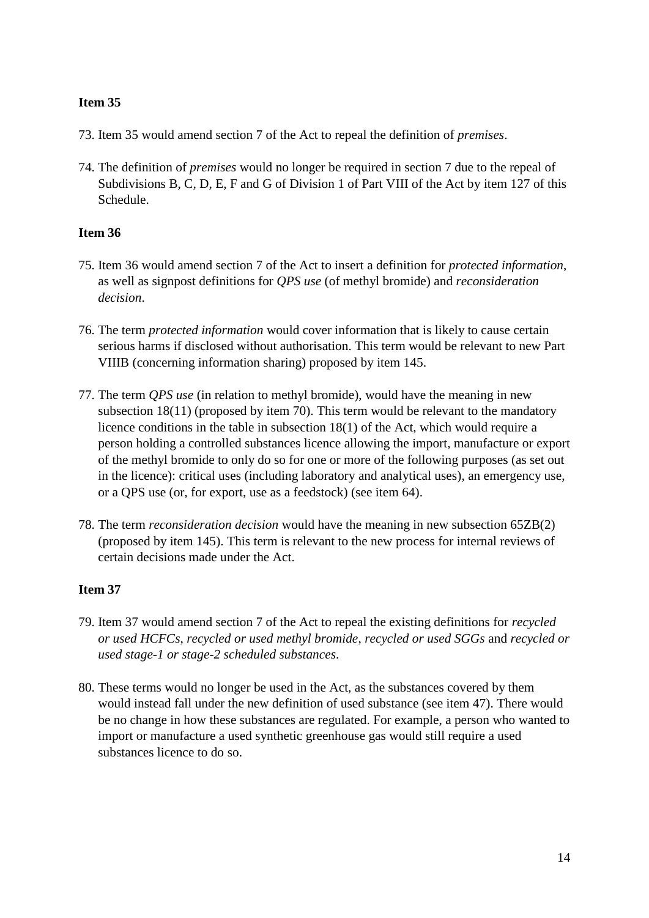**Item 35**

73. Item 35 would amend section 7 of the Act to repeal the definition of *premises*.

74. The definition of *premises* would no longer be required in section 7 due to the repeal of Subdivisions B, C, D, E, F and G of Division 1 of Part VIII of the Act by item 127 of this Schedule.

**Item 36**

75. Item 36 would amend section 7 of the Act to insert a definition for *protected information*, as well as signpost definitions for *QPS use* (of methyl bromide) and *reconsideration decision*.

76. The term *protected information* would cover information that is likely to cause certain serious harms if disclosed without authorisation. This term would be relevant to new Part VIIIB (concerning information sharing) proposed by item 145.

77. The term *QPS use* (in relation to methyl bromide), would have the meaning in new subsection 18(11) (proposed by item 70). This term would be relevant to the mandatory licence conditions in the table in subsection 18(1) of the Act, which would require a person holding a controlled substances licence allowing the import, manufacture or export of the methyl bromide to only do so for one or more of the following purposes (as set out in the licence): critical uses (including laboratory and analytical uses), an emergency use, or a QPS use (or, for export, use as a feedstock) (see item 64).

78. The term *reconsideration decision* would have the meaning in new subsection 65ZB(2) (proposed by item 145). This term is relevant to the new process for internal reviews of certain decisions made under the Act.

**Item 37**

79. Item 37 would amend section 7 of the Act to repeal the existing definitions for *recycled or used HCFCs*, *recycled or used methyl bromide*, *recycled or used SGGs* and *recycled or used stage-1 or stage-2 scheduled substances*.

80. These terms would no longer be used in the Act, as the substances covered by them would instead fall under the new definition of used substance (see item 47). There would be no change in how these substances are regulated. For example, a person who wanted to import or manufacture a used synthetic greenhouse gas would still require a used substances licence to do so.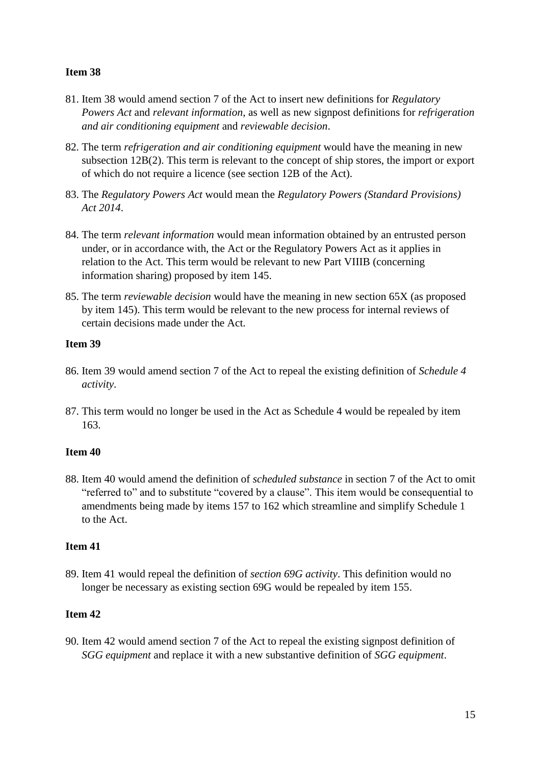**Item 38**

81. Item 38 would amend section 7 of the Act to insert new definitions for *Regulatory Powers Act* and *relevant information*, as well as new signpost definitions for *refrigeration and air conditioning equipment* and *reviewable decision*.

82. The term *refrigeration and air conditioning equipment* would have the meaning in new subsection 12B(2). This term is relevant to the concept of ship stores, the import or export of which do not require a licence (see section 12B of the Act).

83. The *Regulatory Powers Act* would mean the *Regulatory Powers (Standard Provisions) Act 2014*.

84. The term *relevant information* would mean information obtained by an entrusted person under, or in accordance with, the Act or the Regulatory Powers Act as it applies in relation to the Act. This term would be relevant to new Part VIIIB (concerning information sharing) proposed by item 145.

85. The term *reviewable decision* would have the meaning in new section 65X (as proposed by item 145). This term would be relevant to the new process for internal reviews of certain decisions made under the Act.

**Item 39**

86. Item 39 would amend section 7 of the Act to repeal the existing definition of *Schedule 4 activity*.

87. This term would no longer be used in the Act as Schedule 4 would be repealed by item 163.

**Item 40**

88. Item 40 would amend the definition of *scheduled substance* in section 7 of the Act to omit "referred to" and to substitute "covered by a clause". This item would be consequential to amendments being made by items 157 to 162 which streamline and simplify Schedule 1 to the Act.

**Item 41**

89. Item 41 would repeal the definition of *section 69G activity*. This definition would no longer be necessary as existing section 69G would be repealed by item 155.

**Item 42**

90. Item 42 would amend section 7 of the Act to repeal the existing signpost definition of *SGG equipment* and replace it with a new substantive definition of *SGG equipment*.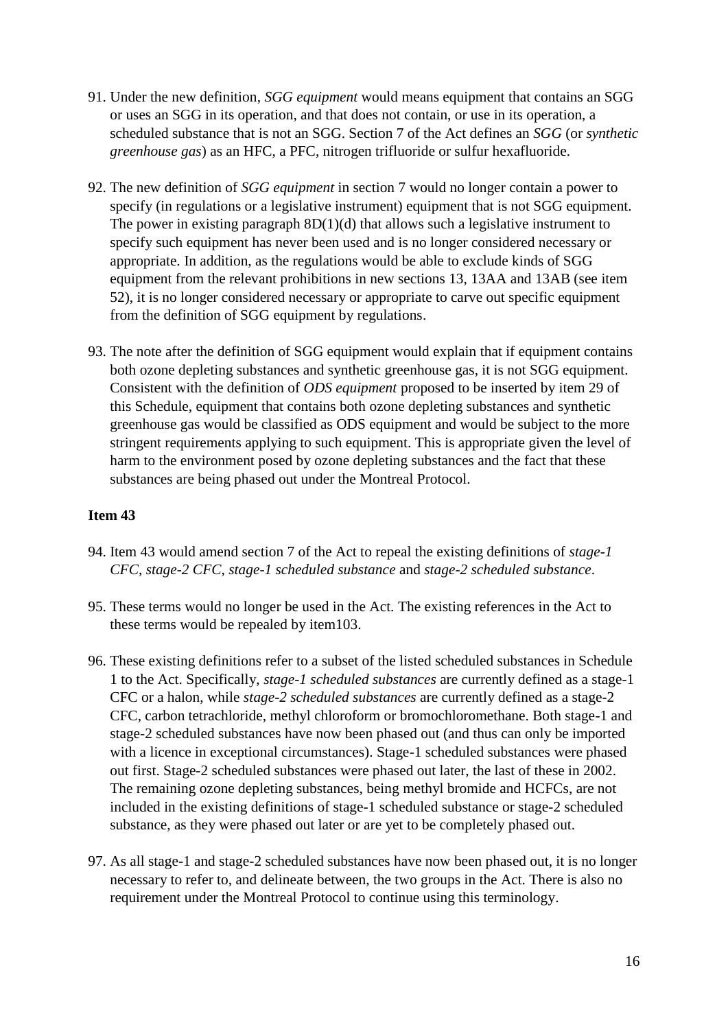91. Under the new definition, *SGG equipment* would means equipment that contains an SGG or uses an SGG in its operation, and that does not contain, or use in its operation, a scheduled substance that is not an SGG. Section 7 of the Act defines an *SGG* (or *synthetic greenhouse gas*) as an HFC, a PFC, nitrogen trifluoride or sulfur hexafluoride.

92. The new definition of *SGG equipment* in section 7 would no longer contain a power to specify (in regulations or a legislative instrument) equipment that is not SGG equipment. The power in existing paragraph 8D(1)(d) that allows such a legislative instrument to specify such equipment has never been used and is no longer considered necessary or appropriate. In addition, as the regulations would be able to exclude kinds of SGG equipment from the relevant prohibitions in new sections 13, 13AA and 13AB (see item 52), it is no longer considered necessary or appropriate to carve out specific equipment from the definition of SGG equipment by regulations.

93. The note after the definition of SGG equipment would explain that if equipment contains both ozone depleting substances and synthetic greenhouse gas, it is not SGG equipment. Consistent with the definition of *ODS equipment* proposed to be inserted by item 29 of this Schedule, equipment that contains both ozone depleting substances and synthetic greenhouse gas would be classified as ODS equipment and would be subject to the more stringent requirements applying to such equipment. This is appropriate given the level of harm to the environment posed by ozone depleting substances and the fact that these substances are being phased out under the Montreal Protocol.

**Item 43**

94. Item 43 would amend section 7 of the Act to repeal the existing definitions of *stage-1 CFC*, *stage-2 CFC*, *stage-1 scheduled substance* and *stage-2 scheduled substance*.

95. These terms would no longer be used in the Act. The existing references in the Act to these terms would be repealed by item103.

96. These existing definitions refer to a subset of the listed scheduled substances in Schedule 1 to the Act. Specifically, *stage-1 scheduled substances* are currently defined as a stage-1 CFC or a halon, while *stage-2 scheduled substances* are currently defined as a stage-2 CFC, carbon tetrachloride, methyl chloroform or bromochloromethane. Both stage-1 and stage-2 scheduled substances have now been phased out (and thus can only be imported with a licence in exceptional circumstances). Stage-1 scheduled substances were phased out first. Stage-2 scheduled substances were phased out later, the last of these in 2002. The remaining ozone depleting substances, being methyl bromide and HCFCs, are not included in the existing definitions of stage-1 scheduled substance or stage-2 scheduled substance, as they were phased out later or are yet to be completely phased out.

97. As all stage-1 and stage-2 scheduled substances have now been phased out, it is no longer necessary to refer to, and delineate between, the two groups in the Act. There is also no requirement under the Montreal Protocol to continue using this terminology.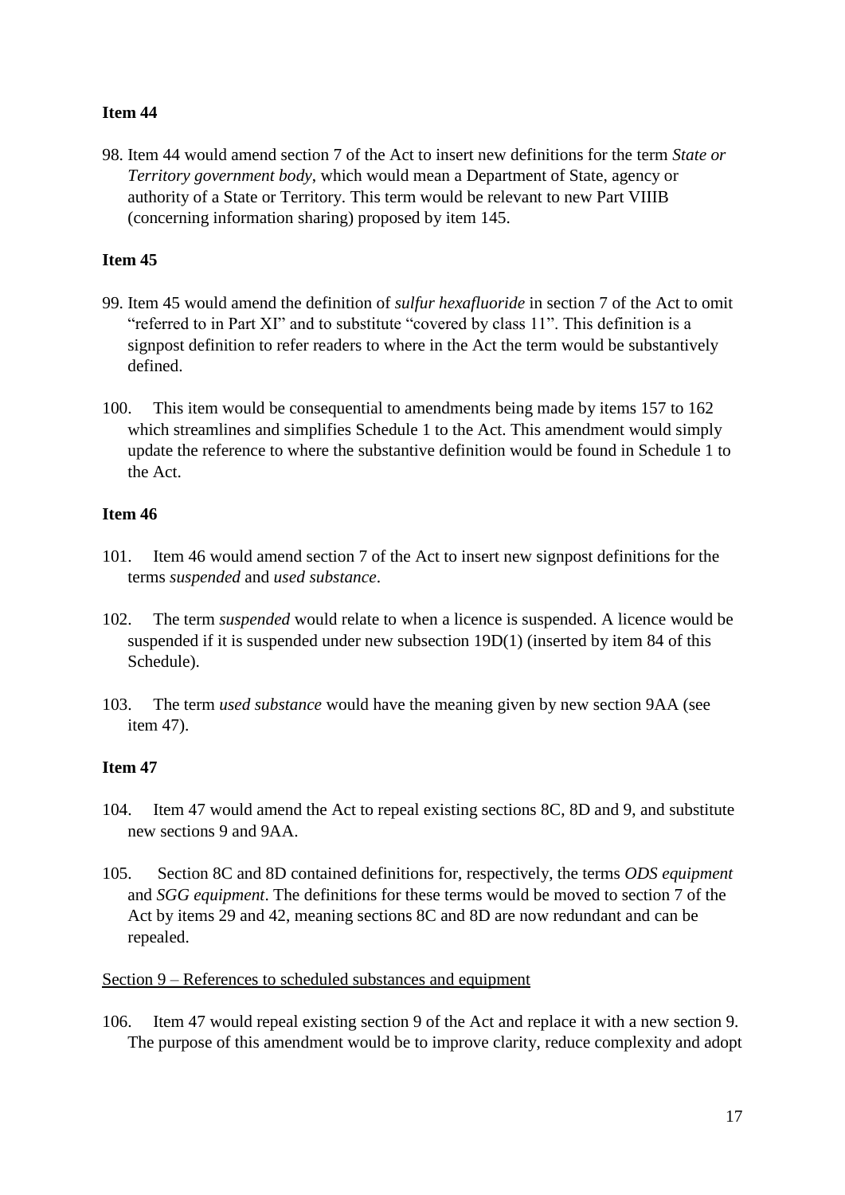**Item 44**

98. Item 44 would amend section 7 of the Act to insert new definitions for the term *State or Territory government body*, which would mean a Department of State, agency or authority of a State or Territory. This term would be relevant to new Part VIIIB (concerning information sharing) proposed by item 145.

**Item 45**

99. Item 45 would amend the definition of *sulfur hexafluoride* in section 7 of the Act to omit "referred to in Part XI" and to substitute "covered by class 11". This definition is a signpost definition to refer readers to where in the Act the term would be substantively defined.

100. This item would be consequential to amendments being made by items 157 to 162 which streamlines and simplifies Schedule 1 to the Act. This amendment would simply update the reference to where the substantive definition would be found in Schedule 1 to the Act.

**Item 46**

101. Item 46 would amend section 7 of the Act to insert new signpost definitions for the terms *suspended* and *used substance*.

102. The term *suspended* would relate to when a licence is suspended. A licence would be suspended if it is suspended under new subsection 19D(1) (inserted by item 84 of this Schedule).

103. The term *used substance* would have the meaning given by new section 9AA (see item 47).

**Item 47**

104. Item 47 would amend the Act to repeal existing sections 8C, 8D and 9, and substitute new sections 9 and 9AA.

105. Section 8C and 8D contained definitions for, respectively, the terms *ODS equipment* and *SGG equipment*. The definitions for these terms would be moved to section 7 of the Act by items 29 and 42, meaning sections 8C and 8D are now redundant and can be repealed.

Section 9 – References to scheduled substances and equipment

106. Item 47 would repeal existing section 9 of the Act and replace it with a new section 9. The purpose of this amendment would be to improve clarity, reduce complexity and adopt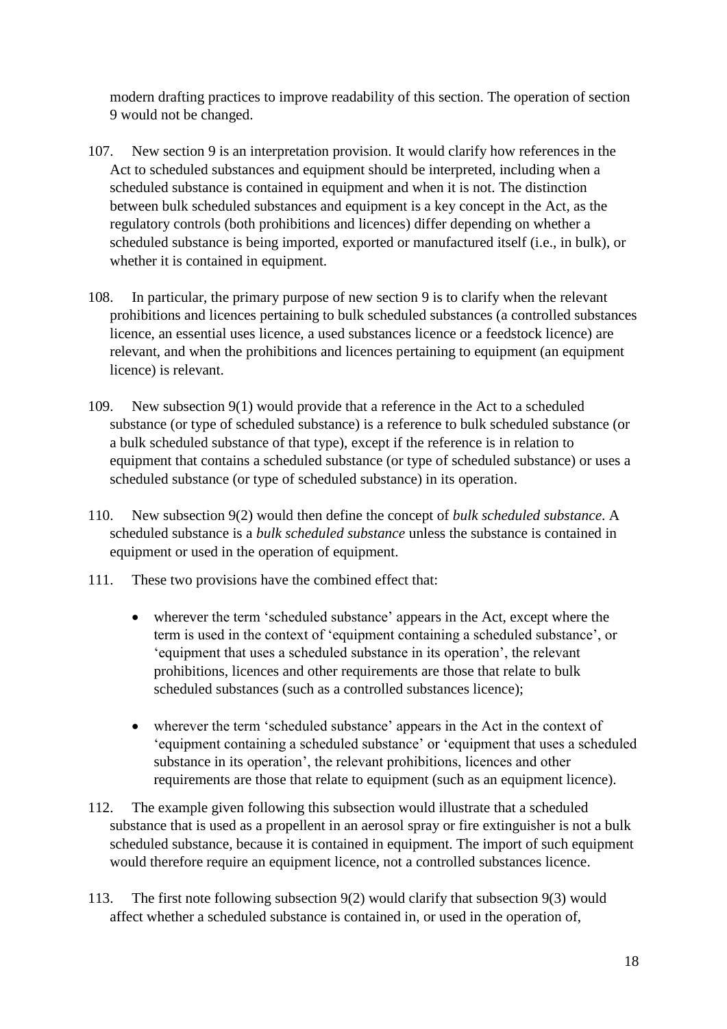modern drafting practices to improve readability of this section. The operation of section 9 would not be changed.

107. New section 9 is an interpretation provision. It would clarify how references in the Act to scheduled substances and equipment should be interpreted, including when a scheduled substance is contained in equipment and when it is not. The distinction between bulk scheduled substances and equipment is a key concept in the Act, as the regulatory controls (both prohibitions and licences) differ depending on whether a scheduled substance is being imported, exported or manufactured itself (i.e., in bulk), or whether it is contained in equipment.

108. In particular, the primary purpose of new section 9 is to clarify when the relevant prohibitions and licences pertaining to bulk scheduled substances (a controlled substances licence, an essential uses licence, a used substances licence or a feedstock licence) are relevant, and when the prohibitions and licences pertaining to equipment (an equipment licence) is relevant.

109. New subsection 9(1) would provide that a reference in the Act to a scheduled substance (or type of scheduled substance) is a reference to bulk scheduled substance (or a bulk scheduled substance of that type), except if the reference is in relation to equipment that contains a scheduled substance (or type of scheduled substance) or uses a scheduled substance (or type of scheduled substance) in its operation.

110. New subsection 9(2) would then define the concept of *bulk scheduled substance*. A scheduled substance is a *bulk scheduled substance* unless the substance is contained in equipment or used in the operation of equipment.

111. These two provisions have the combined effect that:

- wherever the term 'scheduled substance' appears in the Act, except where the term is used in the context of 'equipment containing a scheduled substance', or 'equipment that uses a scheduled substance in its operation', the relevant prohibitions, licences and other requirements are those that relate to bulk scheduled substances (such as a controlled substances licence);

- wherever the term 'scheduled substance' appears in the Act in the context of 'equipment containing a scheduled substance' or 'equipment that uses a scheduled substance in its operation', the relevant prohibitions, licences and other requirements are those that relate to equipment (such as an equipment licence).

112. The example given following this subsection would illustrate that a scheduled substance that is used as a propellent in an aerosol spray or fire extinguisher is not a bulk scheduled substance, because it is contained in equipment. The import of such equipment would therefore require an equipment licence, not a controlled substances licence.

113. The first note following subsection 9(2) would clarify that subsection 9(3) would affect whether a scheduled substance is contained in, or used in the operation of,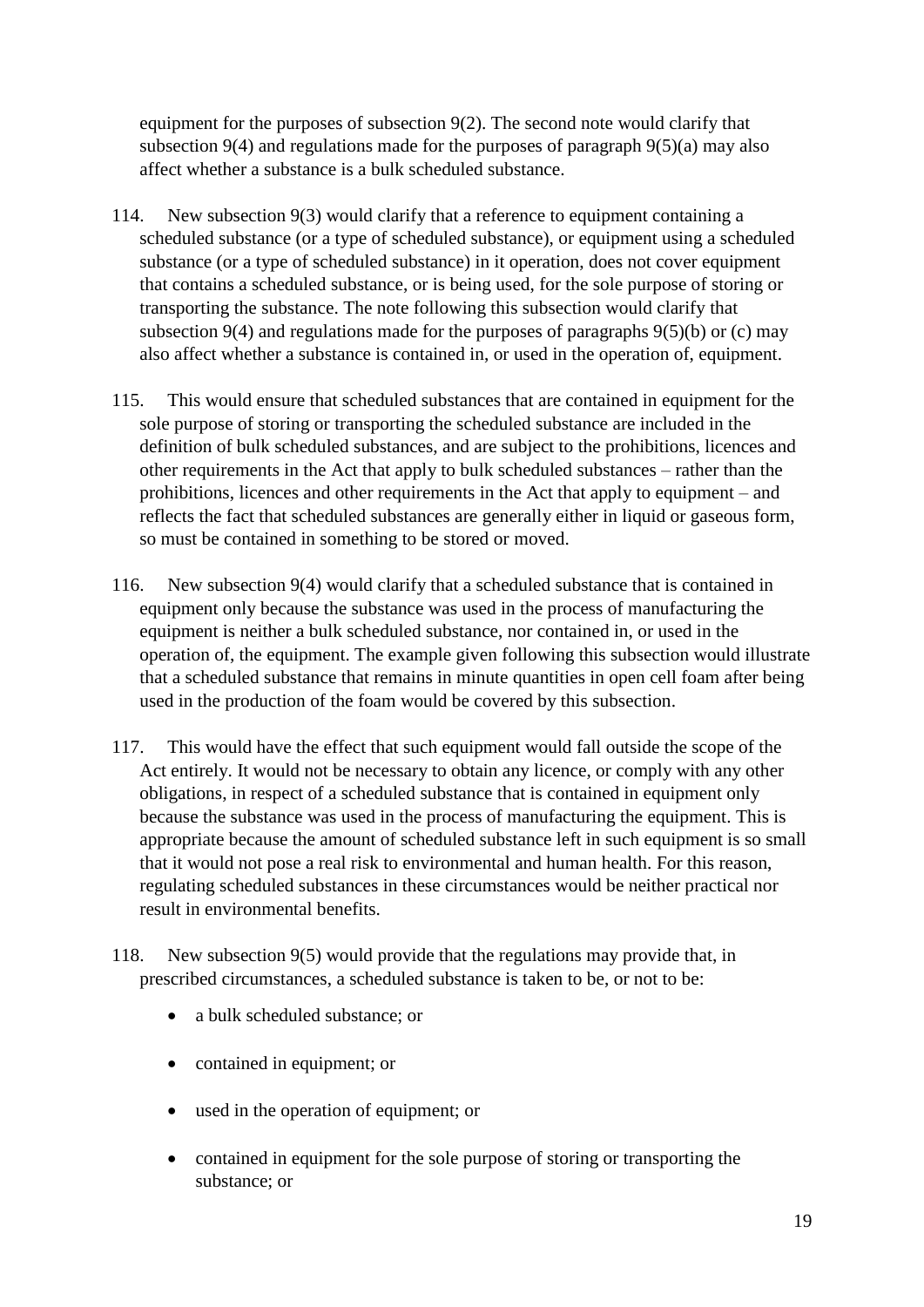equipment for the purposes of subsection 9(2). The second note would clarify that subsection 9(4) and regulations made for the purposes of paragraph 9(5)(a) may also affect whether a substance is a bulk scheduled substance.

114. New subsection 9(3) would clarify that a reference to equipment containing a scheduled substance (or a type of scheduled substance), or equipment using a scheduled substance (or a type of scheduled substance) in it operation, does not cover equipment that contains a scheduled substance, or is being used, for the sole purpose of storing or transporting the substance. The note following this subsection would clarify that subsection 9(4) and regulations made for the purposes of paragraphs 9(5)(b) or (c) may also affect whether a substance is contained in, or used in the operation of, equipment.

115. This would ensure that scheduled substances that are contained in equipment for the sole purpose of storing or transporting the scheduled substance are included in the definition of bulk scheduled substances, and are subject to the prohibitions, licences and other requirements in the Act that apply to bulk scheduled substances – rather than the prohibitions, licences and other requirements in the Act that apply to equipment – and reflects the fact that scheduled substances are generally either in liquid or gaseous form, so must be contained in something to be stored or moved.

116. New subsection 9(4) would clarify that a scheduled substance that is contained in equipment only because the substance was used in the process of manufacturing the equipment is neither a bulk scheduled substance, nor contained in, or used in the operation of, the equipment. The example given following this subsection would illustrate that a scheduled substance that remains in minute quantities in open cell foam after being used in the production of the foam would be covered by this subsection.

117. This would have the effect that such equipment would fall outside the scope of the Act entirely. It would not be necessary to obtain any licence, or comply with any other obligations, in respect of a scheduled substance that is contained in equipment only because the substance was used in the process of manufacturing the equipment. This is appropriate because the amount of scheduled substance left in such equipment is so small that it would not pose a real risk to environmental and human health. For this reason, regulating scheduled substances in these circumstances would be neither practical nor result in environmental benefits.

118. New subsection 9(5) would provide that the regulations may provide that, in prescribed circumstances, a scheduled substance is taken to be, or not to be:

- a bulk scheduled substance; or
- contained in equipment; or
- used in the operation of equipment; or
- contained in equipment for the sole purpose of storing or transporting the substance; or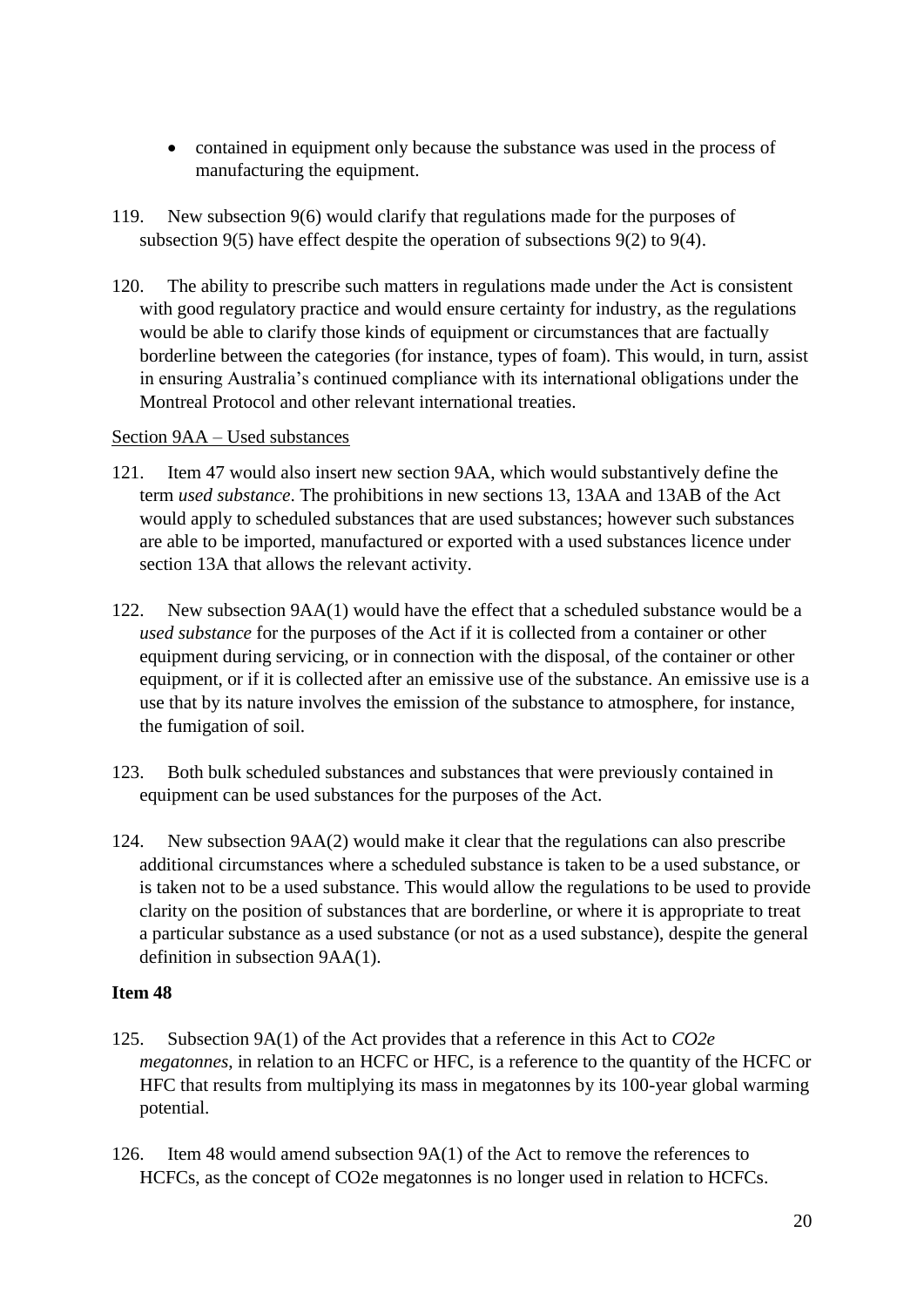- contained in equipment only because the substance was used in the process of manufacturing the equipment.

119. New subsection 9(6) would clarify that regulations made for the purposes of subsection 9(5) have effect despite the operation of subsections 9(2) to 9(4).

120. The ability to prescribe such matters in regulations made under the Act is consistent with good regulatory practice and would ensure certainty for industry, as the regulations would be able to clarify those kinds of equipment or circumstances that are factually borderline between the categories (for instance, types of foam). This would, in turn, assist in ensuring Australia's continued compliance with its international obligations under the Montreal Protocol and other relevant international treaties.

Section 9AA – Used substances

121. Item 47 would also insert new section 9AA, which would substantively define the term *used substance*. The prohibitions in new sections 13, 13AA and 13AB of the Act would apply to scheduled substances that are used substances; however such substances are able to be imported, manufactured or exported with a used substances licence under section 13A that allows the relevant activity.

122. New subsection 9AA(1) would have the effect that a scheduled substance would be a *used substance* for the purposes of the Act if it is collected from a container or other equipment during servicing, or in connection with the disposal, of the container or other equipment, or if it is collected after an emissive use of the substance. An emissive use is a use that by its nature involves the emission of the substance to atmosphere, for instance, the fumigation of soil.

123. Both bulk scheduled substances and substances that were previously contained in equipment can be used substances for the purposes of the Act.

124. New subsection 9AA(2) would make it clear that the regulations can also prescribe additional circumstances where a scheduled substance is taken to be a used substance, or is taken not to be a used substance. This would allow the regulations to be used to provide clarity on the position of substances that are borderline, or where it is appropriate to treat a particular substance as a used substance (or not as a used substance), despite the general definition in subsection 9AA(1).

**Item 48**

125. Subsection 9A(1) of the Act provides that a reference in this Act to *CO2e megatonnes*, in relation to an HCFC or HFC, is a reference to the quantity of the HCFC or HFC that results from multiplying its mass in megatonnes by its 100-year global warming potential.

126. Item 48 would amend subsection 9A(1) of the Act to remove the references to HCFCs, as the concept of CO2e megatonnes is no longer used in relation to HCFCs.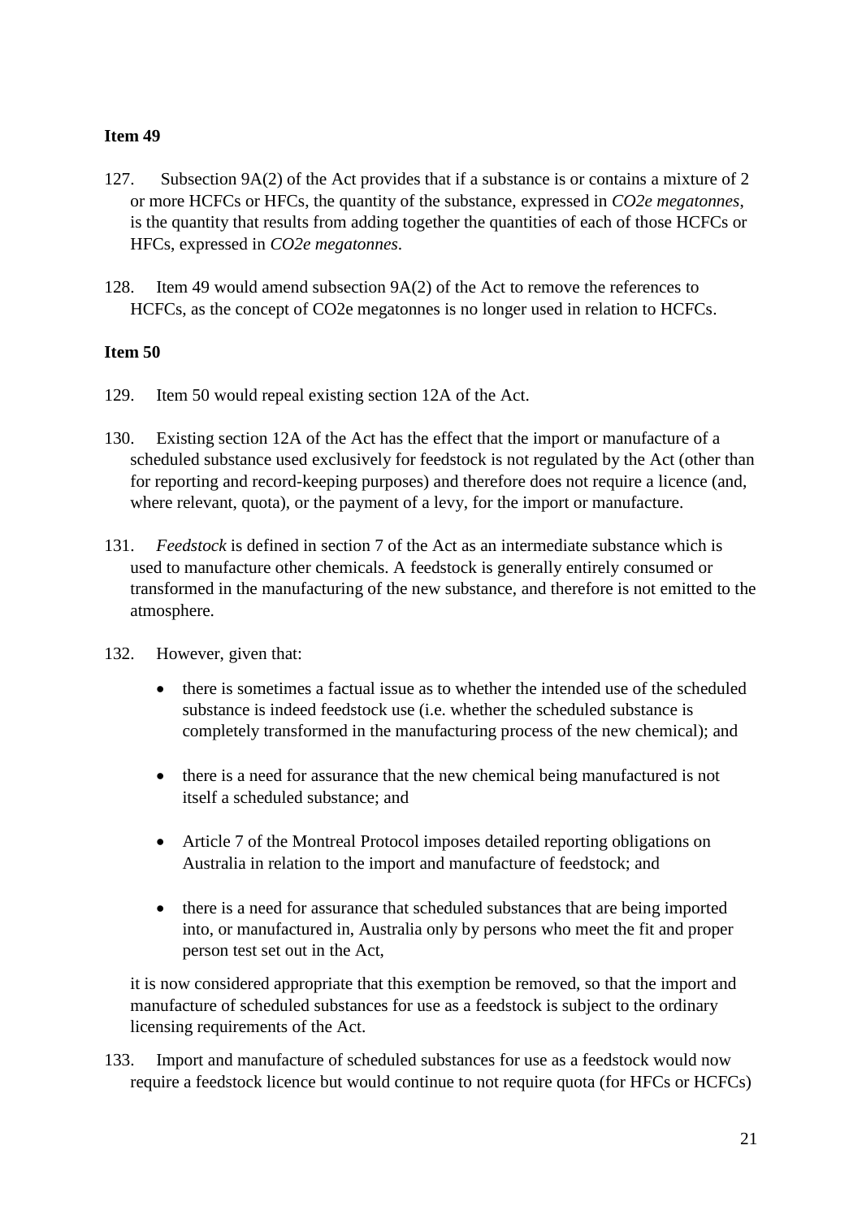**Item 49**

127. Subsection 9A(2) of the Act provides that if a substance is or contains a mixture of 2 or more HCFCs or HFCs, the quantity of the substance, expressed in *CO2e megatonnes*, is the quantity that results from adding together the quantities of each of those HCFCs or HFCs, expressed in *CO2e megatonnes*.

128. Item 49 would amend subsection 9A(2) of the Act to remove the references to HCFCs, as the concept of CO2e megatonnes is no longer used in relation to HCFCs.

**Item 50**

129. Item 50 would repeal existing section 12A of the Act.

130. Existing section 12A of the Act has the effect that the import or manufacture of a scheduled substance used exclusively for feedstock is not regulated by the Act (other than for reporting and record-keeping purposes) and therefore does not require a licence (and, where relevant, quota), or the payment of a levy, for the import or manufacture.

131. *Feedstock* is defined in section 7 of the Act as an intermediate substance which is used to manufacture other chemicals. A feedstock is generally entirely consumed or transformed in the manufacturing of the new substance, and therefore is not emitted to the atmosphere.

132. However, given that:

- there is sometimes a factual issue as to whether the intended use of the scheduled substance is indeed feedstock use (i.e. whether the scheduled substance is completely transformed in the manufacturing process of the new chemical); and
- there is a need for assurance that the new chemical being manufactured is not itself a scheduled substance; and
- Article 7 of the Montreal Protocol imposes detailed reporting obligations on Australia in relation to the import and manufacture of feedstock; and
- there is a need for assurance that scheduled substances that are being imported into, or manufactured in, Australia only by persons who meet the fit and proper person test set out in the Act,

it is now considered appropriate that this exemption be removed, so that the import and manufacture of scheduled substances for use as a feedstock is subject to the ordinary licensing requirements of the Act.

133. Import and manufacture of scheduled substances for use as a feedstock would now require a feedstock licence but would continue to not require quota (for HFCs or HCFCs)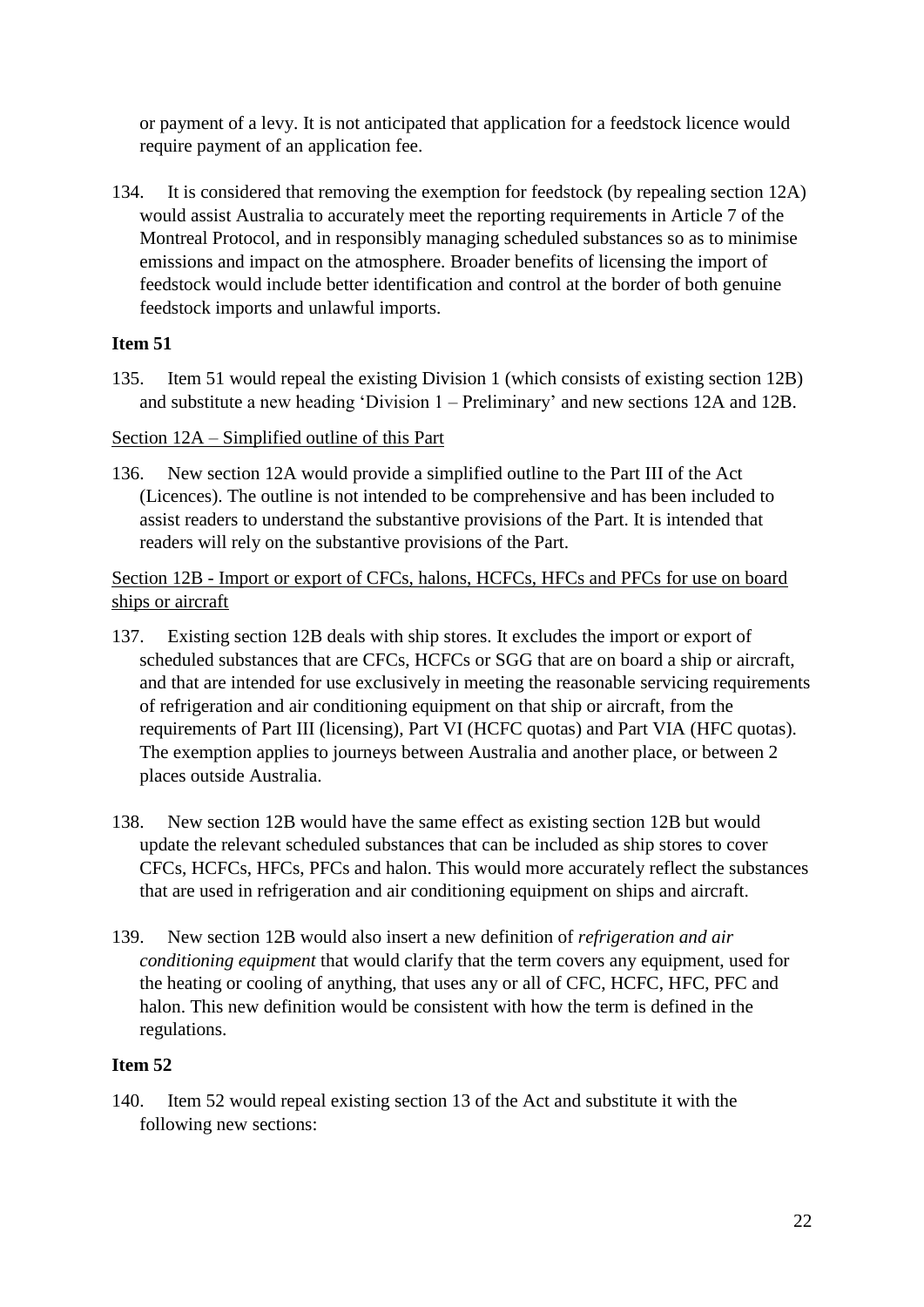or payment of a levy. It is not anticipated that application for a feedstock licence would require payment of an application fee.

134. It is considered that removing the exemption for feedstock (by repealing section 12A) would assist Australia to accurately meet the reporting requirements in Article 7 of the Montreal Protocol, and in responsibly managing scheduled substances so as to minimise emissions and impact on the atmosphere. Broader benefits of licensing the import of feedstock would include better identification and control at the border of both genuine feedstock imports and unlawful imports.

**Item 51**

135. Item 51 would repeal the existing Division 1 (which consists of existing section 12B) and substitute a new heading 'Division 1 – Preliminary' and new sections 12A and 12B.

<u>Section 12A – Simplified outline of this Part</u>

136. New section 12A would provide a simplified outline to the Part III of the Act (Licences). The outline is not intended to be comprehensive and has been included to assist readers to understand the substantive provisions of the Part. It is intended that readers will rely on the substantive provisions of the Part.

<u>Section 12B - Import or export of CFCs, halons, HCFCs, HFCs and PFCs for use on board ships or aircraft</u>

137. Existing section 12B deals with ship stores. It excludes the import or export of scheduled substances that are CFCs, HCFCs or SGG that are on board a ship or aircraft, and that are intended for use exclusively in meeting the reasonable servicing requirements of refrigeration and air conditioning equipment on that ship or aircraft, from the requirements of Part III (licensing), Part VI (HCFC quotas) and Part VIA (HFC quotas). The exemption applies to journeys between Australia and another place, or between 2 places outside Australia.

138. New section 12B would have the same effect as existing section 12B but would update the relevant scheduled substances that can be included as ship stores to cover CFCs, HCFCs, HFCs, PFCs and halon. This would more accurately reflect the substances that are used in refrigeration and air conditioning equipment on ships and aircraft.

139. New section 12B would also insert a new definition of *refrigeration and air conditioning equipment* that would clarify that the term covers any equipment, used for the heating or cooling of anything, that uses any or all of CFC, HCFC, HFC, PFC and halon. This new definition would be consistent with how the term is defined in the regulations.

**Item 52**

140. Item 52 would repeal existing section 13 of the Act and substitute it with the following new sections: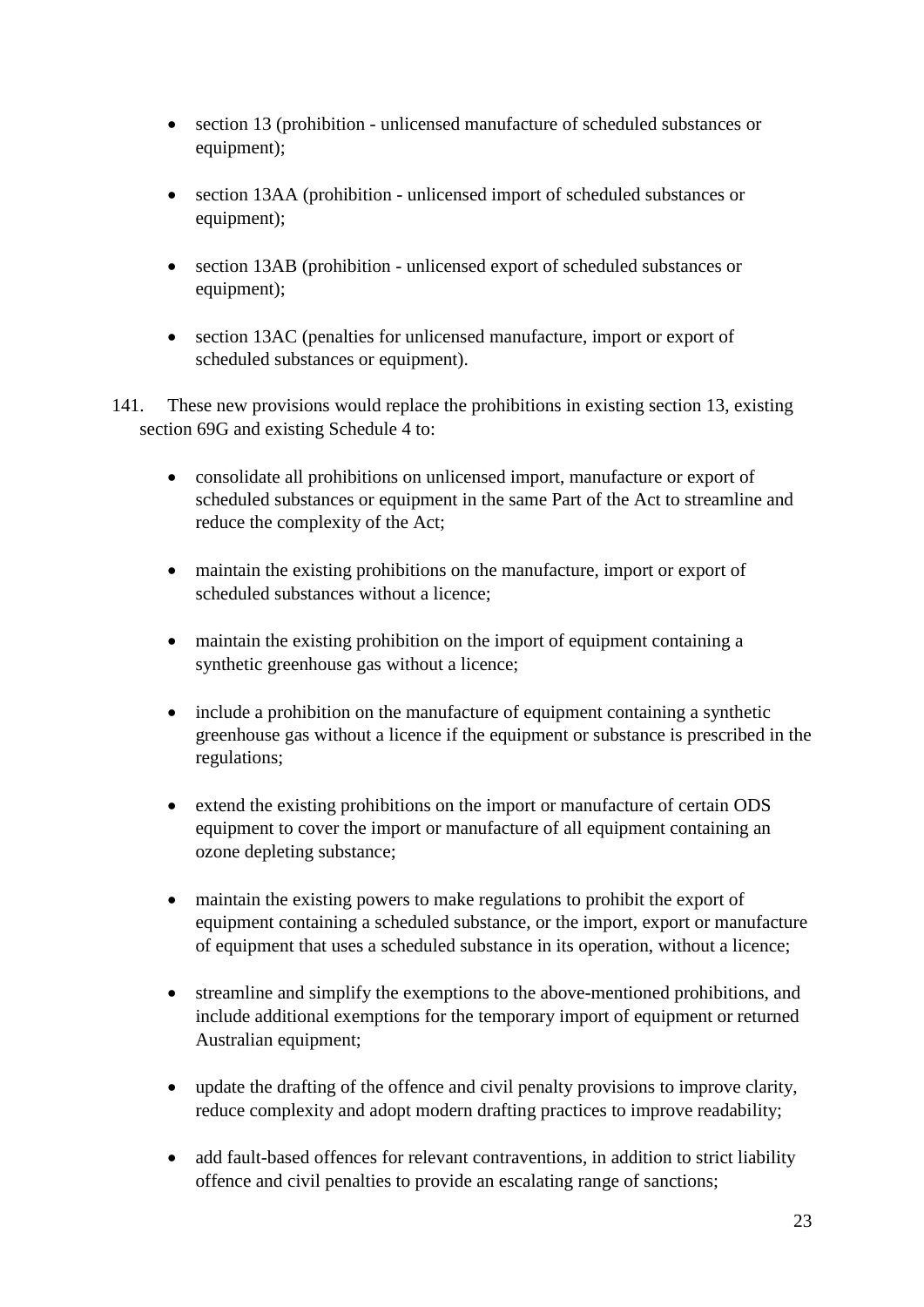- section 13 (prohibition - unlicensed manufacture of scheduled substances or equipment);
- section 13AA (prohibition - unlicensed import of scheduled substances or equipment);
- section 13AB (prohibition - unlicensed export of scheduled substances or equipment);
- section 13AC (penalties for unlicensed manufacture, import or export of scheduled substances or equipment).

141. These new provisions would replace the prohibitions in existing section 13, existing section 69G and existing Schedule 4 to:

- consolidate all prohibitions on unlicensed import, manufacture or export of scheduled substances or equipment in the same Part of the Act to streamline and reduce the complexity of the Act;
- maintain the existing prohibitions on the manufacture, import or export of scheduled substances without a licence;
- maintain the existing prohibition on the import of equipment containing a synthetic greenhouse gas without a licence;
- include a prohibition on the manufacture of equipment containing a synthetic greenhouse gas without a licence if the equipment or substance is prescribed in the regulations;
- extend the existing prohibitions on the import or manufacture of certain ODS equipment to cover the import or manufacture of all equipment containing an ozone depleting substance;
- maintain the existing powers to make regulations to prohibit the export of equipment containing a scheduled substance, or the import, export or manufacture of equipment that uses a scheduled substance in its operation, without a licence;
- streamline and simplify the exemptions to the above-mentioned prohibitions, and include additional exemptions for the temporary import of equipment or returned Australian equipment;
- update the drafting of the offence and civil penalty provisions to improve clarity, reduce complexity and adopt modern drafting practices to improve readability;
- add fault-based offences for relevant contraventions, in addition to strict liability offence and civil penalties to provide an escalating range of sanctions;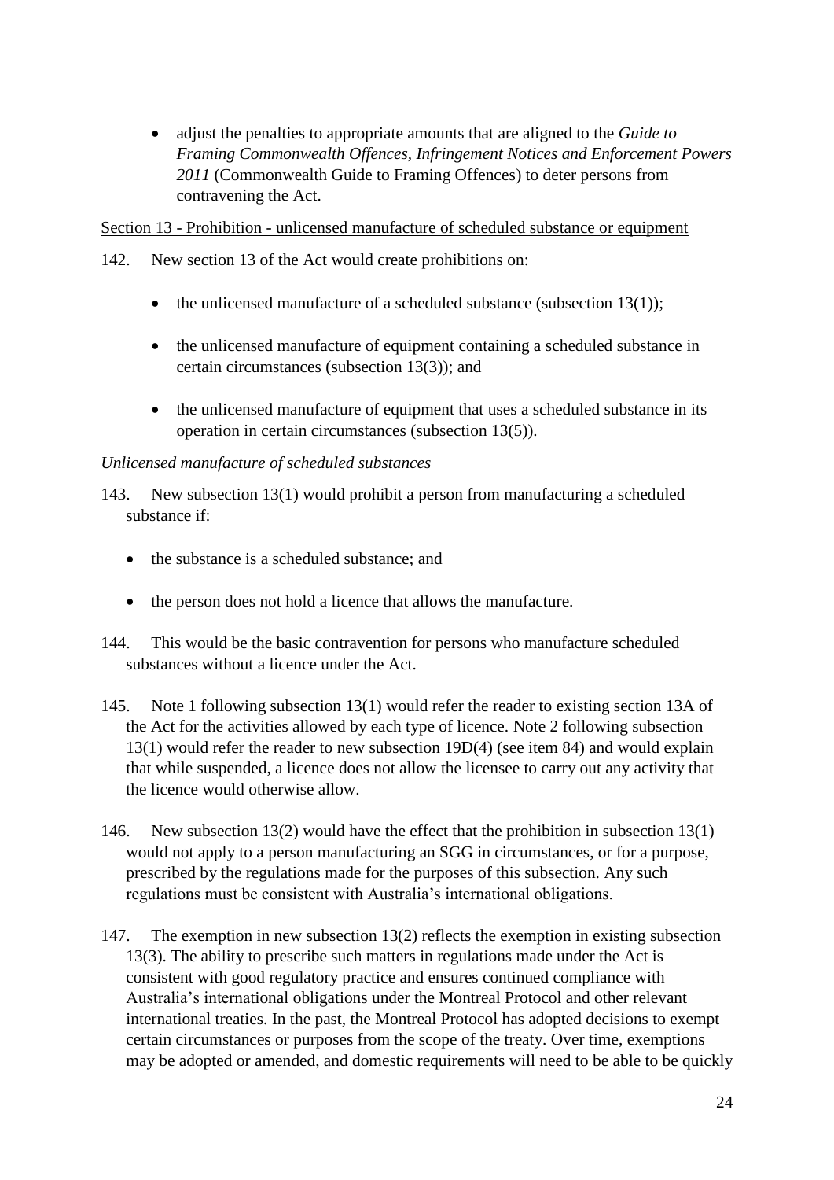- adjust the penalties to appropriate amounts that are aligned to the *Guide to Framing Commonwealth Offences, Infringement Notices and Enforcement Powers 2011* (Commonwealth Guide to Framing Offences) to deter persons from contravening the Act.

Section 13 - Prohibition - unlicensed manufacture of scheduled substance or equipment

142. New section 13 of the Act would create prohibitions on:

- the unlicensed manufacture of a scheduled substance (subsection 13(1));
- the unlicensed manufacture of equipment containing a scheduled substance in certain circumstances (subsection 13(3)); and
- the unlicensed manufacture of equipment that uses a scheduled substance in its operation in certain circumstances (subsection 13(5)).

*Unlicensed manufacture of scheduled substances*

143. New subsection 13(1) would prohibit a person from manufacturing a scheduled substance if:

- the substance is a scheduled substance; and
- the person does not hold a licence that allows the manufacture.

144. This would be the basic contravention for persons who manufacture scheduled substances without a licence under the Act.

145. Note 1 following subsection 13(1) would refer the reader to existing section 13A of the Act for the activities allowed by each type of licence. Note 2 following subsection 13(1) would refer the reader to new subsection 19D(4) (see item 84) and would explain that while suspended, a licence does not allow the licensee to carry out any activity that the licence would otherwise allow.

146. New subsection 13(2) would have the effect that the prohibition in subsection 13(1) would not apply to a person manufacturing an SGG in circumstances, or for a purpose, prescribed by the regulations made for the purposes of this subsection. Any such regulations must be consistent with Australia's international obligations.

147. The exemption in new subsection 13(2) reflects the exemption in existing subsection 13(3). The ability to prescribe such matters in regulations made under the Act is consistent with good regulatory practice and ensures continued compliance with Australia's international obligations under the Montreal Protocol and other relevant international treaties. In the past, the Montreal Protocol has adopted decisions to exempt certain circumstances or purposes from the scope of the treaty. Over time, exemptions may be adopted or amended, and domestic requirements will need to be able to be quickly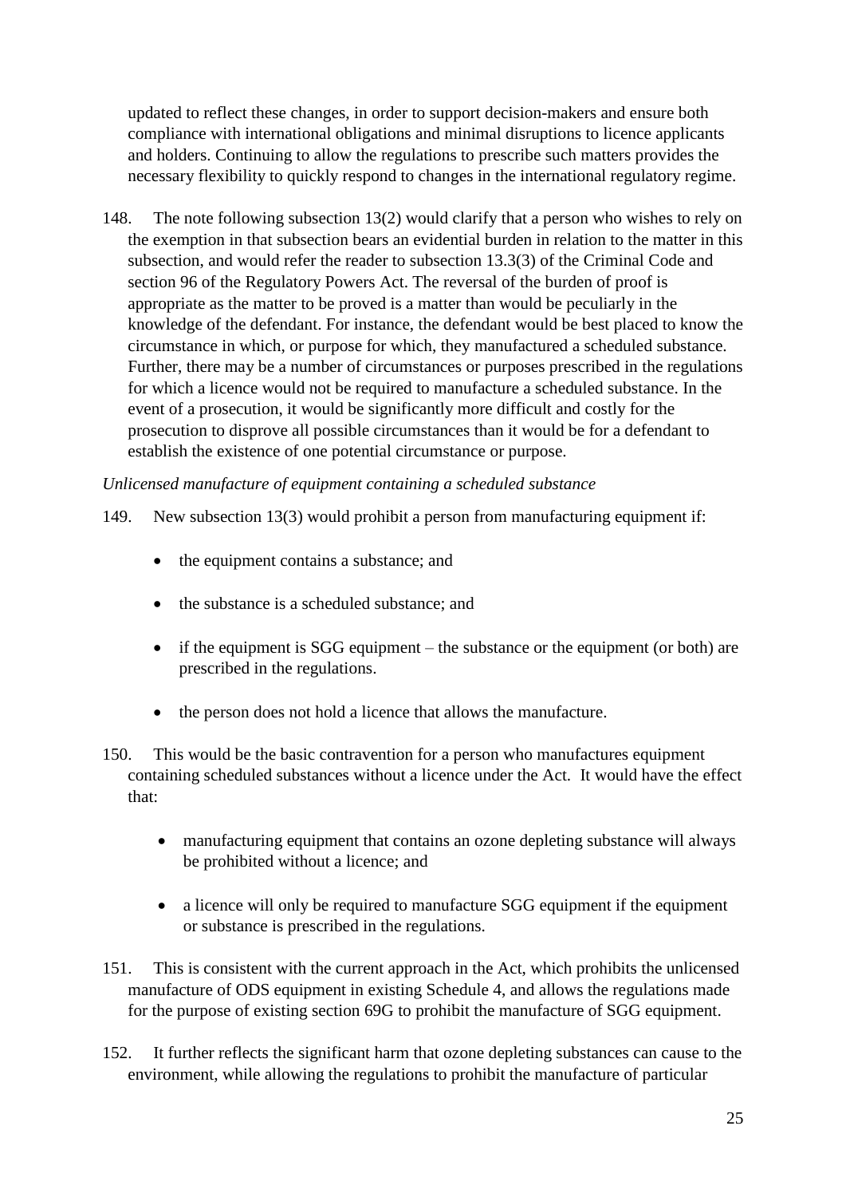updated to reflect these changes, in order to support decision-makers and ensure both compliance with international obligations and minimal disruptions to licence applicants and holders. Continuing to allow the regulations to prescribe such matters provides the necessary flexibility to quickly respond to changes in the international regulatory regime.

148. The note following subsection 13(2) would clarify that a person who wishes to rely on the exemption in that subsection bears an evidential burden in relation to the matter in this subsection, and would refer the reader to subsection 13.3(3) of the Criminal Code and section 96 of the Regulatory Powers Act. The reversal of the burden of proof is appropriate as the matter to be proved is a matter than would be peculiarly in the knowledge of the defendant. For instance, the defendant would be best placed to know the circumstance in which, or purpose for which, they manufactured a scheduled substance. Further, there may be a number of circumstances or purposes prescribed in the regulations for which a licence would not be required to manufacture a scheduled substance. In the event of a prosecution, it would be significantly more difficult and costly for the prosecution to disprove all possible circumstances than it would be for a defendant to establish the existence of one potential circumstance or purpose.

*Unlicensed manufacture of equipment containing a scheduled substance*

149. New subsection 13(3) would prohibit a person from manufacturing equipment if:

- the equipment contains a substance; and
- the substance is a scheduled substance; and
- if the equipment is SGG equipment – the substance or the equipment (or both) are prescribed in the regulations.
- the person does not hold a licence that allows the manufacture.

150. This would be the basic contravention for a person who manufactures equipment containing scheduled substances without a licence under the Act. It would have the effect that:

- manufacturing equipment that contains an ozone depleting substance will always be prohibited without a licence; and
- a licence will only be required to manufacture SGG equipment if the equipment or substance is prescribed in the regulations.

151. This is consistent with the current approach in the Act, which prohibits the unlicensed manufacture of ODS equipment in existing Schedule 4, and allows the regulations made for the purpose of existing section 69G to prohibit the manufacture of SGG equipment.

152. It further reflects the significant harm that ozone depleting substances can cause to the environment, while allowing the regulations to prohibit the manufacture of particular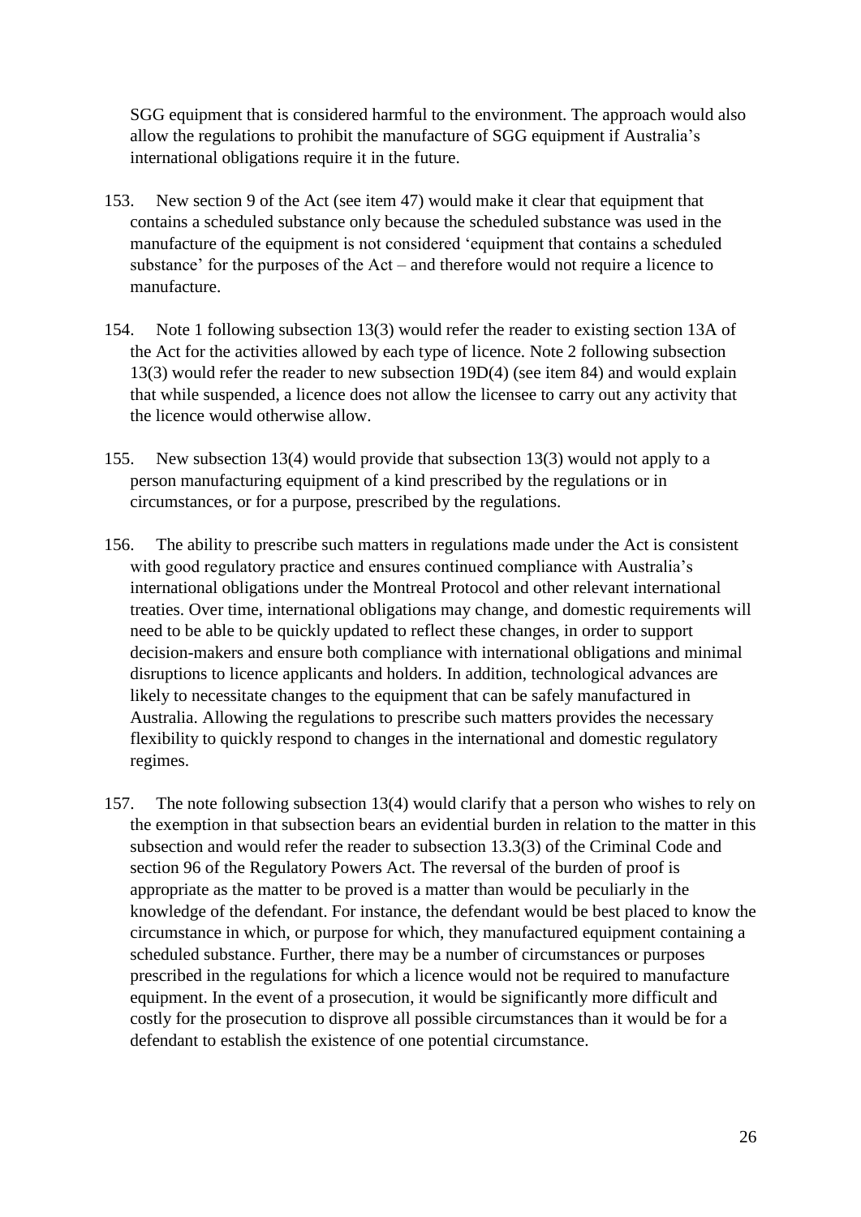SGG equipment that is considered harmful to the environment. The approach would also allow the regulations to prohibit the manufacture of SGG equipment if Australia's international obligations require it in the future.

153. New section 9 of the Act (see item 47) would make it clear that equipment that contains a scheduled substance only because the scheduled substance was used in the manufacture of the equipment is not considered 'equipment that contains a scheduled substance' for the purposes of the Act – and therefore would not require a licence to manufacture.

154. Note 1 following subsection 13(3) would refer the reader to existing section 13A of the Act for the activities allowed by each type of licence. Note 2 following subsection 13(3) would refer the reader to new subsection 19D(4) (see item 84) and would explain that while suspended, a licence does not allow the licensee to carry out any activity that the licence would otherwise allow.

155. New subsection 13(4) would provide that subsection 13(3) would not apply to a person manufacturing equipment of a kind prescribed by the regulations or in circumstances, or for a purpose, prescribed by the regulations.

156. The ability to prescribe such matters in regulations made under the Act is consistent with good regulatory practice and ensures continued compliance with Australia's international obligations under the Montreal Protocol and other relevant international treaties. Over time, international obligations may change, and domestic requirements will need to be able to be quickly updated to reflect these changes, in order to support decision-makers and ensure both compliance with international obligations and minimal disruptions to licence applicants and holders. In addition, technological advances are likely to necessitate changes to the equipment that can be safely manufactured in Australia. Allowing the regulations to prescribe such matters provides the necessary flexibility to quickly respond to changes in the international and domestic regulatory regimes.

157. The note following subsection 13(4) would clarify that a person who wishes to rely on the exemption in that subsection bears an evidential burden in relation to the matter in this subsection and would refer the reader to subsection 13.3(3) of the Criminal Code and section 96 of the Regulatory Powers Act. The reversal of the burden of proof is appropriate as the matter to be proved is a matter than would be peculiarly in the knowledge of the defendant. For instance, the defendant would be best placed to know the circumstance in which, or purpose for which, they manufactured equipment containing a scheduled substance. Further, there may be a number of circumstances or purposes prescribed in the regulations for which a licence would not be required to manufacture equipment. In the event of a prosecution, it would be significantly more difficult and costly for the prosecution to disprove all possible circumstances than it would be for a defendant to establish the existence of one potential circumstance.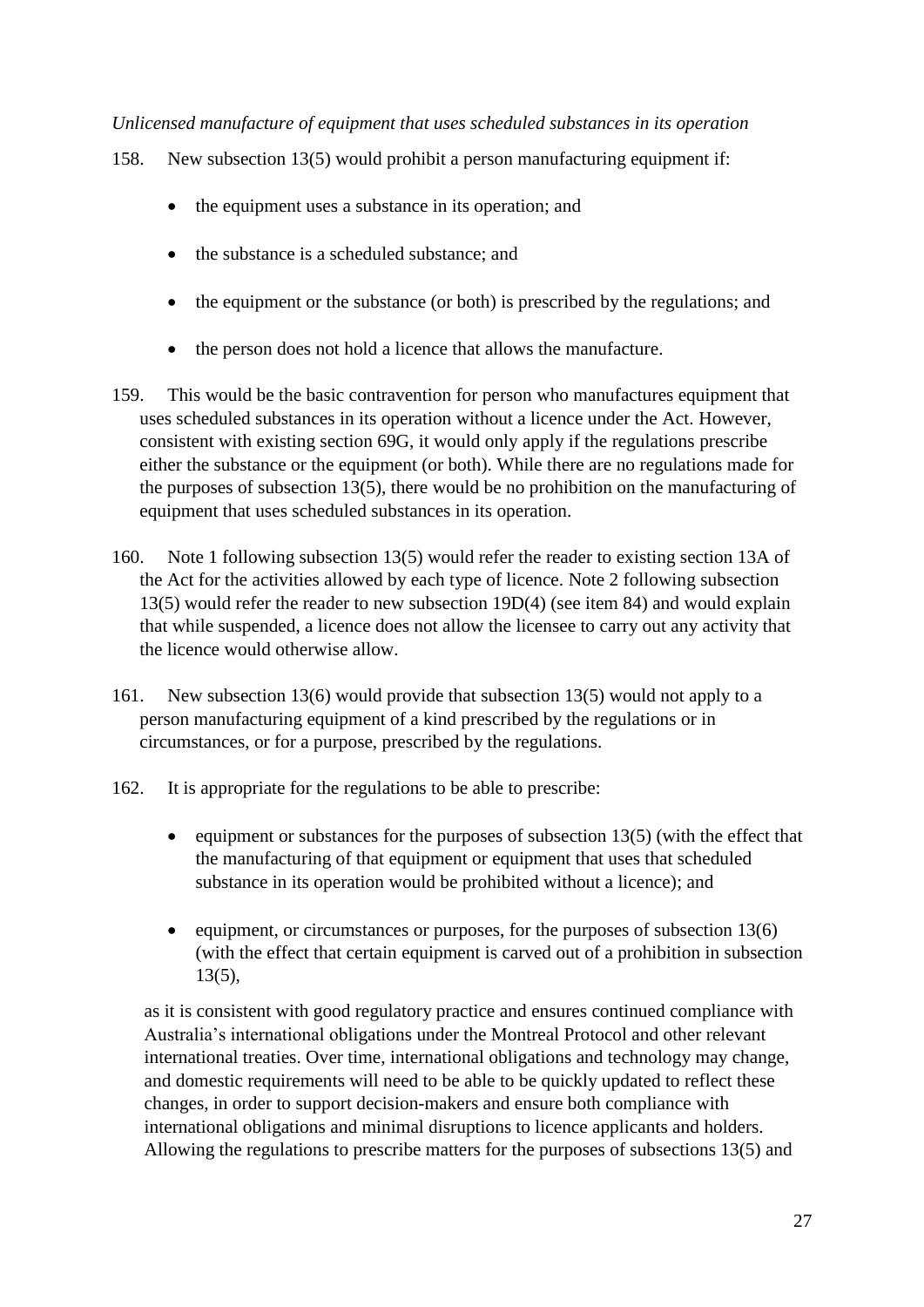*Unlicensed manufacture of equipment that uses scheduled substances in its operation*

158. New subsection 13(5) would prohibit a person manufacturing equipment if:

- the equipment uses a substance in its operation; and
- the substance is a scheduled substance; and
- the equipment or the substance (or both) is prescribed by the regulations; and
- the person does not hold a licence that allows the manufacture.

159. This would be the basic contravention for person who manufactures equipment that uses scheduled substances in its operation without a licence under the Act. However, consistent with existing section 69G, it would only apply if the regulations prescribe either the substance or the equipment (or both). While there are no regulations made for the purposes of subsection 13(5), there would be no prohibition on the manufacturing of equipment that uses scheduled substances in its operation.

160. Note 1 following subsection 13(5) would refer the reader to existing section 13A of the Act for the activities allowed by each type of licence. Note 2 following subsection 13(5) would refer the reader to new subsection 19D(4) (see item 84) and would explain that while suspended, a licence does not allow the licensee to carry out any activity that the licence would otherwise allow.

161. New subsection 13(6) would provide that subsection 13(5) would not apply to a person manufacturing equipment of a kind prescribed by the regulations or in circumstances, or for a purpose, prescribed by the regulations.

162. It is appropriate for the regulations to be able to prescribe:

- equipment or substances for the purposes of subsection 13(5) (with the effect that the manufacturing of that equipment or equipment that uses that scheduled substance in its operation would be prohibited without a licence); and
- equipment, or circumstances or purposes, for the purposes of subsection 13(6) (with the effect that certain equipment is carved out of a prohibition in subsection 13(5),

as it is consistent with good regulatory practice and ensures continued compliance with Australia's international obligations under the Montreal Protocol and other relevant international treaties. Over time, international obligations and technology may change, and domestic requirements will need to be able to be quickly updated to reflect these changes, in order to support decision-makers and ensure both compliance with international obligations and minimal disruptions to licence applicants and holders. Allowing the regulations to prescribe matters for the purposes of subsections 13(5) and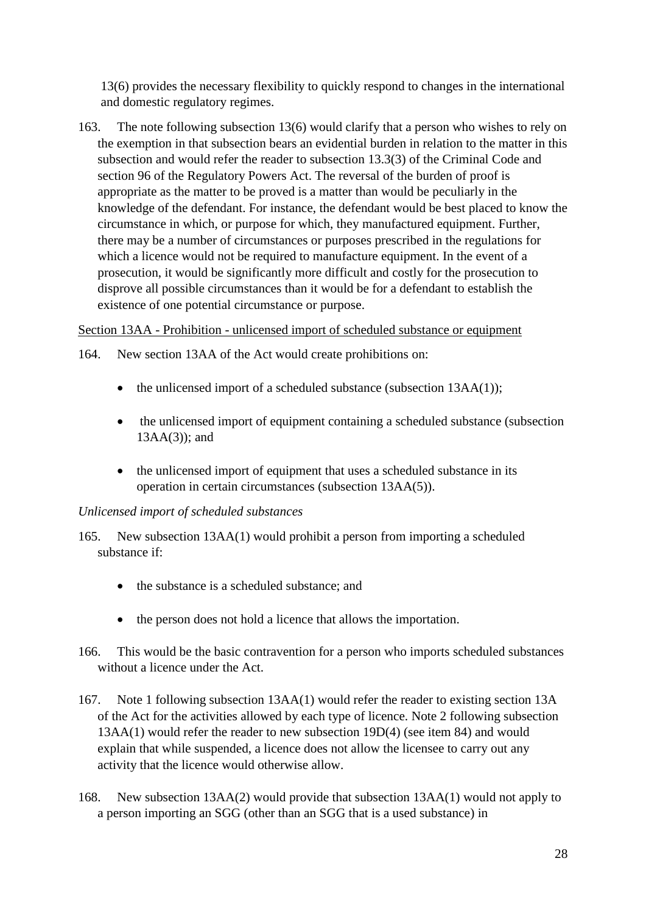13(6) provides the necessary flexibility to quickly respond to changes in the international and domestic regulatory regimes.

163. The note following subsection 13(6) would clarify that a person who wishes to rely on the exemption in that subsection bears an evidential burden in relation to the matter in this subsection and would refer the reader to subsection 13.3(3) of the Criminal Code and section 96 of the Regulatory Powers Act. The reversal of the burden of proof is appropriate as the matter to be proved is a matter than would be peculiarly in the knowledge of the defendant. For instance, the defendant would be best placed to know the circumstance in which, or purpose for which, they manufactured equipment. Further, there may be a number of circumstances or purposes prescribed in the regulations for which a licence would not be required to manufacture equipment. In the event of a prosecution, it would be significantly more difficult and costly for the prosecution to disprove all possible circumstances than it would be for a defendant to establish the existence of one potential circumstance or purpose.

Section 13AA - Prohibition - unlicensed import of scheduled substance or equipment

164. New section 13AA of the Act would create prohibitions on:

- the unlicensed import of a scheduled substance (subsection 13AA(1));
- the unlicensed import of equipment containing a scheduled substance (subsection 13AA(3)); and
- the unlicensed import of equipment that uses a scheduled substance in its operation in certain circumstances (subsection 13AA(5)).

*Unlicensed import of scheduled substances*

165. New subsection 13AA(1) would prohibit a person from importing a scheduled substance if:

- the substance is a scheduled substance; and
- the person does not hold a licence that allows the importation.

166. This would be the basic contravention for a person who imports scheduled substances without a licence under the Act.

167. Note 1 following subsection 13AA(1) would refer the reader to existing section 13A of the Act for the activities allowed by each type of licence. Note 2 following subsection 13AA(1) would refer the reader to new subsection 19D(4) (see item 84) and would explain that while suspended, a licence does not allow the licensee to carry out any activity that the licence would otherwise allow.

168. New subsection 13AA(2) would provide that subsection 13AA(1) would not apply to a person importing an SGG (other than an SGG that is a used substance) in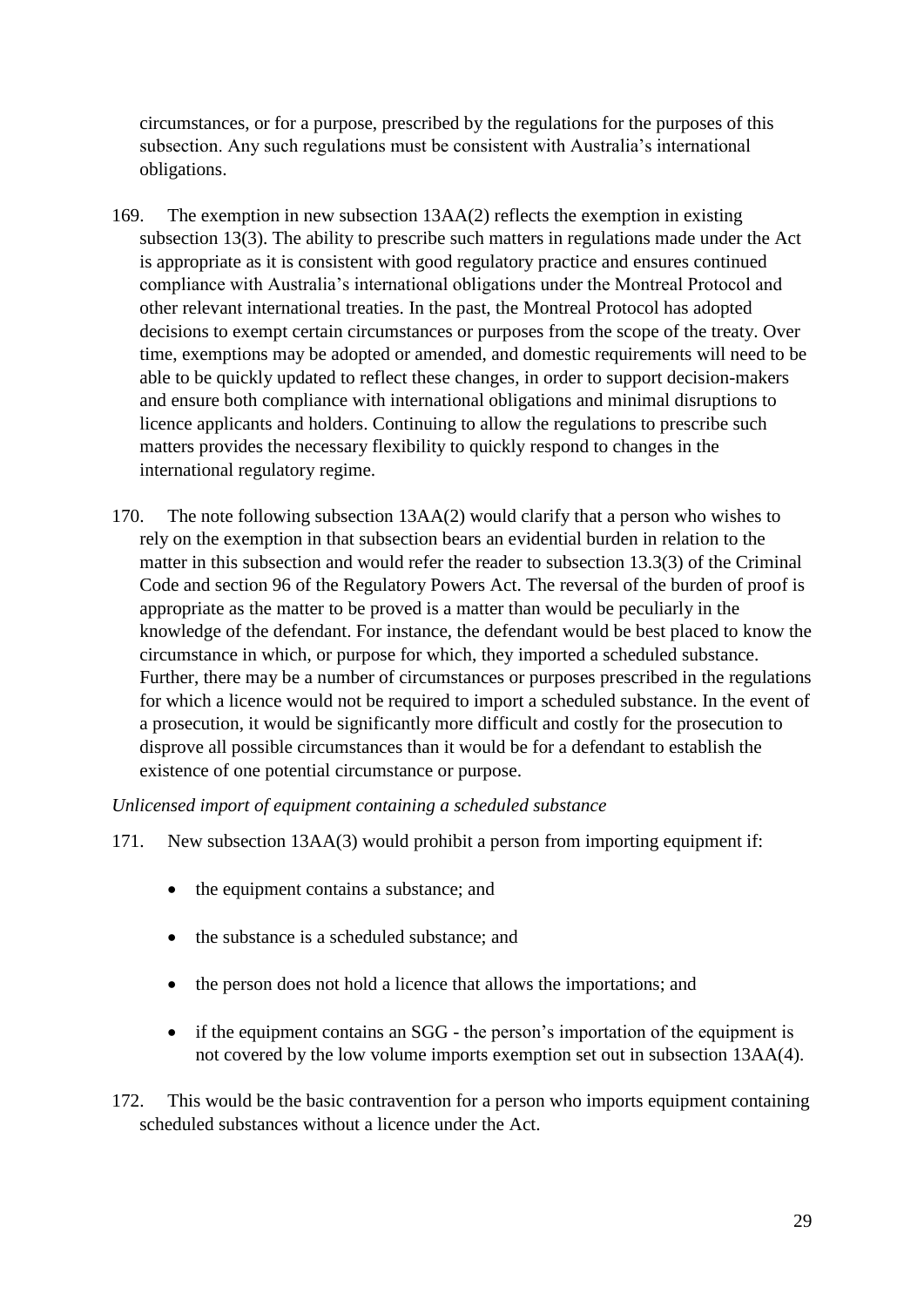circumstances, or for a purpose, prescribed by the regulations for the purposes of this subsection. Any such regulations must be consistent with Australia's international obligations.

169. The exemption in new subsection 13AA(2) reflects the exemption in existing subsection 13(3). The ability to prescribe such matters in regulations made under the Act is appropriate as it is consistent with good regulatory practice and ensures continued compliance with Australia's international obligations under the Montreal Protocol and other relevant international treaties. In the past, the Montreal Protocol has adopted decisions to exempt certain circumstances or purposes from the scope of the treaty. Over time, exemptions may be adopted or amended, and domestic requirements will need to be able to be quickly updated to reflect these changes, in order to support decision-makers and ensure both compliance with international obligations and minimal disruptions to licence applicants and holders. Continuing to allow the regulations to prescribe such matters provides the necessary flexibility to quickly respond to changes in the international regulatory regime.

170. The note following subsection 13AA(2) would clarify that a person who wishes to rely on the exemption in that subsection bears an evidential burden in relation to the matter in this subsection and would refer the reader to subsection 13.3(3) of the Criminal Code and section 96 of the Regulatory Powers Act. The reversal of the burden of proof is appropriate as the matter to be proved is a matter than would be peculiarly in the knowledge of the defendant. For instance, the defendant would be best placed to know the circumstance in which, or purpose for which, they imported a scheduled substance. Further, there may be a number of circumstances or purposes prescribed in the regulations for which a licence would not be required to import a scheduled substance. In the event of a prosecution, it would be significantly more difficult and costly for the prosecution to disprove all possible circumstances than it would be for a defendant to establish the existence of one potential circumstance or purpose.

*Unlicensed import of equipment containing a scheduled substance*

171. New subsection 13AA(3) would prohibit a person from importing equipment if:

- the equipment contains a substance; and
- the substance is a scheduled substance; and
- the person does not hold a licence that allows the importations; and
- if the equipment contains an SGG - the person's importation of the equipment is not covered by the low volume imports exemption set out in subsection 13AA(4).

172. This would be the basic contravention for a person who imports equipment containing scheduled substances without a licence under the Act.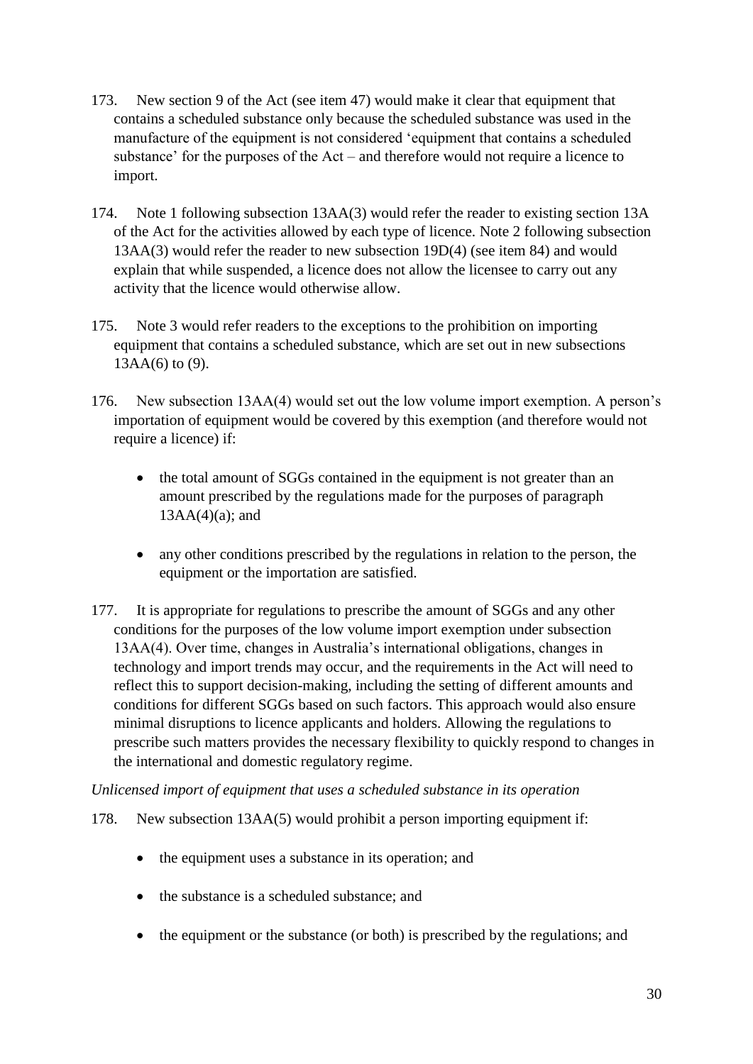173. New section 9 of the Act (see item 47) would make it clear that equipment that contains a scheduled substance only because the scheduled substance was used in the manufacture of the equipment is not considered 'equipment that contains a scheduled substance' for the purposes of the Act – and therefore would not require a licence to import.

174. Note 1 following subsection 13AA(3) would refer the reader to existing section 13A of the Act for the activities allowed by each type of licence. Note 2 following subsection 13AA(3) would refer the reader to new subsection 19D(4) (see item 84) and would explain that while suspended, a licence does not allow the licensee to carry out any activity that the licence would otherwise allow.

175. Note 3 would refer readers to the exceptions to the prohibition on importing equipment that contains a scheduled substance, which are set out in new subsections 13AA(6) to (9).

176. New subsection 13AA(4) would set out the low volume import exemption. A person's importation of equipment would be covered by this exemption (and therefore would not require a licence) if:

- the total amount of SGGs contained in the equipment is not greater than an amount prescribed by the regulations made for the purposes of paragraph 13AA(4)(a); and
- any other conditions prescribed by the regulations in relation to the person, the equipment or the importation are satisfied.

177. It is appropriate for regulations to prescribe the amount of SGGs and any other conditions for the purposes of the low volume import exemption under subsection 13AA(4). Over time, changes in Australia's international obligations, changes in technology and import trends may occur, and the requirements in the Act will need to reflect this to support decision-making, including the setting of different amounts and conditions for different SGGs based on such factors. This approach would also ensure minimal disruptions to licence applicants and holders. Allowing the regulations to prescribe such matters provides the necessary flexibility to quickly respond to changes in the international and domestic regulatory regime.

*Unlicensed import of equipment that uses a scheduled substance in its operation*

178. New subsection 13AA(5) would prohibit a person importing equipment if:

- the equipment uses a substance in its operation; and
- the substance is a scheduled substance; and
- the equipment or the substance (or both) is prescribed by the regulations; and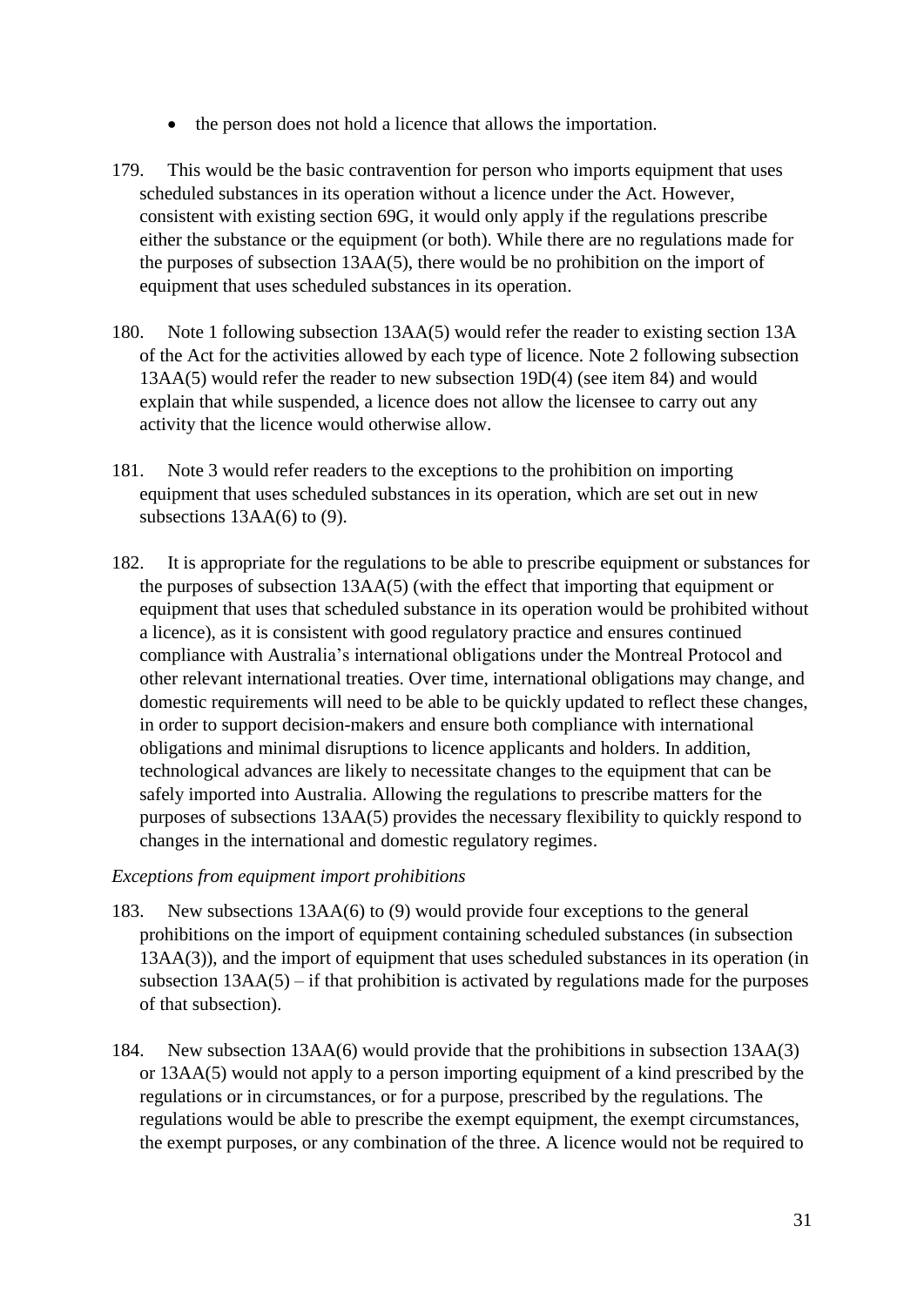- the person does not hold a licence that allows the importation.

179. This would be the basic contravention for person who imports equipment that uses scheduled substances in its operation without a licence under the Act. However, consistent with existing section 69G, it would only apply if the regulations prescribe either the substance or the equipment (or both). While there are no regulations made for the purposes of subsection 13AA(5), there would be no prohibition on the import of equipment that uses scheduled substances in its operation.

180. Note 1 following subsection 13AA(5) would refer the reader to existing section 13A of the Act for the activities allowed by each type of licence. Note 2 following subsection 13AA(5) would refer the reader to new subsection 19D(4) (see item 84) and would explain that while suspended, a licence does not allow the licensee to carry out any activity that the licence would otherwise allow.

181. Note 3 would refer readers to the exceptions to the prohibition on importing equipment that uses scheduled substances in its operation, which are set out in new subsections 13AA(6) to (9).

182. It is appropriate for the regulations to be able to prescribe equipment or substances for the purposes of subsection 13AA(5) (with the effect that importing that equipment or equipment that uses that scheduled substance in its operation would be prohibited without a licence), as it is consistent with good regulatory practice and ensures continued compliance with Australia's international obligations under the Montreal Protocol and other relevant international treaties. Over time, international obligations may change, and domestic requirements will need to be able to be quickly updated to reflect these changes, in order to support decision-makers and ensure both compliance with international obligations and minimal disruptions to licence applicants and holders. In addition, technological advances are likely to necessitate changes to the equipment that can be safely imported into Australia. Allowing the regulations to prescribe matters for the purposes of subsections 13AA(5) provides the necessary flexibility to quickly respond to changes in the international and domestic regulatory regimes.

*Exceptions from equipment import prohibitions*

183. New subsections 13AA(6) to (9) would provide four exceptions to the general prohibitions on the import of equipment containing scheduled substances (in subsection 13AA(3)), and the import of equipment that uses scheduled substances in its operation (in subsection 13AA(5) – if that prohibition is activated by regulations made for the purposes of that subsection).

184. New subsection 13AA(6) would provide that the prohibitions in subsection 13AA(3) or 13AA(5) would not apply to a person importing equipment of a kind prescribed by the regulations or in circumstances, or for a purpose, prescribed by the regulations. The regulations would be able to prescribe the exempt equipment, the exempt circumstances, the exempt purposes, or any combination of the three. A licence would not be required to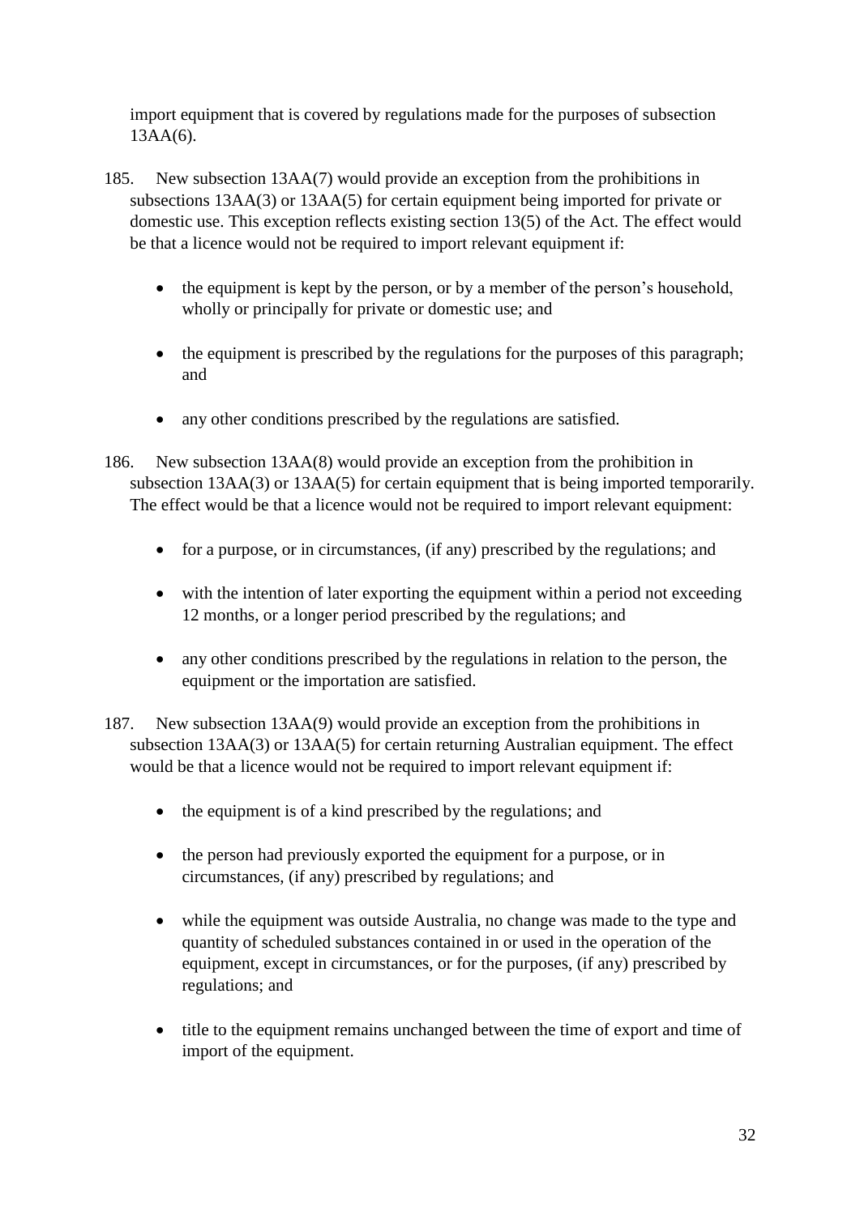import equipment that is covered by regulations made for the purposes of subsection 13AA(6).

185. New subsection 13AA(7) would provide an exception from the prohibitions in subsections 13AA(3) or 13AA(5) for certain equipment being imported for private or domestic use. This exception reflects existing section 13(5) of the Act. The effect would be that a licence would not be required to import relevant equipment if:

- the equipment is kept by the person, or by a member of the person's household, wholly or principally for private or domestic use; and
- the equipment is prescribed by the regulations for the purposes of this paragraph; and
- any other conditions prescribed by the regulations are satisfied.

186. New subsection 13AA(8) would provide an exception from the prohibition in subsection 13AA(3) or 13AA(5) for certain equipment that is being imported temporarily. The effect would be that a licence would not be required to import relevant equipment:

- for a purpose, or in circumstances, (if any) prescribed by the regulations; and
- with the intention of later exporting the equipment within a period not exceeding 12 months, or a longer period prescribed by the regulations; and
- any other conditions prescribed by the regulations in relation to the person, the equipment or the importation are satisfied.

187. New subsection 13AA(9) would provide an exception from the prohibitions in subsection 13AA(3) or 13AA(5) for certain returning Australian equipment. The effect would be that a licence would not be required to import relevant equipment if:

- the equipment is of a kind prescribed by the regulations; and
- the person had previously exported the equipment for a purpose, or in circumstances, (if any) prescribed by regulations; and
- while the equipment was outside Australia, no change was made to the type and quantity of scheduled substances contained in or used in the operation of the equipment, except in circumstances, or for the purposes, (if any) prescribed by regulations; and
- title to the equipment remains unchanged between the time of export and time of import of the equipment.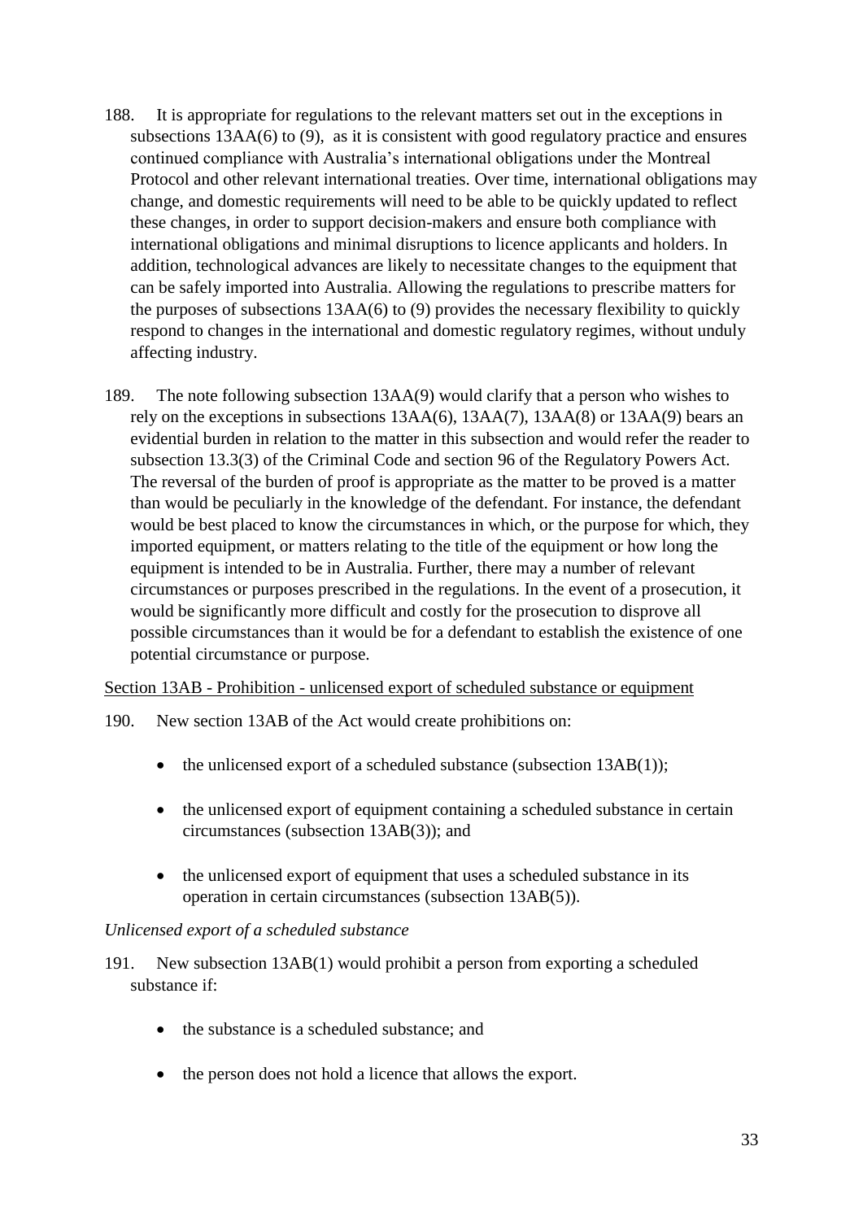188. It is appropriate for regulations to the relevant matters set out in the exceptions in subsections 13AA(6) to (9), as it is consistent with good regulatory practice and ensures continued compliance with Australia's international obligations under the Montreal Protocol and other relevant international treaties. Over time, international obligations may change, and domestic requirements will need to be able to be quickly updated to reflect these changes, in order to support decision-makers and ensure both compliance with international obligations and minimal disruptions to licence applicants and holders. In addition, technological advances are likely to necessitate changes to the equipment that can be safely imported into Australia. Allowing the regulations to prescribe matters for the purposes of subsections 13AA(6) to (9) provides the necessary flexibility to quickly respond to changes in the international and domestic regulatory regimes, without unduly affecting industry.

189. The note following subsection 13AA(9) would clarify that a person who wishes to rely on the exceptions in subsections 13AA(6), 13AA(7), 13AA(8) or 13AA(9) bears an evidential burden in relation to the matter in this subsection and would refer the reader to subsection 13.3(3) of the Criminal Code and section 96 of the Regulatory Powers Act. The reversal of the burden of proof is appropriate as the matter to be proved is a matter than would be peculiarly in the knowledge of the defendant. For instance, the defendant would be best placed to know the circumstances in which, or the purpose for which, they imported equipment, or matters relating to the title of the equipment or how long the equipment is intended to be in Australia. Further, there may a number of relevant circumstances or purposes prescribed in the regulations. In the event of a prosecution, it would be significantly more difficult and costly for the prosecution to disprove all possible circumstances than it would be for a defendant to establish the existence of one potential circumstance or purpose.

<u>Section 13AB - Prohibition - unlicensed export of scheduled substance or equipment</u>

190. New section 13AB of the Act would create prohibitions on:

- the unlicensed export of a scheduled substance (subsection 13AB(1));
- the unlicensed export of equipment containing a scheduled substance in certain circumstances (subsection 13AB(3)); and
- the unlicensed export of equipment that uses a scheduled substance in its operation in certain circumstances (subsection 13AB(5)).

*Unlicensed export of a scheduled substance*

191. New subsection 13AB(1) would prohibit a person from exporting a scheduled substance if:

- the substance is a scheduled substance; and
- the person does not hold a licence that allows the export.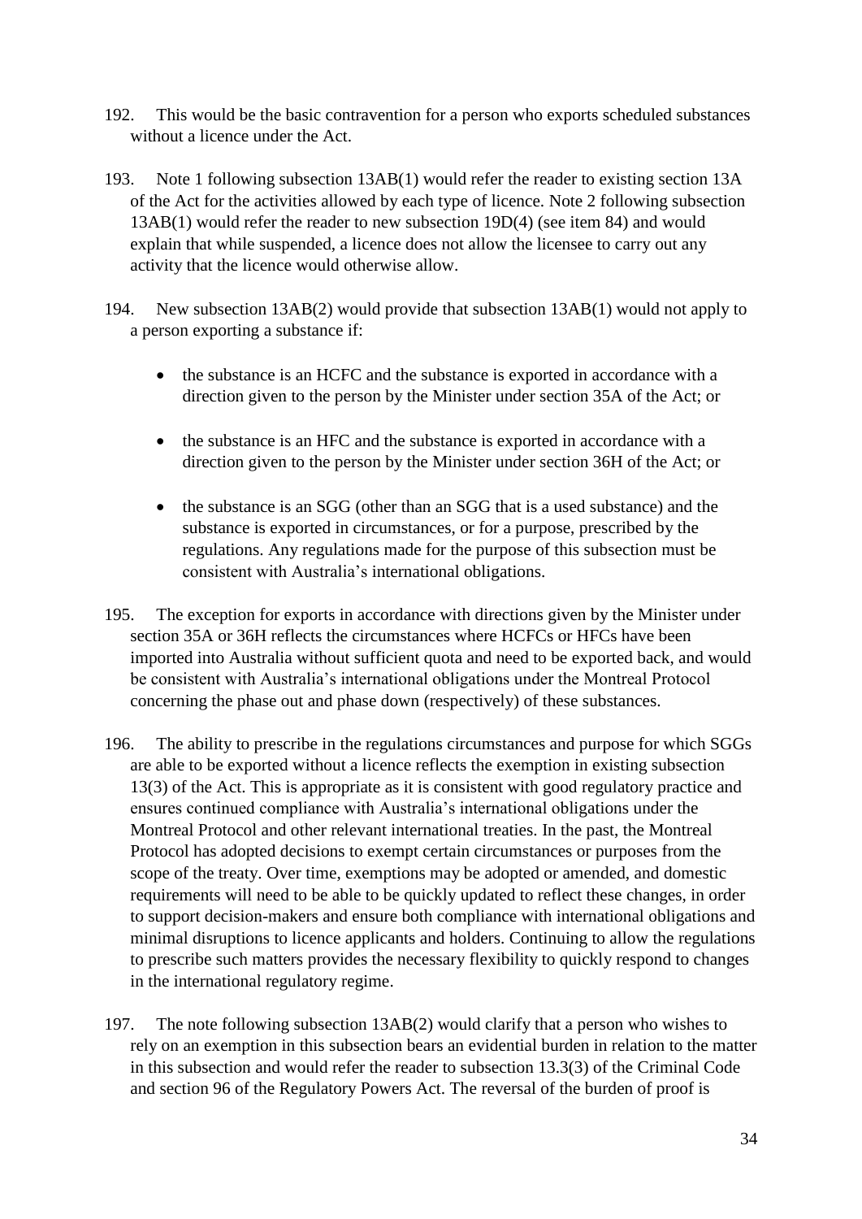192. This would be the basic contravention for a person who exports scheduled substances without a licence under the Act.

193. Note 1 following subsection 13AB(1) would refer the reader to existing section 13A of the Act for the activities allowed by each type of licence. Note 2 following subsection 13AB(1) would refer the reader to new subsection 19D(4) (see item 84) and would explain that while suspended, a licence does not allow the licensee to carry out any activity that the licence would otherwise allow.

194. New subsection 13AB(2) would provide that subsection 13AB(1) would not apply to a person exporting a substance if:

- the substance is an HCFC and the substance is exported in accordance with a direction given to the person by the Minister under section 35A of the Act; or
- the substance is an HFC and the substance is exported in accordance with a direction given to the person by the Minister under section 36H of the Act; or
- the substance is an SGG (other than an SGG that is a used substance) and the substance is exported in circumstances, or for a purpose, prescribed by the regulations. Any regulations made for the purpose of this subsection must be consistent with Australia's international obligations.

195. The exception for exports in accordance with directions given by the Minister under section 35A or 36H reflects the circumstances where HCFCs or HFCs have been imported into Australia without sufficient quota and need to be exported back, and would be consistent with Australia's international obligations under the Montreal Protocol concerning the phase out and phase down (respectively) of these substances.

196. The ability to prescribe in the regulations circumstances and purpose for which SGGs are able to be exported without a licence reflects the exemption in existing subsection 13(3) of the Act. This is appropriate as it is consistent with good regulatory practice and ensures continued compliance with Australia's international obligations under the Montreal Protocol and other relevant international treaties. In the past, the Montreal Protocol has adopted decisions to exempt certain circumstances or purposes from the scope of the treaty. Over time, exemptions may be adopted or amended, and domestic requirements will need to be able to be quickly updated to reflect these changes, in order to support decision-makers and ensure both compliance with international obligations and minimal disruptions to licence applicants and holders. Continuing to allow the regulations to prescribe such matters provides the necessary flexibility to quickly respond to changes in the international regulatory regime.

197. The note following subsection 13AB(2) would clarify that a person who wishes to rely on an exemption in this subsection bears an evidential burden in relation to the matter in this subsection and would refer the reader to subsection 13.3(3) of the Criminal Code and section 96 of the Regulatory Powers Act. The reversal of the burden of proof is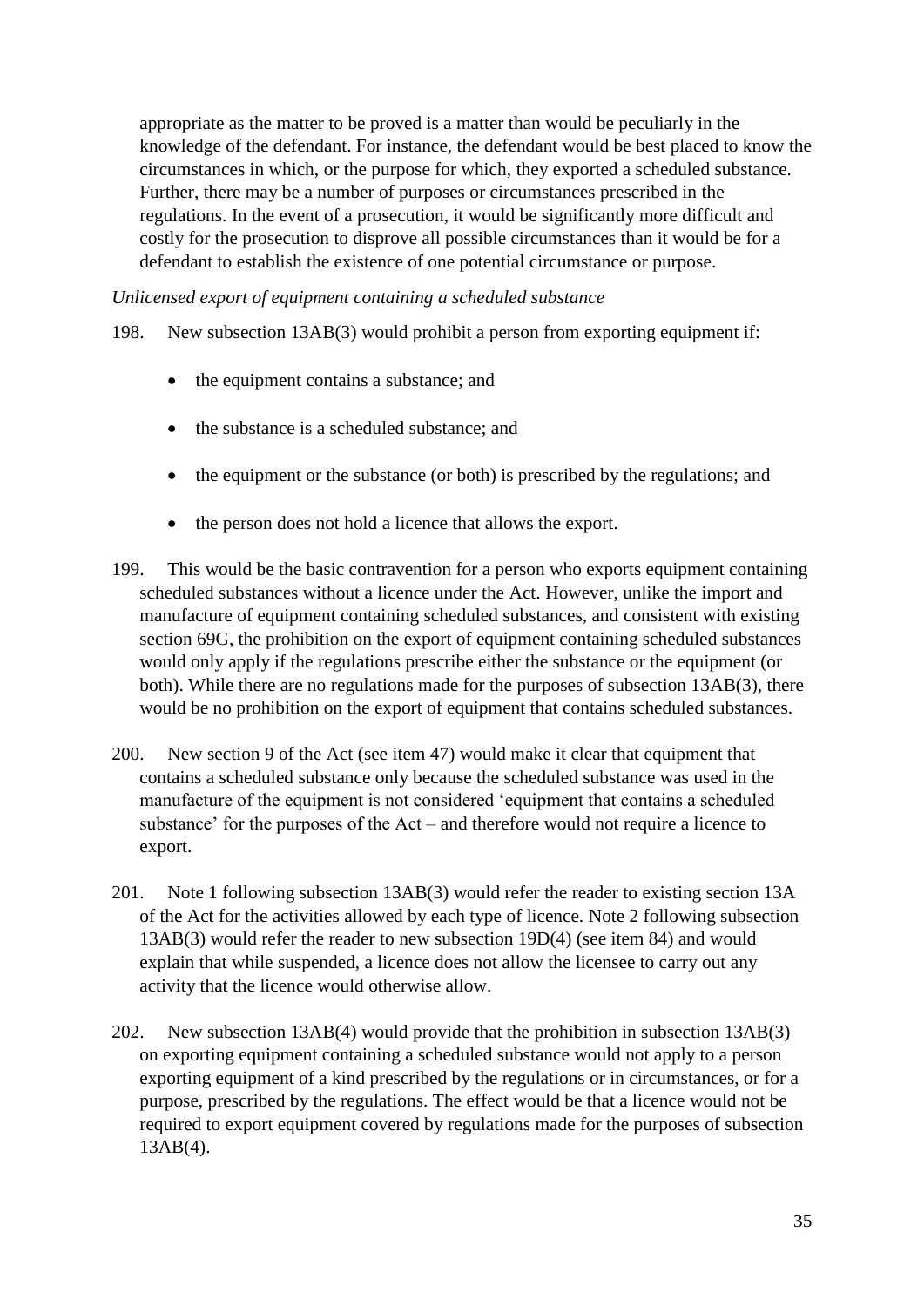appropriate as the matter to be proved is a matter than would be peculiarly in the knowledge of the defendant. For instance, the defendant would be best placed to know the circumstances in which, or the purpose for which, they exported a scheduled substance. Further, there may be a number of purposes or circumstances prescribed in the regulations. In the event of a prosecution, it would be significantly more difficult and costly for the prosecution to disprove all possible circumstances than it would be for a defendant to establish the existence of one potential circumstance or purpose.

*Unlicensed export of equipment containing a scheduled substance*

198. New subsection 13AB(3) would prohibit a person from exporting equipment if:

- the equipment contains a substance; and
- the substance is a scheduled substance; and
- the equipment or the substance (or both) is prescribed by the regulations; and
- the person does not hold a licence that allows the export.

199. This would be the basic contravention for a person who exports equipment containing scheduled substances without a licence under the Act. However, unlike the import and manufacture of equipment containing scheduled substances, and consistent with existing section 69G, the prohibition on the export of equipment containing scheduled substances would only apply if the regulations prescribe either the substance or the equipment (or both). While there are no regulations made for the purposes of subsection 13AB(3), there would be no prohibition on the export of equipment that contains scheduled substances.

200. New section 9 of the Act (see item 47) would make it clear that equipment that contains a scheduled substance only because the scheduled substance was used in the manufacture of the equipment is not considered 'equipment that contains a scheduled substance' for the purposes of the Act – and therefore would not require a licence to export.

201. Note 1 following subsection 13AB(3) would refer the reader to existing section 13A of the Act for the activities allowed by each type of licence. Note 2 following subsection 13AB(3) would refer the reader to new subsection 19D(4) (see item 84) and would explain that while suspended, a licence does not allow the licensee to carry out any activity that the licence would otherwise allow.

202. New subsection 13AB(4) would provide that the prohibition in subsection 13AB(3) on exporting equipment containing a scheduled substance would not apply to a person exporting equipment of a kind prescribed by the regulations or in circumstances, or for a purpose, prescribed by the regulations. The effect would be that a licence would not be required to export equipment covered by regulations made for the purposes of subsection 13AB(4).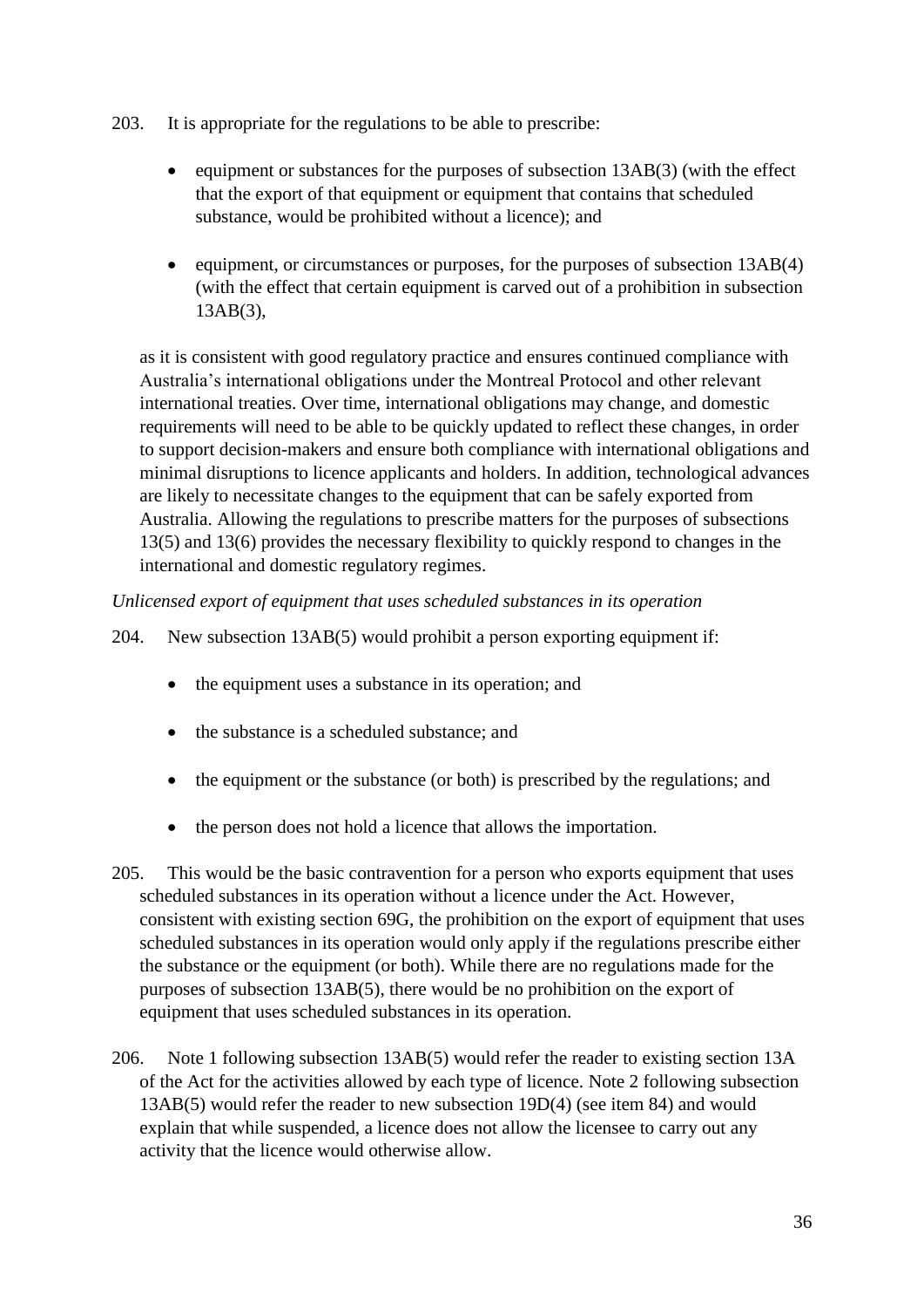203. It is appropriate for the regulations to be able to prescribe:

- equipment or substances for the purposes of subsection 13AB(3) (with the effect that the export of that equipment or equipment that contains that scheduled substance, would be prohibited without a licence); and

- equipment, or circumstances or purposes, for the purposes of subsection 13AB(4) (with the effect that certain equipment is carved out of a prohibition in subsection 13AB(3),

as it is consistent with good regulatory practice and ensures continued compliance with Australia's international obligations under the Montreal Protocol and other relevant international treaties. Over time, international obligations may change, and domestic requirements will need to be able to be quickly updated to reflect these changes, in order to support decision-makers and ensure both compliance with international obligations and minimal disruptions to licence applicants and holders. In addition, technological advances are likely to necessitate changes to the equipment that can be safely exported from Australia. Allowing the regulations to prescribe matters for the purposes of subsections 13(5) and 13(6) provides the necessary flexibility to quickly respond to changes in the international and domestic regulatory regimes.

*Unlicensed export of equipment that uses scheduled substances in its operation*

204. New subsection 13AB(5) would prohibit a person exporting equipment if:

- the equipment uses a substance in its operation; and

- the substance is a scheduled substance; and

- the equipment or the substance (or both) is prescribed by the regulations; and

- the person does not hold a licence that allows the importation.

205. This would be the basic contravention for a person who exports equipment that uses scheduled substances in its operation without a licence under the Act. However, consistent with existing section 69G, the prohibition on the export of equipment that uses scheduled substances in its operation would only apply if the regulations prescribe either the substance or the equipment (or both). While there are no regulations made for the purposes of subsection 13AB(5), there would be no prohibition on the export of equipment that uses scheduled substances in its operation.

206. Note 1 following subsection 13AB(5) would refer the reader to existing section 13A of the Act for the activities allowed by each type of licence. Note 2 following subsection 13AB(5) would refer the reader to new subsection 19D(4) (see item 84) and would explain that while suspended, a licence does not allow the licensee to carry out any activity that the licence would otherwise allow.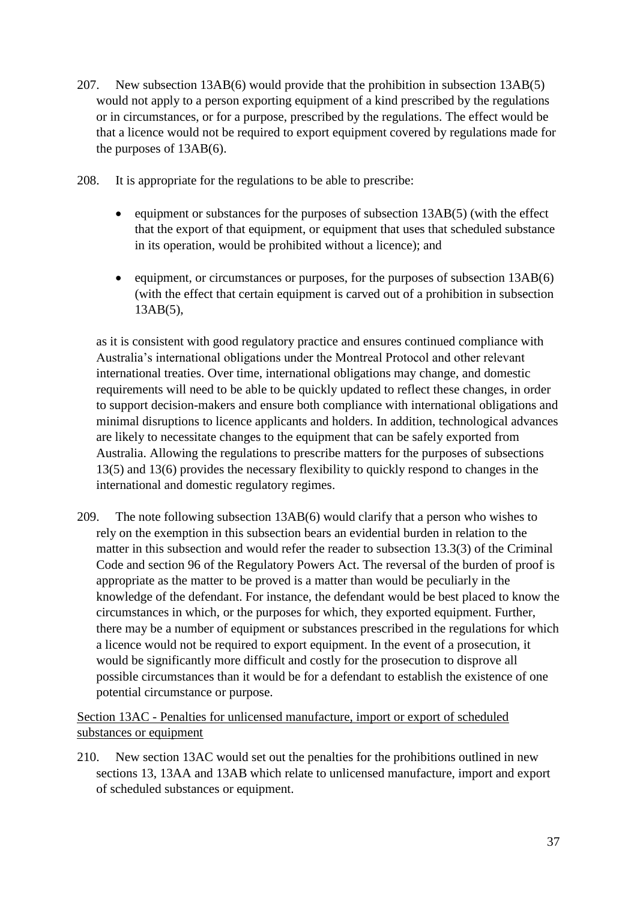207. New subsection 13AB(6) would provide that the prohibition in subsection 13AB(5) would not apply to a person exporting equipment of a kind prescribed by the regulations or in circumstances, or for a purpose, prescribed by the regulations. The effect would be that a licence would not be required to export equipment covered by regulations made for the purposes of 13AB(6).

208. It is appropriate for the regulations to be able to prescribe:

- equipment or substances for the purposes of subsection 13AB(5) (with the effect that the export of that equipment, or equipment that uses that scheduled substance in its operation, would be prohibited without a licence); and
- equipment, or circumstances or purposes, for the purposes of subsection 13AB(6) (with the effect that certain equipment is carved out of a prohibition in subsection 13AB(5),

as it is consistent with good regulatory practice and ensures continued compliance with Australia's international obligations under the Montreal Protocol and other relevant international treaties. Over time, international obligations may change, and domestic requirements will need to be able to be quickly updated to reflect these changes, in order to support decision-makers and ensure both compliance with international obligations and minimal disruptions to licence applicants and holders. In addition, technological advances are likely to necessitate changes to the equipment that can be safely exported from Australia. Allowing the regulations to prescribe matters for the purposes of subsections 13(5) and 13(6) provides the necessary flexibility to quickly respond to changes in the international and domestic regulatory regimes.

209. The note following subsection 13AB(6) would clarify that a person who wishes to rely on the exemption in this subsection bears an evidential burden in relation to the matter in this subsection and would refer the reader to subsection 13.3(3) of the Criminal Code and section 96 of the Regulatory Powers Act. The reversal of the burden of proof is appropriate as the matter to be proved is a matter than would be peculiarly in the knowledge of the defendant. For instance, the defendant would be best placed to know the circumstances in which, or the purposes for which, they exported equipment. Further, there may be a number of equipment or substances prescribed in the regulations for which a licence would not be required to export equipment. In the event of a prosecution, it would be significantly more difficult and costly for the prosecution to disprove all possible circumstances than it would be for a defendant to establish the existence of one potential circumstance or purpose.

<u>Section 13AC - Penalties for unlicensed manufacture, import or export of scheduled substances or equipment</u>

210. New section 13AC would set out the penalties for the prohibitions outlined in new sections 13, 13AA and 13AB which relate to unlicensed manufacture, import and export of scheduled substances or equipment.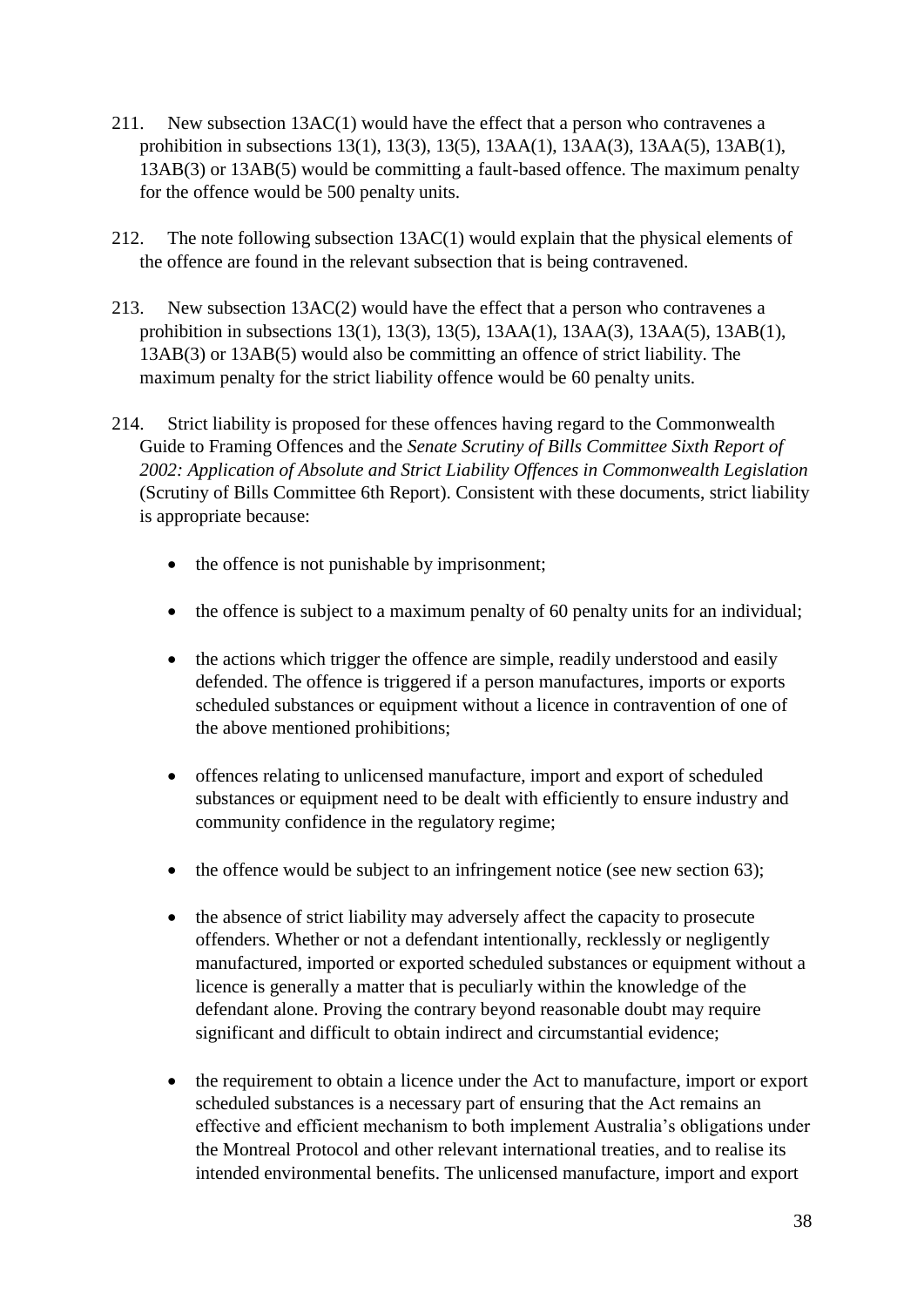211. New subsection 13AC(1) would have the effect that a person who contravenes a prohibition in subsections 13(1), 13(3), 13(5), 13AA(1), 13AA(3), 13AA(5), 13AB(1), 13AB(3) or 13AB(5) would be committing a fault-based offence. The maximum penalty for the offence would be 500 penalty units.

212. The note following subsection 13AC(1) would explain that the physical elements of the offence are found in the relevant subsection that is being contravened.

213. New subsection 13AC(2) would have the effect that a person who contravenes a prohibition in subsections 13(1), 13(3), 13(5), 13AA(1), 13AA(3), 13AA(5), 13AB(1), 13AB(3) or 13AB(5) would also be committing an offence of strict liability. The maximum penalty for the strict liability offence would be 60 penalty units.

214. Strict liability is proposed for these offences having regard to the Commonwealth Guide to Framing Offences and the *Senate Scrutiny of Bills Committee Sixth Report of 2002: Application of Absolute and Strict Liability Offences in Commonwealth Legislation* (Scrutiny of Bills Committee 6th Report). Consistent with these documents, strict liability is appropriate because:

- the offence is not punishable by imprisonment;
- the offence is subject to a maximum penalty of 60 penalty units for an individual;
- the actions which trigger the offence are simple, readily understood and easily defended. The offence is triggered if a person manufactures, imports or exports scheduled substances or equipment without a licence in contravention of one of the above mentioned prohibitions;
- offences relating to unlicensed manufacture, import and export of scheduled substances or equipment need to be dealt with efficiently to ensure industry and community confidence in the regulatory regime;
- the offence would be subject to an infringement notice (see new section 63);
- the absence of strict liability may adversely affect the capacity to prosecute offenders. Whether or not a defendant intentionally, recklessly or negligently manufactured, imported or exported scheduled substances or equipment without a licence is generally a matter that is peculiarly within the knowledge of the defendant alone. Proving the contrary beyond reasonable doubt may require significant and difficult to obtain indirect and circumstantial evidence;
- the requirement to obtain a licence under the Act to manufacture, import or export scheduled substances is a necessary part of ensuring that the Act remains an effective and efficient mechanism to both implement Australia's obligations under the Montreal Protocol and other relevant international treaties, and to realise its intended environmental benefits. The unlicensed manufacture, import and export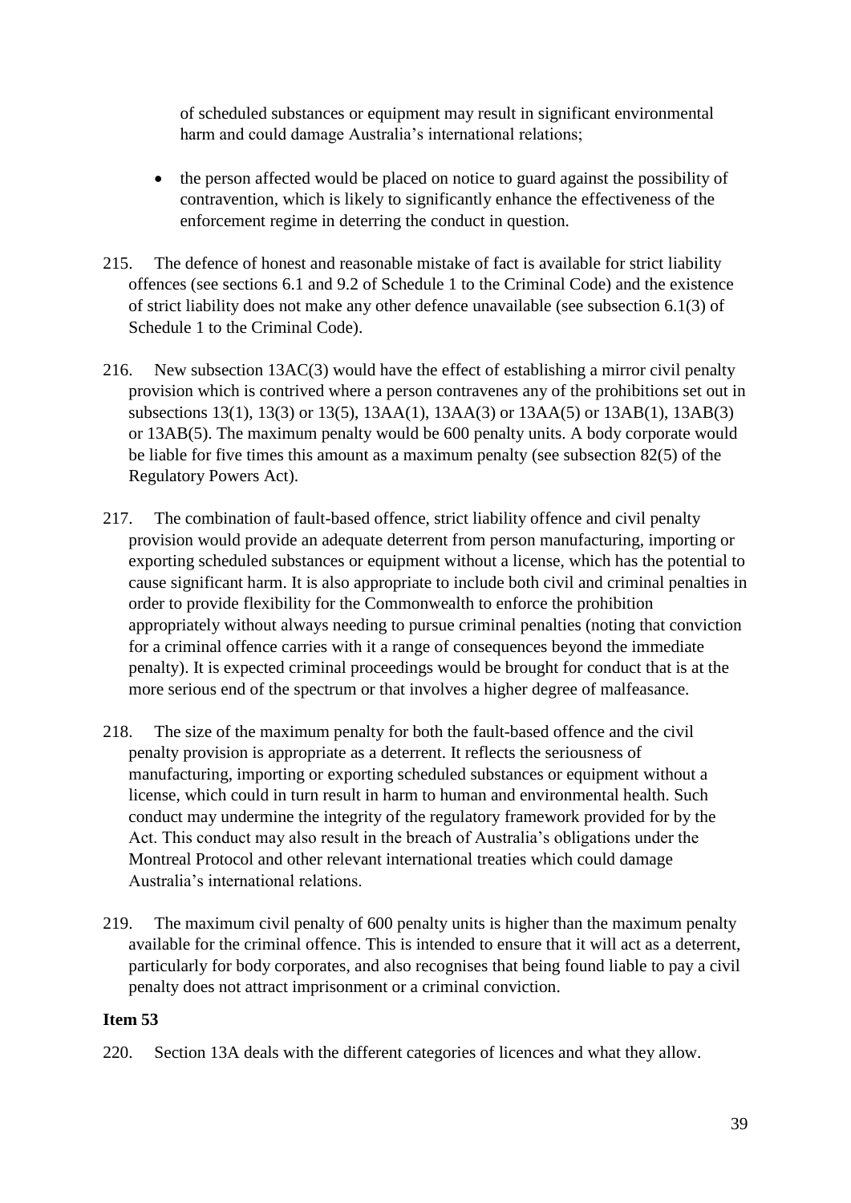of scheduled substances or equipment may result in significant environmental harm and could damage Australia's international relations;

- the person affected would be placed on notice to guard against the possibility of contravention, which is likely to significantly enhance the effectiveness of the enforcement regime in deterring the conduct in question.

215. The defence of honest and reasonable mistake of fact is available for strict liability offences (see sections 6.1 and 9.2 of Schedule 1 to the Criminal Code) and the existence of strict liability does not make any other defence unavailable (see subsection 6.1(3) of Schedule 1 to the Criminal Code).

216. New subsection 13AC(3) would have the effect of establishing a mirror civil penalty provision which is contrived where a person contravenes any of the prohibitions set out in subsections 13(1), 13(3) or 13(5), 13AA(1), 13AA(3) or 13AA(5) or 13AB(1), 13AB(3) or 13AB(5). The maximum penalty would be 600 penalty units. A body corporate would be liable for five times this amount as a maximum penalty (see subsection 82(5) of the Regulatory Powers Act).

217. The combination of fault-based offence, strict liability offence and civil penalty provision would provide an adequate deterrent from person manufacturing, importing or exporting scheduled substances or equipment without a license, which has the potential to cause significant harm. It is also appropriate to include both civil and criminal penalties in order to provide flexibility for the Commonwealth to enforce the prohibition appropriately without always needing to pursue criminal penalties (noting that conviction for a criminal offence carries with it a range of consequences beyond the immediate penalty). It is expected criminal proceedings would be brought for conduct that is at the more serious end of the spectrum or that involves a higher degree of malfeasance.

218. The size of the maximum penalty for both the fault-based offence and the civil penalty provision is appropriate as a deterrent. It reflects the seriousness of manufacturing, importing or exporting scheduled substances or equipment without a license, which could in turn result in harm to human and environmental health. Such conduct may undermine the integrity of the regulatory framework provided for by the Act. This conduct may also result in the breach of Australia's obligations under the Montreal Protocol and other relevant international treaties which could damage Australia's international relations.

219. The maximum civil penalty of 600 penalty units is higher than the maximum penalty available for the criminal offence. This is intended to ensure that it will act as a deterrent, particularly for body corporates, and also recognises that being found liable to pay a civil penalty does not attract imprisonment or a criminal conviction.

**Item 53**

220. Section 13A deals with the different categories of licences and what they allow.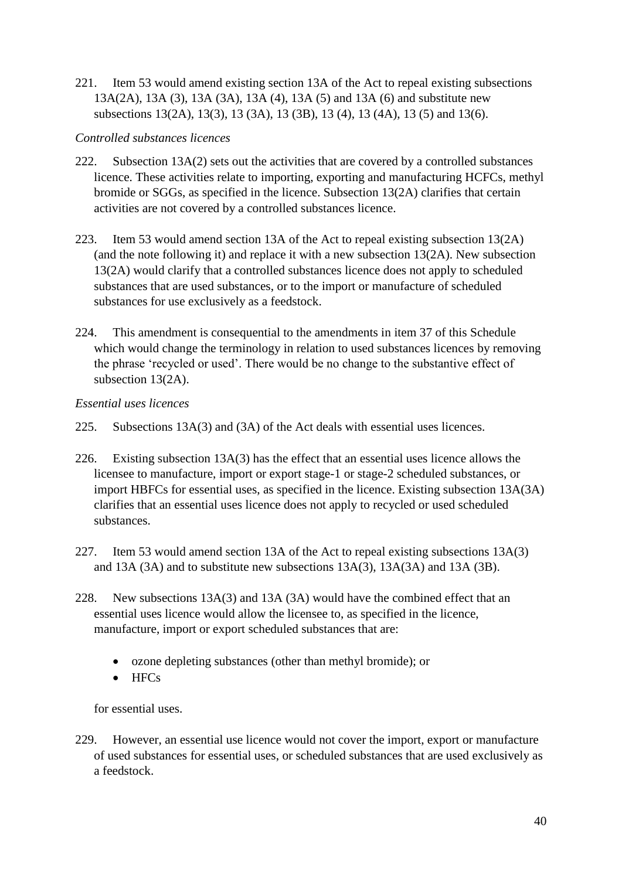221. Item 53 would amend existing section 13A of the Act to repeal existing subsections 13A(2A), 13A (3), 13A (3A), 13A (4), 13A (5) and 13A (6) and substitute new subsections 13(2A), 13(3), 13 (3A), 13 (3B), 13 (4), 13 (4A), 13 (5) and 13(6).

*Controlled substances licences*

222. Subsection 13A(2) sets out the activities that are covered by a controlled substances licence. These activities relate to importing, exporting and manufacturing HCFCs, methyl bromide or SGGs, as specified in the licence. Subsection 13(2A) clarifies that certain activities are not covered by a controlled substances licence.

223. Item 53 would amend section 13A of the Act to repeal existing subsection 13(2A) (and the note following it) and replace it with a new subsection 13(2A). New subsection 13(2A) would clarify that a controlled substances licence does not apply to scheduled substances that are used substances, or to the import or manufacture of scheduled substances for use exclusively as a feedstock.

224. This amendment is consequential to the amendments in item 37 of this Schedule which would change the terminology in relation to used substances licences by removing the phrase 'recycled or used'. There would be no change to the substantive effect of subsection 13(2A).

*Essential uses licences*

225. Subsections 13A(3) and (3A) of the Act deals with essential uses licences.

226. Existing subsection 13A(3) has the effect that an essential uses licence allows the licensee to manufacture, import or export stage-1 or stage-2 scheduled substances, or import HBFCs for essential uses, as specified in the licence. Existing subsection 13A(3A) clarifies that an essential uses licence does not apply to recycled or used scheduled substances.

227. Item 53 would amend section 13A of the Act to repeal existing subsections 13A(3) and 13A (3A) and to substitute new subsections 13A(3), 13A(3A) and 13A (3B).

228. New subsections 13A(3) and 13A (3A) would have the combined effect that an essential uses licence would allow the licensee to, as specified in the licence, manufacture, import or export scheduled substances that are:

- ozone depleting substances (other than methyl bromide); or
- HFCs

for essential uses.

229. However, an essential use licence would not cover the import, export or manufacture of used substances for essential uses, or scheduled substances that are used exclusively as a feedstock.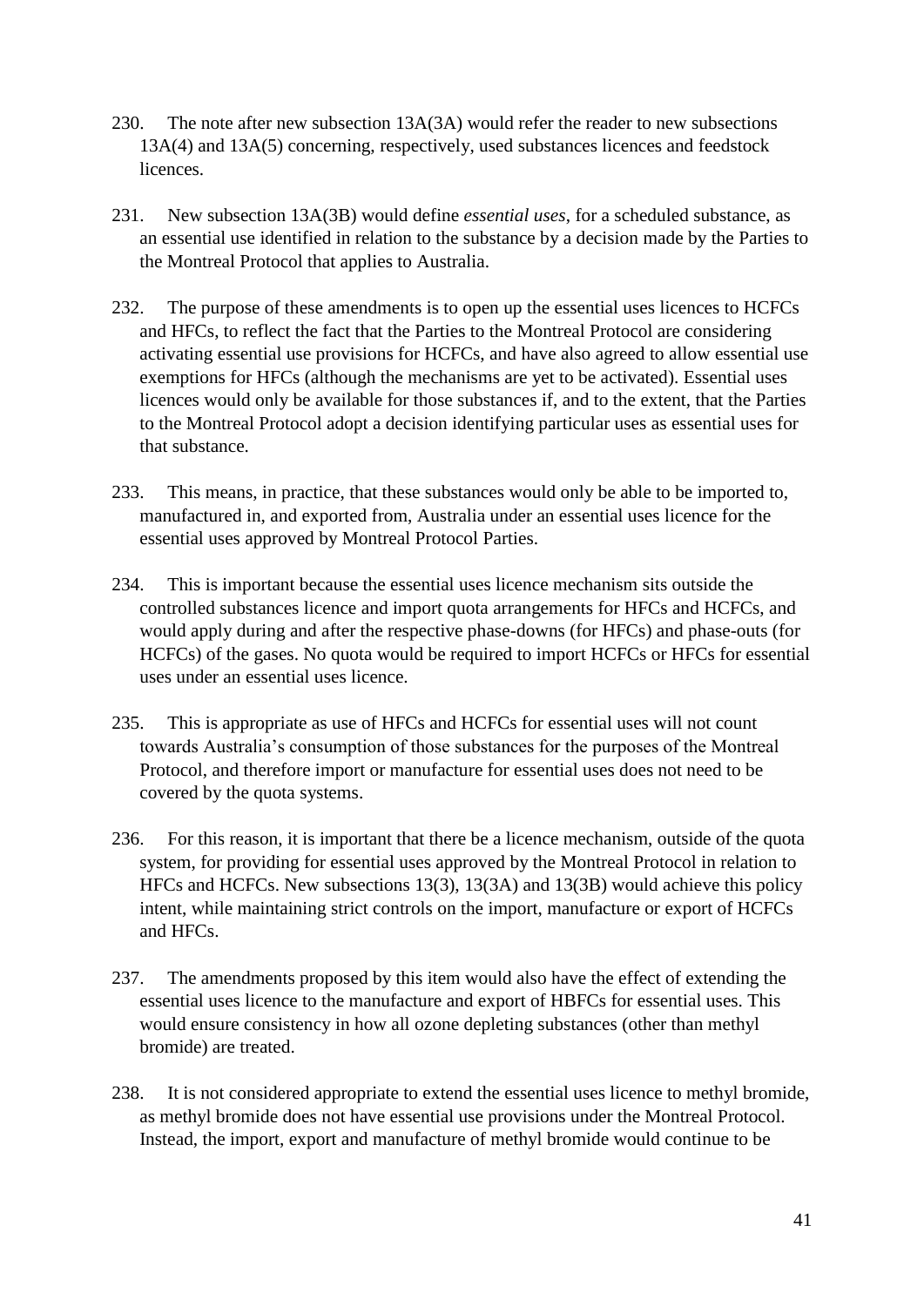230. The note after new subsection 13A(3A) would refer the reader to new subsections 13A(4) and 13A(5) concerning, respectively, used substances licences and feedstock licences.

231. New subsection 13A(3B) would define *essential uses*, for a scheduled substance, as an essential use identified in relation to the substance by a decision made by the Parties to the Montreal Protocol that applies to Australia.

232. The purpose of these amendments is to open up the essential uses licences to HCFCs and HFCs, to reflect the fact that the Parties to the Montreal Protocol are considering activating essential use provisions for HCFCs, and have also agreed to allow essential use exemptions for HFCs (although the mechanisms are yet to be activated). Essential uses licences would only be available for those substances if, and to the extent, that the Parties to the Montreal Protocol adopt a decision identifying particular uses as essential uses for that substance.

233. This means, in practice, that these substances would only be able to be imported to, manufactured in, and exported from, Australia under an essential uses licence for the essential uses approved by Montreal Protocol Parties.

234. This is important because the essential uses licence mechanism sits outside the controlled substances licence and import quota arrangements for HFCs and HCFCs, and would apply during and after the respective phase-downs (for HFCs) and phase-outs (for HCFCs) of the gases. No quota would be required to import HCFCs or HFCs for essential uses under an essential uses licence.

235. This is appropriate as use of HFCs and HCFCs for essential uses will not count towards Australia's consumption of those substances for the purposes of the Montreal Protocol, and therefore import or manufacture for essential uses does not need to be covered by the quota systems.

236. For this reason, it is important that there be a licence mechanism, outside of the quota system, for providing for essential uses approved by the Montreal Protocol in relation to HFCs and HCFCs. New subsections 13(3), 13(3A) and 13(3B) would achieve this policy intent, while maintaining strict controls on the import, manufacture or export of HCFCs and HFCs.

237. The amendments proposed by this item would also have the effect of extending the essential uses licence to the manufacture and export of HBFCs for essential uses. This would ensure consistency in how all ozone depleting substances (other than methyl bromide) are treated.

238. It is not considered appropriate to extend the essential uses licence to methyl bromide, as methyl bromide does not have essential use provisions under the Montreal Protocol. Instead, the import, export and manufacture of methyl bromide would continue to be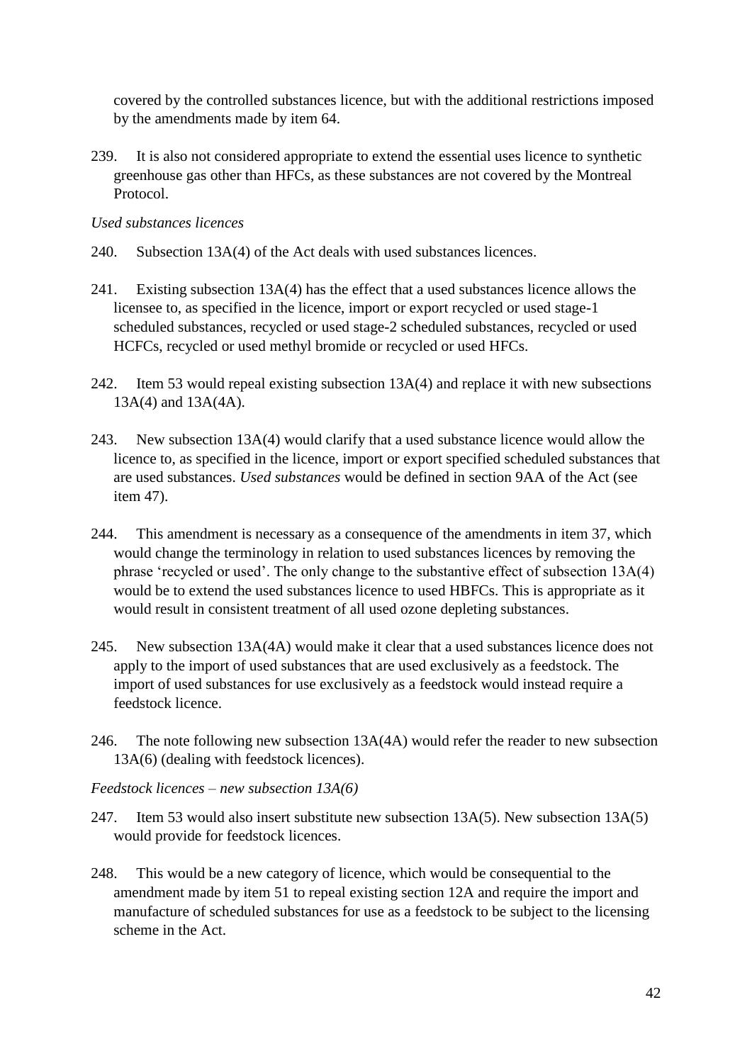covered by the controlled substances licence, but with the additional restrictions imposed by the amendments made by item 64.

239. It is also not considered appropriate to extend the essential uses licence to synthetic greenhouse gas other than HFCs, as these substances are not covered by the Montreal Protocol.

*Used substances licences*

240. Subsection 13A(4) of the Act deals with used substances licences.

241. Existing subsection 13A(4) has the effect that a used substances licence allows the licensee to, as specified in the licence, import or export recycled or used stage-1 scheduled substances, recycled or used stage-2 scheduled substances, recycled or used HCFCs, recycled or used methyl bromide or recycled or used HFCs.

242. Item 53 would repeal existing subsection 13A(4) and replace it with new subsections 13A(4) and 13A(4A).

243. New subsection 13A(4) would clarify that a used substance licence would allow the licence to, as specified in the licence, import or export specified scheduled substances that are used substances. *Used substances* would be defined in section 9AA of the Act (see item 47).

244. This amendment is necessary as a consequence of the amendments in item 37, which would change the terminology in relation to used substances licences by removing the phrase 'recycled or used'. The only change to the substantive effect of subsection 13A(4) would be to extend the used substances licence to used HBFCs. This is appropriate as it would result in consistent treatment of all used ozone depleting substances.

245. New subsection 13A(4A) would make it clear that a used substances licence does not apply to the import of used substances that are used exclusively as a feedstock. The import of used substances for use exclusively as a feedstock would instead require a feedstock licence.

246. The note following new subsection 13A(4A) would refer the reader to new subsection 13A(6) (dealing with feedstock licences).

*Feedstock licences – new subsection 13A(6)*

247. Item 53 would also insert substitute new subsection 13A(5). New subsection 13A(5) would provide for feedstock licences.

248. This would be a new category of licence, which would be consequential to the amendment made by item 51 to repeal existing section 12A and require the import and manufacture of scheduled substances for use as a feedstock to be subject to the licensing scheme in the Act.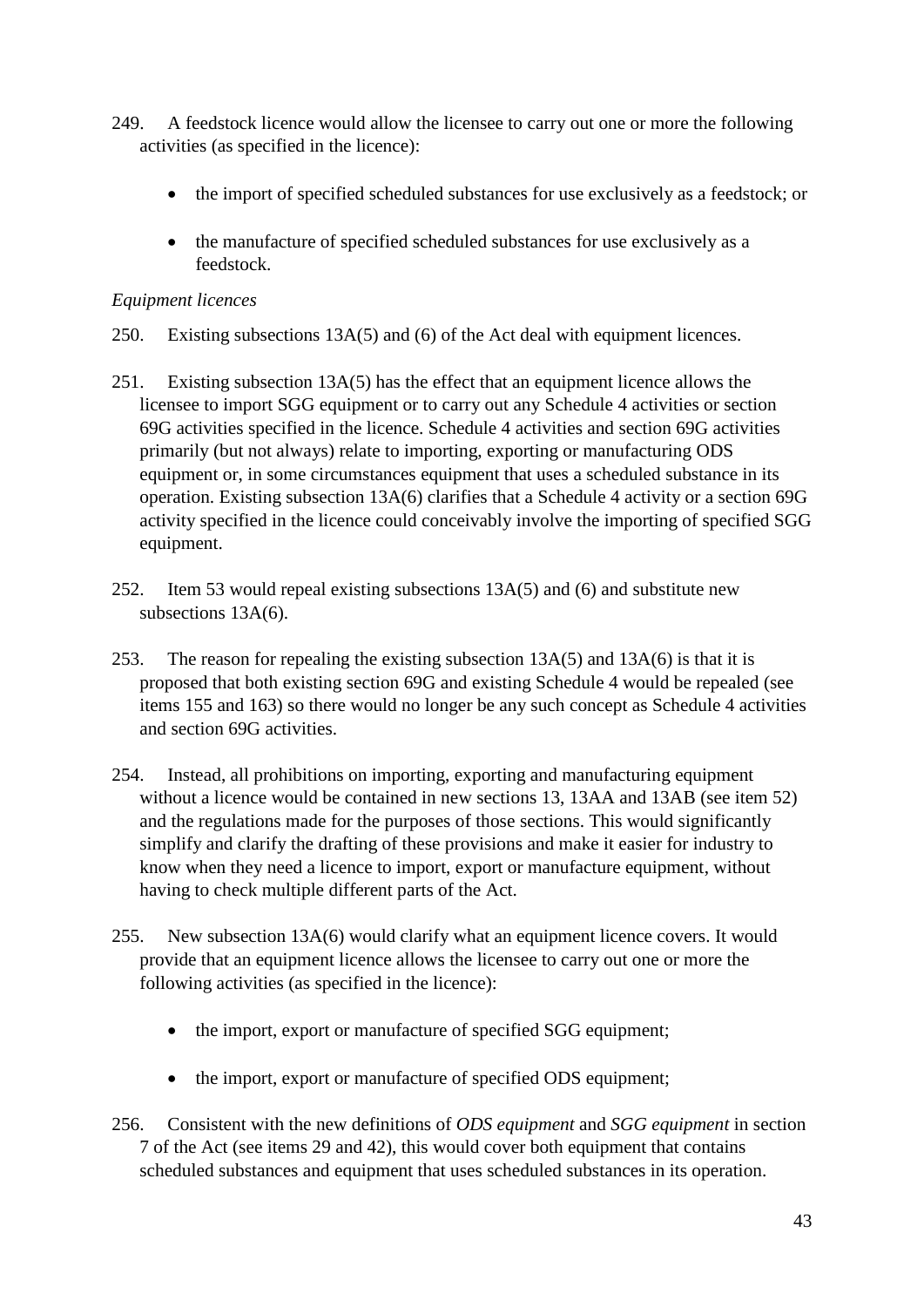249. A feedstock licence would allow the licensee to carry out one or more the following activities (as specified in the licence):

- the import of specified scheduled substances for use exclusively as a feedstock; or
- the manufacture of specified scheduled substances for use exclusively as a feedstock.

*Equipment licences*

250. Existing subsections 13A(5) and (6) of the Act deal with equipment licences.

251. Existing subsection 13A(5) has the effect that an equipment licence allows the licensee to import SGG equipment or to carry out any Schedule 4 activities or section 69G activities specified in the licence. Schedule 4 activities and section 69G activities primarily (but not always) relate to importing, exporting or manufacturing ODS equipment or, in some circumstances equipment that uses a scheduled substance in its operation. Existing subsection 13A(6) clarifies that a Schedule 4 activity or a section 69G activity specified in the licence could conceivably involve the importing of specified SGG equipment.

252. Item 53 would repeal existing subsections 13A(5) and (6) and substitute new subsections 13A(6).

253. The reason for repealing the existing subsection 13A(5) and 13A(6) is that it is proposed that both existing section 69G and existing Schedule 4 would be repealed (see items 155 and 163) so there would no longer be any such concept as Schedule 4 activities and section 69G activities.

254. Instead, all prohibitions on importing, exporting and manufacturing equipment without a licence would be contained in new sections 13, 13AA and 13AB (see item 52) and the regulations made for the purposes of those sections. This would significantly simplify and clarify the drafting of these provisions and make it easier for industry to know when they need a licence to import, export or manufacture equipment, without having to check multiple different parts of the Act.

255. New subsection 13A(6) would clarify what an equipment licence covers. It would provide that an equipment licence allows the licensee to carry out one or more the following activities (as specified in the licence):

- the import, export or manufacture of specified SGG equipment;
- the import, export or manufacture of specified ODS equipment;

256. Consistent with the new definitions of *ODS equipment* and *SGG equipment* in section 7 of the Act (see items 29 and 42), this would cover both equipment that contains scheduled substances and equipment that uses scheduled substances in its operation.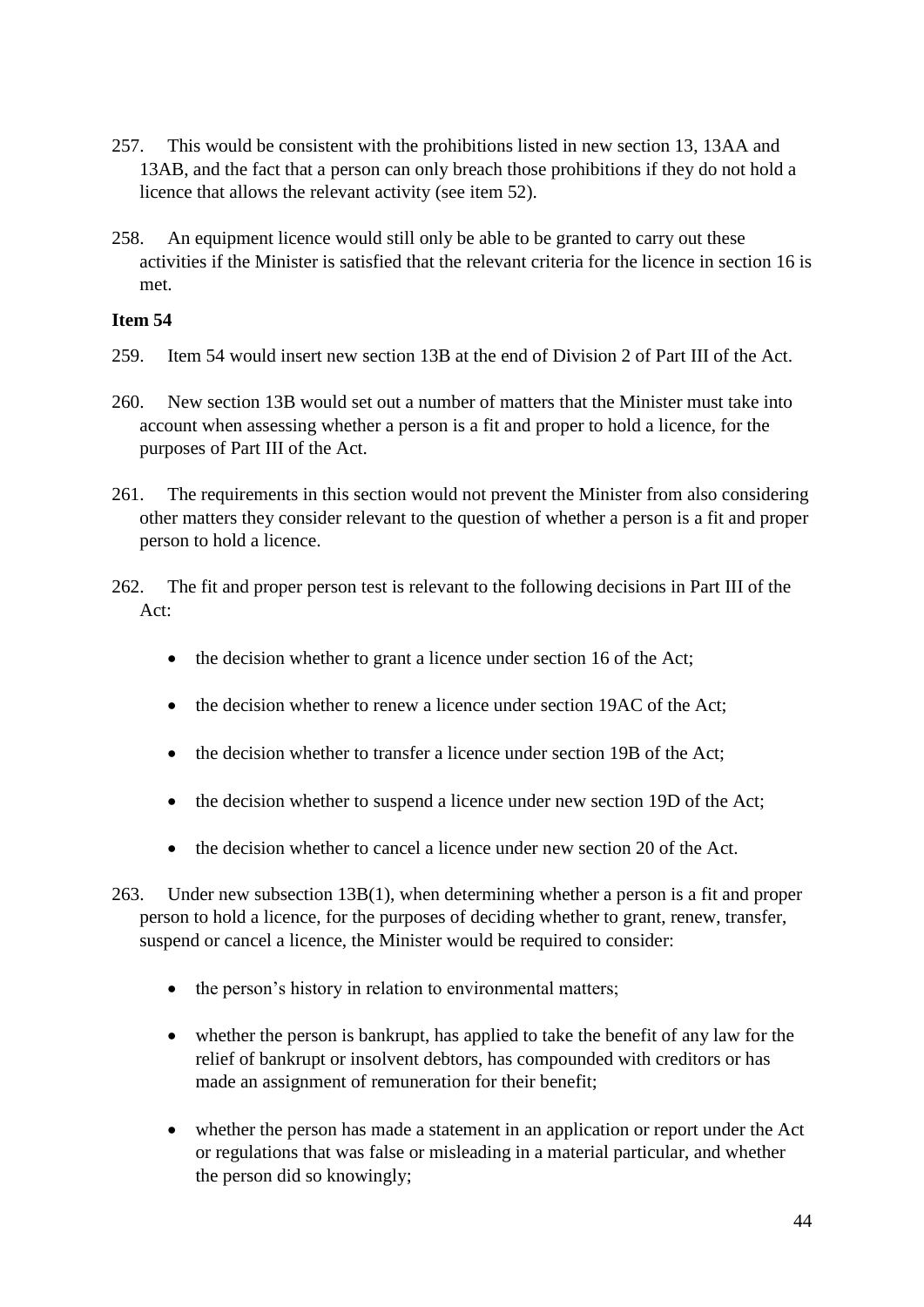257. This would be consistent with the prohibitions listed in new section 13, 13AA and 13AB, and the fact that a person can only breach those prohibitions if they do not hold a licence that allows the relevant activity (see item 52).

258. An equipment licence would still only be able to be granted to carry out these activities if the Minister is satisfied that the relevant criteria for the licence in section 16 is met.

**Item 54**

259. Item 54 would insert new section 13B at the end of Division 2 of Part III of the Act.

260. New section 13B would set out a number of matters that the Minister must take into account when assessing whether a person is a fit and proper to hold a licence, for the purposes of Part III of the Act.

261. The requirements in this section would not prevent the Minister from also considering other matters they consider relevant to the question of whether a person is a fit and proper person to hold a licence.

262. The fit and proper person test is relevant to the following decisions in Part III of the Act:

- the decision whether to grant a licence under section 16 of the Act;
- the decision whether to renew a licence under section 19AC of the Act;
- the decision whether to transfer a licence under section 19B of the Act;
- the decision whether to suspend a licence under new section 19D of the Act;
- the decision whether to cancel a licence under new section 20 of the Act.

263. Under new subsection 13B(1), when determining whether a person is a fit and proper person to hold a licence, for the purposes of deciding whether to grant, renew, transfer, suspend or cancel a licence, the Minister would be required to consider:

- the person's history in relation to environmental matters;
- whether the person is bankrupt, has applied to take the benefit of any law for the relief of bankrupt or insolvent debtors, has compounded with creditors or has made an assignment of remuneration for their benefit;
- whether the person has made a statement in an application or report under the Act or regulations that was false or misleading in a material particular, and whether the person did so knowingly;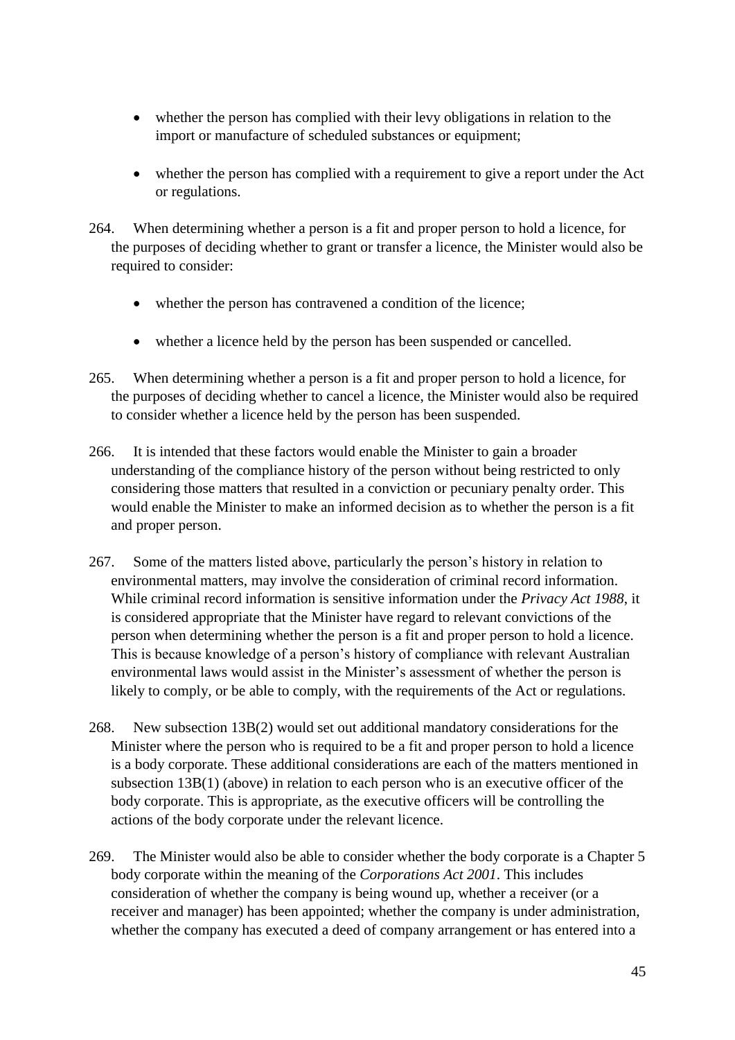- whether the person has complied with their levy obligations in relation to the import or manufacture of scheduled substances or equipment;

- whether the person has complied with a requirement to give a report under the Act or regulations.

264. When determining whether a person is a fit and proper person to hold a licence, for the purposes of deciding whether to grant or transfer a licence, the Minister would also be required to consider:

- whether the person has contravened a condition of the licence;

- whether a licence held by the person has been suspended or cancelled.

265. When determining whether a person is a fit and proper person to hold a licence, for the purposes of deciding whether to cancel a licence, the Minister would also be required to consider whether a licence held by the person has been suspended.

266. It is intended that these factors would enable the Minister to gain a broader understanding of the compliance history of the person without being restricted to only considering those matters that resulted in a conviction or pecuniary penalty order. This would enable the Minister to make an informed decision as to whether the person is a fit and proper person.

267. Some of the matters listed above, particularly the person's history in relation to environmental matters, may involve the consideration of criminal record information. While criminal record information is sensitive information under the *Privacy Act 1988*, it is considered appropriate that the Minister have regard to relevant convictions of the person when determining whether the person is a fit and proper person to hold a licence. This is because knowledge of a person's history of compliance with relevant Australian environmental laws would assist in the Minister's assessment of whether the person is likely to comply, or be able to comply, with the requirements of the Act or regulations.

268. New subsection 13B(2) would set out additional mandatory considerations for the Minister where the person who is required to be a fit and proper person to hold a licence is a body corporate. These additional considerations are each of the matters mentioned in subsection 13B(1) (above) in relation to each person who is an executive officer of the body corporate. This is appropriate, as the executive officers will be controlling the actions of the body corporate under the relevant licence.

269. The Minister would also be able to consider whether the body corporate is a Chapter 5 body corporate within the meaning of the *Corporations Act 2001*. This includes consideration of whether the company is being wound up, whether a receiver (or a receiver and manager) has been appointed; whether the company is under administration, whether the company has executed a deed of company arrangement or has entered into a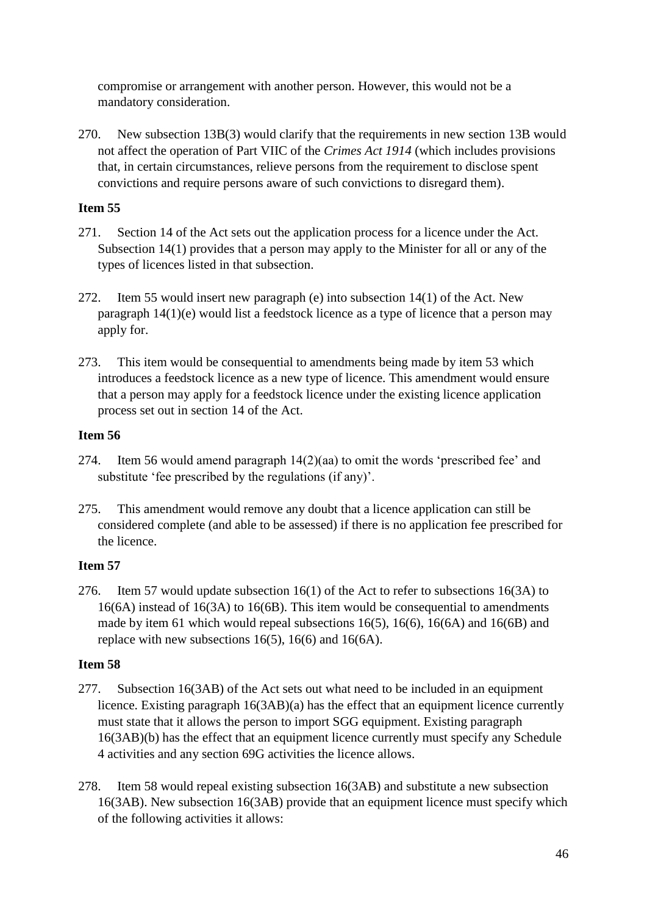compromise or arrangement with another person. However, this would not be a mandatory consideration.

270. New subsection 13B(3) would clarify that the requirements in new section 13B would not affect the operation of Part VIIC of the *Crimes Act 1914* (which includes provisions that, in certain circumstances, relieve persons from the requirement to disclose spent convictions and require persons aware of such convictions to disregard them).

**Item 55**

271. Section 14 of the Act sets out the application process for a licence under the Act. Subsection 14(1) provides that a person may apply to the Minister for all or any of the types of licences listed in that subsection.

272. Item 55 would insert new paragraph (e) into subsection 14(1) of the Act. New paragraph 14(1)(e) would list a feedstock licence as a type of licence that a person may apply for.

273. This item would be consequential to amendments being made by item 53 which introduces a feedstock licence as a new type of licence. This amendment would ensure that a person may apply for a feedstock licence under the existing licence application process set out in section 14 of the Act.

**Item 56**

274. Item 56 would amend paragraph 14(2)(aa) to omit the words 'prescribed fee' and substitute 'fee prescribed by the regulations (if any)'.

275. This amendment would remove any doubt that a licence application can still be considered complete (and able to be assessed) if there is no application fee prescribed for the licence.

**Item 57**

276. Item 57 would update subsection 16(1) of the Act to refer to subsections 16(3A) to 16(6A) instead of 16(3A) to 16(6B). This item would be consequential to amendments made by item 61 which would repeal subsections 16(5), 16(6), 16(6A) and 16(6B) and replace with new subsections 16(5), 16(6) and 16(6A).

**Item 58**

277. Subsection 16(3AB) of the Act sets out what need to be included in an equipment licence. Existing paragraph 16(3AB)(a) has the effect that an equipment licence currently must state that it allows the person to import SGG equipment. Existing paragraph 16(3AB)(b) has the effect that an equipment licence currently must specify any Schedule 4 activities and any section 69G activities the licence allows.

278. Item 58 would repeal existing subsection 16(3AB) and substitute a new subsection 16(3AB). New subsection 16(3AB) provide that an equipment licence must specify which of the following activities it allows: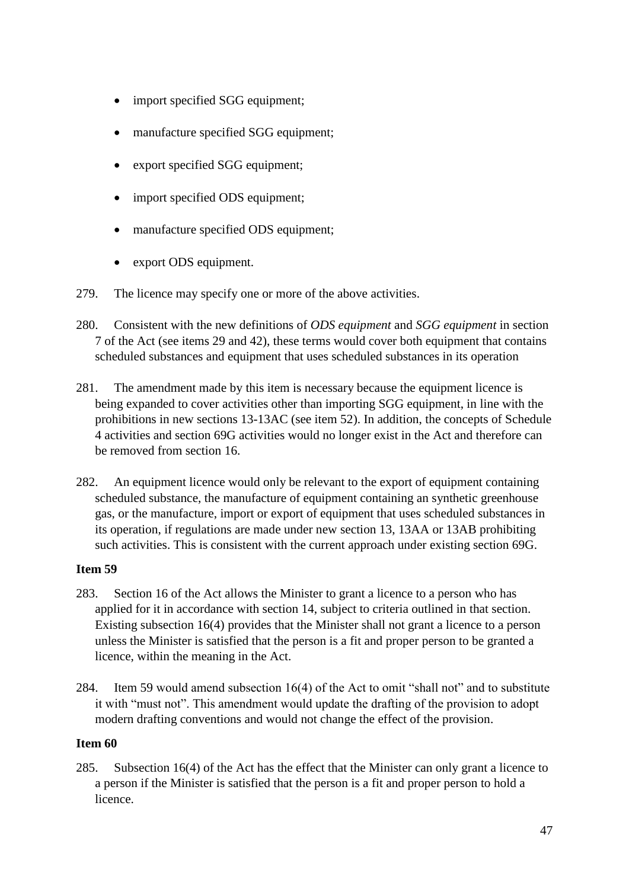- import specified SGG equipment;
- manufacture specified SGG equipment;
- export specified SGG equipment;
- import specified ODS equipment;
- manufacture specified ODS equipment;
- export ODS equipment.

279. The licence may specify one or more of the above activities.

280. Consistent with the new definitions of *ODS equipment* and *SGG equipment* in section 7 of the Act (see items 29 and 42), these terms would cover both equipment that contains scheduled substances and equipment that uses scheduled substances in its operation

281. The amendment made by this item is necessary because the equipment licence is being expanded to cover activities other than importing SGG equipment, in line with the prohibitions in new sections 13-13AC (see item 52). In addition, the concepts of Schedule 4 activities and section 69G activities would no longer exist in the Act and therefore can be removed from section 16.

282. An equipment licence would only be relevant to the export of equipment containing scheduled substance, the manufacture of equipment containing an synthetic greenhouse gas, or the manufacture, import or export of equipment that uses scheduled substances in its operation, if regulations are made under new section 13, 13AA or 13AB prohibiting such activities. This is consistent with the current approach under existing section 69G.

**Item 59**

283. Section 16 of the Act allows the Minister to grant a licence to a person who has applied for it in accordance with section 14, subject to criteria outlined in that section. Existing subsection 16(4) provides that the Minister shall not grant a licence to a person unless the Minister is satisfied that the person is a fit and proper person to be granted a licence, within the meaning in the Act.

284. Item 59 would amend subsection 16(4) of the Act to omit "shall not" and to substitute it with "must not". This amendment would update the drafting of the provision to adopt modern drafting conventions and would not change the effect of the provision.

**Item 60**

285. Subsection 16(4) of the Act has the effect that the Minister can only grant a licence to a person if the Minister is satisfied that the person is a fit and proper person to hold a licence.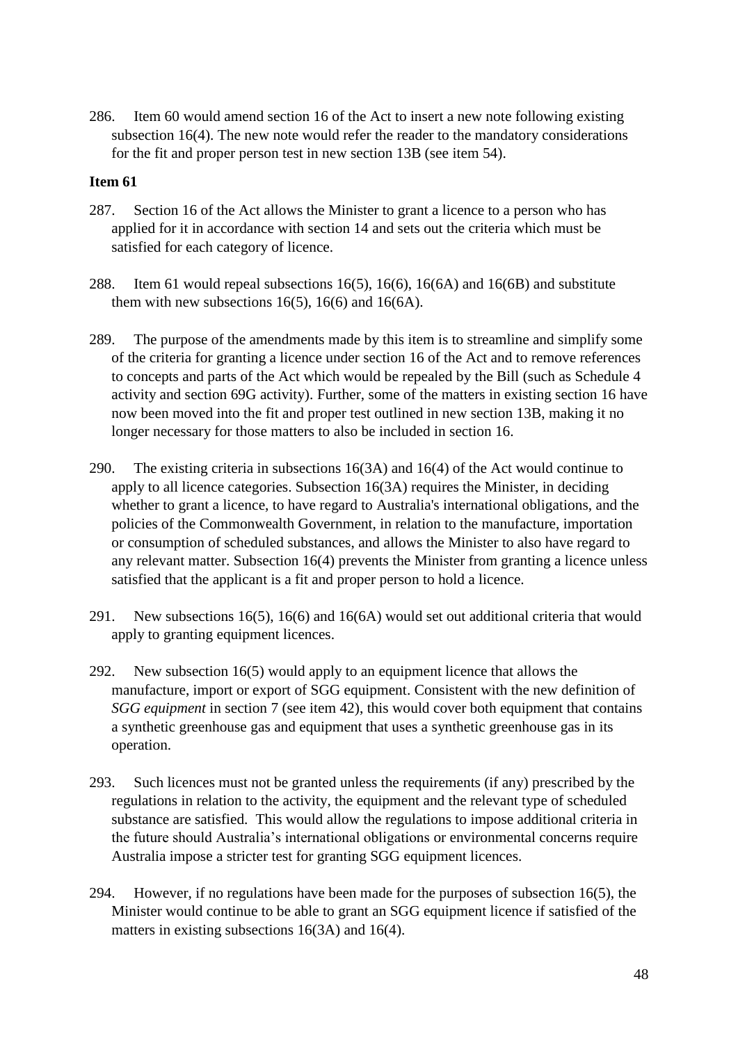286. Item 60 would amend section 16 of the Act to insert a new note following existing subsection 16(4). The new note would refer the reader to the mandatory considerations for the fit and proper person test in new section 13B (see item 54).

**Item 61**

287. Section 16 of the Act allows the Minister to grant a licence to a person who has applied for it in accordance with section 14 and sets out the criteria which must be satisfied for each category of licence.

288. Item 61 would repeal subsections 16(5), 16(6), 16(6A) and 16(6B) and substitute them with new subsections 16(5), 16(6) and 16(6A).

289. The purpose of the amendments made by this item is to streamline and simplify some of the criteria for granting a licence under section 16 of the Act and to remove references to concepts and parts of the Act which would be repealed by the Bill (such as Schedule 4 activity and section 69G activity). Further, some of the matters in existing section 16 have now been moved into the fit and proper test outlined in new section 13B, making it no longer necessary for those matters to also be included in section 16.

290. The existing criteria in subsections 16(3A) and 16(4) of the Act would continue to apply to all licence categories. Subsection 16(3A) requires the Minister, in deciding whether to grant a licence, to have regard to Australia's international obligations, and the policies of the Commonwealth Government, in relation to the manufacture, importation or consumption of scheduled substances, and allows the Minister to also have regard to any relevant matter. Subsection 16(4) prevents the Minister from granting a licence unless satisfied that the applicant is a fit and proper person to hold a licence.

291. New subsections 16(5), 16(6) and 16(6A) would set out additional criteria that would apply to granting equipment licences.

292. New subsection 16(5) would apply to an equipment licence that allows the manufacture, import or export of SGG equipment. Consistent with the new definition of *SGG equipment* in section 7 (see item 42), this would cover both equipment that contains a synthetic greenhouse gas and equipment that uses a synthetic greenhouse gas in its operation.

293. Such licences must not be granted unless the requirements (if any) prescribed by the regulations in relation to the activity, the equipment and the relevant type of scheduled substance are satisfied. This would allow the regulations to impose additional criteria in the future should Australia's international obligations or environmental concerns require Australia impose a stricter test for granting SGG equipment licences.

294. However, if no regulations have been made for the purposes of subsection 16(5), the Minister would continue to be able to grant an SGG equipment licence if satisfied of the matters in existing subsections 16(3A) and 16(4).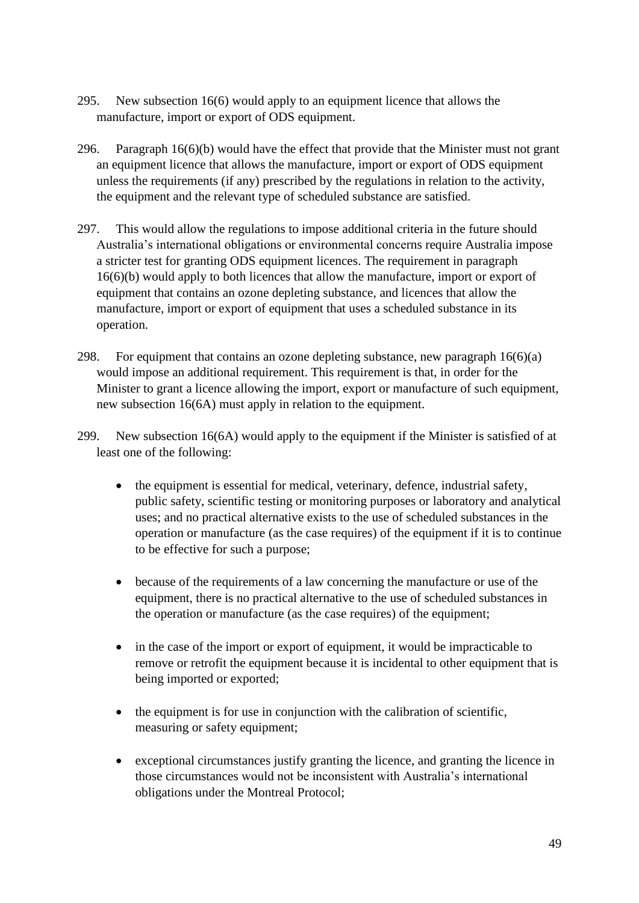295. New subsection 16(6) would apply to an equipment licence that allows the manufacture, import or export of ODS equipment.

296. Paragraph 16(6)(b) would have the effect that provide that the Minister must not grant an equipment licence that allows the manufacture, import or export of ODS equipment unless the requirements (if any) prescribed by the regulations in relation to the activity, the equipment and the relevant type of scheduled substance are satisfied.

297. This would allow the regulations to impose additional criteria in the future should Australia's international obligations or environmental concerns require Australia impose a stricter test for granting ODS equipment licences. The requirement in paragraph 16(6)(b) would apply to both licences that allow the manufacture, import or export of equipment that contains an ozone depleting substance, and licences that allow the manufacture, import or export of equipment that uses a scheduled substance in its operation.

298. For equipment that contains an ozone depleting substance, new paragraph 16(6)(a) would impose an additional requirement. This requirement is that, in order for the Minister to grant a licence allowing the import, export or manufacture of such equipment, new subsection 16(6A) must apply in relation to the equipment.

299. New subsection 16(6A) would apply to the equipment if the Minister is satisfied of at least one of the following:

- the equipment is essential for medical, veterinary, defence, industrial safety, public safety, scientific testing or monitoring purposes or laboratory and analytical uses; and no practical alternative exists to the use of scheduled substances in the operation or manufacture (as the case requires) of the equipment if it is to continue to be effective for such a purpose;
- because of the requirements of a law concerning the manufacture or use of the equipment, there is no practical alternative to the use of scheduled substances in the operation or manufacture (as the case requires) of the equipment;
- in the case of the import or export of equipment, it would be impracticable to remove or retrofit the equipment because it is incidental to other equipment that is being imported or exported;
- the equipment is for use in conjunction with the calibration of scientific, measuring or safety equipment;
- exceptional circumstances justify granting the licence, and granting the licence in those circumstances would not be inconsistent with Australia's international obligations under the Montreal Protocol;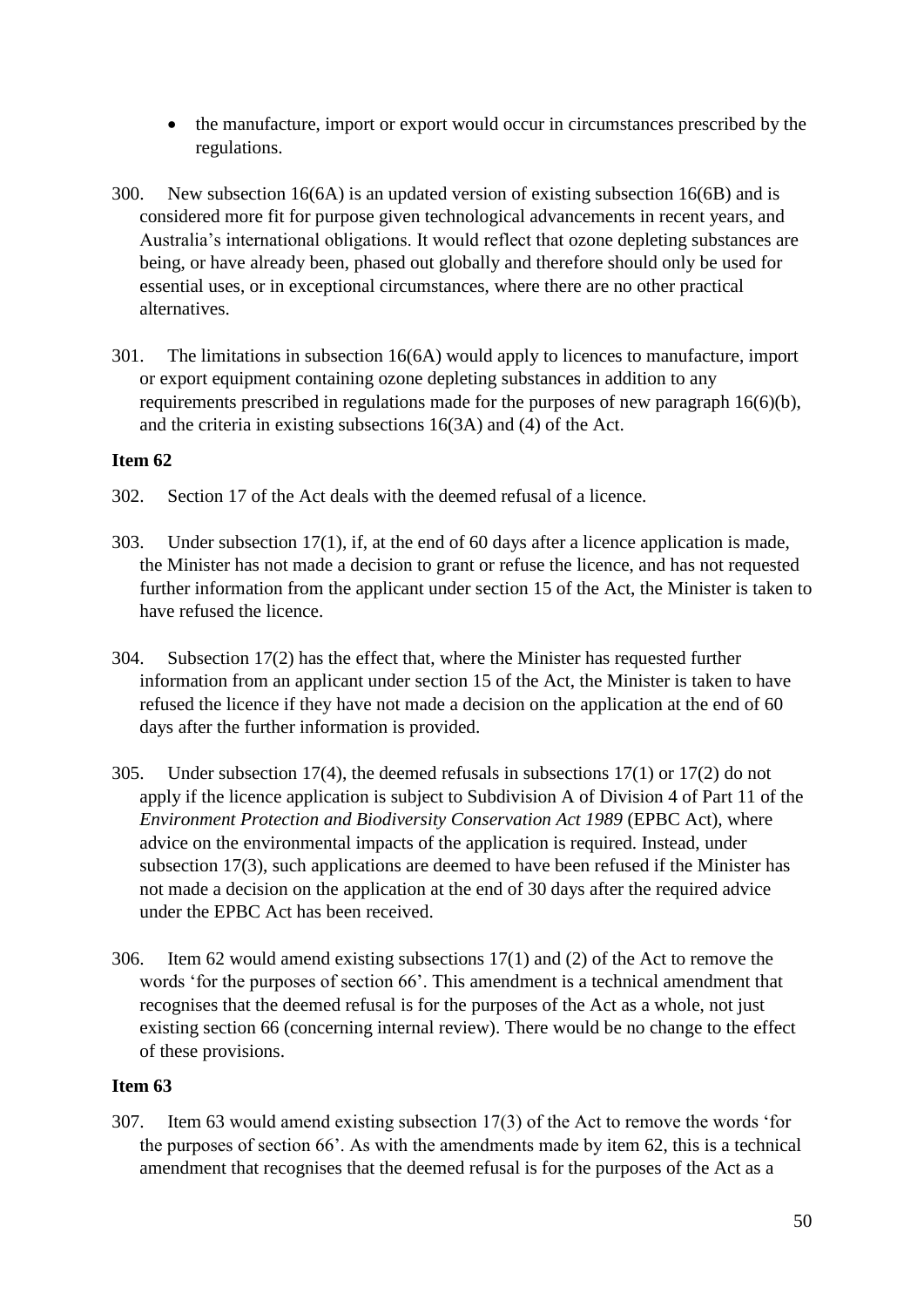- the manufacture, import or export would occur in circumstances prescribed by the regulations.

300. New subsection 16(6A) is an updated version of existing subsection 16(6B) and is considered more fit for purpose given technological advancements in recent years, and Australia's international obligations. It would reflect that ozone depleting substances are being, or have already been, phased out globally and therefore should only be used for essential uses, or in exceptional circumstances, where there are no other practical alternatives.

301. The limitations in subsection 16(6A) would apply to licences to manufacture, import or export equipment containing ozone depleting substances in addition to any requirements prescribed in regulations made for the purposes of new paragraph 16(6)(b), and the criteria in existing subsections 16(3A) and (4) of the Act.

**Item 62**

302. Section 17 of the Act deals with the deemed refusal of a licence.

303. Under subsection 17(1), if, at the end of 60 days after a licence application is made, the Minister has not made a decision to grant or refuse the licence, and has not requested further information from the applicant under section 15 of the Act, the Minister is taken to have refused the licence.

304. Subsection 17(2) has the effect that, where the Minister has requested further information from an applicant under section 15 of the Act, the Minister is taken to have refused the licence if they have not made a decision on the application at the end of 60 days after the further information is provided.

305. Under subsection 17(4), the deemed refusals in subsections 17(1) or 17(2) do not apply if the licence application is subject to Subdivision A of Division 4 of Part 11 of the *Environment Protection and Biodiversity Conservation Act 1989* (EPBC Act), where advice on the environmental impacts of the application is required. Instead, under subsection 17(3), such applications are deemed to have been refused if the Minister has not made a decision on the application at the end of 30 days after the required advice under the EPBC Act has been received.

306. Item 62 would amend existing subsections 17(1) and (2) of the Act to remove the words 'for the purposes of section 66'. This amendment is a technical amendment that recognises that the deemed refusal is for the purposes of the Act as a whole, not just existing section 66 (concerning internal review). There would be no change to the effect of these provisions.

**Item 63**

307. Item 63 would amend existing subsection 17(3) of the Act to remove the words 'for the purposes of section 66'. As with the amendments made by item 62, this is a technical amendment that recognises that the deemed refusal is for the purposes of the Act as a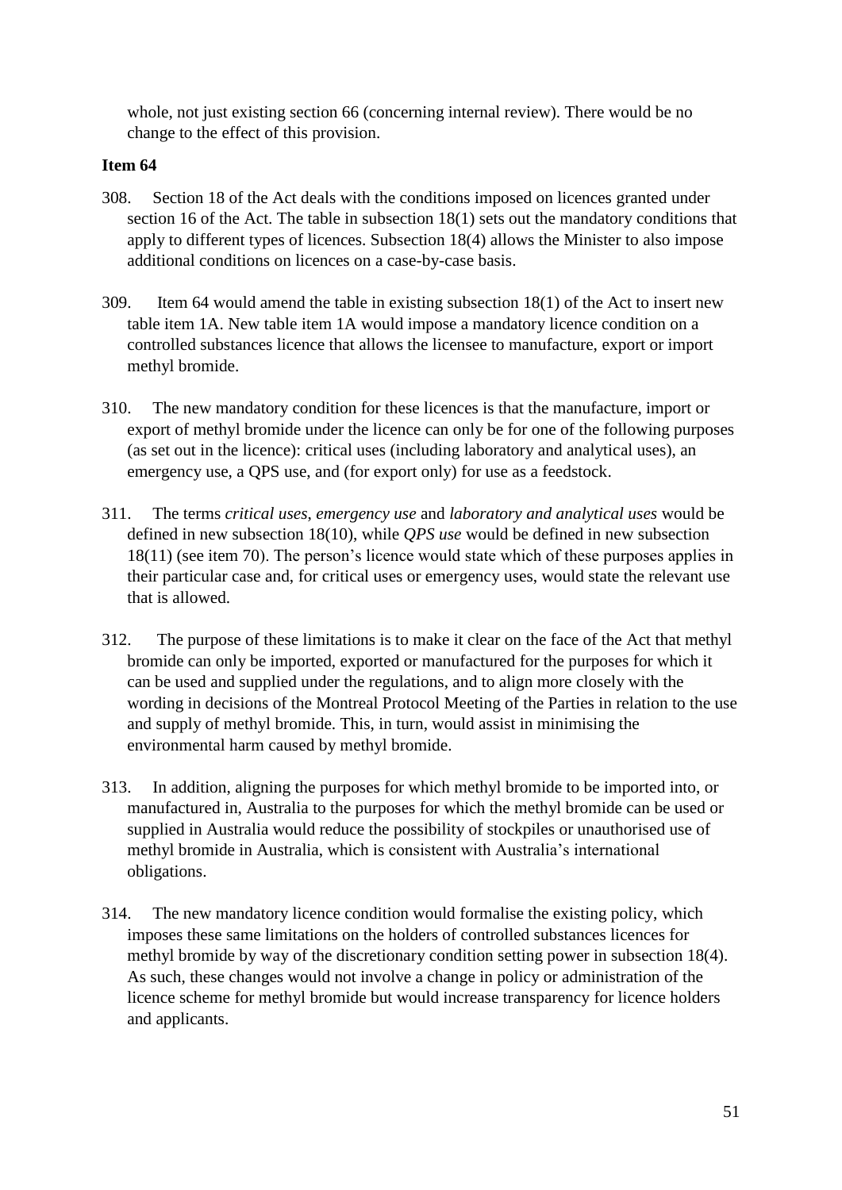whole, not just existing section 66 (concerning internal review). There would be no change to the effect of this provision.

**Item 64**

308. Section 18 of the Act deals with the conditions imposed on licences granted under section 16 of the Act. The table in subsection 18(1) sets out the mandatory conditions that apply to different types of licences. Subsection 18(4) allows the Minister to also impose additional conditions on licences on a case-by-case basis.

309. Item 64 would amend the table in existing subsection 18(1) of the Act to insert new table item 1A. New table item 1A would impose a mandatory licence condition on a controlled substances licence that allows the licensee to manufacture, export or import methyl bromide.

310. The new mandatory condition for these licences is that the manufacture, import or export of methyl bromide under the licence can only be for one of the following purposes (as set out in the licence): critical uses (including laboratory and analytical uses), an emergency use, a QPS use, and (for export only) for use as a feedstock.

311. The terms *critical uses*, *emergency use* and *laboratory and analytical uses* would be defined in new subsection 18(10), while *QPS use* would be defined in new subsection 18(11) (see item 70). The person's licence would state which of these purposes applies in their particular case and, for critical uses or emergency uses, would state the relevant use that is allowed.

312. The purpose of these limitations is to make it clear on the face of the Act that methyl bromide can only be imported, exported or manufactured for the purposes for which it can be used and supplied under the regulations, and to align more closely with the wording in decisions of the Montreal Protocol Meeting of the Parties in relation to the use and supply of methyl bromide. This, in turn, would assist in minimising the environmental harm caused by methyl bromide.

313. In addition, aligning the purposes for which methyl bromide to be imported into, or manufactured in, Australia to the purposes for which the methyl bromide can be used or supplied in Australia would reduce the possibility of stockpiles or unauthorised use of methyl bromide in Australia, which is consistent with Australia's international obligations.

314. The new mandatory licence condition would formalise the existing policy, which imposes these same limitations on the holders of controlled substances licences for methyl bromide by way of the discretionary condition setting power in subsection 18(4). As such, these changes would not involve a change in policy or administration of the licence scheme for methyl bromide but would increase transparency for licence holders and applicants.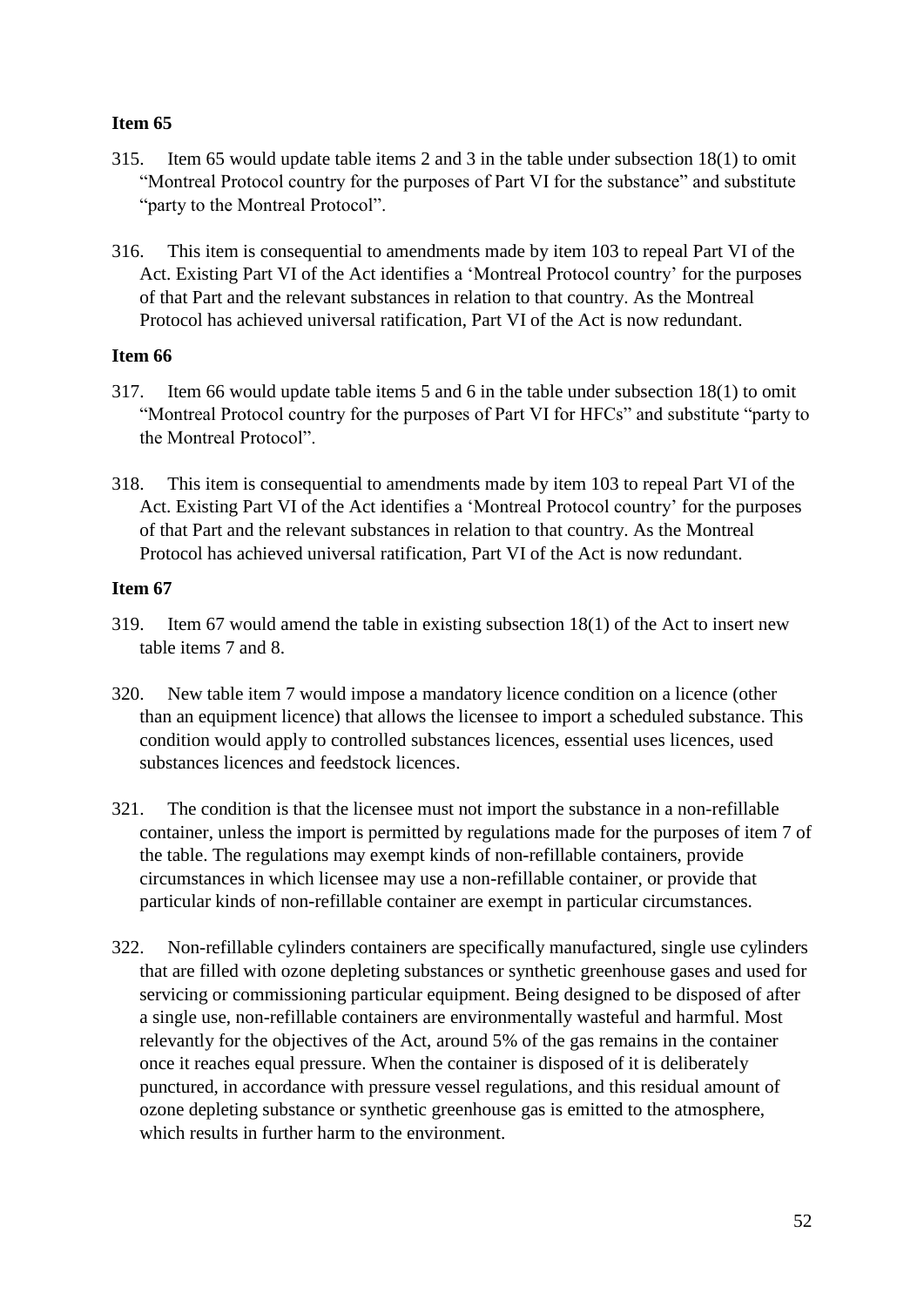**Item 65**

315. Item 65 would update table items 2 and 3 in the table under subsection 18(1) to omit "Montreal Protocol country for the purposes of Part VI for the substance" and substitute "party to the Montreal Protocol".

316. This item is consequential to amendments made by item 103 to repeal Part VI of the Act. Existing Part VI of the Act identifies a 'Montreal Protocol country' for the purposes of that Part and the relevant substances in relation to that country. As the Montreal Protocol has achieved universal ratification, Part VI of the Act is now redundant.

**Item 66**

317. Item 66 would update table items 5 and 6 in the table under subsection 18(1) to omit "Montreal Protocol country for the purposes of Part VI for HFCs" and substitute "party to the Montreal Protocol".

318. This item is consequential to amendments made by item 103 to repeal Part VI of the Act. Existing Part VI of the Act identifies a 'Montreal Protocol country' for the purposes of that Part and the relevant substances in relation to that country. As the Montreal Protocol has achieved universal ratification, Part VI of the Act is now redundant.

**Item 67**

319. Item 67 would amend the table in existing subsection 18(1) of the Act to insert new table items 7 and 8.

320. New table item 7 would impose a mandatory licence condition on a licence (other than an equipment licence) that allows the licensee to import a scheduled substance. This condition would apply to controlled substances licences, essential uses licences, used substances licences and feedstock licences.

321. The condition is that the licensee must not import the substance in a non-refillable container, unless the import is permitted by regulations made for the purposes of item 7 of the table. The regulations may exempt kinds of non-refillable containers, provide circumstances in which licensee may use a non-refillable container, or provide that particular kinds of non-refillable container are exempt in particular circumstances.

322. Non-refillable cylinders containers are specifically manufactured, single use cylinders that are filled with ozone depleting substances or synthetic greenhouse gases and used for servicing or commissioning particular equipment. Being designed to be disposed of after a single use, non-refillable containers are environmentally wasteful and harmful. Most relevantly for the objectives of the Act, around 5% of the gas remains in the container once it reaches equal pressure. When the container is disposed of it is deliberately punctured, in accordance with pressure vessel regulations, and this residual amount of ozone depleting substance or synthetic greenhouse gas is emitted to the atmosphere, which results in further harm to the environment.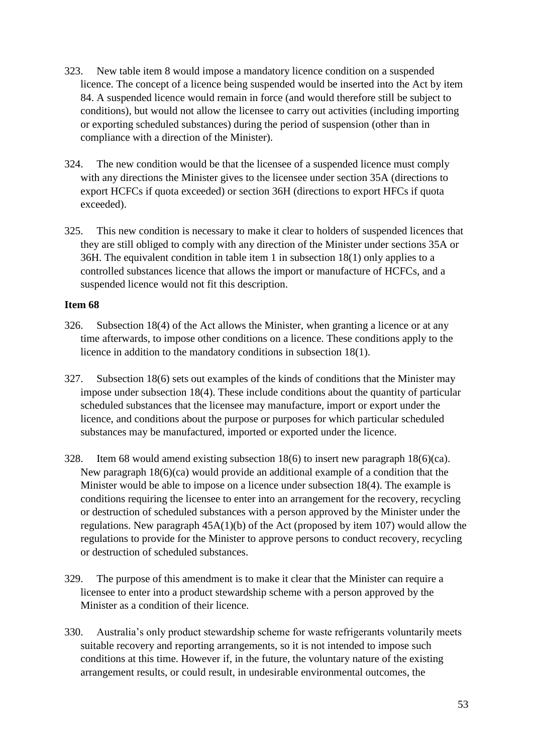323. New table item 8 would impose a mandatory licence condition on a suspended licence. The concept of a licence being suspended would be inserted into the Act by item 84. A suspended licence would remain in force (and would therefore still be subject to conditions), but would not allow the licensee to carry out activities (including importing or exporting scheduled substances) during the period of suspension (other than in compliance with a direction of the Minister).

324. The new condition would be that the licensee of a suspended licence must comply with any directions the Minister gives to the licensee under section 35A (directions to export HCFCs if quota exceeded) or section 36H (directions to export HFCs if quota exceeded).

325. This new condition is necessary to make it clear to holders of suspended licences that they are still obliged to comply with any direction of the Minister under sections 35A or 36H. The equivalent condition in table item 1 in subsection 18(1) only applies to a controlled substances licence that allows the import or manufacture of HCFCs, and a suspended licence would not fit this description.

**Item 68**

326. Subsection 18(4) of the Act allows the Minister, when granting a licence or at any time afterwards, to impose other conditions on a licence. These conditions apply to the licence in addition to the mandatory conditions in subsection 18(1).

327. Subsection 18(6) sets out examples of the kinds of conditions that the Minister may impose under subsection 18(4). These include conditions about the quantity of particular scheduled substances that the licensee may manufacture, import or export under the licence, and conditions about the purpose or purposes for which particular scheduled substances may be manufactured, imported or exported under the licence.

328. Item 68 would amend existing subsection 18(6) to insert new paragraph 18(6)(ca). New paragraph 18(6)(ca) would provide an additional example of a condition that the Minister would be able to impose on a licence under subsection 18(4). The example is conditions requiring the licensee to enter into an arrangement for the recovery, recycling or destruction of scheduled substances with a person approved by the Minister under the regulations. New paragraph 45A(1)(b) of the Act (proposed by item 107) would allow the regulations to provide for the Minister to approve persons to conduct recovery, recycling or destruction of scheduled substances.

329. The purpose of this amendment is to make it clear that the Minister can require a licensee to enter into a product stewardship scheme with a person approved by the Minister as a condition of their licence.

330. Australia's only product stewardship scheme for waste refrigerants voluntarily meets suitable recovery and reporting arrangements, so it is not intended to impose such conditions at this time. However if, in the future, the voluntary nature of the existing arrangement results, or could result, in undesirable environmental outcomes, the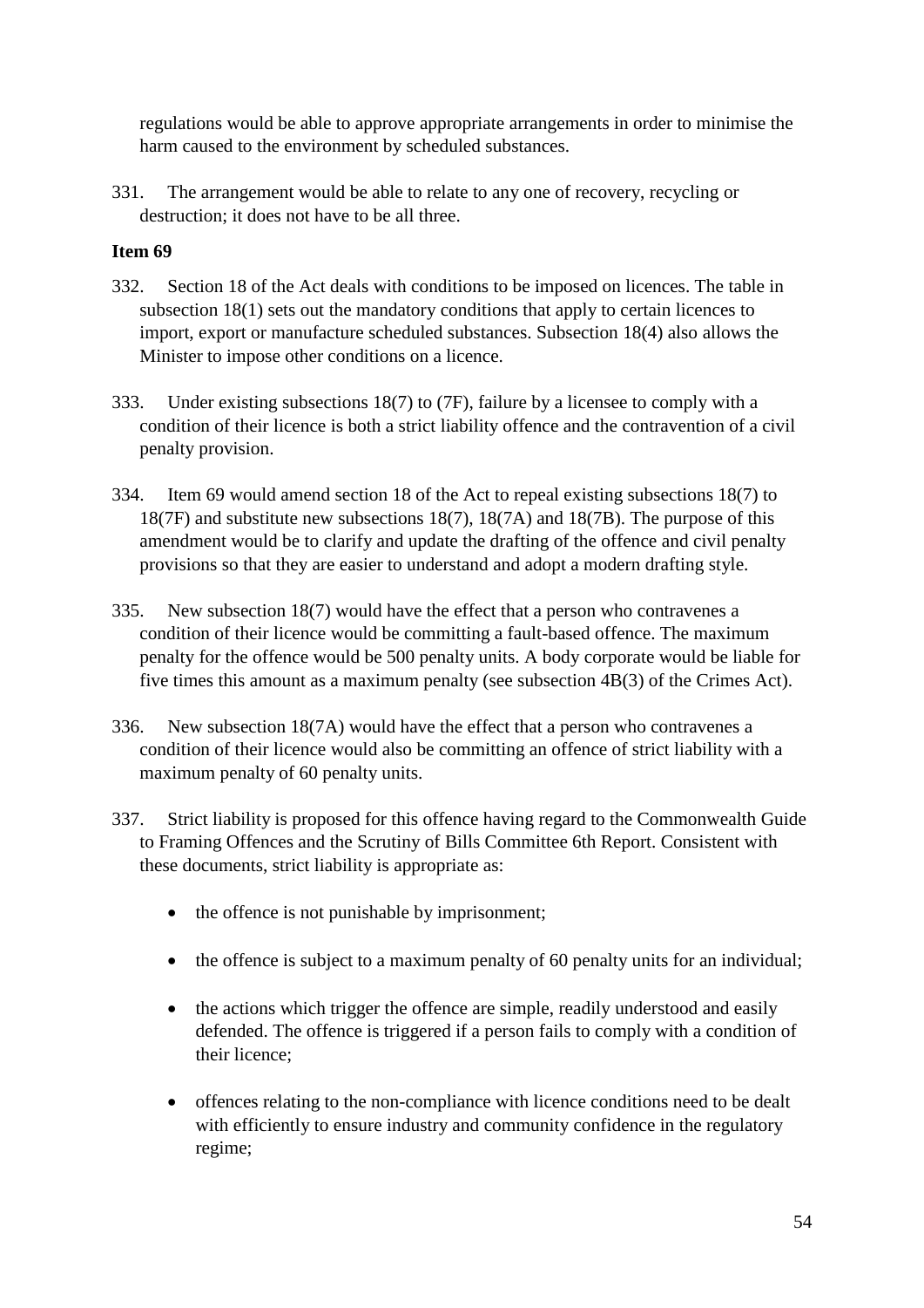regulations would be able to approve appropriate arrangements in order to minimise the harm caused to the environment by scheduled substances.

331. The arrangement would be able to relate to any one of recovery, recycling or destruction; it does not have to be all three.

**Item 69**

332. Section 18 of the Act deals with conditions to be imposed on licences. The table in subsection 18(1) sets out the mandatory conditions that apply to certain licences to import, export or manufacture scheduled substances. Subsection 18(4) also allows the Minister to impose other conditions on a licence.

333. Under existing subsections 18(7) to (7F), failure by a licensee to comply with a condition of their licence is both a strict liability offence and the contravention of a civil penalty provision.

334. Item 69 would amend section 18 of the Act to repeal existing subsections 18(7) to 18(7F) and substitute new subsections 18(7), 18(7A) and 18(7B). The purpose of this amendment would be to clarify and update the drafting of the offence and civil penalty provisions so that they are easier to understand and adopt a modern drafting style.

335. New subsection 18(7) would have the effect that a person who contravenes a condition of their licence would be committing a fault-based offence. The maximum penalty for the offence would be 500 penalty units. A body corporate would be liable for five times this amount as a maximum penalty (see subsection 4B(3) of the Crimes Act).

336. New subsection 18(7A) would have the effect that a person who contravenes a condition of their licence would also be committing an offence of strict liability with a maximum penalty of 60 penalty units.

337. Strict liability is proposed for this offence having regard to the Commonwealth Guide to Framing Offences and the Scrutiny of Bills Committee 6th Report. Consistent with these documents, strict liability is appropriate as:

- the offence is not punishable by imprisonment;
- the offence is subject to a maximum penalty of 60 penalty units for an individual;
- the actions which trigger the offence are simple, readily understood and easily defended. The offence is triggered if a person fails to comply with a condition of their licence;
- offences relating to the non-compliance with licence conditions need to be dealt with efficiently to ensure industry and community confidence in the regulatory regime;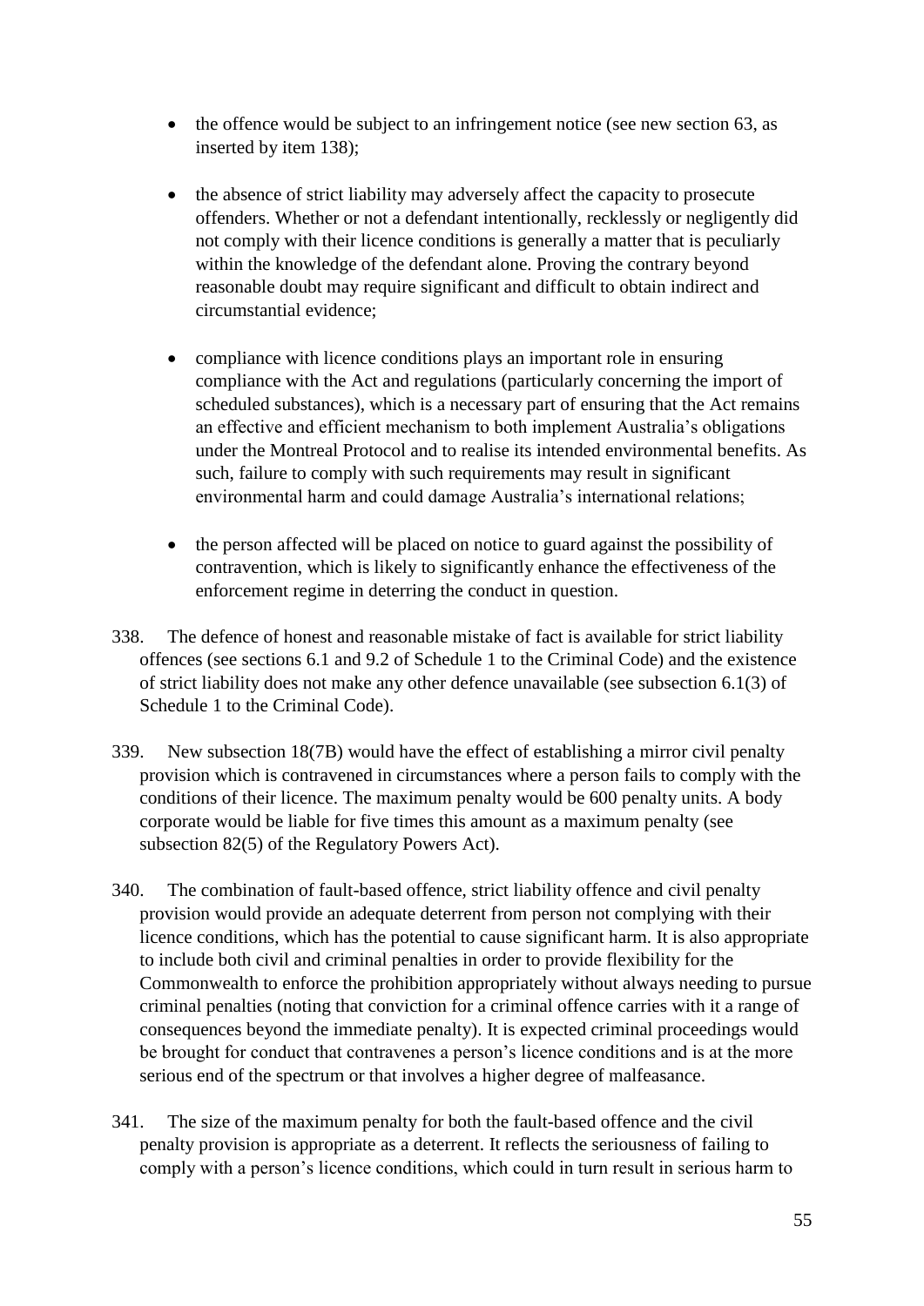- the offence would be subject to an infringement notice (see new section 63, as inserted by item 138);

- the absence of strict liability may adversely affect the capacity to prosecute offenders. Whether or not a defendant intentionally, recklessly or negligently did not comply with their licence conditions is generally a matter that is peculiarly within the knowledge of the defendant alone. Proving the contrary beyond reasonable doubt may require significant and difficult to obtain indirect and circumstantial evidence;

- compliance with licence conditions plays an important role in ensuring compliance with the Act and regulations (particularly concerning the import of scheduled substances), which is a necessary part of ensuring that the Act remains an effective and efficient mechanism to both implement Australia's obligations under the Montreal Protocol and to realise its intended environmental benefits. As such, failure to comply with such requirements may result in significant environmental harm and could damage Australia's international relations;

- the person affected will be placed on notice to guard against the possibility of contravention, which is likely to significantly enhance the effectiveness of the enforcement regime in deterring the conduct in question.

338. The defence of honest and reasonable mistake of fact is available for strict liability offences (see sections 6.1 and 9.2 of Schedule 1 to the Criminal Code) and the existence of strict liability does not make any other defence unavailable (see subsection 6.1(3) of Schedule 1 to the Criminal Code).

339. New subsection 18(7B) would have the effect of establishing a mirror civil penalty provision which is contravened in circumstances where a person fails to comply with the conditions of their licence. The maximum penalty would be 600 penalty units. A body corporate would be liable for five times this amount as a maximum penalty (see subsection 82(5) of the Regulatory Powers Act).

340. The combination of fault-based offence, strict liability offence and civil penalty provision would provide an adequate deterrent from person not complying with their licence conditions, which has the potential to cause significant harm. It is also appropriate to include both civil and criminal penalties in order to provide flexibility for the Commonwealth to enforce the prohibition appropriately without always needing to pursue criminal penalties (noting that conviction for a criminal offence carries with it a range of consequences beyond the immediate penalty). It is expected criminal proceedings would be brought for conduct that contravenes a person's licence conditions and is at the more serious end of the spectrum or that involves a higher degree of malfeasance.

341. The size of the maximum penalty for both the fault-based offence and the civil penalty provision is appropriate as a deterrent. It reflects the seriousness of failing to comply with a person's licence conditions, which could in turn result in serious harm to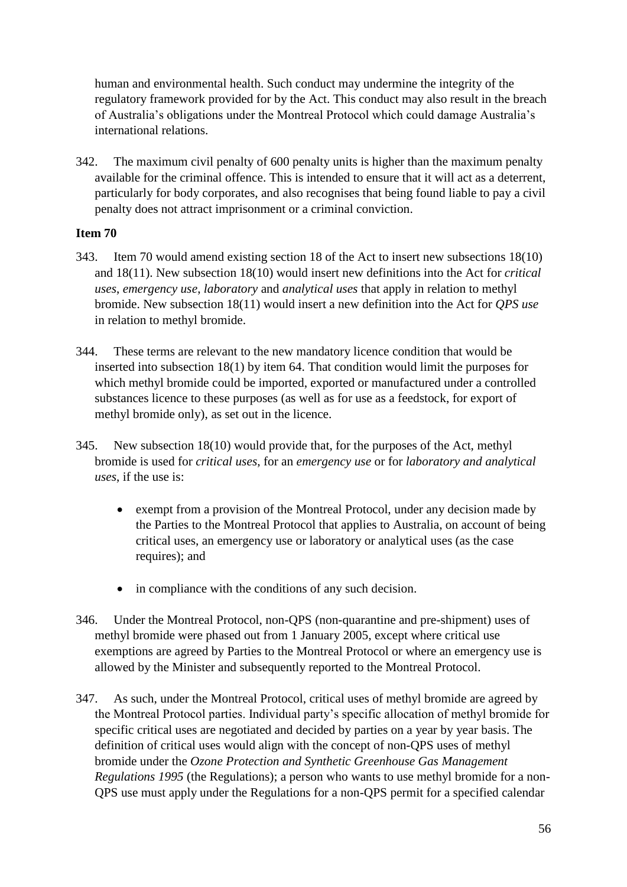human and environmental health. Such conduct may undermine the integrity of the regulatory framework provided for by the Act. This conduct may also result in the breach of Australia's obligations under the Montreal Protocol which could damage Australia's international relations.

342. The maximum civil penalty of 600 penalty units is higher than the maximum penalty available for the criminal offence. This is intended to ensure that it will act as a deterrent, particularly for body corporates, and also recognises that being found liable to pay a civil penalty does not attract imprisonment or a criminal conviction.

**Item 70**

343. Item 70 would amend existing section 18 of the Act to insert new subsections 18(10) and 18(11). New subsection 18(10) would insert new definitions into the Act for *critical uses*, *emergency use*, *laboratory* and *analytical uses* that apply in relation to methyl bromide. New subsection 18(11) would insert a new definition into the Act for *QPS use* in relation to methyl bromide.

344. These terms are relevant to the new mandatory licence condition that would be inserted into subsection 18(1) by item 64. That condition would limit the purposes for which methyl bromide could be imported, exported or manufactured under a controlled substances licence to these purposes (as well as for use as a feedstock, for export of methyl bromide only), as set out in the licence.

345. New subsection 18(10) would provide that, for the purposes of the Act, methyl bromide is used for *critical uses*, for an *emergency use* or for *laboratory and analytical uses*, if the use is:

- exempt from a provision of the Montreal Protocol, under any decision made by the Parties to the Montreal Protocol that applies to Australia, on account of being critical uses, an emergency use or laboratory or analytical uses (as the case requires); and
- in compliance with the conditions of any such decision.

346. Under the Montreal Protocol, non-QPS (non-quarantine and pre-shipment) uses of methyl bromide were phased out from 1 January 2005, except where critical use exemptions are agreed by Parties to the Montreal Protocol or where an emergency use is allowed by the Minister and subsequently reported to the Montreal Protocol.

347. As such, under the Montreal Protocol, critical uses of methyl bromide are agreed by the Montreal Protocol parties. Individual party's specific allocation of methyl bromide for specific critical uses are negotiated and decided by parties on a year by year basis. The definition of critical uses would align with the concept of non-QPS uses of methyl bromide under the *Ozone Protection and Synthetic Greenhouse Gas Management Regulations 1995* (the Regulations); a person who wants to use methyl bromide for a non-QPS use must apply under the Regulations for a non-QPS permit for a specified calendar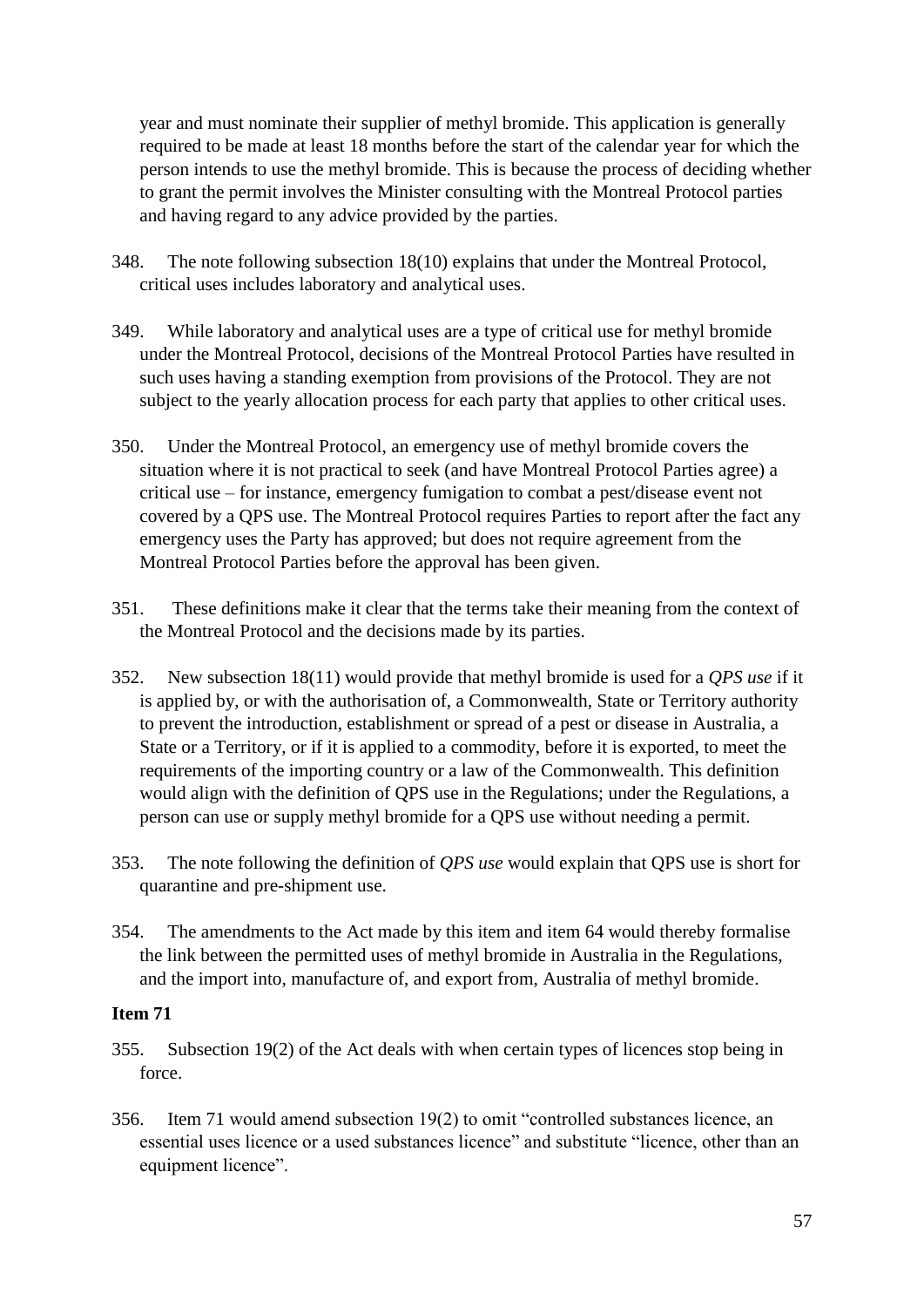year and must nominate their supplier of methyl bromide. This application is generally required to be made at least 18 months before the start of the calendar year for which the person intends to use the methyl bromide. This is because the process of deciding whether to grant the permit involves the Minister consulting with the Montreal Protocol parties and having regard to any advice provided by the parties.

348. The note following subsection 18(10) explains that under the Montreal Protocol, critical uses includes laboratory and analytical uses.

349. While laboratory and analytical uses are a type of critical use for methyl bromide under the Montreal Protocol, decisions of the Montreal Protocol Parties have resulted in such uses having a standing exemption from provisions of the Protocol. They are not subject to the yearly allocation process for each party that applies to other critical uses.

350. Under the Montreal Protocol, an emergency use of methyl bromide covers the situation where it is not practical to seek (and have Montreal Protocol Parties agree) a critical use – for instance, emergency fumigation to combat a pest/disease event not covered by a QPS use. The Montreal Protocol requires Parties to report after the fact any emergency uses the Party has approved; but does not require agreement from the Montreal Protocol Parties before the approval has been given.

351. These definitions make it clear that the terms take their meaning from the context of the Montreal Protocol and the decisions made by its parties.

352. New subsection 18(11) would provide that methyl bromide is used for a *QPS use* if it is applied by, or with the authorisation of, a Commonwealth, State or Territory authority to prevent the introduction, establishment or spread of a pest or disease in Australia, a State or a Territory, or if it is applied to a commodity, before it is exported, to meet the requirements of the importing country or a law of the Commonwealth. This definition would align with the definition of QPS use in the Regulations; under the Regulations, a person can use or supply methyl bromide for a QPS use without needing a permit.

353. The note following the definition of *QPS use* would explain that QPS use is short for quarantine and pre-shipment use.

354. The amendments to the Act made by this item and item 64 would thereby formalise the link between the permitted uses of methyl bromide in Australia in the Regulations, and the import into, manufacture of, and export from, Australia of methyl bromide.

**Item 71**

355. Subsection 19(2) of the Act deals with when certain types of licences stop being in force.

356. Item 71 would amend subsection 19(2) to omit "controlled substances licence, an essential uses licence or a used substances licence" and substitute "licence, other than an equipment licence".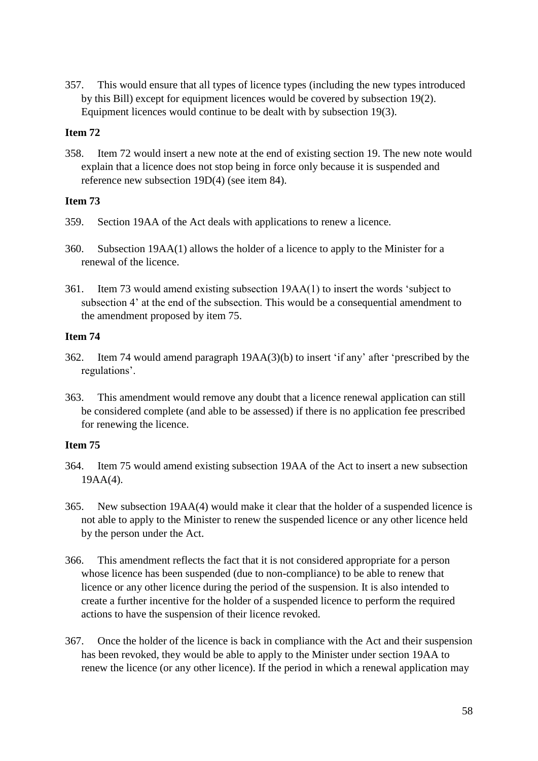357. This would ensure that all types of licence types (including the new types introduced by this Bill) except for equipment licences would be covered by subsection 19(2). Equipment licences would continue to be dealt with by subsection 19(3).

**Item 72**

358. Item 72 would insert a new note at the end of existing section 19. The new note would explain that a licence does not stop being in force only because it is suspended and reference new subsection 19D(4) (see item 84).

**Item 73**

359. Section 19AA of the Act deals with applications to renew a licence.

360. Subsection 19AA(1) allows the holder of a licence to apply to the Minister for a renewal of the licence.

361. Item 73 would amend existing subsection 19AA(1) to insert the words 'subject to subsection 4' at the end of the subsection. This would be a consequential amendment to the amendment proposed by item 75.

**Item 74**

362. Item 74 would amend paragraph 19AA(3)(b) to insert 'if any' after 'prescribed by the regulations'.

363. This amendment would remove any doubt that a licence renewal application can still be considered complete (and able to be assessed) if there is no application fee prescribed for renewing the licence.

**Item 75**

364. Item 75 would amend existing subsection 19AA of the Act to insert a new subsection 19AA(4).

365. New subsection 19AA(4) would make it clear that the holder of a suspended licence is not able to apply to the Minister to renew the suspended licence or any other licence held by the person under the Act.

366. This amendment reflects the fact that it is not considered appropriate for a person whose licence has been suspended (due to non-compliance) to be able to renew that licence or any other licence during the period of the suspension. It is also intended to create a further incentive for the holder of a suspended licence to perform the required actions to have the suspension of their licence revoked.

367. Once the holder of the licence is back in compliance with the Act and their suspension has been revoked, they would be able to apply to the Minister under section 19AA to renew the licence (or any other licence). If the period in which a renewal application may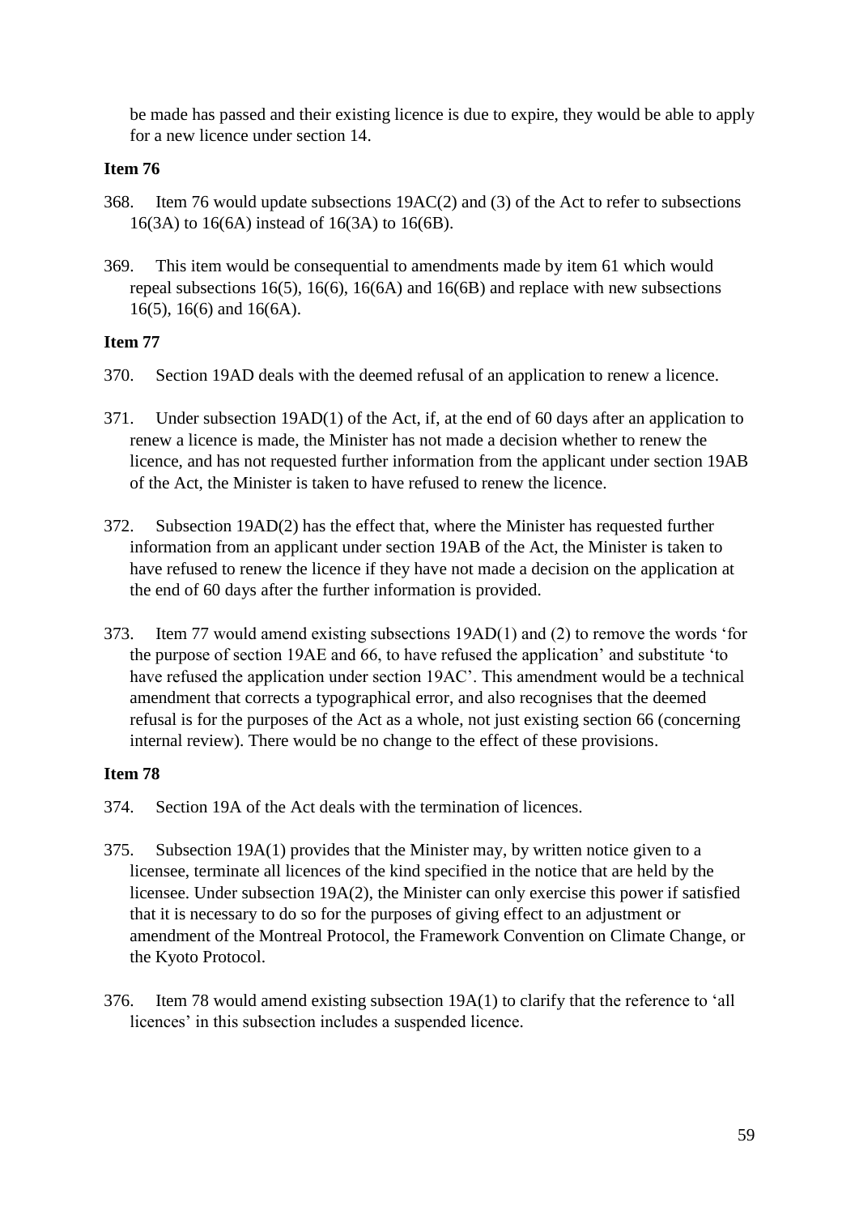be made has passed and their existing licence is due to expire, they would be able to apply for a new licence under section 14.

**Item 76**

368. Item 76 would update subsections 19AC(2) and (3) of the Act to refer to subsections 16(3A) to 16(6A) instead of 16(3A) to 16(6B).

369. This item would be consequential to amendments made by item 61 which would repeal subsections 16(5), 16(6), 16(6A) and 16(6B) and replace with new subsections 16(5), 16(6) and 16(6A).

**Item 77**

370. Section 19AD deals with the deemed refusal of an application to renew a licence.

371. Under subsection 19AD(1) of the Act, if, at the end of 60 days after an application to renew a licence is made, the Minister has not made a decision whether to renew the licence, and has not requested further information from the applicant under section 19AB of the Act, the Minister is taken to have refused to renew the licence.

372. Subsection 19AD(2) has the effect that, where the Minister has requested further information from an applicant under section 19AB of the Act, the Minister is taken to have refused to renew the licence if they have not made a decision on the application at the end of 60 days after the further information is provided.

373. Item 77 would amend existing subsections 19AD(1) and (2) to remove the words 'for the purpose of section 19AE and 66, to have refused the application' and substitute 'to have refused the application under section 19AC'. This amendment would be a technical amendment that corrects a typographical error, and also recognises that the deemed refusal is for the purposes of the Act as a whole, not just existing section 66 (concerning internal review). There would be no change to the effect of these provisions.

**Item 78**

374. Section 19A of the Act deals with the termination of licences.

375. Subsection 19A(1) provides that the Minister may, by written notice given to a licensee, terminate all licences of the kind specified in the notice that are held by the licensee. Under subsection 19A(2), the Minister can only exercise this power if satisfied that it is necessary to do so for the purposes of giving effect to an adjustment or amendment of the Montreal Protocol, the Framework Convention on Climate Change, or the Kyoto Protocol.

376. Item 78 would amend existing subsection 19A(1) to clarify that the reference to 'all licences' in this subsection includes a suspended licence.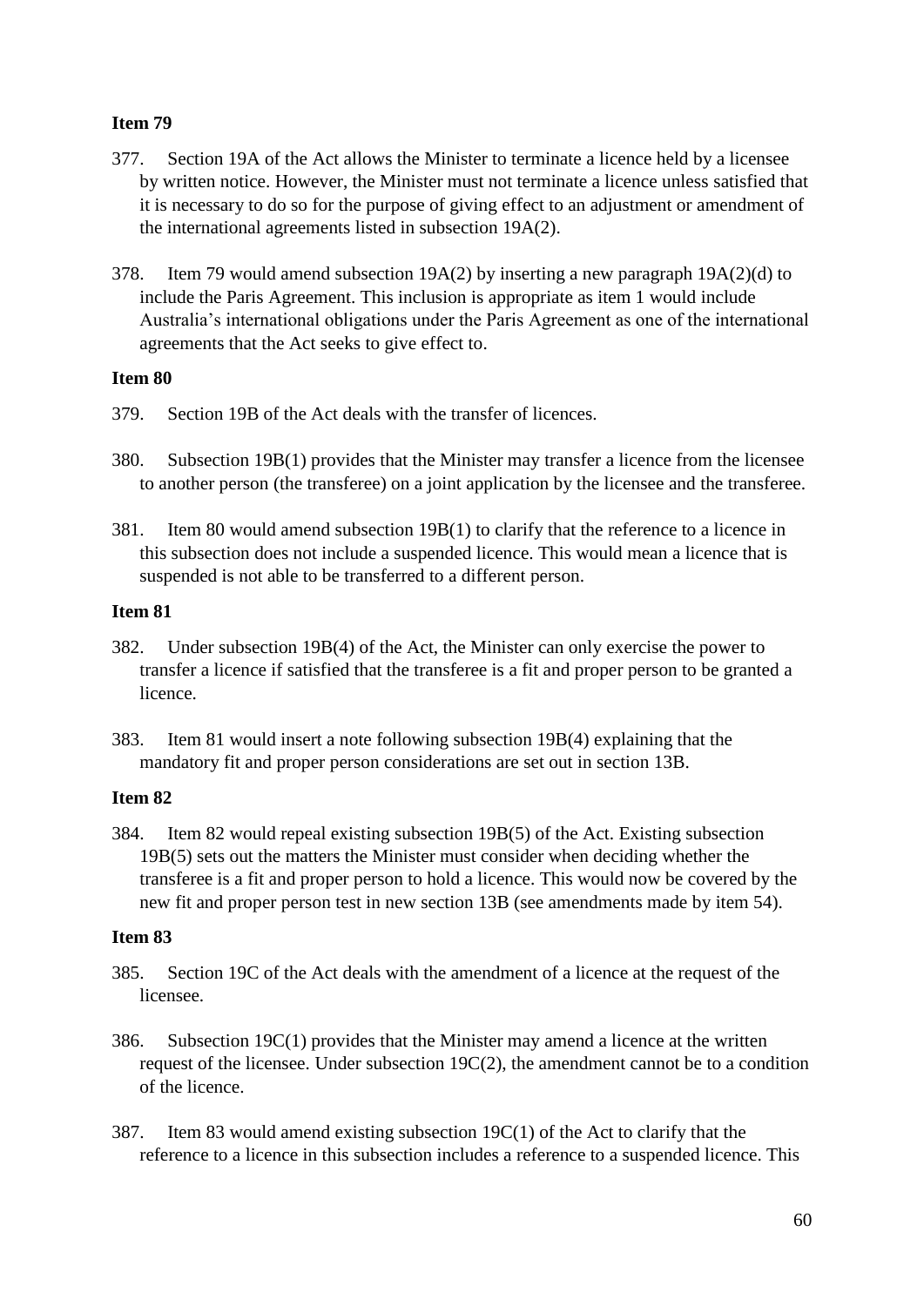**Item 79**

377. Section 19A of the Act allows the Minister to terminate a licence held by a licensee by written notice. However, the Minister must not terminate a licence unless satisfied that it is necessary to do so for the purpose of giving effect to an adjustment or amendment of the international agreements listed in subsection 19A(2).

378. Item 79 would amend subsection 19A(2) by inserting a new paragraph 19A(2)(d) to include the Paris Agreement. This inclusion is appropriate as item 1 would include Australia's international obligations under the Paris Agreement as one of the international agreements that the Act seeks to give effect to.

**Item 80**

379. Section 19B of the Act deals with the transfer of licences.

380. Subsection 19B(1) provides that the Minister may transfer a licence from the licensee to another person (the transferee) on a joint application by the licensee and the transferee.

381. Item 80 would amend subsection 19B(1) to clarify that the reference to a licence in this subsection does not include a suspended licence. This would mean a licence that is suspended is not able to be transferred to a different person.

**Item 81**

382. Under subsection 19B(4) of the Act, the Minister can only exercise the power to transfer a licence if satisfied that the transferee is a fit and proper person to be granted a licence.

383. Item 81 would insert a note following subsection 19B(4) explaining that the mandatory fit and proper person considerations are set out in section 13B.

**Item 82**

384. Item 82 would repeal existing subsection 19B(5) of the Act. Existing subsection 19B(5) sets out the matters the Minister must consider when deciding whether the transferee is a fit and proper person to hold a licence. This would now be covered by the new fit and proper person test in new section 13B (see amendments made by item 54).

**Item 83**

385. Section 19C of the Act deals with the amendment of a licence at the request of the licensee.

386. Subsection 19C(1) provides that the Minister may amend a licence at the written request of the licensee. Under subsection 19C(2), the amendment cannot be to a condition of the licence.

387. Item 83 would amend existing subsection 19C(1) of the Act to clarify that the reference to a licence in this subsection includes a reference to a suspended licence. This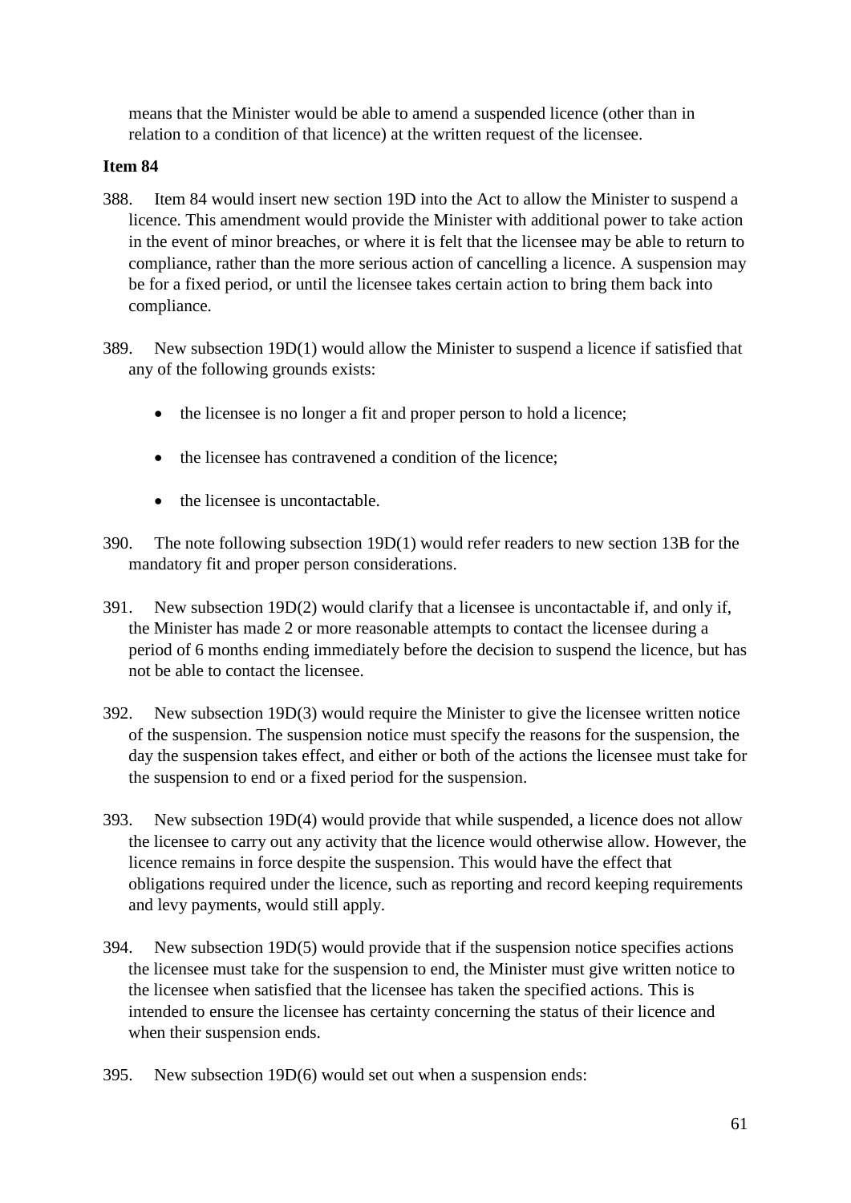means that the Minister would be able to amend a suspended licence (other than in relation to a condition of that licence) at the written request of the licensee.

**Item 84**

388. Item 84 would insert new section 19D into the Act to allow the Minister to suspend a licence. This amendment would provide the Minister with additional power to take action in the event of minor breaches, or where it is felt that the licensee may be able to return to compliance, rather than the more serious action of cancelling a licence. A suspension may be for a fixed period, or until the licensee takes certain action to bring them back into compliance.

389. New subsection 19D(1) would allow the Minister to suspend a licence if satisfied that any of the following grounds exists:

- the licensee is no longer a fit and proper person to hold a licence;
- the licensee has contravened a condition of the licence;
- the licensee is uncontactable.

390. The note following subsection 19D(1) would refer readers to new section 13B for the mandatory fit and proper person considerations.

391. New subsection 19D(2) would clarify that a licensee is uncontactable if, and only if, the Minister has made 2 or more reasonable attempts to contact the licensee during a period of 6 months ending immediately before the decision to suspend the licence, but has not be able to contact the licensee.

392. New subsection 19D(3) would require the Minister to give the licensee written notice of the suspension. The suspension notice must specify the reasons for the suspension, the day the suspension takes effect, and either or both of the actions the licensee must take for the suspension to end or a fixed period for the suspension.

393. New subsection 19D(4) would provide that while suspended, a licence does not allow the licensee to carry out any activity that the licence would otherwise allow. However, the licence remains in force despite the suspension. This would have the effect that obligations required under the licence, such as reporting and record keeping requirements and levy payments, would still apply.

394. New subsection 19D(5) would provide that if the suspension notice specifies actions the licensee must take for the suspension to end, the Minister must give written notice to the licensee when satisfied that the licensee has taken the specified actions. This is intended to ensure the licensee has certainty concerning the status of their licence and when their suspension ends.

395. New subsection 19D(6) would set out when a suspension ends: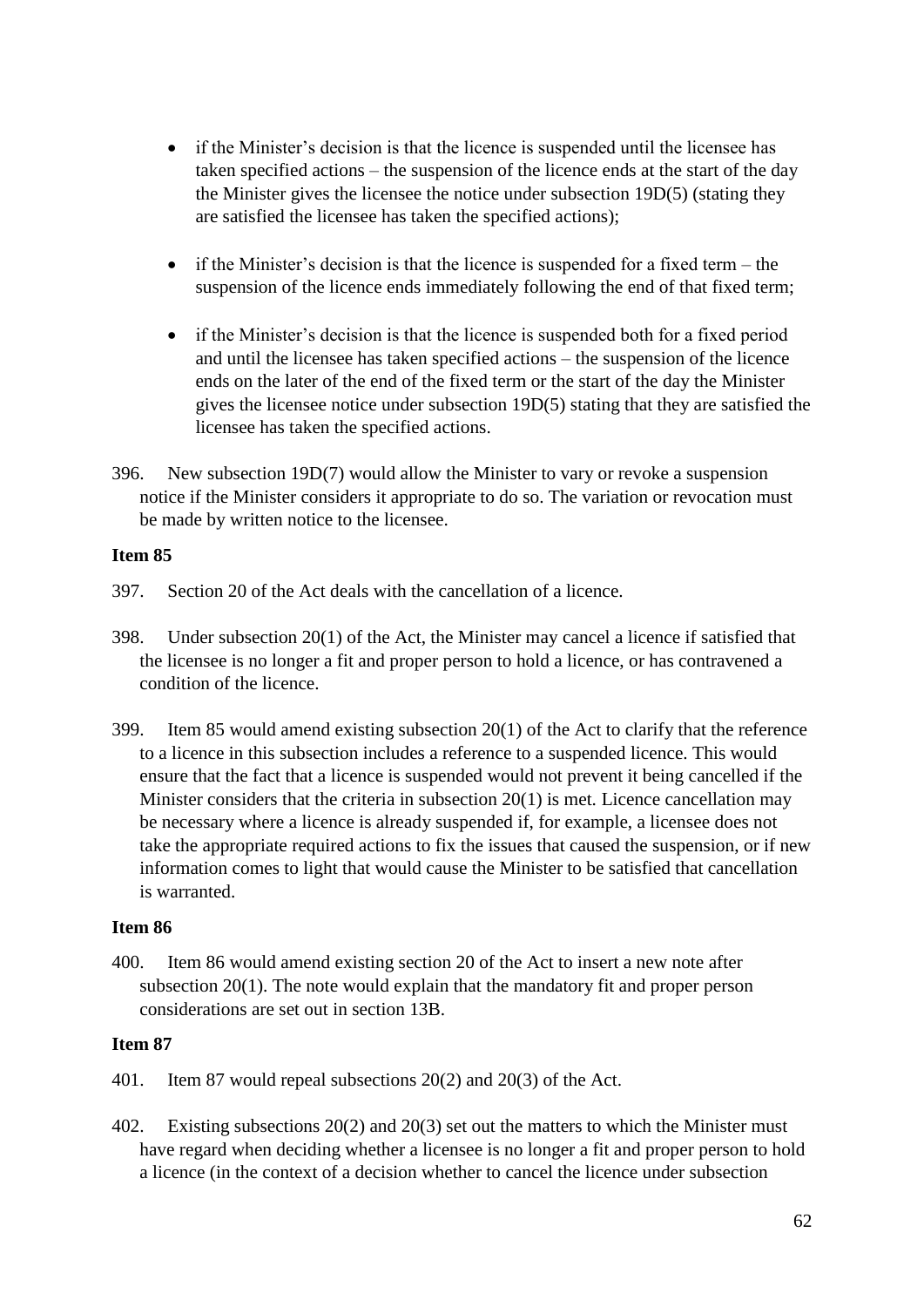- if the Minister's decision is that the licence is suspended until the licensee has taken specified actions – the suspension of the licence ends at the start of the day the Minister gives the licensee the notice under subsection 19D(5) (stating they are satisfied the licensee has taken the specified actions);
- if the Minister's decision is that the licence is suspended for a fixed term – the suspension of the licence ends immediately following the end of that fixed term;
- if the Minister's decision is that the licence is suspended both for a fixed period and until the licensee has taken specified actions – the suspension of the licence ends on the later of the end of the fixed term or the start of the day the Minister gives the licensee notice under subsection 19D(5) stating that they are satisfied the licensee has taken the specified actions.

396. New subsection 19D(7) would allow the Minister to vary or revoke a suspension notice if the Minister considers it appropriate to do so. The variation or revocation must be made by written notice to the licensee.

**Item 85**

397. Section 20 of the Act deals with the cancellation of a licence.

398. Under subsection 20(1) of the Act, the Minister may cancel a licence if satisfied that the licensee is no longer a fit and proper person to hold a licence, or has contravened a condition of the licence.

399. Item 85 would amend existing subsection 20(1) of the Act to clarify that the reference to a licence in this subsection includes a reference to a suspended licence. This would ensure that the fact that a licence is suspended would not prevent it being cancelled if the Minister considers that the criteria in subsection 20(1) is met. Licence cancellation may be necessary where a licence is already suspended if, for example, a licensee does not take the appropriate required actions to fix the issues that caused the suspension, or if new information comes to light that would cause the Minister to be satisfied that cancellation is warranted.

**Item 86**

400. Item 86 would amend existing section 20 of the Act to insert a new note after subsection 20(1). The note would explain that the mandatory fit and proper person considerations are set out in section 13B.

**Item 87**

401. Item 87 would repeal subsections 20(2) and 20(3) of the Act.

402. Existing subsections 20(2) and 20(3) set out the matters to which the Minister must have regard when deciding whether a licensee is no longer a fit and proper person to hold a licence (in the context of a decision whether to cancel the licence under subsection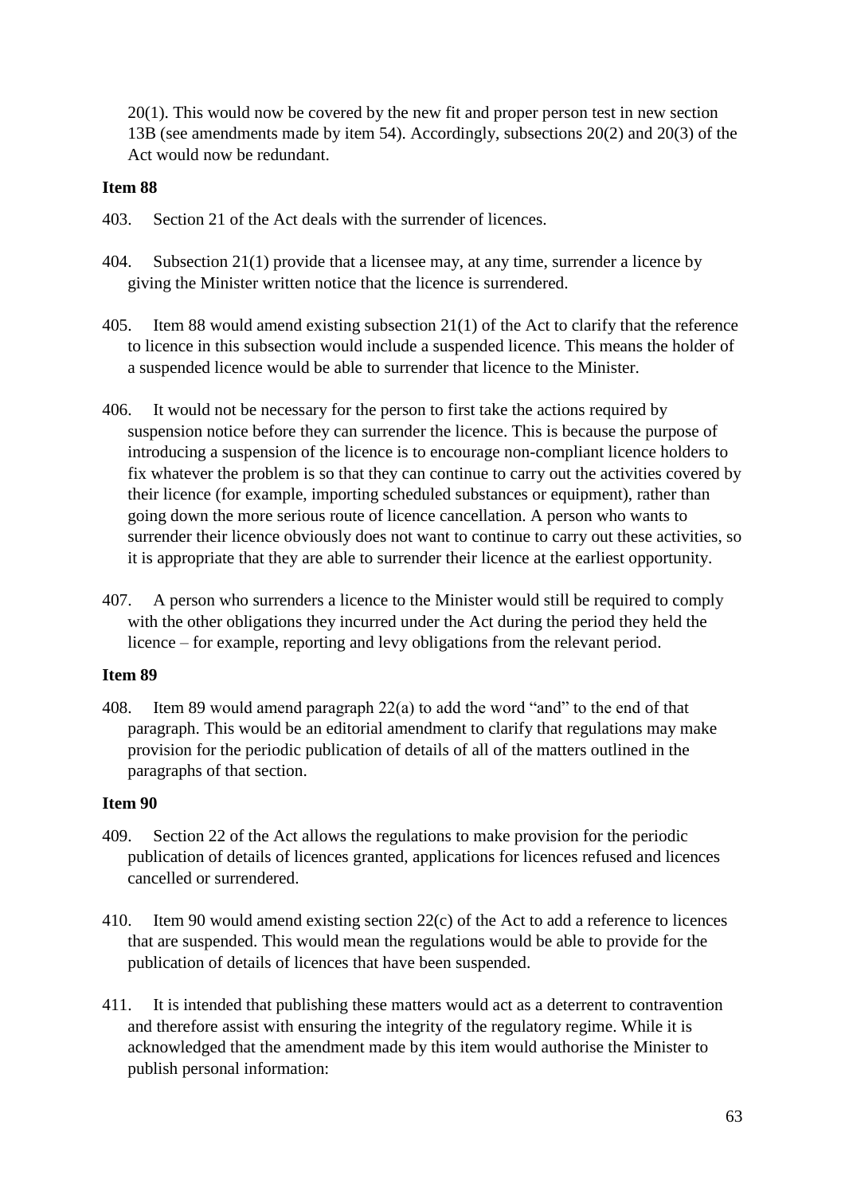20(1). This would now be covered by the new fit and proper person test in new section 13B (see amendments made by item 54). Accordingly, subsections 20(2) and 20(3) of the Act would now be redundant.

**Item 88**

403. Section 21 of the Act deals with the surrender of licences.

404. Subsection 21(1) provide that a licensee may, at any time, surrender a licence by giving the Minister written notice that the licence is surrendered.

405. Item 88 would amend existing subsection 21(1) of the Act to clarify that the reference to licence in this subsection would include a suspended licence. This means the holder of a suspended licence would be able to surrender that licence to the Minister.

406. It would not be necessary for the person to first take the actions required by suspension notice before they can surrender the licence. This is because the purpose of introducing a suspension of the licence is to encourage non-compliant licence holders to fix whatever the problem is so that they can continue to carry out the activities covered by their licence (for example, importing scheduled substances or equipment), rather than going down the more serious route of licence cancellation. A person who wants to surrender their licence obviously does not want to continue to carry out these activities, so it is appropriate that they are able to surrender their licence at the earliest opportunity.

407. A person who surrenders a licence to the Minister would still be required to comply with the other obligations they incurred under the Act during the period they held the licence – for example, reporting and levy obligations from the relevant period.

**Item 89**

408. Item 89 would amend paragraph 22(a) to add the word "and" to the end of that paragraph. This would be an editorial amendment to clarify that regulations may make provision for the periodic publication of details of all of the matters outlined in the paragraphs of that section.

**Item 90**

409. Section 22 of the Act allows the regulations to make provision for the periodic publication of details of licences granted, applications for licences refused and licences cancelled or surrendered.

410. Item 90 would amend existing section 22(c) of the Act to add a reference to licences that are suspended. This would mean the regulations would be able to provide for the publication of details of licences that have been suspended.

411. It is intended that publishing these matters would act as a deterrent to contravention and therefore assist with ensuring the integrity of the regulatory regime. While it is acknowledged that the amendment made by this item would authorise the Minister to publish personal information: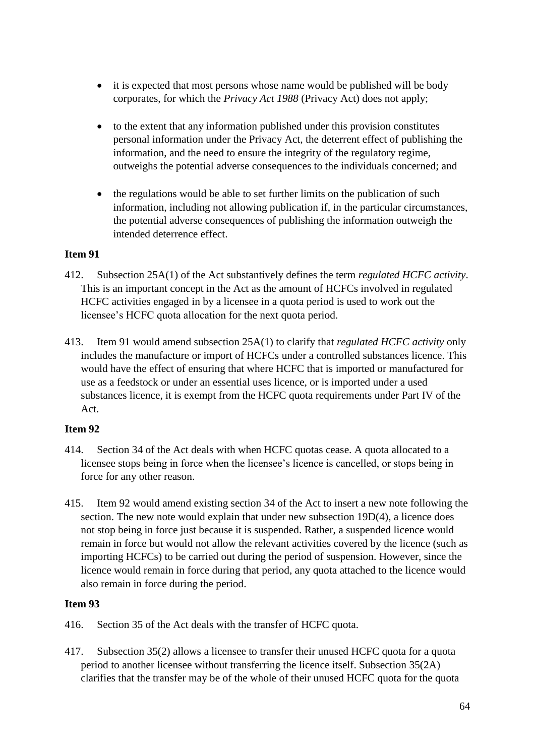- it is expected that most persons whose name would be published will be body corporates, for which the *Privacy Act 1988* (Privacy Act) does not apply;
- to the extent that any information published under this provision constitutes personal information under the Privacy Act, the deterrent effect of publishing the information, and the need to ensure the integrity of the regulatory regime, outweighs the potential adverse consequences to the individuals concerned; and
- the regulations would be able to set further limits on the publication of such information, including not allowing publication if, in the particular circumstances, the potential adverse consequences of publishing the information outweigh the intended deterrence effect.

**Item 91**

412. Subsection 25A(1) of the Act substantively defines the term *regulated HCFC activity*. This is an important concept in the Act as the amount of HCFCs involved in regulated HCFC activities engaged in by a licensee in a quota period is used to work out the licensee's HCFC quota allocation for the next quota period.

413. Item 91 would amend subsection 25A(1) to clarify that *regulated HCFC activity* only includes the manufacture or import of HCFCs under a controlled substances licence. This would have the effect of ensuring that where HCFC that is imported or manufactured for use as a feedstock or under an essential uses licence, or is imported under a used substances licence, it is exempt from the HCFC quota requirements under Part IV of the Act.

**Item 92**

414. Section 34 of the Act deals with when HCFC quotas cease. A quota allocated to a licensee stops being in force when the licensee's licence is cancelled, or stops being in force for any other reason.

415. Item 92 would amend existing section 34 of the Act to insert a new note following the section. The new note would explain that under new subsection 19D(4), a licence does not stop being in force just because it is suspended. Rather, a suspended licence would remain in force but would not allow the relevant activities covered by the licence (such as importing HCFCs) to be carried out during the period of suspension. However, since the licence would remain in force during that period, any quota attached to the licence would also remain in force during the period.

**Item 93**

416. Section 35 of the Act deals with the transfer of HCFC quota.

417. Subsection 35(2) allows a licensee to transfer their unused HCFC quota for a quota period to another licensee without transferring the licence itself. Subsection 35(2A) clarifies that the transfer may be of the whole of their unused HCFC quota for the quota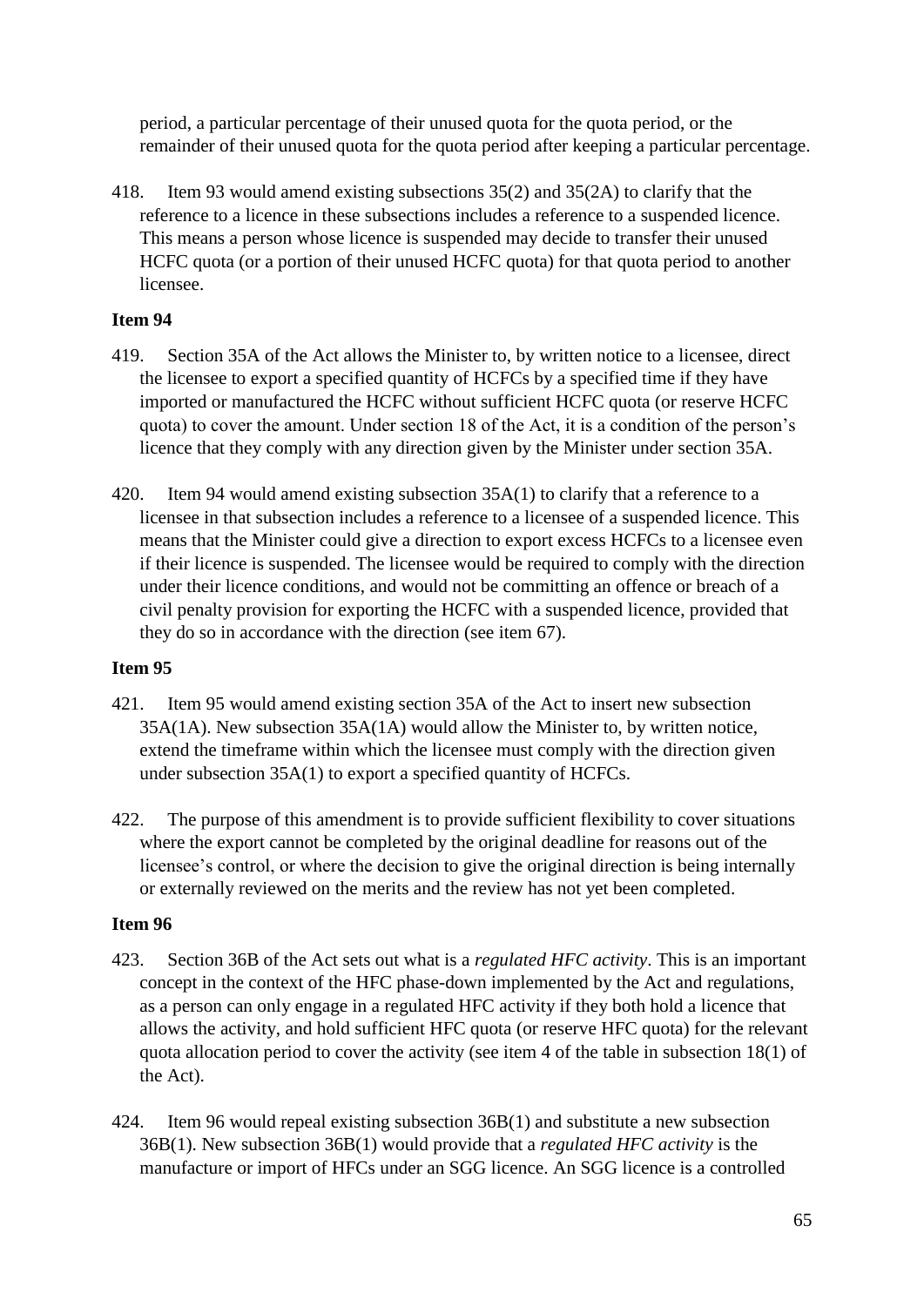period, a particular percentage of their unused quota for the quota period, or the remainder of their unused quota for the quota period after keeping a particular percentage.

418. Item 93 would amend existing subsections 35(2) and 35(2A) to clarify that the reference to a licence in these subsections includes a reference to a suspended licence. This means a person whose licence is suspended may decide to transfer their unused HCFC quota (or a portion of their unused HCFC quota) for that quota period to another licensee.

**Item 94**

419. Section 35A of the Act allows the Minister to, by written notice to a licensee, direct the licensee to export a specified quantity of HCFCs by a specified time if they have imported or manufactured the HCFC without sufficient HCFC quota (or reserve HCFC quota) to cover the amount. Under section 18 of the Act, it is a condition of the person's licence that they comply with any direction given by the Minister under section 35A.

420. Item 94 would amend existing subsection 35A(1) to clarify that a reference to a licensee in that subsection includes a reference to a licensee of a suspended licence. This means that the Minister could give a direction to export excess HCFCs to a licensee even if their licence is suspended. The licensee would be required to comply with the direction under their licence conditions, and would not be committing an offence or breach of a civil penalty provision for exporting the HCFC with a suspended licence, provided that they do so in accordance with the direction (see item 67).

**Item 95**

421. Item 95 would amend existing section 35A of the Act to insert new subsection 35A(1A). New subsection 35A(1A) would allow the Minister to, by written notice, extend the timeframe within which the licensee must comply with the direction given under subsection 35A(1) to export a specified quantity of HCFCs.

422. The purpose of this amendment is to provide sufficient flexibility to cover situations where the export cannot be completed by the original deadline for reasons out of the licensee's control, or where the decision to give the original direction is being internally or externally reviewed on the merits and the review has not yet been completed.

**Item 96**

423. Section 36B of the Act sets out what is a *regulated HFC activity*. This is an important concept in the context of the HFC phase-down implemented by the Act and regulations, as a person can only engage in a regulated HFC activity if they both hold a licence that allows the activity, and hold sufficient HFC quota (or reserve HFC quota) for the relevant quota allocation period to cover the activity (see item 4 of the table in subsection 18(1) of the Act).

424. Item 96 would repeal existing subsection 36B(1) and substitute a new subsection 36B(1). New subsection 36B(1) would provide that a *regulated HFC activity* is the manufacture or import of HFCs under an SGG licence. An SGG licence is a controlled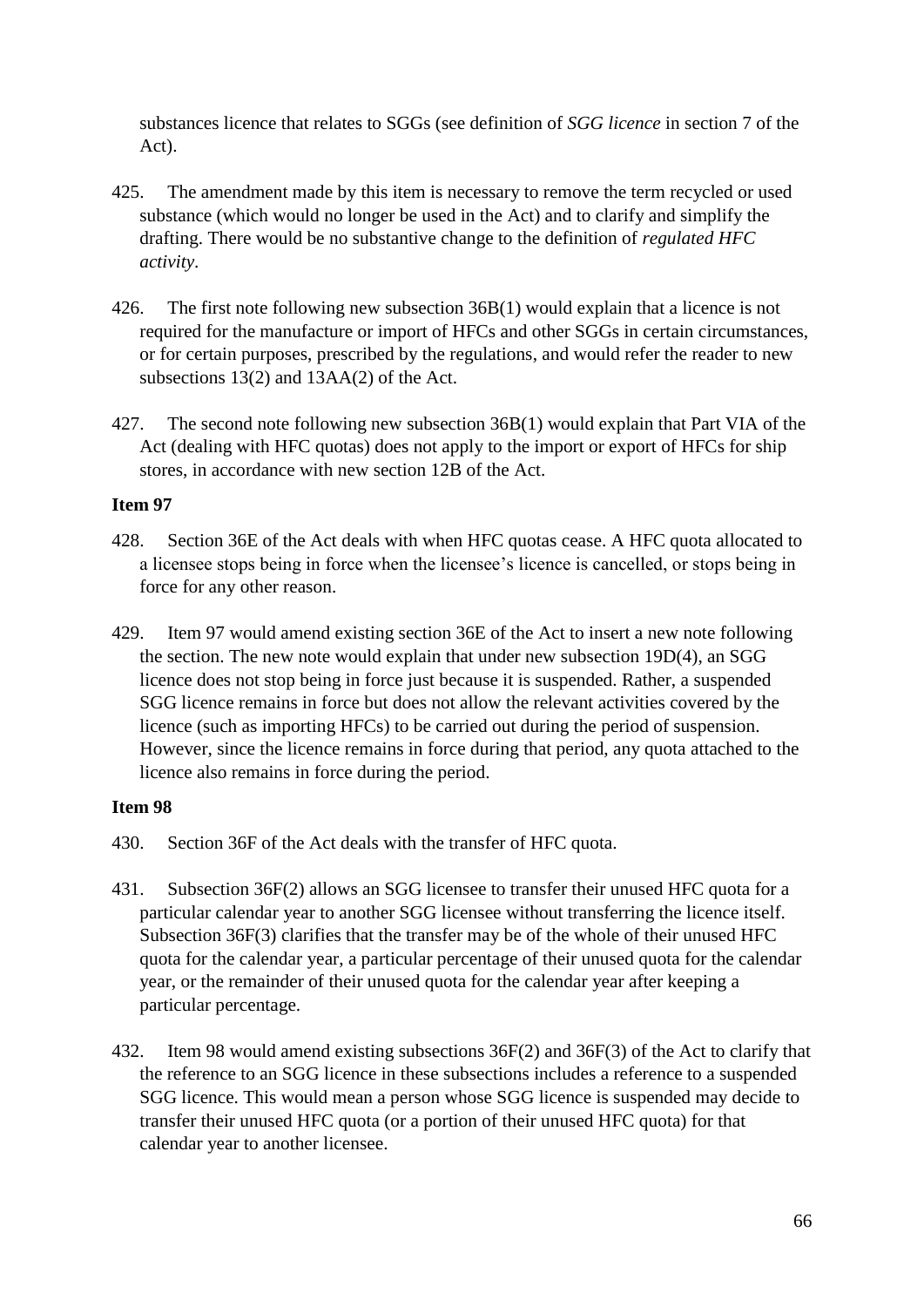substances licence that relates to SGGs (see definition of *SGG licence* in section 7 of the Act).

425. The amendment made by this item is necessary to remove the term recycled or used substance (which would no longer be used in the Act) and to clarify and simplify the drafting. There would be no substantive change to the definition of *regulated HFC activity*.

426. The first note following new subsection 36B(1) would explain that a licence is not required for the manufacture or import of HFCs and other SGGs in certain circumstances, or for certain purposes, prescribed by the regulations, and would refer the reader to new subsections 13(2) and 13AA(2) of the Act.

427. The second note following new subsection 36B(1) would explain that Part VIA of the Act (dealing with HFC quotas) does not apply to the import or export of HFCs for ship stores, in accordance with new section 12B of the Act.

**Item 97**

428. Section 36E of the Act deals with when HFC quotas cease. A HFC quota allocated to a licensee stops being in force when the licensee's licence is cancelled, or stops being in force for any other reason.

429. Item 97 would amend existing section 36E of the Act to insert a new note following the section. The new note would explain that under new subsection 19D(4), an SGG licence does not stop being in force just because it is suspended. Rather, a suspended SGG licence remains in force but does not allow the relevant activities covered by the licence (such as importing HFCs) to be carried out during the period of suspension. However, since the licence remains in force during that period, any quota attached to the licence also remains in force during the period.

**Item 98**

430. Section 36F of the Act deals with the transfer of HFC quota.

431. Subsection 36F(2) allows an SGG licensee to transfer their unused HFC quota for a particular calendar year to another SGG licensee without transferring the licence itself. Subsection 36F(3) clarifies that the transfer may be of the whole of their unused HFC quota for the calendar year, a particular percentage of their unused quota for the calendar year, or the remainder of their unused quota for the calendar year after keeping a particular percentage.

432. Item 98 would amend existing subsections 36F(2) and 36F(3) of the Act to clarify that the reference to an SGG licence in these subsections includes a reference to a suspended SGG licence. This would mean a person whose SGG licence is suspended may decide to transfer their unused HFC quota (or a portion of their unused HFC quota) for that calendar year to another licensee.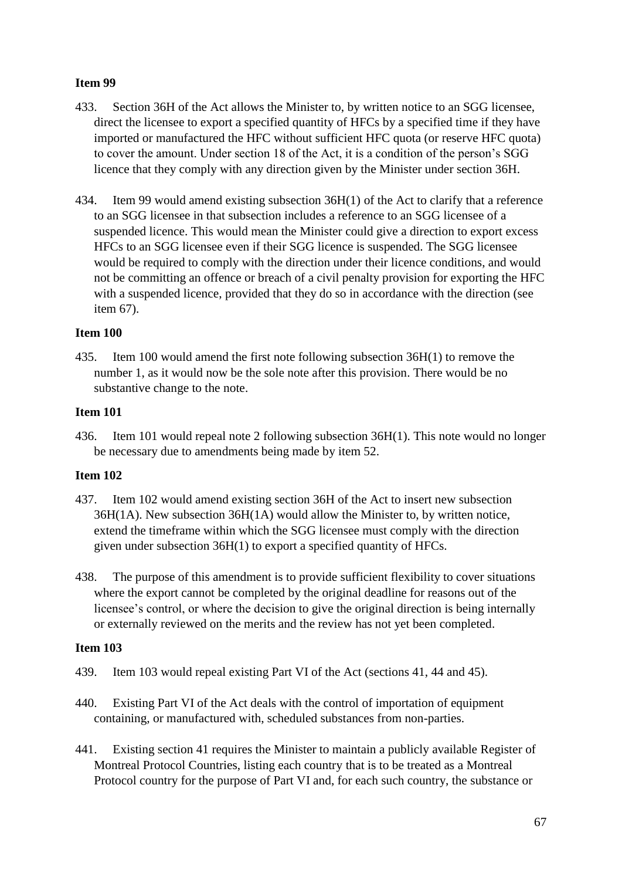**Item 99**

433. Section 36H of the Act allows the Minister to, by written notice to an SGG licensee, direct the licensee to export a specified quantity of HFCs by a specified time if they have imported or manufactured the HFC without sufficient HFC quota (or reserve HFC quota) to cover the amount. Under section 18 of the Act, it is a condition of the person's SGG licence that they comply with any direction given by the Minister under section 36H.

434. Item 99 would amend existing subsection 36H(1) of the Act to clarify that a reference to an SGG licensee in that subsection includes a reference to an SGG licensee of a suspended licence. This would mean the Minister could give a direction to export excess HFCs to an SGG licensee even if their SGG licence is suspended. The SGG licensee would be required to comply with the direction under their licence conditions, and would not be committing an offence or breach of a civil penalty provision for exporting the HFC with a suspended licence, provided that they do so in accordance with the direction (see item 67).

**Item 100**

435. Item 100 would amend the first note following subsection 36H(1) to remove the number 1, as it would now be the sole note after this provision. There would be no substantive change to the note.

**Item 101**

436. Item 101 would repeal note 2 following subsection 36H(1). This note would no longer be necessary due to amendments being made by item 52.

**Item 102**

437. Item 102 would amend existing section 36H of the Act to insert new subsection 36H(1A). New subsection 36H(1A) would allow the Minister to, by written notice, extend the timeframe within which the SGG licensee must comply with the direction given under subsection 36H(1) to export a specified quantity of HFCs.

438. The purpose of this amendment is to provide sufficient flexibility to cover situations where the export cannot be completed by the original deadline for reasons out of the licensee's control, or where the decision to give the original direction is being internally or externally reviewed on the merits and the review has not yet been completed.

**Item 103**

439. Item 103 would repeal existing Part VI of the Act (sections 41, 44 and 45).

440. Existing Part VI of the Act deals with the control of importation of equipment containing, or manufactured with, scheduled substances from non-parties.

441. Existing section 41 requires the Minister to maintain a publicly available Register of Montreal Protocol Countries, listing each country that is to be treated as a Montreal Protocol country for the purpose of Part VI and, for each such country, the substance or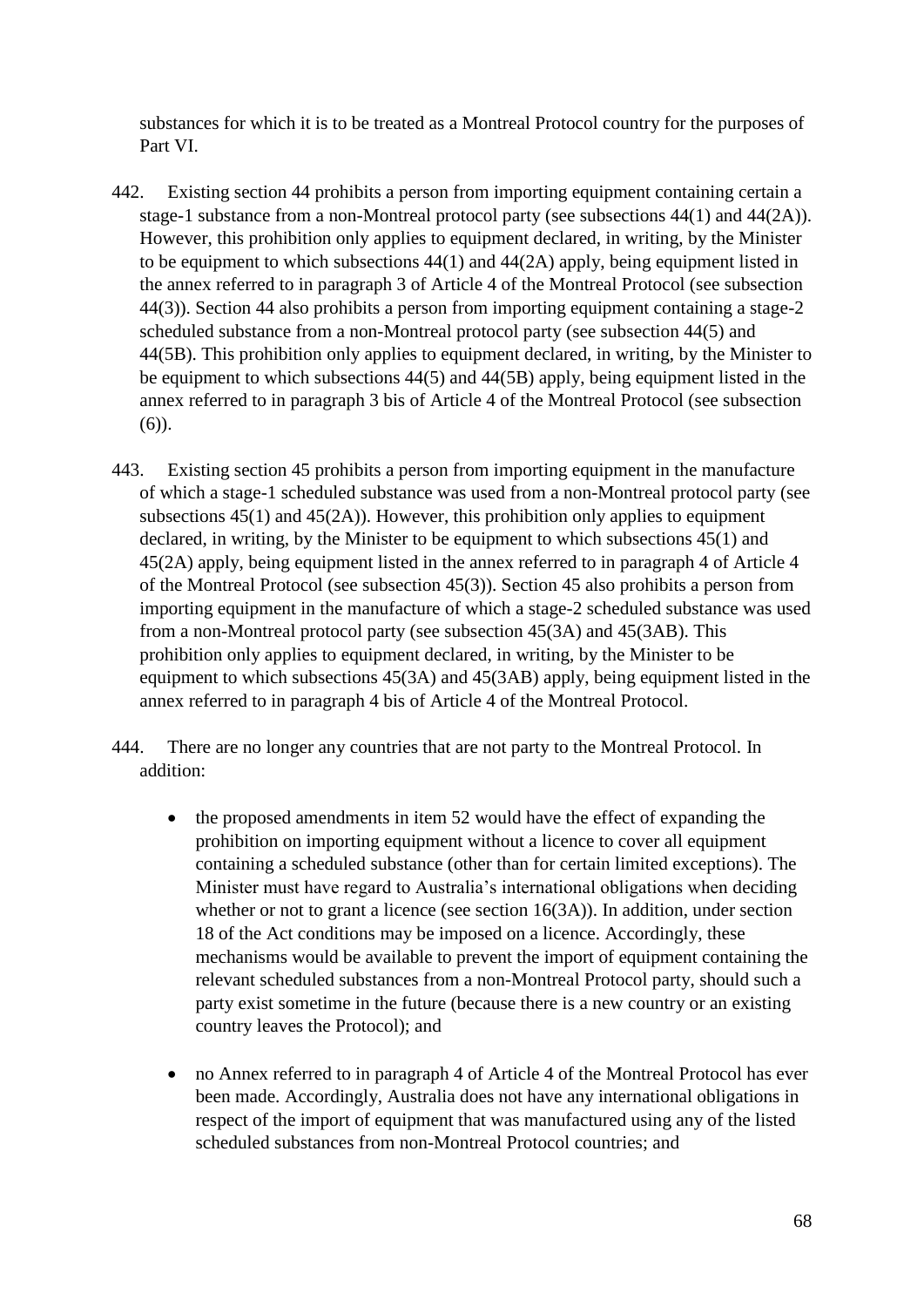substances for which it is to be treated as a Montreal Protocol country for the purposes of Part VI.

442. Existing section 44 prohibits a person from importing equipment containing certain a stage-1 substance from a non-Montreal protocol party (see subsections 44(1) and 44(2A)). However, this prohibition only applies to equipment declared, in writing, by the Minister to be equipment to which subsections 44(1) and 44(2A) apply, being equipment listed in the annex referred to in paragraph 3 of Article 4 of the Montreal Protocol (see subsection 44(3)). Section 44 also prohibits a person from importing equipment containing a stage-2 scheduled substance from a non-Montreal protocol party (see subsection 44(5) and 44(5B). This prohibition only applies to equipment declared, in writing, by the Minister to be equipment to which subsections 44(5) and 44(5B) apply, being equipment listed in the annex referred to in paragraph 3 bis of Article 4 of the Montreal Protocol (see subsection (6)).

443. Existing section 45 prohibits a person from importing equipment in the manufacture of which a stage-1 scheduled substance was used from a non-Montreal protocol party (see subsections 45(1) and 45(2A)). However, this prohibition only applies to equipment declared, in writing, by the Minister to be equipment to which subsections 45(1) and 45(2A) apply, being equipment listed in the annex referred to in paragraph 4 of Article 4 of the Montreal Protocol (see subsection 45(3)). Section 45 also prohibits a person from importing equipment in the manufacture of which a stage-2 scheduled substance was used from a non-Montreal protocol party (see subsection 45(3A) and 45(3AB). This prohibition only applies to equipment declared, in writing, by the Minister to be equipment to which subsections 45(3A) and 45(3AB) apply, being equipment listed in the annex referred to in paragraph 4 bis of Article 4 of the Montreal Protocol.

444. There are no longer any countries that are not party to the Montreal Protocol. In addition:

- the proposed amendments in item 52 would have the effect of expanding the prohibition on importing equipment without a licence to cover all equipment containing a scheduled substance (other than for certain limited exceptions). The Minister must have regard to Australia's international obligations when deciding whether or not to grant a licence (see section 16(3A)). In addition, under section 18 of the Act conditions may be imposed on a licence. Accordingly, these mechanisms would be available to prevent the import of equipment containing the relevant scheduled substances from a non-Montreal Protocol party, should such a party exist sometime in the future (because there is a new country or an existing country leaves the Protocol); and

- no Annex referred to in paragraph 4 of Article 4 of the Montreal Protocol has ever been made. Accordingly, Australia does not have any international obligations in respect of the import of equipment that was manufactured using any of the listed scheduled substances from non-Montreal Protocol countries; and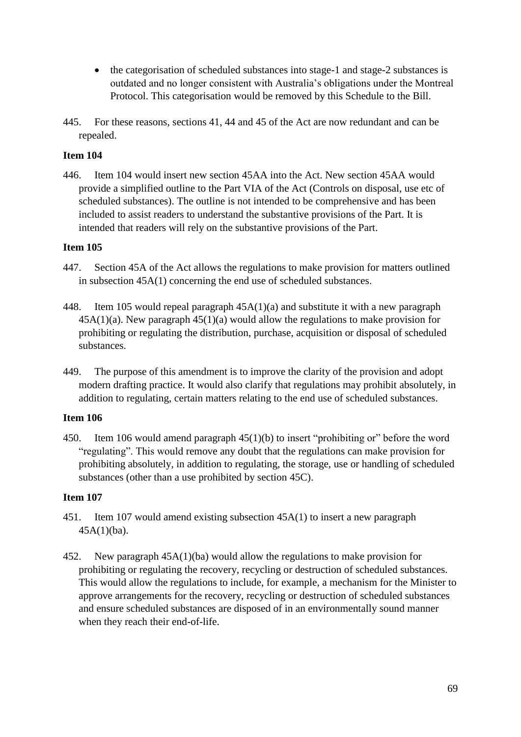- the categorisation of scheduled substances into stage-1 and stage-2 substances is outdated and no longer consistent with Australia's obligations under the Montreal Protocol. This categorisation would be removed by this Schedule to the Bill.

445. For these reasons, sections 41, 44 and 45 of the Act are now redundant and can be repealed.

**Item 104**

446. Item 104 would insert new section 45AA into the Act. New section 45AA would provide a simplified outline to the Part VIA of the Act (Controls on disposal, use etc of scheduled substances). The outline is not intended to be comprehensive and has been included to assist readers to understand the substantive provisions of the Part. It is intended that readers will rely on the substantive provisions of the Part.

**Item 105**

447. Section 45A of the Act allows the regulations to make provision for matters outlined in subsection 45A(1) concerning the end use of scheduled substances.

448. Item 105 would repeal paragraph 45A(1)(a) and substitute it with a new paragraph 45A(1)(a). New paragraph 45(1)(a) would allow the regulations to make provision for prohibiting or regulating the distribution, purchase, acquisition or disposal of scheduled substances.

449. The purpose of this amendment is to improve the clarity of the provision and adopt modern drafting practice. It would also clarify that regulations may prohibit absolutely, in addition to regulating, certain matters relating to the end use of scheduled substances.

**Item 106**

450. Item 106 would amend paragraph 45(1)(b) to insert "prohibiting or" before the word "regulating". This would remove any doubt that the regulations can make provision for prohibiting absolutely, in addition to regulating, the storage, use or handling of scheduled substances (other than a use prohibited by section 45C).

**Item 107**

451. Item 107 would amend existing subsection 45A(1) to insert a new paragraph 45A(1)(ba).

452. New paragraph 45A(1)(ba) would allow the regulations to make provision for prohibiting or regulating the recovery, recycling or destruction of scheduled substances. This would allow the regulations to include, for example, a mechanism for the Minister to approve arrangements for the recovery, recycling or destruction of scheduled substances and ensure scheduled substances are disposed of in an environmentally sound manner when they reach their end-of-life.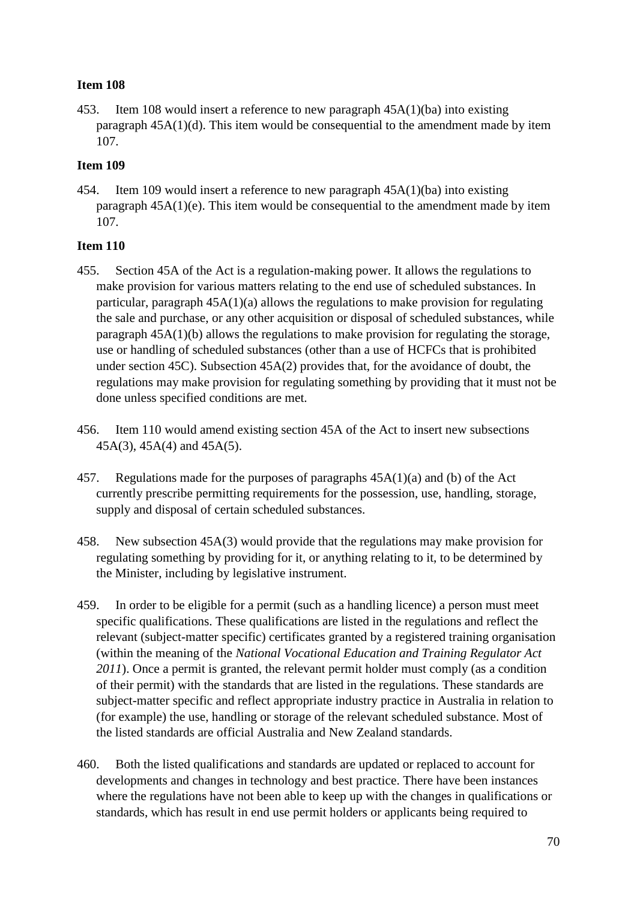**Item 108**

453. Item 108 would insert a reference to new paragraph 45A(1)(ba) into existing paragraph 45A(1)(d). This item would be consequential to the amendment made by item 107.

**Item 109**

454. Item 109 would insert a reference to new paragraph 45A(1)(ba) into existing paragraph 45A(1)(e). This item would be consequential to the amendment made by item 107.

**Item 110**

455. Section 45A of the Act is a regulation-making power. It allows the regulations to make provision for various matters relating to the end use of scheduled substances. In particular, paragraph 45A(1)(a) allows the regulations to make provision for regulating the sale and purchase, or any other acquisition or disposal of scheduled substances, while paragraph 45A(1)(b) allows the regulations to make provision for regulating the storage, use or handling of scheduled substances (other than a use of HCFCs that is prohibited under section 45C). Subsection 45A(2) provides that, for the avoidance of doubt, the regulations may make provision for regulating something by providing that it must not be done unless specified conditions are met.

456. Item 110 would amend existing section 45A of the Act to insert new subsections 45A(3), 45A(4) and 45A(5).

457. Regulations made for the purposes of paragraphs 45A(1)(a) and (b) of the Act currently prescribe permitting requirements for the possession, use, handling, storage, supply and disposal of certain scheduled substances.

458. New subsection 45A(3) would provide that the regulations may make provision for regulating something by providing for it, or anything relating to it, to be determined by the Minister, including by legislative instrument.

459. In order to be eligible for a permit (such as a handling licence) a person must meet specific qualifications. These qualifications are listed in the regulations and reflect the relevant (subject-matter specific) certificates granted by a registered training organisation (within the meaning of the *National Vocational Education and Training Regulator Act 2011*). Once a permit is granted, the relevant permit holder must comply (as a condition of their permit) with the standards that are listed in the regulations. These standards are subject-matter specific and reflect appropriate industry practice in Australia in relation to (for example) the use, handling or storage of the relevant scheduled substance. Most of the listed standards are official Australia and New Zealand standards.

460. Both the listed qualifications and standards are updated or replaced to account for developments and changes in technology and best practice. There have been instances where the regulations have not been able to keep up with the changes in qualifications or standards, which has result in end use permit holders or applicants being required to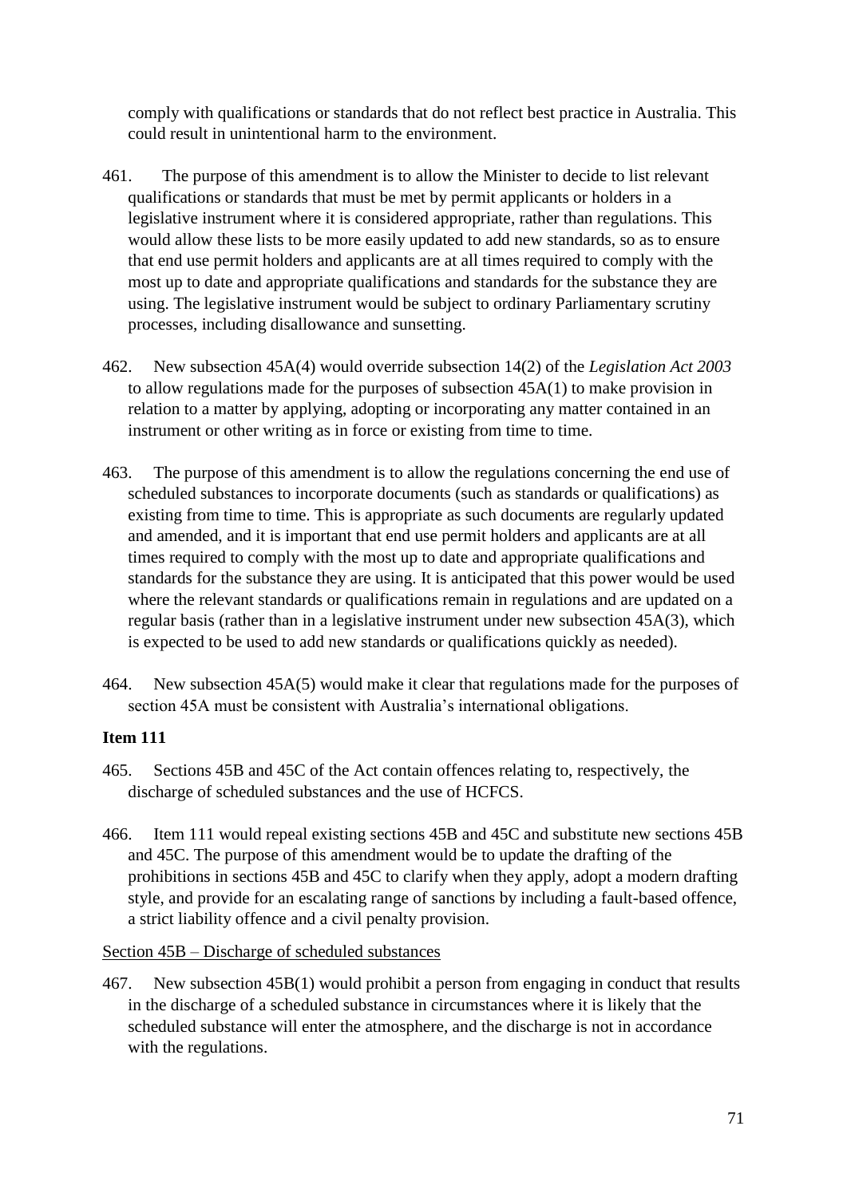comply with qualifications or standards that do not reflect best practice in Australia. This could result in unintentional harm to the environment.

461. The purpose of this amendment is to allow the Minister to decide to list relevant qualifications or standards that must be met by permit applicants or holders in a legislative instrument where it is considered appropriate, rather than regulations. This would allow these lists to be more easily updated to add new standards, so as to ensure that end use permit holders and applicants are at all times required to comply with the most up to date and appropriate qualifications and standards for the substance they are using. The legislative instrument would be subject to ordinary Parliamentary scrutiny processes, including disallowance and sunsetting.

462. New subsection 45A(4) would override subsection 14(2) of the *Legislation Act 2003* to allow regulations made for the purposes of subsection 45A(1) to make provision in relation to a matter by applying, adopting or incorporating any matter contained in an instrument or other writing as in force or existing from time to time.

463. The purpose of this amendment is to allow the regulations concerning the end use of scheduled substances to incorporate documents (such as standards or qualifications) as existing from time to time. This is appropriate as such documents are regularly updated and amended, and it is important that end use permit holders and applicants are at all times required to comply with the most up to date and appropriate qualifications and standards for the substance they are using. It is anticipated that this power would be used where the relevant standards or qualifications remain in regulations and are updated on a regular basis (rather than in a legislative instrument under new subsection 45A(3), which is expected to be used to add new standards or qualifications quickly as needed).

464. New subsection 45A(5) would make it clear that regulations made for the purposes of section 45A must be consistent with Australia's international obligations.

**Item 111**

465. Sections 45B and 45C of the Act contain offences relating to, respectively, the discharge of scheduled substances and the use of HCFCS.

466. Item 111 would repeal existing sections 45B and 45C and substitute new sections 45B and 45C. The purpose of this amendment would be to update the drafting of the prohibitions in sections 45B and 45C to clarify when they apply, adopt a modern drafting style, and provide for an escalating range of sanctions by including a fault-based offence, a strict liability offence and a civil penalty provision.

Section 45B – Discharge of scheduled substances

467. New subsection 45B(1) would prohibit a person from engaging in conduct that results in the discharge of a scheduled substance in circumstances where it is likely that the scheduled substance will enter the atmosphere, and the discharge is not in accordance with the regulations.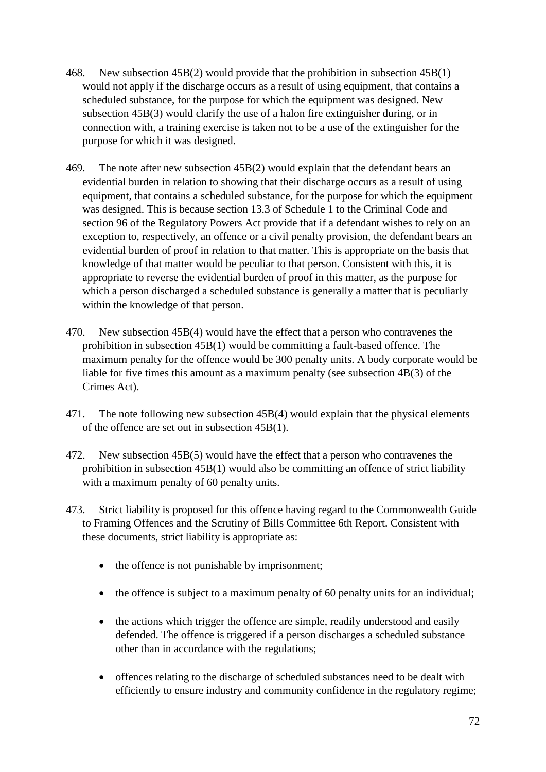468. New subsection 45B(2) would provide that the prohibition in subsection 45B(1) would not apply if the discharge occurs as a result of using equipment, that contains a scheduled substance, for the purpose for which the equipment was designed. New subsection 45B(3) would clarify the use of a halon fire extinguisher during, or in connection with, a training exercise is taken not to be a use of the extinguisher for the purpose for which it was designed.

469. The note after new subsection 45B(2) would explain that the defendant bears an evidential burden in relation to showing that their discharge occurs as a result of using equipment, that contains a scheduled substance, for the purpose for which the equipment was designed. This is because section 13.3 of Schedule 1 to the Criminal Code and section 96 of the Regulatory Powers Act provide that if a defendant wishes to rely on an exception to, respectively, an offence or a civil penalty provision, the defendant bears an evidential burden of proof in relation to that matter. This is appropriate on the basis that knowledge of that matter would be peculiar to that person. Consistent with this, it is appropriate to reverse the evidential burden of proof in this matter, as the purpose for which a person discharged a scheduled substance is generally a matter that is peculiarly within the knowledge of that person.

470. New subsection 45B(4) would have the effect that a person who contravenes the prohibition in subsection 45B(1) would be committing a fault-based offence. The maximum penalty for the offence would be 300 penalty units. A body corporate would be liable for five times this amount as a maximum penalty (see subsection 4B(3) of the Crimes Act).

471. The note following new subsection 45B(4) would explain that the physical elements of the offence are set out in subsection 45B(1).

472. New subsection 45B(5) would have the effect that a person who contravenes the prohibition in subsection 45B(1) would also be committing an offence of strict liability with a maximum penalty of 60 penalty units.

473. Strict liability is proposed for this offence having regard to the Commonwealth Guide to Framing Offences and the Scrutiny of Bills Committee 6th Report. Consistent with these documents, strict liability is appropriate as:

- the offence is not punishable by imprisonment;
- the offence is subject to a maximum penalty of 60 penalty units for an individual;
- the actions which trigger the offence are simple, readily understood and easily defended. The offence is triggered if a person discharges a scheduled substance other than in accordance with the regulations;
- offences relating to the discharge of scheduled substances need to be dealt with efficiently to ensure industry and community confidence in the regulatory regime;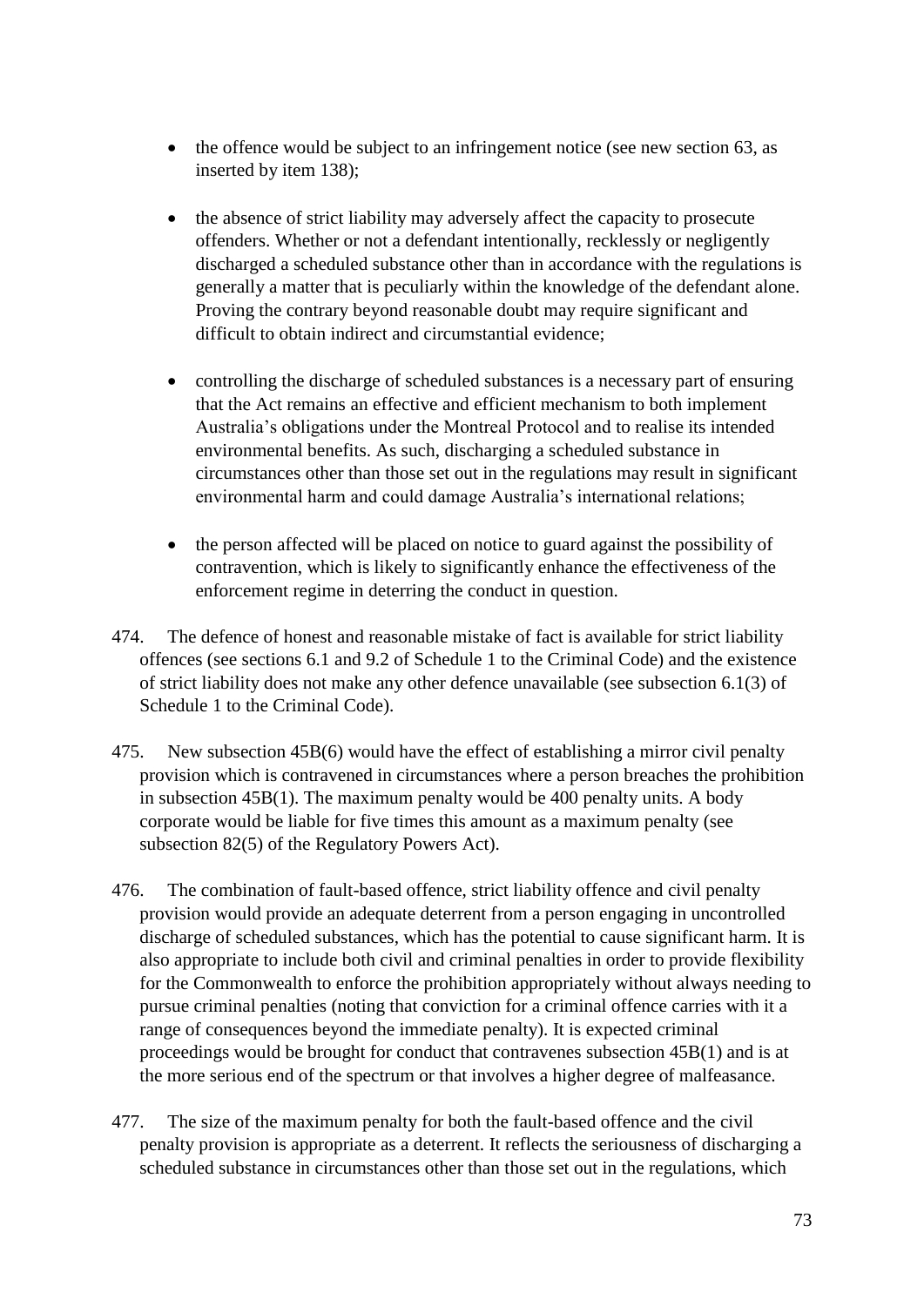- the offence would be subject to an infringement notice (see new section 63, as inserted by item 138);

- the absence of strict liability may adversely affect the capacity to prosecute offenders. Whether or not a defendant intentionally, recklessly or negligently discharged a scheduled substance other than in accordance with the regulations is generally a matter that is peculiarly within the knowledge of the defendant alone. Proving the contrary beyond reasonable doubt may require significant and difficult to obtain indirect and circumstantial evidence;

- controlling the discharge of scheduled substances is a necessary part of ensuring that the Act remains an effective and efficient mechanism to both implement Australia's obligations under the Montreal Protocol and to realise its intended environmental benefits. As such, discharging a scheduled substance in circumstances other than those set out in the regulations may result in significant environmental harm and could damage Australia's international relations;

- the person affected will be placed on notice to guard against the possibility of contravention, which is likely to significantly enhance the effectiveness of the enforcement regime in deterring the conduct in question.

474. The defence of honest and reasonable mistake of fact is available for strict liability offences (see sections 6.1 and 9.2 of Schedule 1 to the Criminal Code) and the existence of strict liability does not make any other defence unavailable (see subsection 6.1(3) of Schedule 1 to the Criminal Code).

475. New subsection 45B(6) would have the effect of establishing a mirror civil penalty provision which is contravened in circumstances where a person breaches the prohibition in subsection 45B(1). The maximum penalty would be 400 penalty units. A body corporate would be liable for five times this amount as a maximum penalty (see subsection 82(5) of the Regulatory Powers Act).

476. The combination of fault-based offence, strict liability offence and civil penalty provision would provide an adequate deterrent from a person engaging in uncontrolled discharge of scheduled substances, which has the potential to cause significant harm. It is also appropriate to include both civil and criminal penalties in order to provide flexibility for the Commonwealth to enforce the prohibition appropriately without always needing to pursue criminal penalties (noting that conviction for a criminal offence carries with it a range of consequences beyond the immediate penalty). It is expected criminal proceedings would be brought for conduct that contravenes subsection 45B(1) and is at the more serious end of the spectrum or that involves a higher degree of malfeasance.

477. The size of the maximum penalty for both the fault-based offence and the civil penalty provision is appropriate as a deterrent. It reflects the seriousness of discharging a scheduled substance in circumstances other than those set out in the regulations, which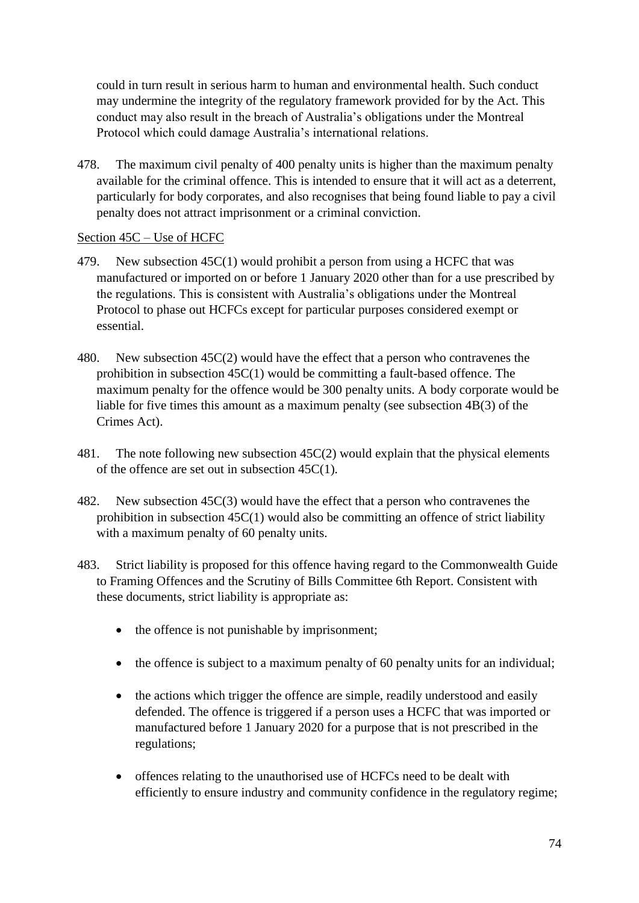could in turn result in serious harm to human and environmental health. Such conduct may undermine the integrity of the regulatory framework provided for by the Act. This conduct may also result in the breach of Australia's obligations under the Montreal Protocol which could damage Australia's international relations.

478. The maximum civil penalty of 400 penalty units is higher than the maximum penalty available for the criminal offence. This is intended to ensure that it will act as a deterrent, particularly for body corporates, and also recognises that being found liable to pay a civil penalty does not attract imprisonment or a criminal conviction.

Section 45C – Use of HCFC

479. New subsection 45C(1) would prohibit a person from using a HCFC that was manufactured or imported on or before 1 January 2020 other than for a use prescribed by the regulations. This is consistent with Australia's obligations under the Montreal Protocol to phase out HCFCs except for particular purposes considered exempt or essential.

480. New subsection 45C(2) would have the effect that a person who contravenes the prohibition in subsection 45C(1) would be committing a fault-based offence. The maximum penalty for the offence would be 300 penalty units. A body corporate would be liable for five times this amount as a maximum penalty (see subsection 4B(3) of the Crimes Act).

481. The note following new subsection 45C(2) would explain that the physical elements of the offence are set out in subsection 45C(1).

482. New subsection 45C(3) would have the effect that a person who contravenes the prohibition in subsection 45C(1) would also be committing an offence of strict liability with a maximum penalty of 60 penalty units.

483. Strict liability is proposed for this offence having regard to the Commonwealth Guide to Framing Offences and the Scrutiny of Bills Committee 6th Report. Consistent with these documents, strict liability is appropriate as:

- the offence is not punishable by imprisonment;
- the offence is subject to a maximum penalty of 60 penalty units for an individual;
- the actions which trigger the offence are simple, readily understood and easily defended. The offence is triggered if a person uses a HCFC that was imported or manufactured before 1 January 2020 for a purpose that is not prescribed in the regulations;
- offences relating to the unauthorised use of HCFCs need to be dealt with efficiently to ensure industry and community confidence in the regulatory regime;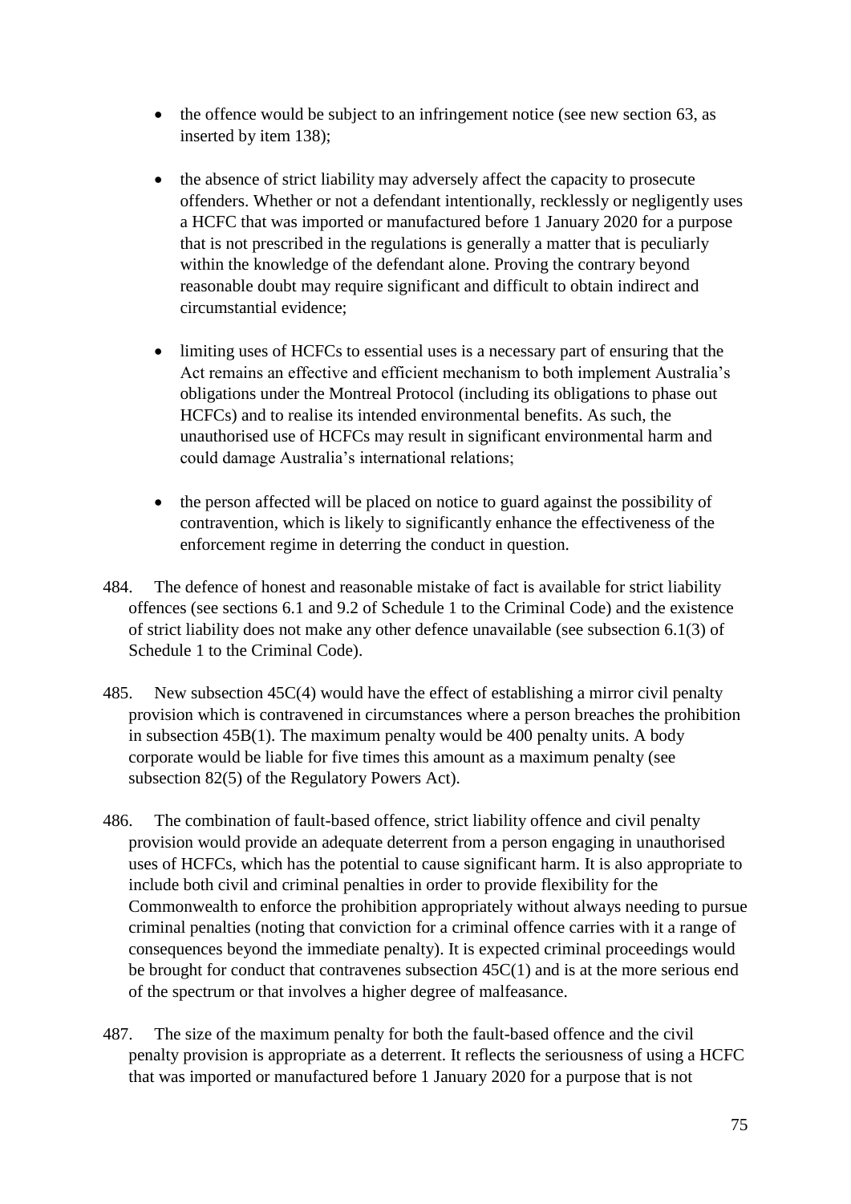- the offence would be subject to an infringement notice (see new section 63, as inserted by item 138);

- the absence of strict liability may adversely affect the capacity to prosecute offenders. Whether or not a defendant intentionally, recklessly or negligently uses a HCFC that was imported or manufactured before 1 January 2020 for a purpose that is not prescribed in the regulations is generally a matter that is peculiarly within the knowledge of the defendant alone. Proving the contrary beyond reasonable doubt may require significant and difficult to obtain indirect and circumstantial evidence;

- limiting uses of HCFCs to essential uses is a necessary part of ensuring that the Act remains an effective and efficient mechanism to both implement Australia's obligations under the Montreal Protocol (including its obligations to phase out HCFCs) and to realise its intended environmental benefits. As such, the unauthorised use of HCFCs may result in significant environmental harm and could damage Australia's international relations;

- the person affected will be placed on notice to guard against the possibility of contravention, which is likely to significantly enhance the effectiveness of the enforcement regime in deterring the conduct in question.

484. The defence of honest and reasonable mistake of fact is available for strict liability offences (see sections 6.1 and 9.2 of Schedule 1 to the Criminal Code) and the existence of strict liability does not make any other defence unavailable (see subsection 6.1(3) of Schedule 1 to the Criminal Code).

485. New subsection 45C(4) would have the effect of establishing a mirror civil penalty provision which is contravened in circumstances where a person breaches the prohibition in subsection 45B(1). The maximum penalty would be 400 penalty units. A body corporate would be liable for five times this amount as a maximum penalty (see subsection 82(5) of the Regulatory Powers Act).

486. The combination of fault-based offence, strict liability offence and civil penalty provision would provide an adequate deterrent from a person engaging in unauthorised uses of HCFCs, which has the potential to cause significant harm. It is also appropriate to include both civil and criminal penalties in order to provide flexibility for the Commonwealth to enforce the prohibition appropriately without always needing to pursue criminal penalties (noting that conviction for a criminal offence carries with it a range of consequences beyond the immediate penalty). It is expected criminal proceedings would be brought for conduct that contravenes subsection 45C(1) and is at the more serious end of the spectrum or that involves a higher degree of malfeasance.

487. The size of the maximum penalty for both the fault-based offence and the civil penalty provision is appropriate as a deterrent. It reflects the seriousness of using a HCFC that was imported or manufactured before 1 January 2020 for a purpose that is not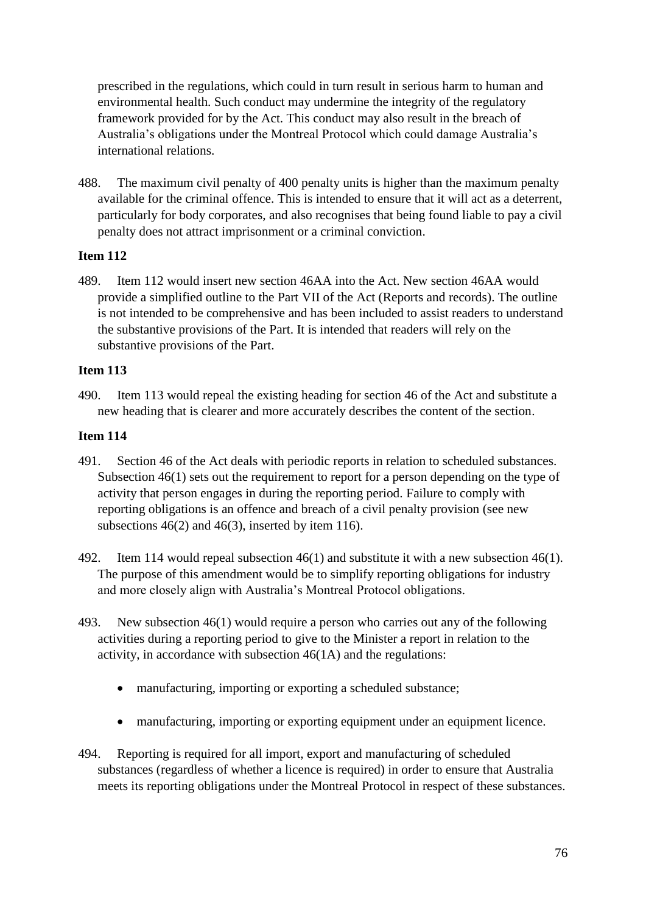prescribed in the regulations, which could in turn result in serious harm to human and environmental health. Such conduct may undermine the integrity of the regulatory framework provided for by the Act. This conduct may also result in the breach of Australia's obligations under the Montreal Protocol which could damage Australia's international relations.

488. The maximum civil penalty of 400 penalty units is higher than the maximum penalty available for the criminal offence. This is intended to ensure that it will act as a deterrent, particularly for body corporates, and also recognises that being found liable to pay a civil penalty does not attract imprisonment or a criminal conviction.

**Item 112**

489. Item 112 would insert new section 46AA into the Act. New section 46AA would provide a simplified outline to the Part VII of the Act (Reports and records). The outline is not intended to be comprehensive and has been included to assist readers to understand the substantive provisions of the Part. It is intended that readers will rely on the substantive provisions of the Part.

**Item 113**

490. Item 113 would repeal the existing heading for section 46 of the Act and substitute a new heading that is clearer and more accurately describes the content of the section.

**Item 114**

491. Section 46 of the Act deals with periodic reports in relation to scheduled substances. Subsection 46(1) sets out the requirement to report for a person depending on the type of activity that person engages in during the reporting period. Failure to comply with reporting obligations is an offence and breach of a civil penalty provision (see new subsections 46(2) and 46(3), inserted by item 116).

492. Item 114 would repeal subsection 46(1) and substitute it with a new subsection 46(1). The purpose of this amendment would be to simplify reporting obligations for industry and more closely align with Australia's Montreal Protocol obligations.

493. New subsection 46(1) would require a person who carries out any of the following activities during a reporting period to give to the Minister a report in relation to the activity, in accordance with subsection 46(1A) and the regulations:

- manufacturing, importing or exporting a scheduled substance;
- manufacturing, importing or exporting equipment under an equipment licence.

494. Reporting is required for all import, export and manufacturing of scheduled substances (regardless of whether a licence is required) in order to ensure that Australia meets its reporting obligations under the Montreal Protocol in respect of these substances.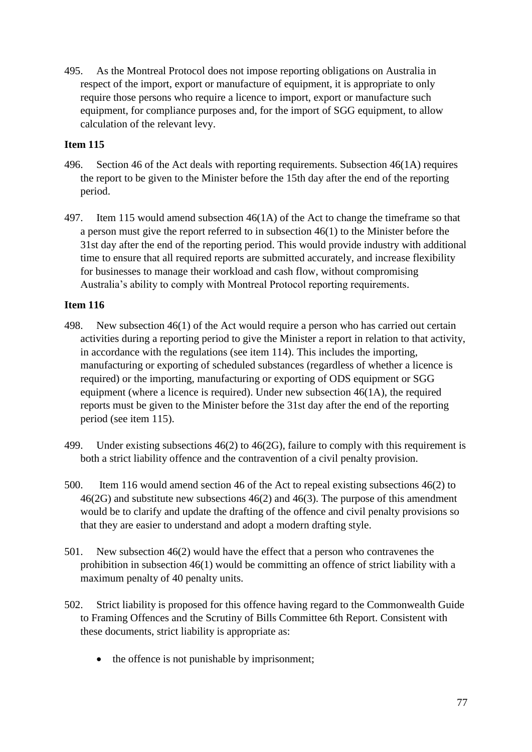495. As the Montreal Protocol does not impose reporting obligations on Australia in respect of the import, export or manufacture of equipment, it is appropriate to only require those persons who require a licence to import, export or manufacture such equipment, for compliance purposes and, for the import of SGG equipment, to allow calculation of the relevant levy.

**Item 115**

496. Section 46 of the Act deals with reporting requirements. Subsection 46(1A) requires the report to be given to the Minister before the 15th day after the end of the reporting period.

497. Item 115 would amend subsection 46(1A) of the Act to change the timeframe so that a person must give the report referred to in subsection 46(1) to the Minister before the 31st day after the end of the reporting period. This would provide industry with additional time to ensure that all required reports are submitted accurately, and increase flexibility for businesses to manage their workload and cash flow, without compromising Australia's ability to comply with Montreal Protocol reporting requirements.

**Item 116**

498. New subsection 46(1) of the Act would require a person who has carried out certain activities during a reporting period to give the Minister a report in relation to that activity, in accordance with the regulations (see item 114). This includes the importing, manufacturing or exporting of scheduled substances (regardless of whether a licence is required) or the importing, manufacturing or exporting of ODS equipment or SGG equipment (where a licence is required). Under new subsection 46(1A), the required reports must be given to the Minister before the 31st day after the end of the reporting period (see item 115).

499. Under existing subsections 46(2) to 46(2G), failure to comply with this requirement is both a strict liability offence and the contravention of a civil penalty provision.

500. Item 116 would amend section 46 of the Act to repeal existing subsections 46(2) to 46(2G) and substitute new subsections 46(2) and 46(3). The purpose of this amendment would be to clarify and update the drafting of the offence and civil penalty provisions so that they are easier to understand and adopt a modern drafting style.

501. New subsection 46(2) would have the effect that a person who contravenes the prohibition in subsection 46(1) would be committing an offence of strict liability with a maximum penalty of 40 penalty units.

502. Strict liability is proposed for this offence having regard to the Commonwealth Guide to Framing Offences and the Scrutiny of Bills Committee 6th Report. Consistent with these documents, strict liability is appropriate as:

- the offence is not punishable by imprisonment;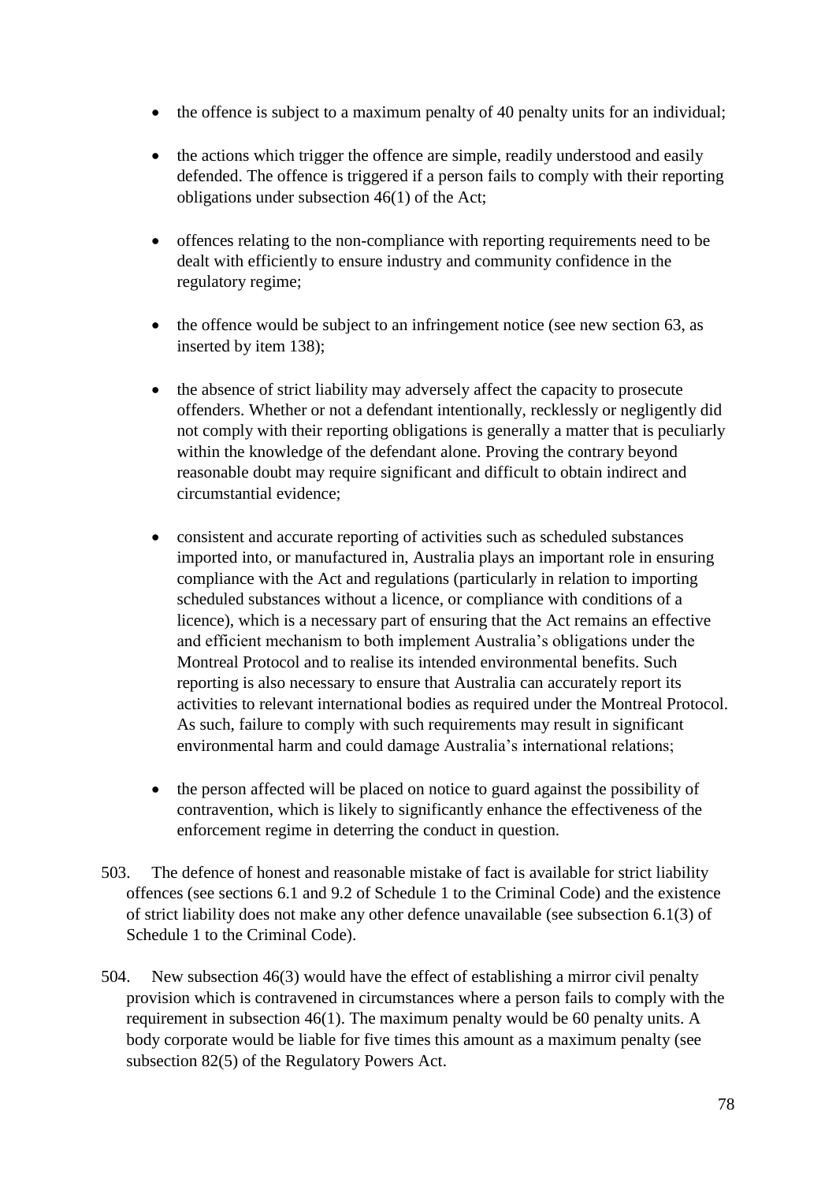- the offence is subject to a maximum penalty of 40 penalty units for an individual;

- the actions which trigger the offence are simple, readily understood and easily defended. The offence is triggered if a person fails to comply with their reporting obligations under subsection 46(1) of the Act;

- offences relating to the non-compliance with reporting requirements need to be dealt with efficiently to ensure industry and community confidence in the regulatory regime;

- the offence would be subject to an infringement notice (see new section 63, as inserted by item 138);

- the absence of strict liability may adversely affect the capacity to prosecute offenders. Whether or not a defendant intentionally, recklessly or negligently did not comply with their reporting obligations is generally a matter that is peculiarly within the knowledge of the defendant alone. Proving the contrary beyond reasonable doubt may require significant and difficult to obtain indirect and circumstantial evidence;

- consistent and accurate reporting of activities such as scheduled substances imported into, or manufactured in, Australia plays an important role in ensuring compliance with the Act and regulations (particularly in relation to importing scheduled substances without a licence, or compliance with conditions of a licence), which is a necessary part of ensuring that the Act remains an effective and efficient mechanism to both implement Australia's obligations under the Montreal Protocol and to realise its intended environmental benefits. Such reporting is also necessary to ensure that Australia can accurately report its activities to relevant international bodies as required under the Montreal Protocol. As such, failure to comply with such requirements may result in significant environmental harm and could damage Australia's international relations;

- the person affected will be placed on notice to guard against the possibility of contravention, which is likely to significantly enhance the effectiveness of the enforcement regime in deterring the conduct in question.

503. The defence of honest and reasonable mistake of fact is available for strict liability offences (see sections 6.1 and 9.2 of Schedule 1 to the Criminal Code) and the existence of strict liability does not make any other defence unavailable (see subsection 6.1(3) of Schedule 1 to the Criminal Code).

504. New subsection 46(3) would have the effect of establishing a mirror civil penalty provision which is contravened in circumstances where a person fails to comply with the requirement in subsection 46(1). The maximum penalty would be 60 penalty units. A body corporate would be liable for five times this amount as a maximum penalty (see subsection 82(5) of the Regulatory Powers Act.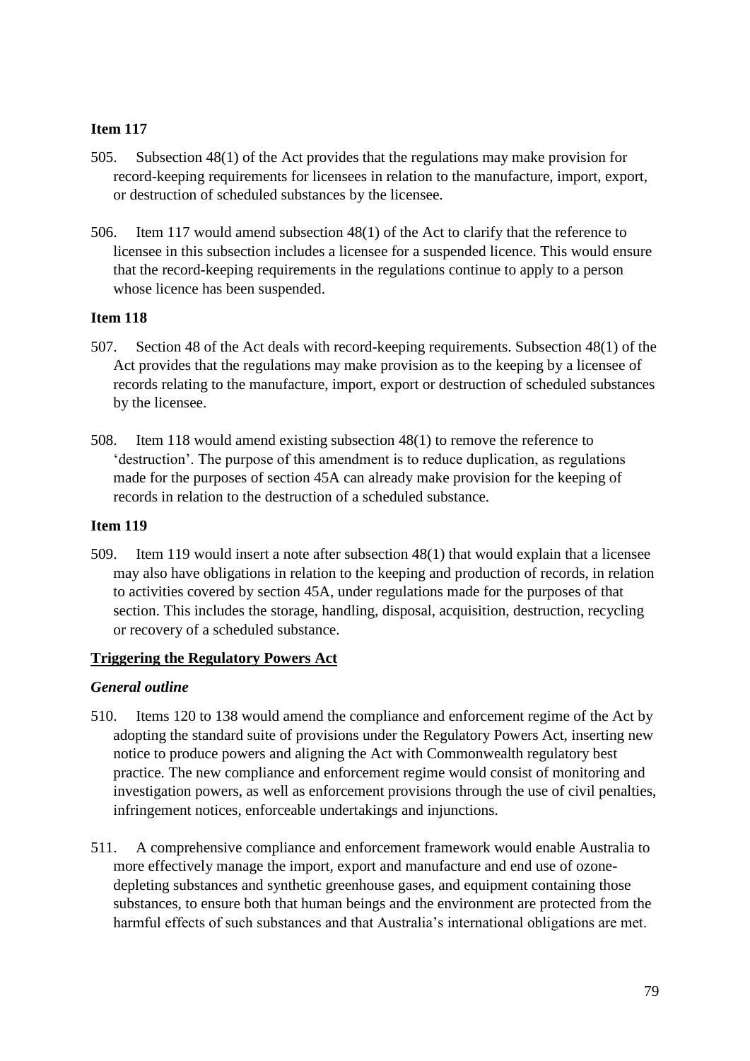**Item 117**

505. Subsection 48(1) of the Act provides that the regulations may make provision for record-keeping requirements for licensees in relation to the manufacture, import, export, or destruction of scheduled substances by the licensee.

506. Item 117 would amend subsection 48(1) of the Act to clarify that the reference to licensee in this subsection includes a licensee for a suspended licence. This would ensure that the record-keeping requirements in the regulations continue to apply to a person whose licence has been suspended.

**Item 118**

507. Section 48 of the Act deals with record-keeping requirements. Subsection 48(1) of the Act provides that the regulations may make provision as to the keeping by a licensee of records relating to the manufacture, import, export or destruction of scheduled substances by the licensee.

508. Item 118 would amend existing subsection 48(1) to remove the reference to 'destruction'. The purpose of this amendment is to reduce duplication, as regulations made for the purposes of section 45A can already make provision for the keeping of records in relation to the destruction of a scheduled substance.

**Item 119**

509. Item 119 would insert a note after subsection 48(1) that would explain that a licensee may also have obligations in relation to the keeping and production of records, in relation to activities covered by section 45A, under regulations made for the purposes of that section. This includes the storage, handling, disposal, acquisition, destruction, recycling or recovery of a scheduled substance.

**Triggering the Regulatory Powers Act**

***General outline***

510. Items 120 to 138 would amend the compliance and enforcement regime of the Act by adopting the standard suite of provisions under the Regulatory Powers Act, inserting new notice to produce powers and aligning the Act with Commonwealth regulatory best practice. The new compliance and enforcement regime would consist of monitoring and investigation powers, as well as enforcement provisions through the use of civil penalties, infringement notices, enforceable undertakings and injunctions.

511. A comprehensive compliance and enforcement framework would enable Australia to more effectively manage the import, export and manufacture and end use of ozone-depleting substances and synthetic greenhouse gases, and equipment containing those substances, to ensure both that human beings and the environment are protected from the harmful effects of such substances and that Australia's international obligations are met.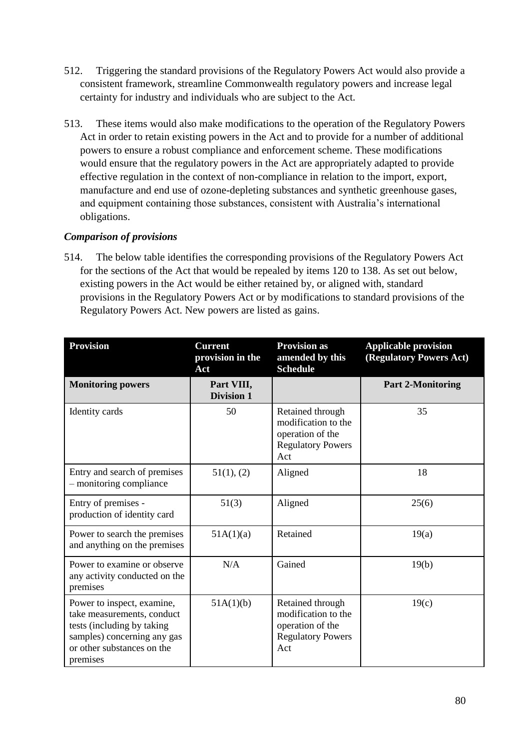512. Triggering the standard provisions of the Regulatory Powers Act would also provide a consistent framework, streamline Commonwealth regulatory powers and increase legal certainty for industry and individuals who are subject to the Act.

513. These items would also make modifications to the operation of the Regulatory Powers Act in order to retain existing powers in the Act and to provide for a number of additional powers to ensure a robust compliance and enforcement scheme. These modifications would ensure that the regulatory powers in the Act are appropriately adapted to provide effective regulation in the context of non-compliance in relation to the import, export, manufacture and end use of ozone-depleting substances and synthetic greenhouse gases, and equipment containing those substances, consistent with Australia's international obligations.

### *Comparison of provisions*

514. The below table identifies the corresponding provisions of the Regulatory Powers Act for the sections of the Act that would be repealed by items 120 to 138. As set out below, existing powers in the Act would be either retained by, or aligned with, standard provisions in the Regulatory Powers Act or by modifications to standard provisions of the Regulatory Powers Act. New powers are listed as gains.

| Provision | Current provision in the Act | Provision as amended by this Schedule | Applicable provision (Regulatory Powers Act) |
|---|---|---|---|
| **Monitoring powers** | **Part VIII, Division 1** | | **Part 2-Monitoring** |
| Identity cards | 50 | Retained through modification to the operation of the Regulatory Powers Act | 35 |
| Entry and search of premises – monitoring compliance | 51(1), (2) | Aligned | 18 |
| Entry of premises - production of identity card | 51(3) | Aligned | 25(6) |
| Power to search the premises and anything on the premises | 51A(1)(a) | Retained | 19(a) |
| Power to examine or observe any activity conducted on the premises | N/A | Gained | 19(b) |
| Power to inspect, examine, take measurements, conduct tests (including by taking samples) concerning any gas or other substances on the premises | 51A(1)(b) | Retained through modification to the operation of the Regulatory Powers Act | 19(c) |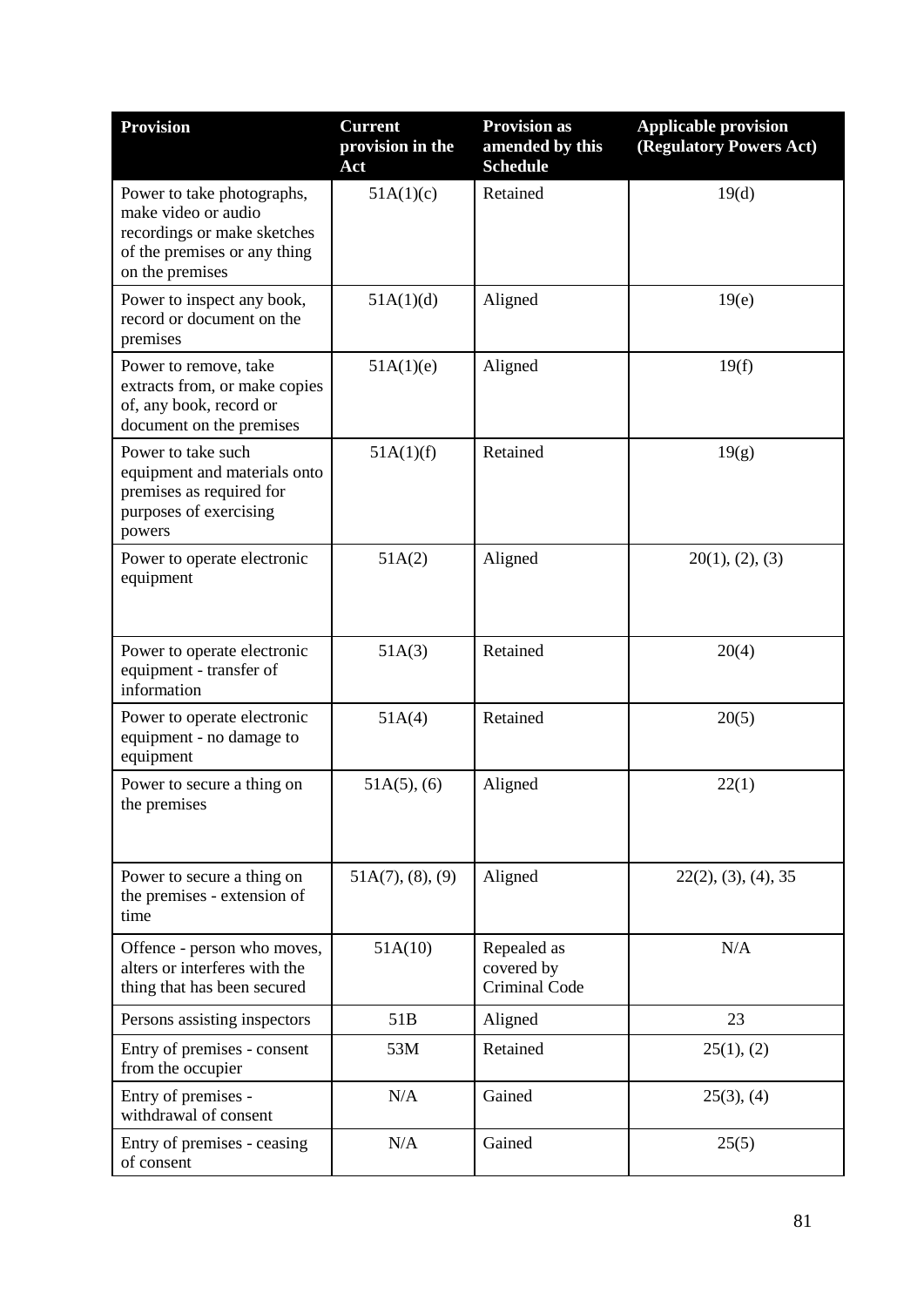| Provision | Current provision in the Act | Provision as amended by this Schedule | Applicable provision (Regulatory Powers Act) |
| --- | --- | --- | --- |
| Power to take photographs, make video or audio recordings or make sketches of the premises or any thing on the premises | 51A(1)(c) | Retained | 19(d) |
| Power to inspect any book, record or document on the premises | 51A(1)(d) | Aligned | 19(e) |
| Power to remove, take extracts from, or make copies of, any book, record or document on the premises | 51A(1)(e) | Aligned | 19(f) |
| Power to take such equipment and materials onto premises as required for purposes of exercising powers | 51A(1)(f) | Retained | 19(g) |
| Power to operate electronic equipment | 51A(2) | Aligned | 20(1), (2), (3) |
| Power to operate electronic equipment - transfer of information | 51A(3) | Retained | 20(4) |
| Power to operate electronic equipment - no damage to equipment | 51A(4) | Retained | 20(5) |
| Power to secure a thing on the premises | 51A(5), (6) | Aligned | 22(1) |
| Power to secure a thing on the premises - extension of time | 51A(7), (8), (9) | Aligned | 22(2), (3), (4), 35 |
| Offence - person who moves, alters or interferes with the thing that has been secured | 51A(10) | Repealed as covered by Criminal Code | N/A |
| Persons assisting inspectors | 51B | Aligned | 23 |
| Entry of premises - consent from the occupier | 53M | Retained | 25(1), (2) |
| Entry of premises - withdrawal of consent | N/A | Gained | 25(3), (4) |
| Entry of premises - ceasing of consent | N/A | Gained | 25(5) |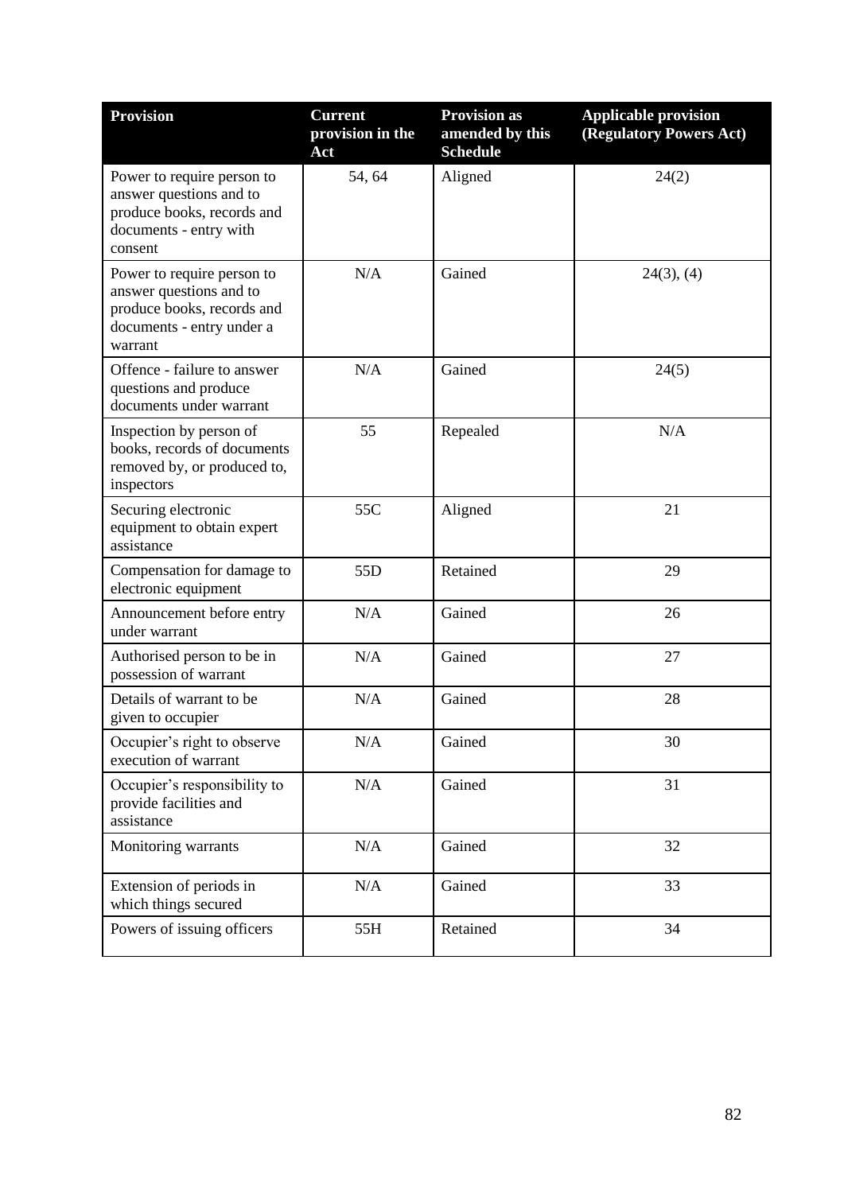| Provision | Current provision in the Act | Provision as amended by this Schedule | Applicable provision (Regulatory Powers Act) |
|---|---|---|---|
| Power to require person to answer questions and to produce books, records and documents - entry with consent | 54, 64 | Aligned | 24(2) |
| Power to require person to answer questions and to produce books, records and documents - entry under a warrant | N/A | Gained | 24(3), (4) |
| Offence - failure to answer questions and produce documents under warrant | N/A | Gained | 24(5) |
| Inspection by person of books, records of documents removed by, or produced to, inspectors | 55 | Repealed | N/A |
| Securing electronic equipment to obtain expert assistance | 55C | Aligned | 21 |
| Compensation for damage to electronic equipment | 55D | Retained | 29 |
| Announcement before entry under warrant | N/A | Gained | 26 |
| Authorised person to be in possession of warrant | N/A | Gained | 27 |
| Details of warrant to be given to occupier | N/A | Gained | 28 |
| Occupier's right to observe execution of warrant | N/A | Gained | 30 |
| Occupier's responsibility to provide facilities and assistance | N/A | Gained | 31 |
| Monitoring warrants | N/A | Gained | 32 |
| Extension of periods in which things secured | N/A | Gained | 33 |
| Powers of issuing officers | 55H | Retained | 34 |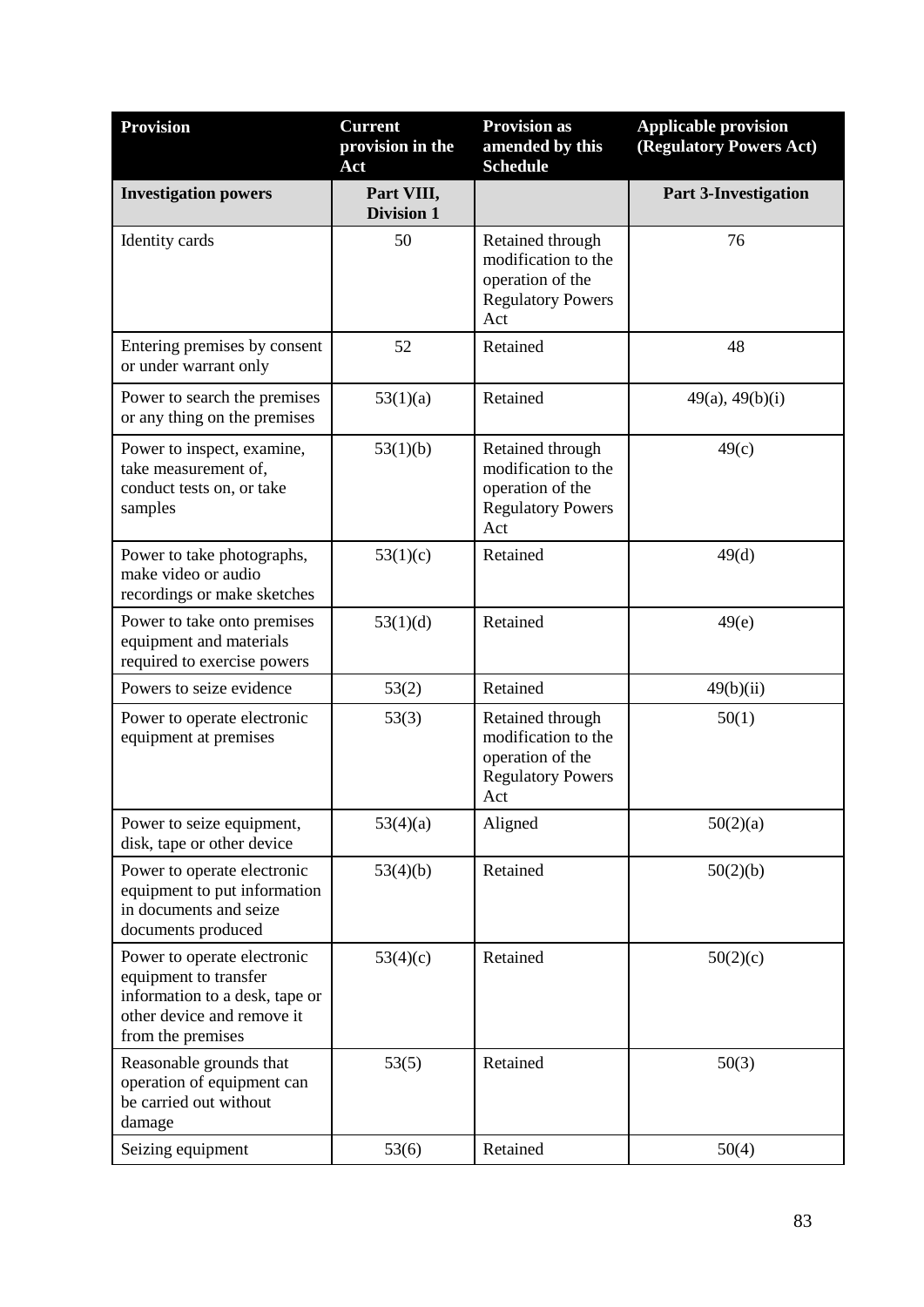| **Provision** | **Current provision in the Act** | **Provision as amended by this Schedule** | **Applicable provision (Regulatory Powers Act)** |
| --- | --- | --- | --- |
| **Investigation powers** | **Part VIII, Division 1** | | **Part 3-Investigation** |
| Identity cards | 50 | Retained through modification to the operation of the Regulatory Powers Act | 76 |
| Entering premises by consent or under warrant only | 52 | Retained | 48 |
| Power to search the premises or any thing on the premises | 53(1)(a) | Retained | 49(a), 49(b)(i) |
| Power to inspect, examine, take measurement of, conduct tests on, or take samples | 53(1)(b) | Retained through modification to the operation of the Regulatory Powers Act | 49(c) |
| Power to take photographs, make video or audio recordings or make sketches | 53(1)(c) | Retained | 49(d) |
| Power to take onto premises equipment and materials required to exercise powers | 53(1)(d) | Retained | 49(e) |
| Powers to seize evidence | 53(2) | Retained | 49(b)(ii) |
| Power to operate electronic equipment at premises | 53(3) | Retained through modification to the operation of the Regulatory Powers Act | 50(1) |
| Power to seize equipment, disk, tape or other device | 53(4)(a) | Aligned | 50(2)(a) |
| Power to operate electronic equipment to put information in documents and seize documents produced | 53(4)(b) | Retained | 50(2)(b) |
| Power to operate electronic equipment to transfer information to a desk, tape or other device and remove it from the premises | 53(4)(c) | Retained | 50(2)(c) |
| Reasonable grounds that operation of equipment can be carried out without damage | 53(5) | Retained | 50(3) |
| Seizing equipment | 53(6) | Retained | 50(4) |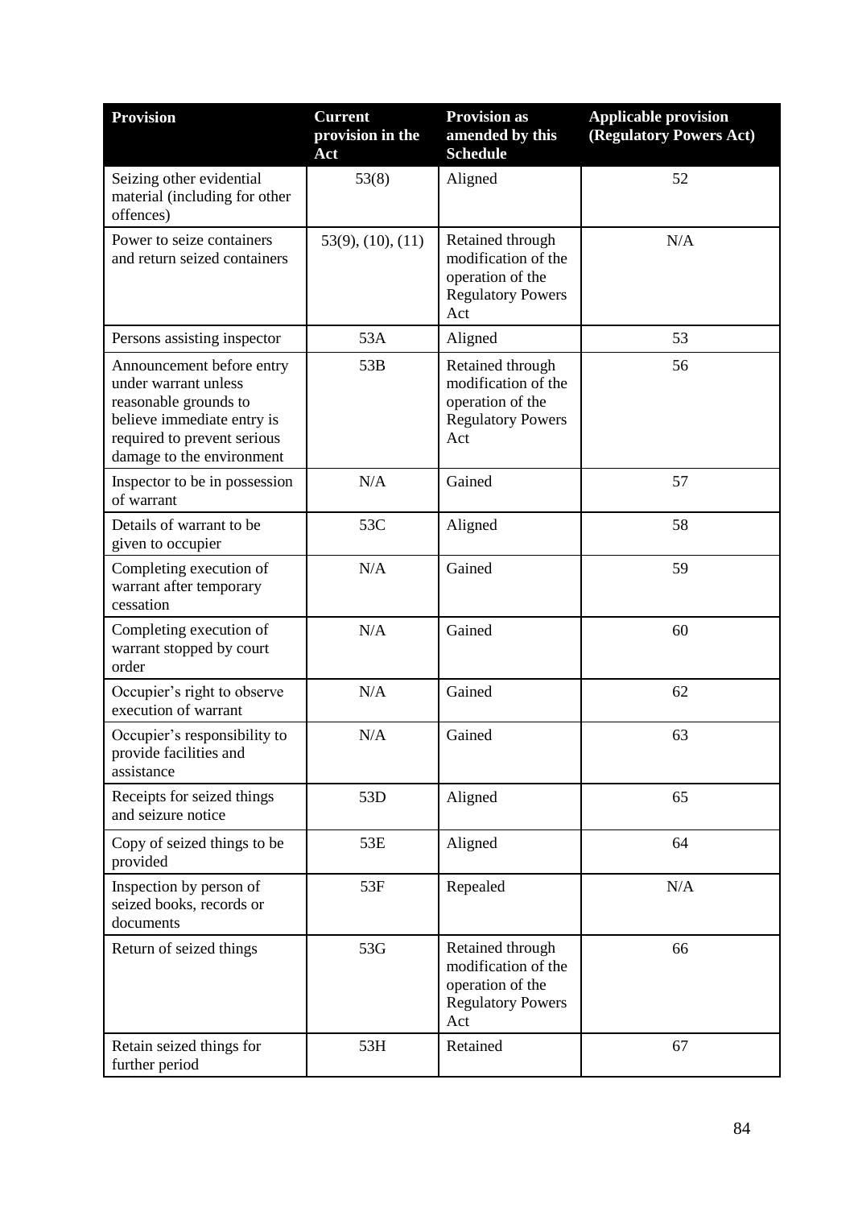| Provision | Current provision in the Act | Provision as amended by this Schedule | Applicable provision (Regulatory Powers Act) |
|---|---|---|---|
| Seizing other evidential material (including for other offences) | 53(8) | Aligned | 52 |
| Power to seize containers and return seized containers | 53(9), (10), (11) | Retained through modification of the operation of the Regulatory Powers Act | N/A |
| Persons assisting inspector | 53A | Aligned | 53 |
| Announcement before entry under warrant unless reasonable grounds to believe immediate entry is required to prevent serious damage to the environment | 53B | Retained through modification of the operation of the Regulatory Powers Act | 56 |
| Inspector to be in possession of warrant | N/A | Gained | 57 |
| Details of warrant to be given to occupier | 53C | Aligned | 58 |
| Completing execution of warrant after temporary cessation | N/A | Gained | 59 |
| Completing execution of warrant stopped by court order | N/A | Gained | 60 |
| Occupier's right to observe execution of warrant | N/A | Gained | 62 |
| Occupier's responsibility to provide facilities and assistance | N/A | Gained | 63 |
| Receipts for seized things and seizure notice | 53D | Aligned | 65 |
| Copy of seized things to be provided | 53E | Aligned | 64 |
| Inspection by person of seized books, records or documents | 53F | Repealed | N/A |
| Return of seized things | 53G | Retained through modification of the operation of the Regulatory Powers Act | 66 |
| Retain seized things for further period | 53H | Retained | 67 |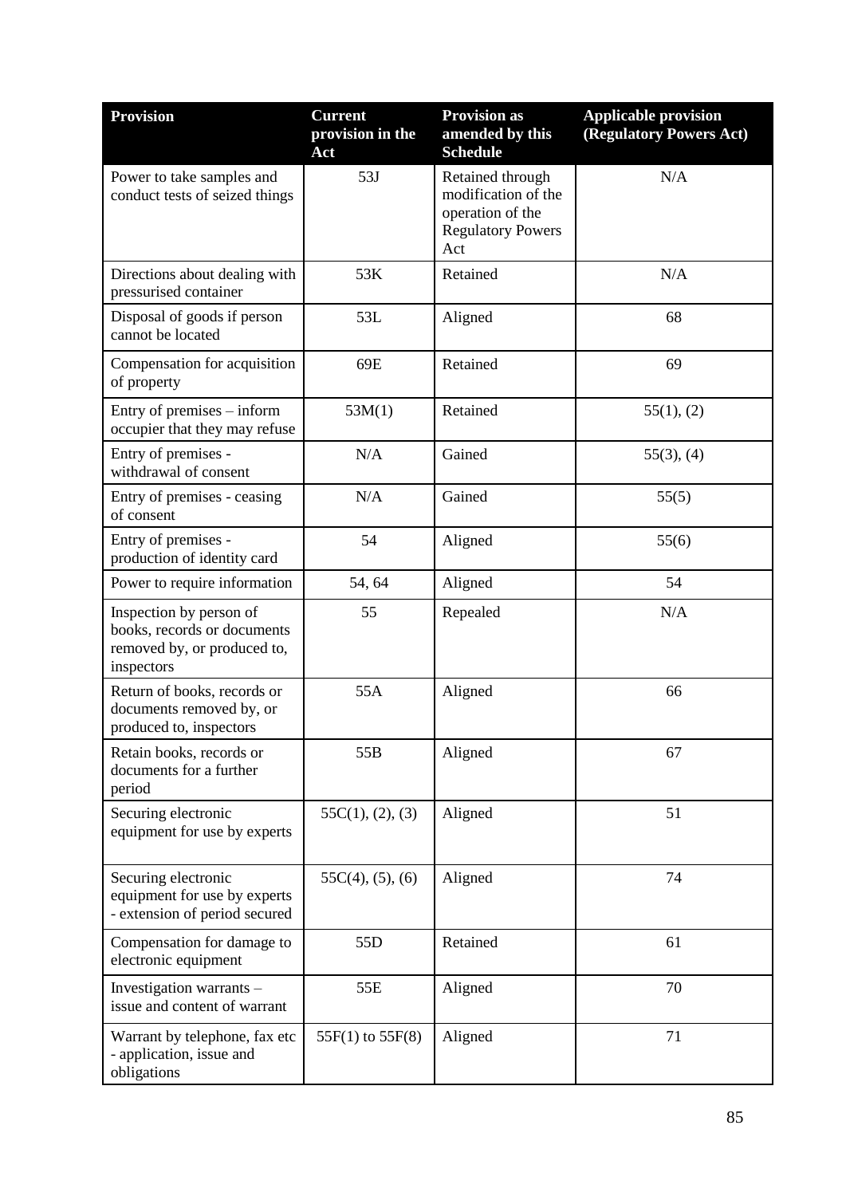| Provision | Current provision in the Act | Provision as amended by this Schedule | Applicable provision (Regulatory Powers Act) |
|---|---|---|---|
| Power to take samples and conduct tests of seized things | 53J | Retained through modification of the operation of the Regulatory Powers Act | N/A |
| Directions about dealing with pressurised container | 53K | Retained | N/A |
| Disposal of goods if person cannot be located | 53L | Aligned | 68 |
| Compensation for acquisition of property | 69E | Retained | 69 |
| Entry of premises – inform occupier that they may refuse | 53M(1) | Retained | 55(1), (2) |
| Entry of premises - withdrawal of consent | N/A | Gained | 55(3), (4) |
| Entry of premises - ceasing of consent | N/A | Gained | 55(5) |
| Entry of premises - production of identity card | 54 | Aligned | 55(6) |
| Power to require information | 54, 64 | Aligned | 54 |
| Inspection by person of books, records or documents removed by, or produced to, inspectors | 55 | Repealed | N/A |
| Return of books, records or documents removed by, or produced to, inspectors | 55A | Aligned | 66 |
| Retain books, records or documents for a further period | 55B | Aligned | 67 |
| Securing electronic equipment for use by experts | 55C(1), (2), (3) | Aligned | 51 |
| Securing electronic equipment for use by experts - extension of period secured | 55C(4), (5), (6) | Aligned | 74 |
| Compensation for damage to electronic equipment | 55D | Retained | 61 |
| Investigation warrants – issue and content of warrant | 55E | Aligned | 70 |
| Warrant by telephone, fax etc - application, issue and obligations | 55F(1) to 55F(8) | Aligned | 71 |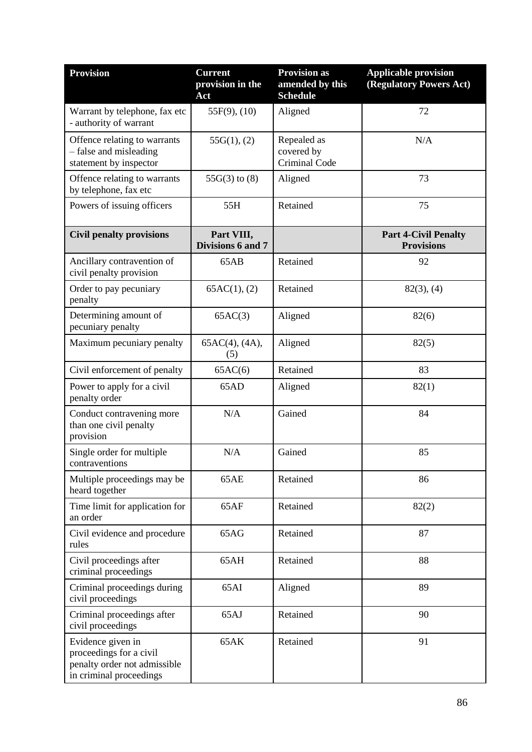| Provision | Current provision in the Act | Provision as amended by this Schedule | Applicable provision (Regulatory Powers Act) |
|---|---|---|---|
| Warrant by telephone, fax etc - authority of warrant | 55F(9), (10) | Aligned | 72 |
| Offence relating to warrants – false and misleading statement by inspector | 55G(1), (2) | Repealed as covered by Criminal Code | N/A |
| Offence relating to warrants by telephone, fax etc | 55G(3) to (8) | Aligned | 73 |
| Powers of issuing officers | 55H | Retained | 75 |
| **Civil penalty provisions** | **Part VIII, Divisions 6 and 7** | | **Part 4-Civil Penalty Provisions** |
| Ancillary contravention of civil penalty provision | 65AB | Retained | 92 |
| Order to pay pecuniary penalty | 65AC(1), (2) | Retained | 82(3), (4) |
| Determining amount of pecuniary penalty | 65AC(3) | Aligned | 82(6) |
| Maximum pecuniary penalty | 65AC(4), (4A), (5) | Aligned | 82(5) |
| Civil enforcement of penalty | 65AC(6) | Retained | 83 |
| Power to apply for a civil penalty order | 65AD | Aligned | 82(1) |
| Conduct contravening more than one civil penalty provision | N/A | Gained | 84 |
| Single order for multiple contraventions | N/A | Gained | 85 |
| Multiple proceedings may be heard together | 65AE | Retained | 86 |
| Time limit for application for an order | 65AF | Retained | 82(2) |
| Civil evidence and procedure rules | 65AG | Retained | 87 |
| Civil proceedings after criminal proceedings | 65AH | Retained | 88 |
| Criminal proceedings during civil proceedings | 65AI | Aligned | 89 |
| Criminal proceedings after civil proceedings | 65AJ | Retained | 90 |
| Evidence given in proceedings for a civil penalty order not admissible in criminal proceedings | 65AK | Retained | 91 |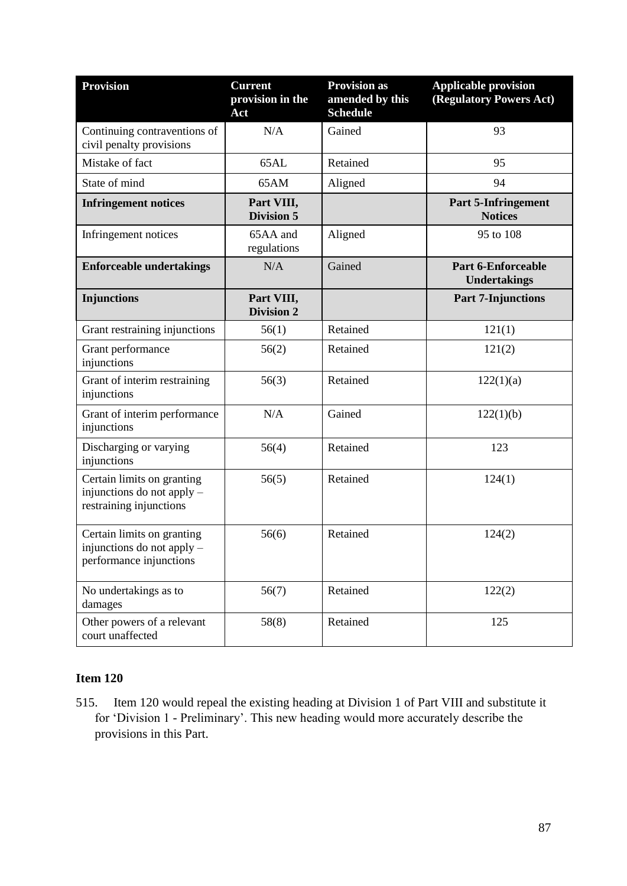| Provision | Current provision in the Act | Provision as amended by this Schedule | Applicable provision (Regulatory Powers Act) |
|---|---|---|---|
| Continuing contraventions of civil penalty provisions | N/A | Gained | 93 |
| Mistake of fact | 65AL | Retained | 95 |
| State of mind | 65AM | Aligned | 94 |
| **Infringement notices** | **Part VIII, Division 5** | | **Part 5-Infringement Notices** |
| Infringement notices | 65AA and regulations | Aligned | 95 to 108 |
| **Enforceable undertakings** | N/A | Gained | **Part 6-Enforceable Undertakings** |
| **Injunctions** | **Part VIII, Division 2** | | **Part 7-Injunctions** |
| Grant restraining injunctions | 56(1) | Retained | 121(1) |
| Grant performance injunctions | 56(2) | Retained | 121(2) |
| Grant of interim restraining injunctions | 56(3) | Retained | 122(1)(a) |
| Grant of interim performance injunctions | N/A | Gained | 122(1)(b) |
| Discharging or varying injunctions | 56(4) | Retained | 123 |
| Certain limits on granting injunctions do not apply – restraining injunctions | 56(5) | Retained | 124(1) |
| Certain limits on granting injunctions do not apply – performance injunctions | 56(6) | Retained | 124(2) |
| No undertakings as to damages | 56(7) | Retained | 122(2) |
| Other powers of a relevant court unaffected | 58(8) | Retained | 125 |

### Item 120

515. Item 120 would repeal the existing heading at Division 1 of Part VIII and substitute it for 'Division 1 - Preliminary'. This new heading would more accurately describe the provisions in this Part.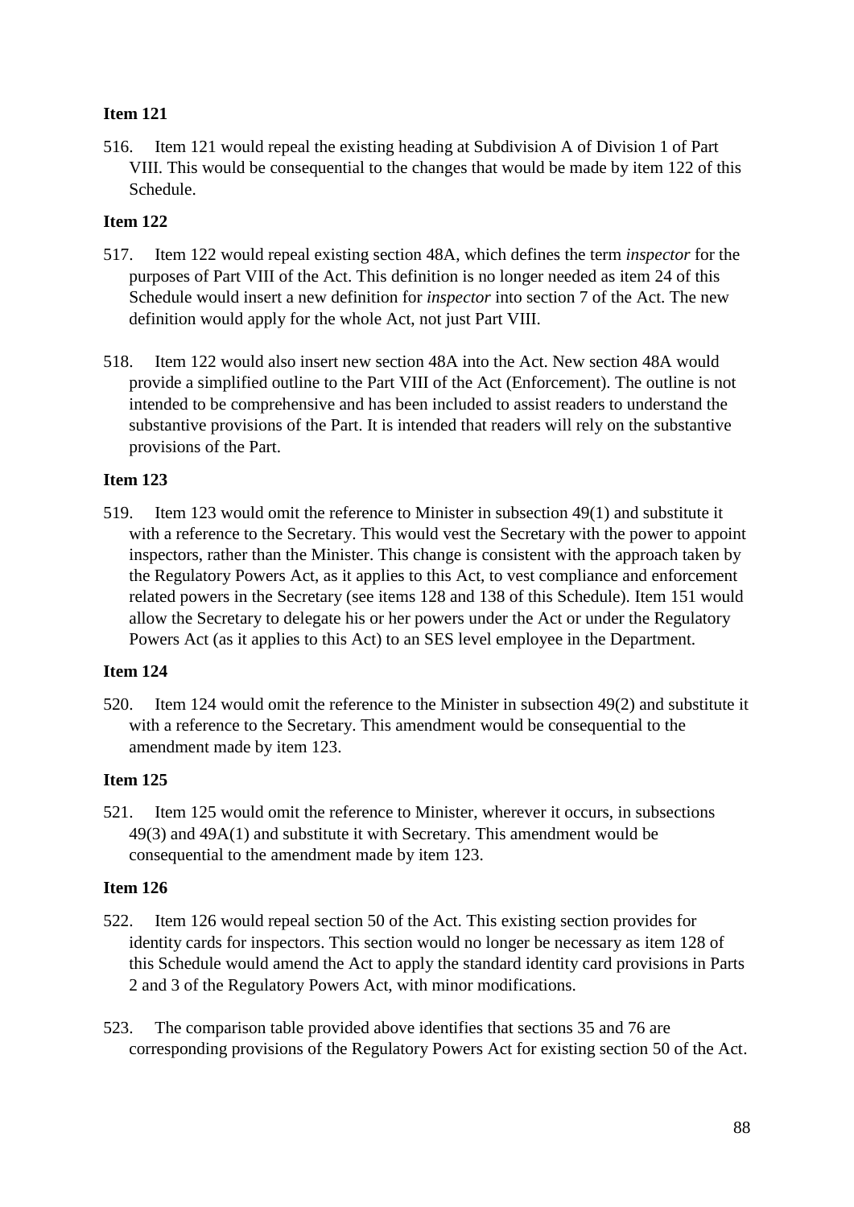**Item 121**

516. Item 121 would repeal the existing heading at Subdivision A of Division 1 of Part VIII. This would be consequential to the changes that would be made by item 122 of this Schedule.

**Item 122**

517. Item 122 would repeal existing section 48A, which defines the term *inspector* for the purposes of Part VIII of the Act. This definition is no longer needed as item 24 of this Schedule would insert a new definition for *inspector* into section 7 of the Act. The new definition would apply for the whole Act, not just Part VIII.

518. Item 122 would also insert new section 48A into the Act. New section 48A would provide a simplified outline to the Part VIII of the Act (Enforcement). The outline is not intended to be comprehensive and has been included to assist readers to understand the substantive provisions of the Part. It is intended that readers will rely on the substantive provisions of the Part.

**Item 123**

519. Item 123 would omit the reference to Minister in subsection 49(1) and substitute it with a reference to the Secretary. This would vest the Secretary with the power to appoint inspectors, rather than the Minister. This change is consistent with the approach taken by the Regulatory Powers Act, as it applies to this Act, to vest compliance and enforcement related powers in the Secretary (see items 128 and 138 of this Schedule). Item 151 would allow the Secretary to delegate his or her powers under the Act or under the Regulatory Powers Act (as it applies to this Act) to an SES level employee in the Department.

**Item 124**

520. Item 124 would omit the reference to the Minister in subsection 49(2) and substitute it with a reference to the Secretary. This amendment would be consequential to the amendment made by item 123.

**Item 125**

521. Item 125 would omit the reference to Minister, wherever it occurs, in subsections 49(3) and 49A(1) and substitute it with Secretary. This amendment would be consequential to the amendment made by item 123.

**Item 126**

522. Item 126 would repeal section 50 of the Act. This existing section provides for identity cards for inspectors. This section would no longer be necessary as item 128 of this Schedule would amend the Act to apply the standard identity card provisions in Parts 2 and 3 of the Regulatory Powers Act, with minor modifications.

523. The comparison table provided above identifies that sections 35 and 76 are corresponding provisions of the Regulatory Powers Act for existing section 50 of the Act.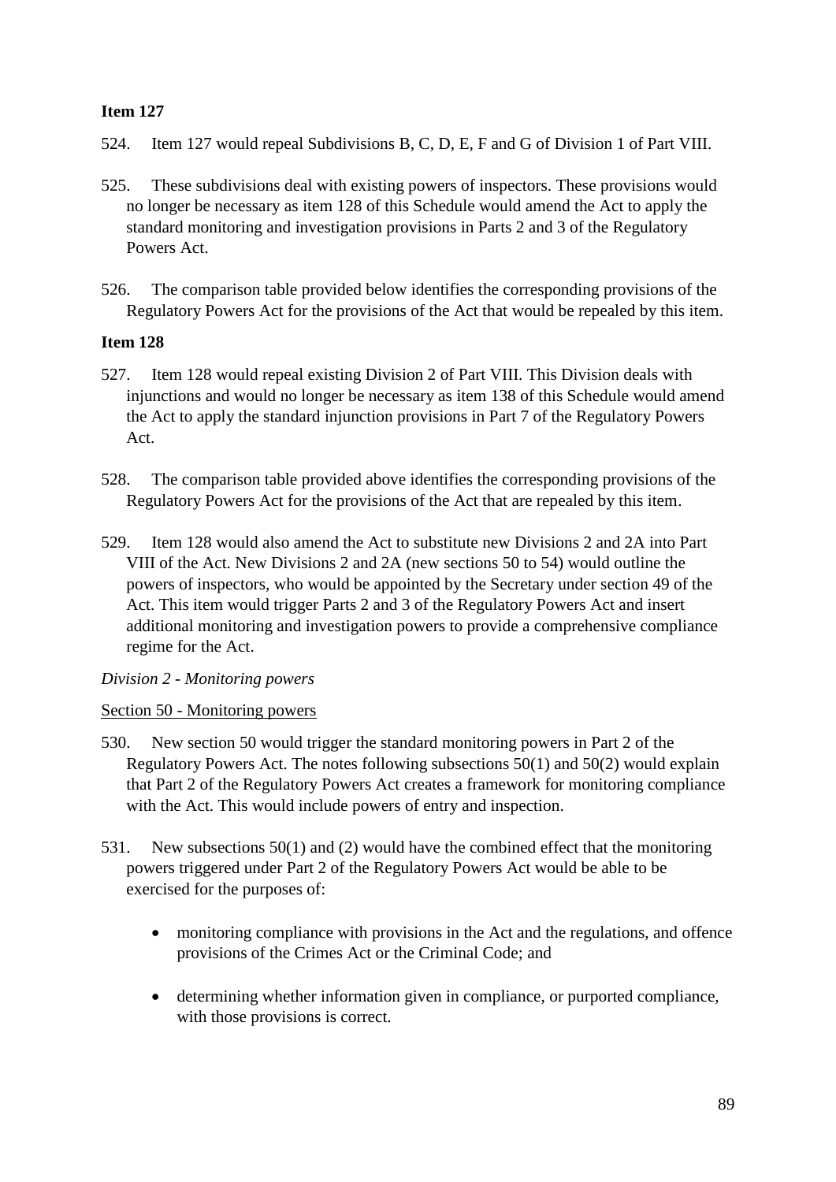**Item 127**

524. Item 127 would repeal Subdivisions B, C, D, E, F and G of Division 1 of Part VIII.

525. These subdivisions deal with existing powers of inspectors. These provisions would no longer be necessary as item 128 of this Schedule would amend the Act to apply the standard monitoring and investigation provisions in Parts 2 and 3 of the Regulatory Powers Act.

526. The comparison table provided below identifies the corresponding provisions of the Regulatory Powers Act for the provisions of the Act that would be repealed by this item.

**Item 128**

527. Item 128 would repeal existing Division 2 of Part VIII. This Division deals with injunctions and would no longer be necessary as item 138 of this Schedule would amend the Act to apply the standard injunction provisions in Part 7 of the Regulatory Powers Act.

528. The comparison table provided above identifies the corresponding provisions of the Regulatory Powers Act for the provisions of the Act that are repealed by this item.

529. Item 128 would also amend the Act to substitute new Divisions 2 and 2A into Part VIII of the Act. New Divisions 2 and 2A (new sections 50 to 54) would outline the powers of inspectors, who would be appointed by the Secretary under section 49 of the Act. This item would trigger Parts 2 and 3 of the Regulatory Powers Act and insert additional monitoring and investigation powers to provide a comprehensive compliance regime for the Act.

*Division 2 - Monitoring powers*

Section 50 - Monitoring powers

530. New section 50 would trigger the standard monitoring powers in Part 2 of the Regulatory Powers Act. The notes following subsections 50(1) and 50(2) would explain that Part 2 of the Regulatory Powers Act creates a framework for monitoring compliance with the Act. This would include powers of entry and inspection.

531. New subsections 50(1) and (2) would have the combined effect that the monitoring powers triggered under Part 2 of the Regulatory Powers Act would be able to be exercised for the purposes of:

- monitoring compliance with provisions in the Act and the regulations, and offence provisions of the Crimes Act or the Criminal Code; and
- determining whether information given in compliance, or purported compliance, with those provisions is correct.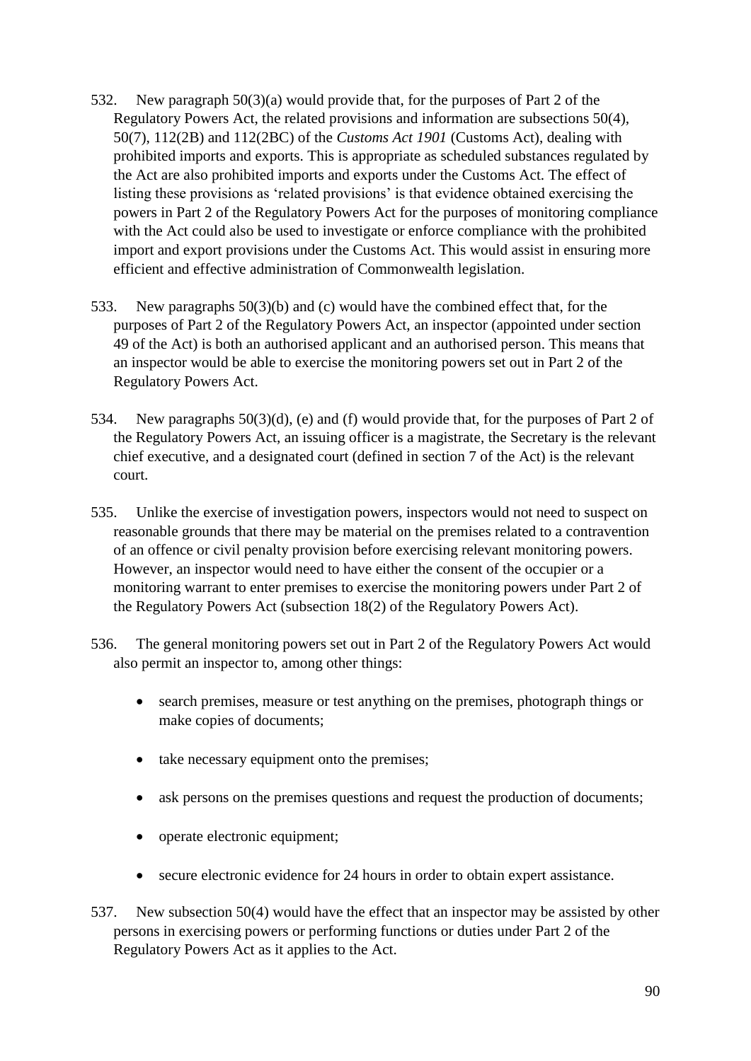532. New paragraph 50(3)(a) would provide that, for the purposes of Part 2 of the Regulatory Powers Act, the related provisions and information are subsections 50(4), 50(7), 112(2B) and 112(2BC) of the *Customs Act 1901* (Customs Act), dealing with prohibited imports and exports. This is appropriate as scheduled substances regulated by the Act are also prohibited imports and exports under the Customs Act. The effect of listing these provisions as 'related provisions' is that evidence obtained exercising the powers in Part 2 of the Regulatory Powers Act for the purposes of monitoring compliance with the Act could also be used to investigate or enforce compliance with the prohibited import and export provisions under the Customs Act. This would assist in ensuring more efficient and effective administration of Commonwealth legislation.

533. New paragraphs 50(3)(b) and (c) would have the combined effect that, for the purposes of Part 2 of the Regulatory Powers Act, an inspector (appointed under section 49 of the Act) is both an authorised applicant and an authorised person. This means that an inspector would be able to exercise the monitoring powers set out in Part 2 of the Regulatory Powers Act.

534. New paragraphs 50(3)(d), (e) and (f) would provide that, for the purposes of Part 2 of the Regulatory Powers Act, an issuing officer is a magistrate, the Secretary is the relevant chief executive, and a designated court (defined in section 7 of the Act) is the relevant court.

535. Unlike the exercise of investigation powers, inspectors would not need to suspect on reasonable grounds that there may be material on the premises related to a contravention of an offence or civil penalty provision before exercising relevant monitoring powers. However, an inspector would need to have either the consent of the occupier or a monitoring warrant to enter premises to exercise the monitoring powers under Part 2 of the Regulatory Powers Act (subsection 18(2) of the Regulatory Powers Act).

536. The general monitoring powers set out in Part 2 of the Regulatory Powers Act would also permit an inspector to, among other things:

- search premises, measure or test anything on the premises, photograph things or make copies of documents;
- take necessary equipment onto the premises;
- ask persons on the premises questions and request the production of documents;
- operate electronic equipment;
- secure electronic evidence for 24 hours in order to obtain expert assistance.

537. New subsection 50(4) would have the effect that an inspector may be assisted by other persons in exercising powers or performing functions or duties under Part 2 of the Regulatory Powers Act as it applies to the Act.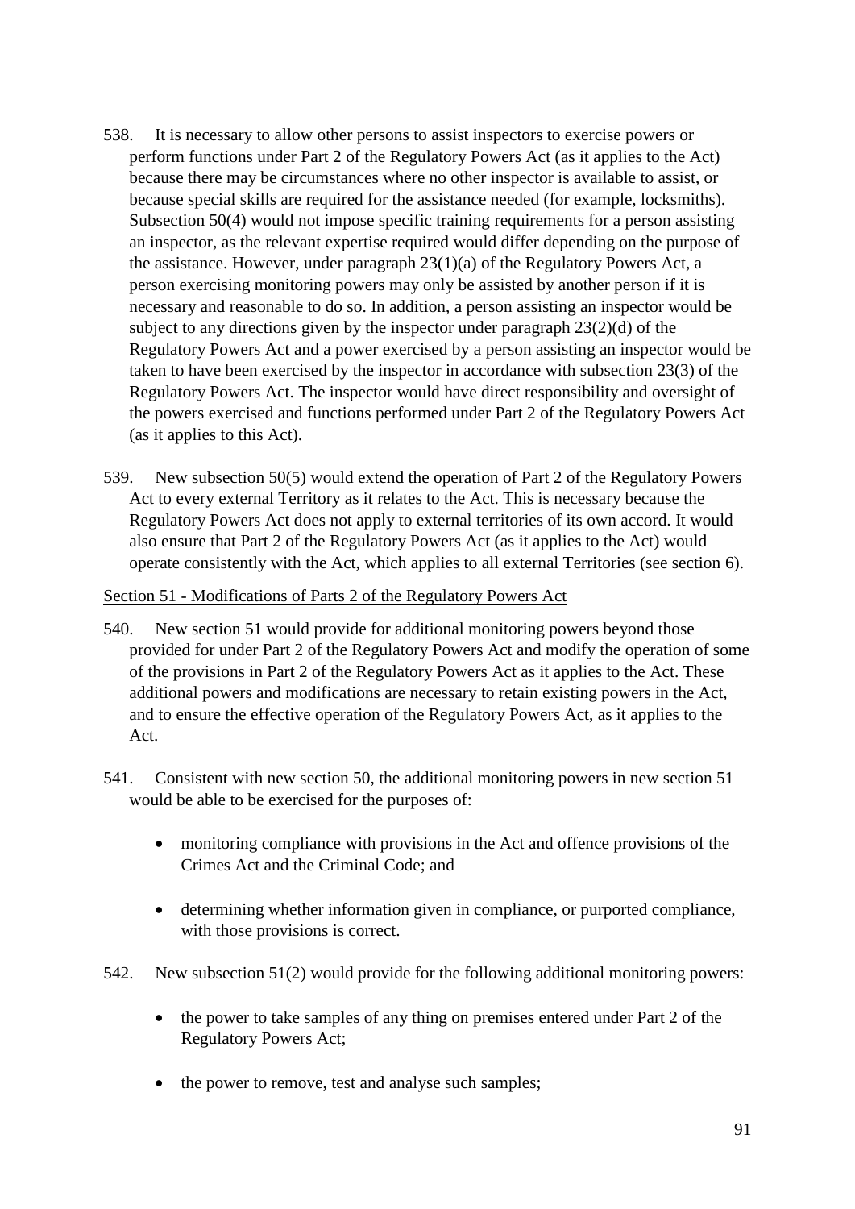538. It is necessary to allow other persons to assist inspectors to exercise powers or perform functions under Part 2 of the Regulatory Powers Act (as it applies to the Act) because there may be circumstances where no other inspector is available to assist, or because special skills are required for the assistance needed (for example, locksmiths). Subsection 50(4) would not impose specific training requirements for a person assisting an inspector, as the relevant expertise required would differ depending on the purpose of the assistance. However, under paragraph 23(1)(a) of the Regulatory Powers Act, a person exercising monitoring powers may only be assisted by another person if it is necessary and reasonable to do so. In addition, a person assisting an inspector would be subject to any directions given by the inspector under paragraph 23(2)(d) of the Regulatory Powers Act and a power exercised by a person assisting an inspector would be taken to have been exercised by the inspector in accordance with subsection 23(3) of the Regulatory Powers Act. The inspector would have direct responsibility and oversight of the powers exercised and functions performed under Part 2 of the Regulatory Powers Act (as it applies to this Act).

539. New subsection 50(5) would extend the operation of Part 2 of the Regulatory Powers Act to every external Territory as it relates to the Act. This is necessary because the Regulatory Powers Act does not apply to external territories of its own accord. It would also ensure that Part 2 of the Regulatory Powers Act (as it applies to the Act) would operate consistently with the Act, which applies to all external Territories (see section 6).

Section 51 - Modifications of Parts 2 of the Regulatory Powers Act

540. New section 51 would provide for additional monitoring powers beyond those provided for under Part 2 of the Regulatory Powers Act and modify the operation of some of the provisions in Part 2 of the Regulatory Powers Act as it applies to the Act. These additional powers and modifications are necessary to retain existing powers in the Act, and to ensure the effective operation of the Regulatory Powers Act, as it applies to the Act.

541. Consistent with new section 50, the additional monitoring powers in new section 51 would be able to be exercised for the purposes of:

- monitoring compliance with provisions in the Act and offence provisions of the Crimes Act and the Criminal Code; and
- determining whether information given in compliance, or purported compliance, with those provisions is correct.

542. New subsection 51(2) would provide for the following additional monitoring powers:

- the power to take samples of any thing on premises entered under Part 2 of the Regulatory Powers Act;
- the power to remove, test and analyse such samples;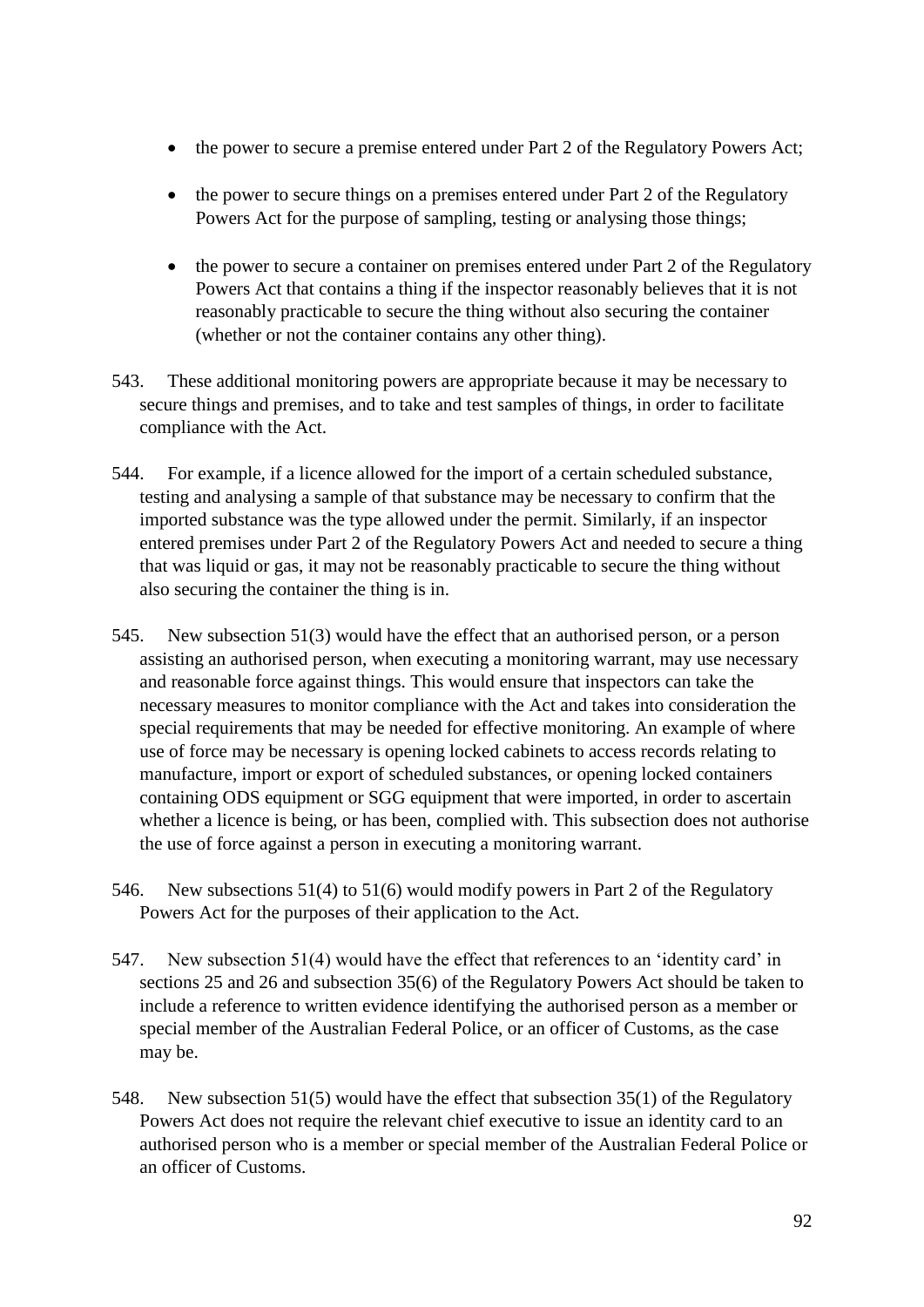- the power to secure a premise entered under Part 2 of the Regulatory Powers Act;
- the power to secure things on a premises entered under Part 2 of the Regulatory Powers Act for the purpose of sampling, testing or analysing those things;
- the power to secure a container on premises entered under Part 2 of the Regulatory Powers Act that contains a thing if the inspector reasonably believes that it is not reasonably practicable to secure the thing without also securing the container (whether or not the container contains any other thing).

543. These additional monitoring powers are appropriate because it may be necessary to secure things and premises, and to take and test samples of things, in order to facilitate compliance with the Act.

544. For example, if a licence allowed for the import of a certain scheduled substance, testing and analysing a sample of that substance may be necessary to confirm that the imported substance was the type allowed under the permit. Similarly, if an inspector entered premises under Part 2 of the Regulatory Powers Act and needed to secure a thing that was liquid or gas, it may not be reasonably practicable to secure the thing without also securing the container the thing is in.

545. New subsection 51(3) would have the effect that an authorised person, or a person assisting an authorised person, when executing a monitoring warrant, may use necessary and reasonable force against things. This would ensure that inspectors can take the necessary measures to monitor compliance with the Act and takes into consideration the special requirements that may be needed for effective monitoring. An example of where use of force may be necessary is opening locked cabinets to access records relating to manufacture, import or export of scheduled substances, or opening locked containers containing ODS equipment or SGG equipment that were imported, in order to ascertain whether a licence is being, or has been, complied with. This subsection does not authorise the use of force against a person in executing a monitoring warrant.

546. New subsections 51(4) to 51(6) would modify powers in Part 2 of the Regulatory Powers Act for the purposes of their application to the Act.

547. New subsection 51(4) would have the effect that references to an 'identity card' in sections 25 and 26 and subsection 35(6) of the Regulatory Powers Act should be taken to include a reference to written evidence identifying the authorised person as a member or special member of the Australian Federal Police, or an officer of Customs, as the case may be.

548. New subsection 51(5) would have the effect that subsection 35(1) of the Regulatory Powers Act does not require the relevant chief executive to issue an identity card to an authorised person who is a member or special member of the Australian Federal Police or an officer of Customs.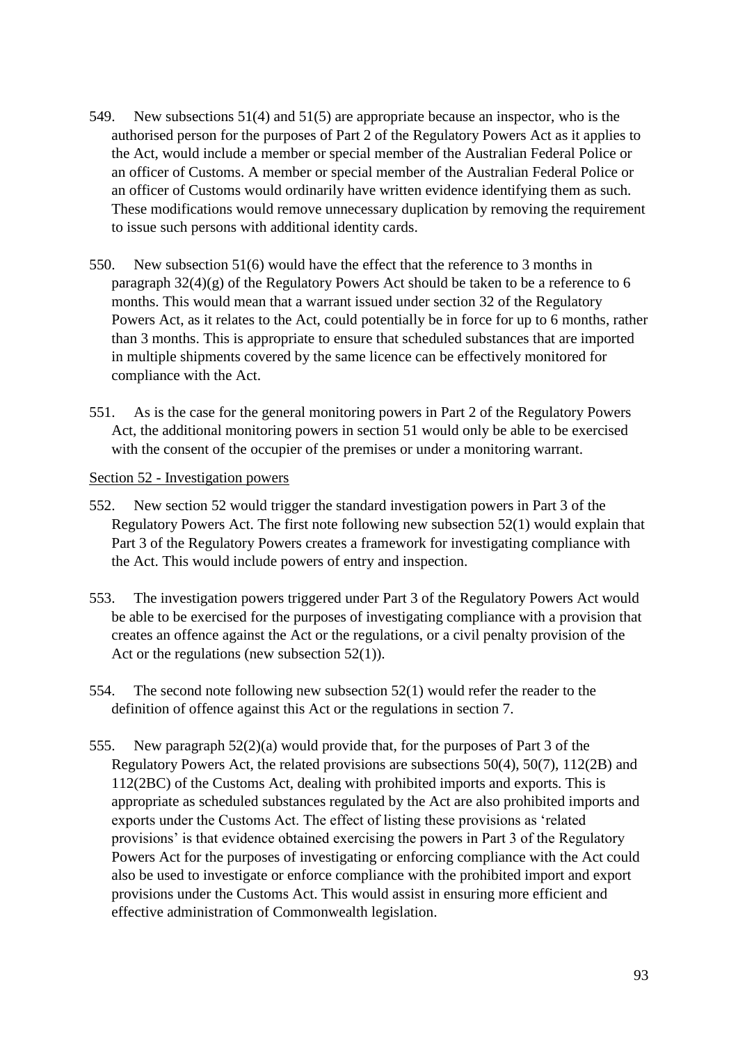549. New subsections 51(4) and 51(5) are appropriate because an inspector, who is the authorised person for the purposes of Part 2 of the Regulatory Powers Act as it applies to the Act, would include a member or special member of the Australian Federal Police or an officer of Customs. A member or special member of the Australian Federal Police or an officer of Customs would ordinarily have written evidence identifying them as such. These modifications would remove unnecessary duplication by removing the requirement to issue such persons with additional identity cards.

550. New subsection 51(6) would have the effect that the reference to 3 months in paragraph 32(4)(g) of the Regulatory Powers Act should be taken to be a reference to 6 months. This would mean that a warrant issued under section 32 of the Regulatory Powers Act, as it relates to the Act, could potentially be in force for up to 6 months, rather than 3 months. This is appropriate to ensure that scheduled substances that are imported in multiple shipments covered by the same licence can be effectively monitored for compliance with the Act.

551. As is the case for the general monitoring powers in Part 2 of the Regulatory Powers Act, the additional monitoring powers in section 51 would only be able to be exercised with the consent of the occupier of the premises or under a monitoring warrant.

<u>Section 52 - Investigation powers</u>

552. New section 52 would trigger the standard investigation powers in Part 3 of the Regulatory Powers Act. The first note following new subsection 52(1) would explain that Part 3 of the Regulatory Powers creates a framework for investigating compliance with the Act. This would include powers of entry and inspection.

553. The investigation powers triggered under Part 3 of the Regulatory Powers Act would be able to be exercised for the purposes of investigating compliance with a provision that creates an offence against the Act or the regulations, or a civil penalty provision of the Act or the regulations (new subsection 52(1)).

554. The second note following new subsection 52(1) would refer the reader to the definition of offence against this Act or the regulations in section 7.

555. New paragraph 52(2)(a) would provide that, for the purposes of Part 3 of the Regulatory Powers Act, the related provisions are subsections 50(4), 50(7), 112(2B) and 112(2BC) of the Customs Act, dealing with prohibited imports and exports. This is appropriate as scheduled substances regulated by the Act are also prohibited imports and exports under the Customs Act. The effect of listing these provisions as 'related provisions' is that evidence obtained exercising the powers in Part 3 of the Regulatory Powers Act for the purposes of investigating or enforcing compliance with the Act could also be used to investigate or enforce compliance with the prohibited import and export provisions under the Customs Act. This would assist in ensuring more efficient and effective administration of Commonwealth legislation.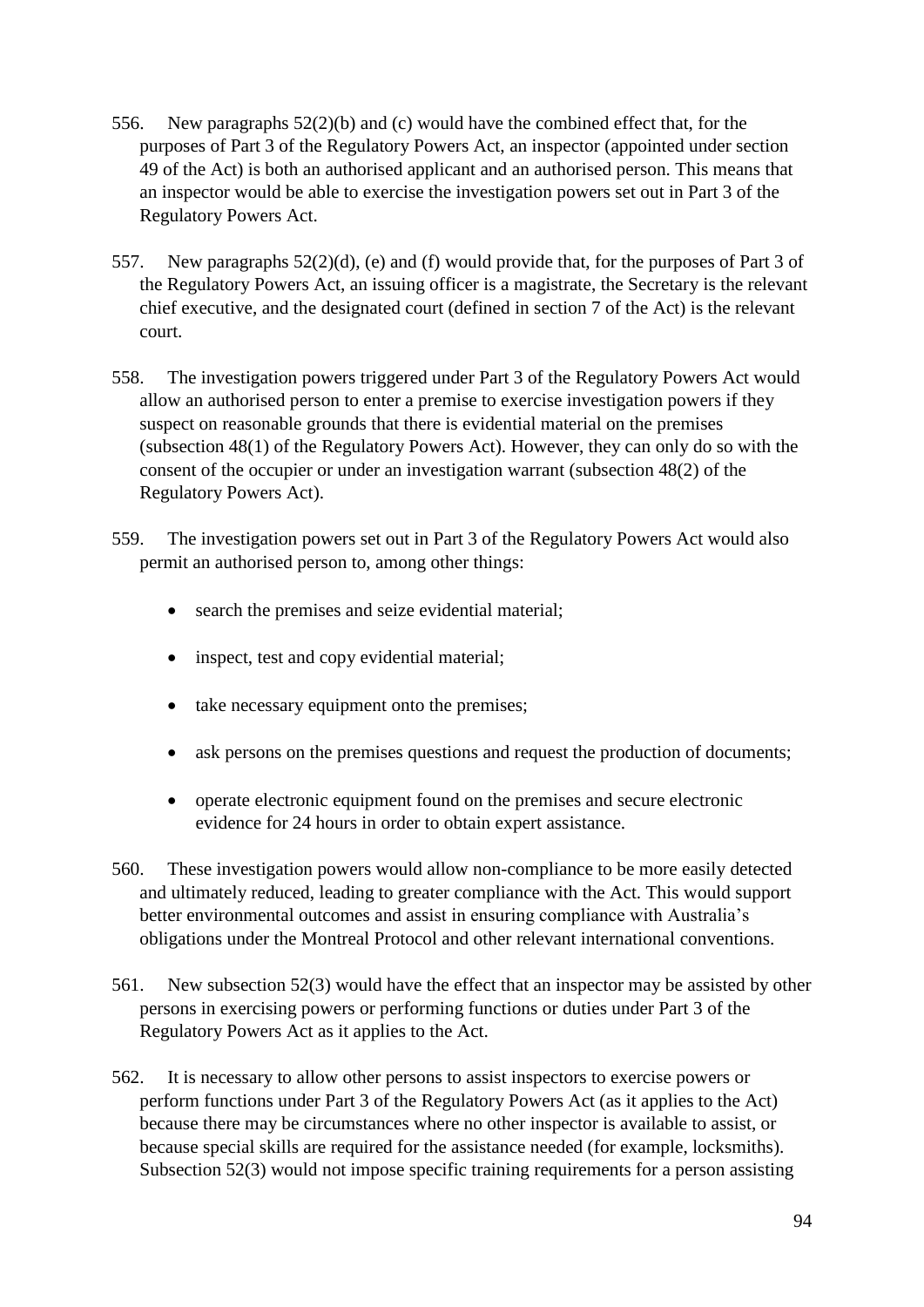556. New paragraphs 52(2)(b) and (c) would have the combined effect that, for the purposes of Part 3 of the Regulatory Powers Act, an inspector (appointed under section 49 of the Act) is both an authorised applicant and an authorised person. This means that an inspector would be able to exercise the investigation powers set out in Part 3 of the Regulatory Powers Act.

557. New paragraphs 52(2)(d), (e) and (f) would provide that, for the purposes of Part 3 of the Regulatory Powers Act, an issuing officer is a magistrate, the Secretary is the relevant chief executive, and the designated court (defined in section 7 of the Act) is the relevant court.

558. The investigation powers triggered under Part 3 of the Regulatory Powers Act would allow an authorised person to enter a premise to exercise investigation powers if they suspect on reasonable grounds that there is evidential material on the premises (subsection 48(1) of the Regulatory Powers Act). However, they can only do so with the consent of the occupier or under an investigation warrant (subsection 48(2) of the Regulatory Powers Act).

559. The investigation powers set out in Part 3 of the Regulatory Powers Act would also permit an authorised person to, among other things:

- search the premises and seize evidential material;
- inspect, test and copy evidential material;
- take necessary equipment onto the premises;
- ask persons on the premises questions and request the production of documents;
- operate electronic equipment found on the premises and secure electronic evidence for 24 hours in order to obtain expert assistance.

560. These investigation powers would allow non-compliance to be more easily detected and ultimately reduced, leading to greater compliance with the Act. This would support better environmental outcomes and assist in ensuring compliance with Australia's obligations under the Montreal Protocol and other relevant international conventions.

561. New subsection 52(3) would have the effect that an inspector may be assisted by other persons in exercising powers or performing functions or duties under Part 3 of the Regulatory Powers Act as it applies to the Act.

562. It is necessary to allow other persons to assist inspectors to exercise powers or perform functions under Part 3 of the Regulatory Powers Act (as it applies to the Act) because there may be circumstances where no other inspector is available to assist, or because special skills are required for the assistance needed (for example, locksmiths). Subsection 52(3) would not impose specific training requirements for a person assisting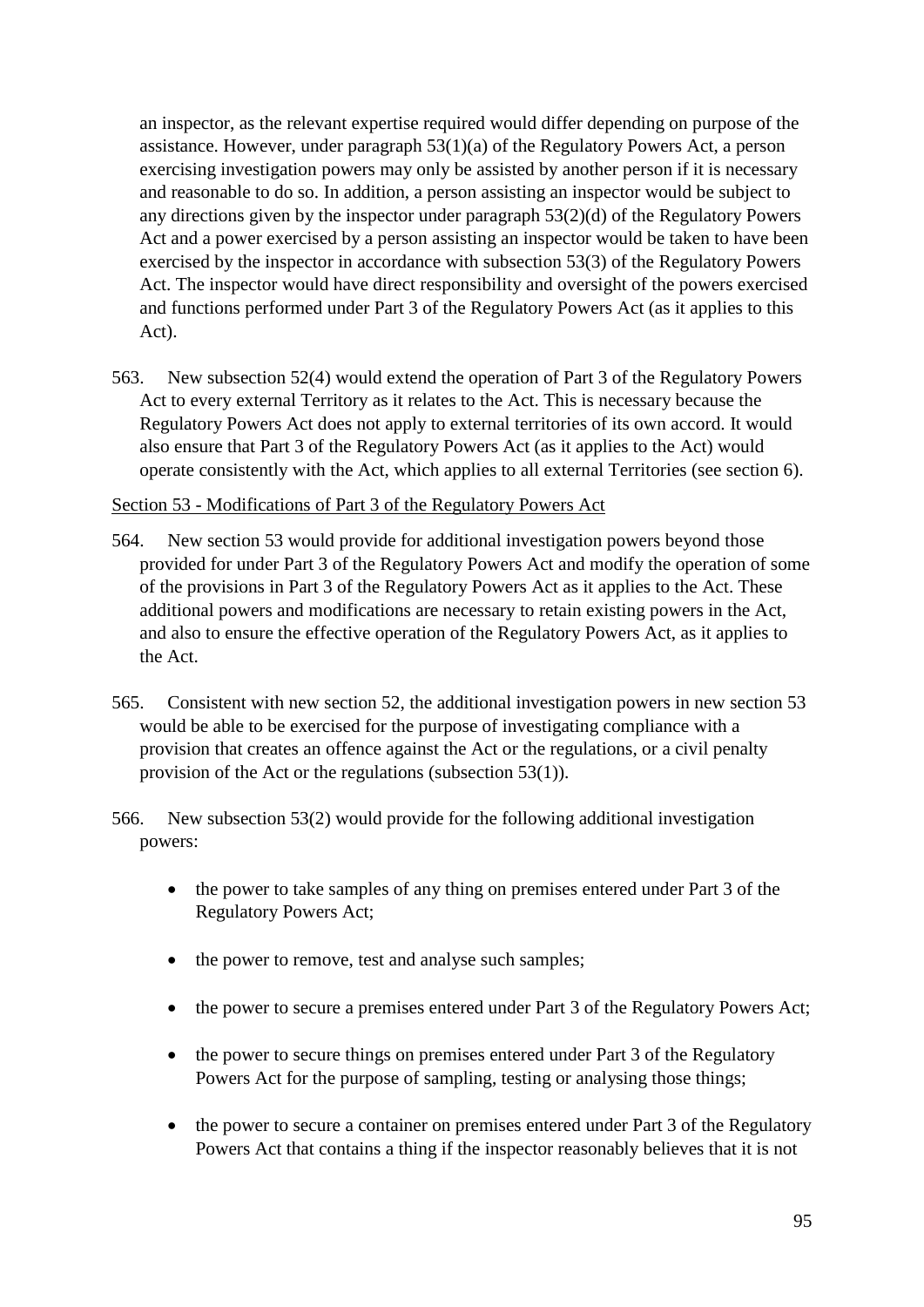an inspector, as the relevant expertise required would differ depending on purpose of the assistance. However, under paragraph 53(1)(a) of the Regulatory Powers Act, a person exercising investigation powers may only be assisted by another person if it is necessary and reasonable to do so. In addition, a person assisting an inspector would be subject to any directions given by the inspector under paragraph 53(2)(d) of the Regulatory Powers Act and a power exercised by a person assisting an inspector would be taken to have been exercised by the inspector in accordance with subsection 53(3) of the Regulatory Powers Act. The inspector would have direct responsibility and oversight of the powers exercised and functions performed under Part 3 of the Regulatory Powers Act (as it applies to this Act).

563. New subsection 52(4) would extend the operation of Part 3 of the Regulatory Powers Act to every external Territory as it relates to the Act. This is necessary because the Regulatory Powers Act does not apply to external territories of its own accord. It would also ensure that Part 3 of the Regulatory Powers Act (as it applies to the Act) would operate consistently with the Act, which applies to all external Territories (see section 6).

Section 53 - Modifications of Part 3 of the Regulatory Powers Act

564. New section 53 would provide for additional investigation powers beyond those provided for under Part 3 of the Regulatory Powers Act and modify the operation of some of the provisions in Part 3 of the Regulatory Powers Act as it applies to the Act. These additional powers and modifications are necessary to retain existing powers in the Act, and also to ensure the effective operation of the Regulatory Powers Act, as it applies to the Act.

565. Consistent with new section 52, the additional investigation powers in new section 53 would be able to be exercised for the purpose of investigating compliance with a provision that creates an offence against the Act or the regulations, or a civil penalty provision of the Act or the regulations (subsection 53(1)).

566. New subsection 53(2) would provide for the following additional investigation powers:

- the power to take samples of any thing on premises entered under Part 3 of the Regulatory Powers Act;
- the power to remove, test and analyse such samples;
- the power to secure a premises entered under Part 3 of the Regulatory Powers Act;
- the power to secure things on premises entered under Part 3 of the Regulatory Powers Act for the purpose of sampling, testing or analysing those things;
- the power to secure a container on premises entered under Part 3 of the Regulatory Powers Act that contains a thing if the inspector reasonably believes that it is not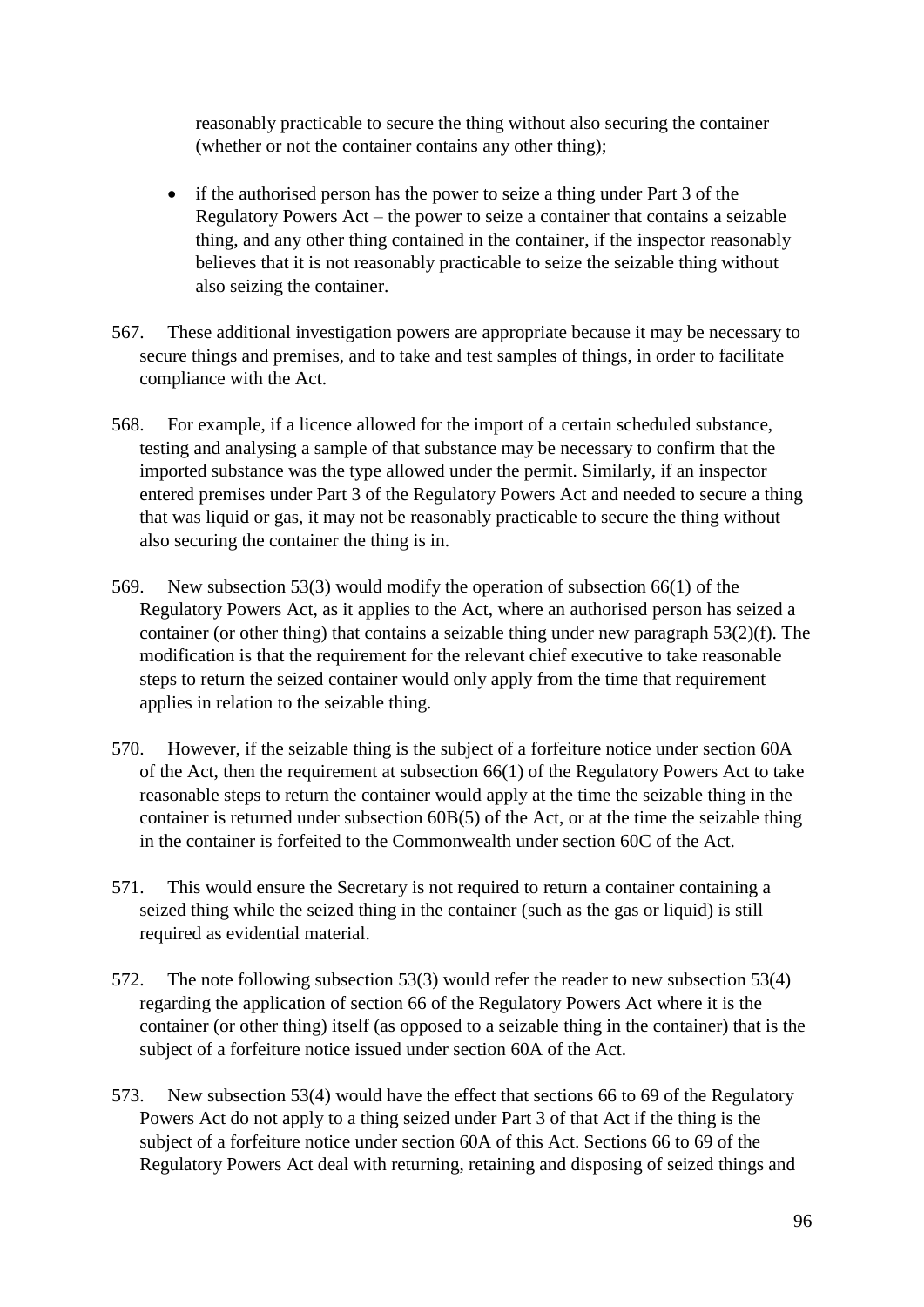reasonably practicable to secure the thing without also securing the container (whether or not the container contains any other thing);

- if the authorised person has the power to seize a thing under Part 3 of the Regulatory Powers Act – the power to seize a container that contains a seizable thing, and any other thing contained in the container, if the inspector reasonably believes that it is not reasonably practicable to seize the seizable thing without also seizing the container.

567. These additional investigation powers are appropriate because it may be necessary to secure things and premises, and to take and test samples of things, in order to facilitate compliance with the Act.

568. For example, if a licence allowed for the import of a certain scheduled substance, testing and analysing a sample of that substance may be necessary to confirm that the imported substance was the type allowed under the permit. Similarly, if an inspector entered premises under Part 3 of the Regulatory Powers Act and needed to secure a thing that was liquid or gas, it may not be reasonably practicable to secure the thing without also securing the container the thing is in.

569. New subsection 53(3) would modify the operation of subsection 66(1) of the Regulatory Powers Act, as it applies to the Act, where an authorised person has seized a container (or other thing) that contains a seizable thing under new paragraph 53(2)(f). The modification is that the requirement for the relevant chief executive to take reasonable steps to return the seized container would only apply from the time that requirement applies in relation to the seizable thing.

570. However, if the seizable thing is the subject of a forfeiture notice under section 60A of the Act, then the requirement at subsection 66(1) of the Regulatory Powers Act to take reasonable steps to return the container would apply at the time the seizable thing in the container is returned under subsection 60B(5) of the Act, or at the time the seizable thing in the container is forfeited to the Commonwealth under section 60C of the Act.

571. This would ensure the Secretary is not required to return a container containing a seized thing while the seized thing in the container (such as the gas or liquid) is still required as evidential material.

572. The note following subsection 53(3) would refer the reader to new subsection 53(4) regarding the application of section 66 of the Regulatory Powers Act where it is the container (or other thing) itself (as opposed to a seizable thing in the container) that is the subject of a forfeiture notice issued under section 60A of the Act.

573. New subsection 53(4) would have the effect that sections 66 to 69 of the Regulatory Powers Act do not apply to a thing seized under Part 3 of that Act if the thing is the subject of a forfeiture notice under section 60A of this Act. Sections 66 to 69 of the Regulatory Powers Act deal with returning, retaining and disposing of seized things and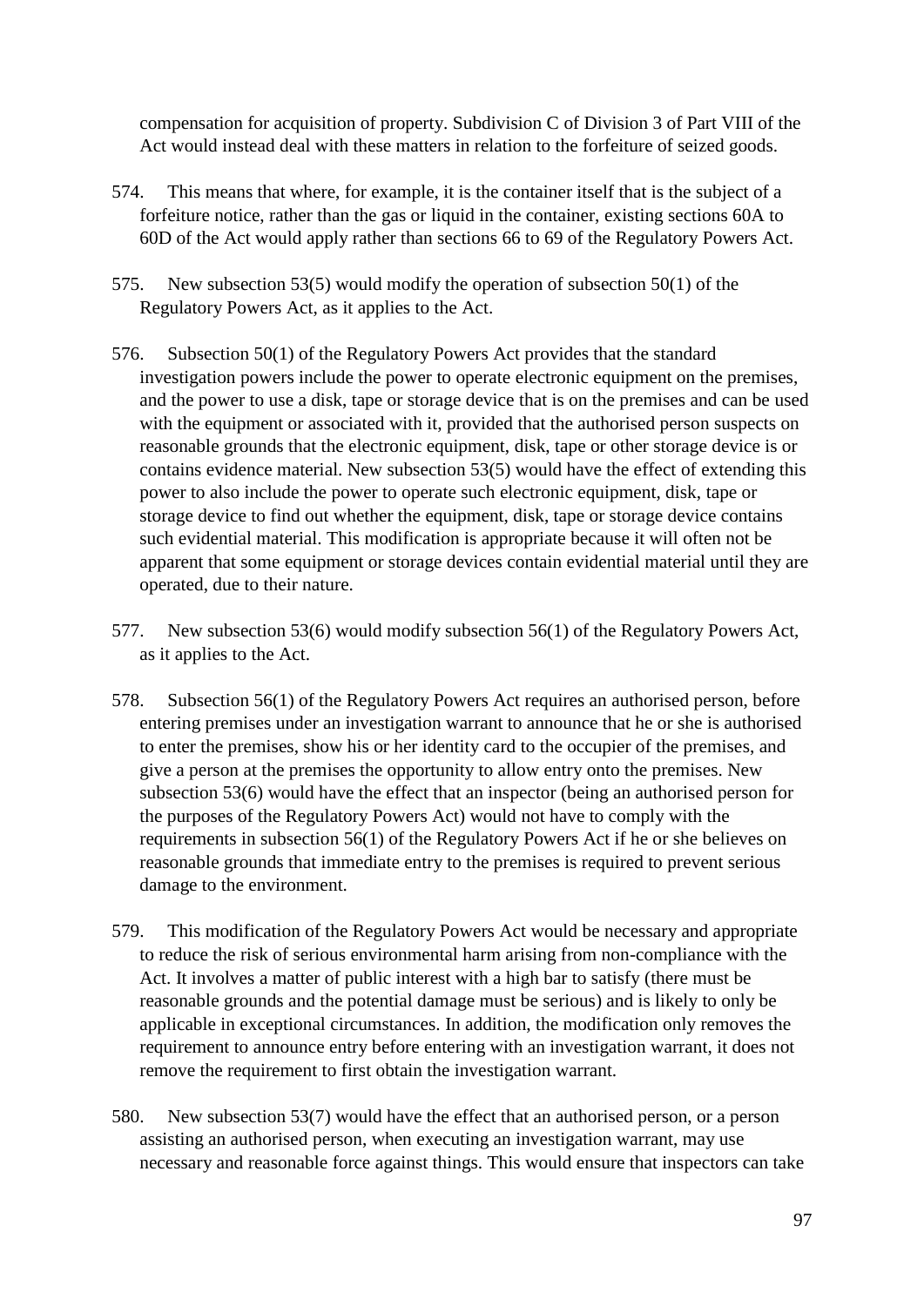compensation for acquisition of property. Subdivision C of Division 3 of Part VIII of the Act would instead deal with these matters in relation to the forfeiture of seized goods.

574. This means that where, for example, it is the container itself that is the subject of a forfeiture notice, rather than the gas or liquid in the container, existing sections 60A to 60D of the Act would apply rather than sections 66 to 69 of the Regulatory Powers Act.

575. New subsection 53(5) would modify the operation of subsection 50(1) of the Regulatory Powers Act, as it applies to the Act.

576. Subsection 50(1) of the Regulatory Powers Act provides that the standard investigation powers include the power to operate electronic equipment on the premises, and the power to use a disk, tape or storage device that is on the premises and can be used with the equipment or associated with it, provided that the authorised person suspects on reasonable grounds that the electronic equipment, disk, tape or other storage device is or contains evidence material. New subsection 53(5) would have the effect of extending this power to also include the power to operate such electronic equipment, disk, tape or storage device to find out whether the equipment, disk, tape or storage device contains such evidential material. This modification is appropriate because it will often not be apparent that some equipment or storage devices contain evidential material until they are operated, due to their nature.

577. New subsection 53(6) would modify subsection 56(1) of the Regulatory Powers Act, as it applies to the Act.

578. Subsection 56(1) of the Regulatory Powers Act requires an authorised person, before entering premises under an investigation warrant to announce that he or she is authorised to enter the premises, show his or her identity card to the occupier of the premises, and give a person at the premises the opportunity to allow entry onto the premises. New subsection 53(6) would have the effect that an inspector (being an authorised person for the purposes of the Regulatory Powers Act) would not have to comply with the requirements in subsection 56(1) of the Regulatory Powers Act if he or she believes on reasonable grounds that immediate entry to the premises is required to prevent serious damage to the environment.

579. This modification of the Regulatory Powers Act would be necessary and appropriate to reduce the risk of serious environmental harm arising from non-compliance with the Act. It involves a matter of public interest with a high bar to satisfy (there must be reasonable grounds and the potential damage must be serious) and is likely to only be applicable in exceptional circumstances. In addition, the modification only removes the requirement to announce entry before entering with an investigation warrant, it does not remove the requirement to first obtain the investigation warrant.

580. New subsection 53(7) would have the effect that an authorised person, or a person assisting an authorised person, when executing an investigation warrant, may use necessary and reasonable force against things. This would ensure that inspectors can take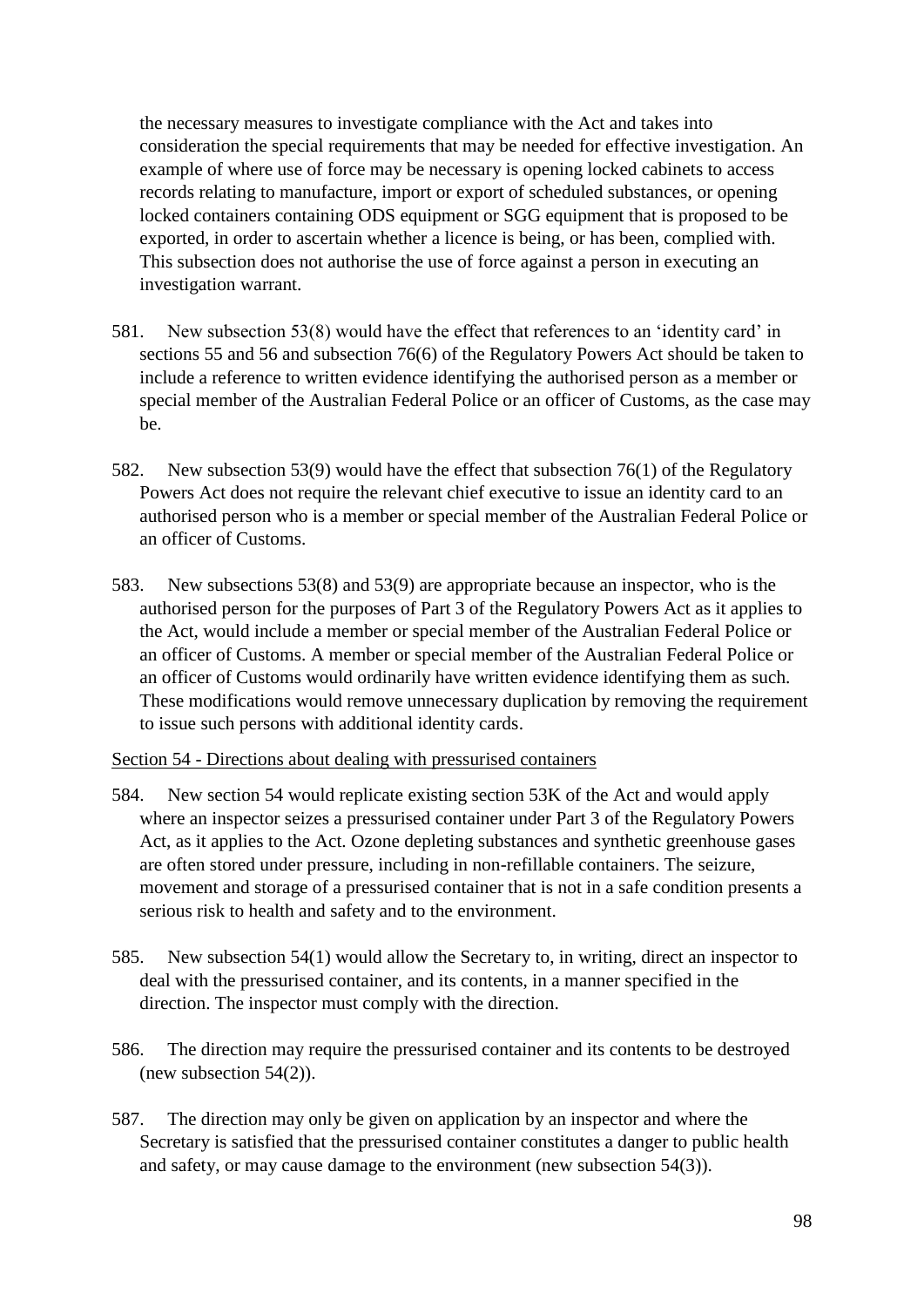the necessary measures to investigate compliance with the Act and takes into consideration the special requirements that may be needed for effective investigation. An example of where use of force may be necessary is opening locked cabinets to access records relating to manufacture, import or export of scheduled substances, or opening locked containers containing ODS equipment or SGG equipment that is proposed to be exported, in order to ascertain whether a licence is being, or has been, complied with. This subsection does not authorise the use of force against a person in executing an investigation warrant.

581. New subsection 53(8) would have the effect that references to an 'identity card' in sections 55 and 56 and subsection 76(6) of the Regulatory Powers Act should be taken to include a reference to written evidence identifying the authorised person as a member or special member of the Australian Federal Police or an officer of Customs, as the case may be.

582. New subsection 53(9) would have the effect that subsection 76(1) of the Regulatory Powers Act does not require the relevant chief executive to issue an identity card to an authorised person who is a member or special member of the Australian Federal Police or an officer of Customs.

583. New subsections 53(8) and 53(9) are appropriate because an inspector, who is the authorised person for the purposes of Part 3 of the Regulatory Powers Act as it applies to the Act, would include a member or special member of the Australian Federal Police or an officer of Customs. A member or special member of the Australian Federal Police or an officer of Customs would ordinarily have written evidence identifying them as such. These modifications would remove unnecessary duplication by removing the requirement to issue such persons with additional identity cards.

<u>Section 54 - Directions about dealing with pressurised containers</u>

584. New section 54 would replicate existing section 53K of the Act and would apply where an inspector seizes a pressurised container under Part 3 of the Regulatory Powers Act, as it applies to the Act. Ozone depleting substances and synthetic greenhouse gases are often stored under pressure, including in non-refillable containers. The seizure, movement and storage of a pressurised container that is not in a safe condition presents a serious risk to health and safety and to the environment.

585. New subsection 54(1) would allow the Secretary to, in writing, direct an inspector to deal with the pressurised container, and its contents, in a manner specified in the direction. The inspector must comply with the direction.

586. The direction may require the pressurised container and its contents to be destroyed (new subsection 54(2)).

587. The direction may only be given on application by an inspector and where the Secretary is satisfied that the pressurised container constitutes a danger to public health and safety, or may cause damage to the environment (new subsection 54(3)).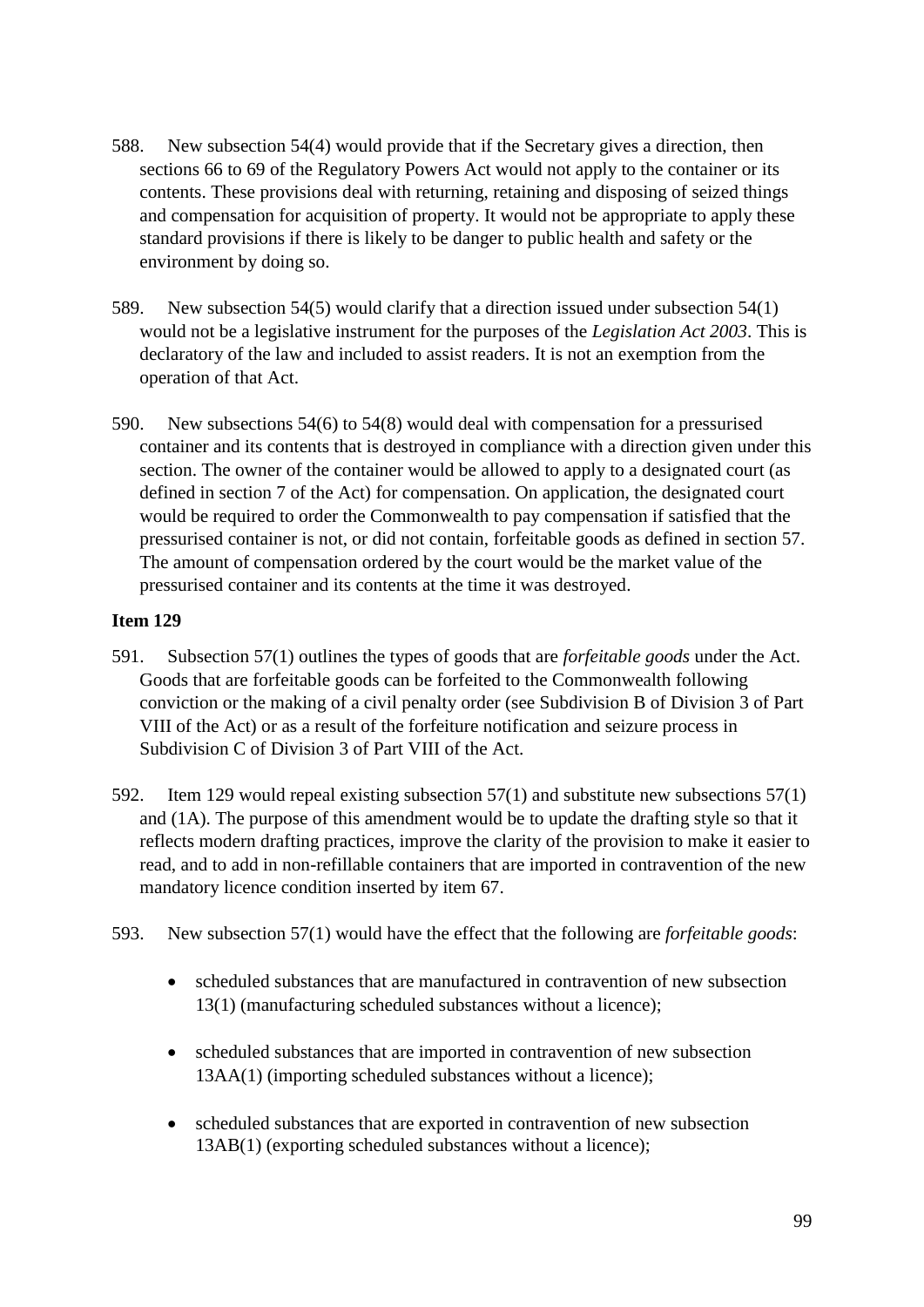588. New subsection 54(4) would provide that if the Secretary gives a direction, then sections 66 to 69 of the Regulatory Powers Act would not apply to the container or its contents. These provisions deal with returning, retaining and disposing of seized things and compensation for acquisition of property. It would not be appropriate to apply these standard provisions if there is likely to be danger to public health and safety or the environment by doing so.

589. New subsection 54(5) would clarify that a direction issued under subsection 54(1) would not be a legislative instrument for the purposes of the *Legislation Act 2003*. This is declaratory of the law and included to assist readers. It is not an exemption from the operation of that Act.

590. New subsections 54(6) to 54(8) would deal with compensation for a pressurised container and its contents that is destroyed in compliance with a direction given under this section. The owner of the container would be allowed to apply to a designated court (as defined in section 7 of the Act) for compensation. On application, the designated court would be required to order the Commonwealth to pay compensation if satisfied that the pressurised container is not, or did not contain, forfeitable goods as defined in section 57. The amount of compensation ordered by the court would be the market value of the pressurised container and its contents at the time it was destroyed.

**Item 129**

591. Subsection 57(1) outlines the types of goods that are *forfeitable goods* under the Act. Goods that are forfeitable goods can be forfeited to the Commonwealth following conviction or the making of a civil penalty order (see Subdivision B of Division 3 of Part VIII of the Act) or as a result of the forfeiture notification and seizure process in Subdivision C of Division 3 of Part VIII of the Act.

592. Item 129 would repeal existing subsection 57(1) and substitute new subsections 57(1) and (1A). The purpose of this amendment would be to update the drafting style so that it reflects modern drafting practices, improve the clarity of the provision to make it easier to read, and to add in non-refillable containers that are imported in contravention of the new mandatory licence condition inserted by item 67.

593. New subsection 57(1) would have the effect that the following are *forfeitable goods*:

- scheduled substances that are manufactured in contravention of new subsection 13(1) (manufacturing scheduled substances without a licence);
- scheduled substances that are imported in contravention of new subsection 13AA(1) (importing scheduled substances without a licence);
- scheduled substances that are exported in contravention of new subsection 13AB(1) (exporting scheduled substances without a licence);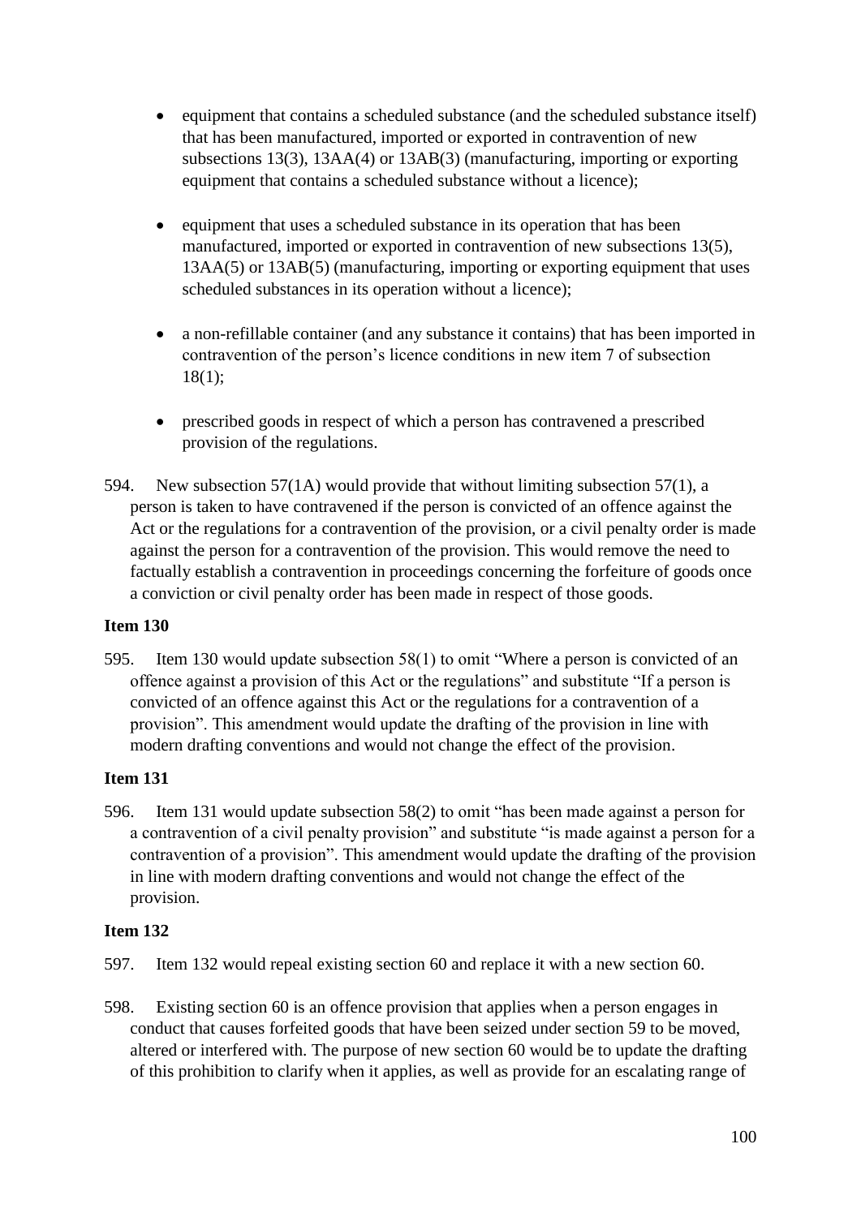- equipment that contains a scheduled substance (and the scheduled substance itself) that has been manufactured, imported or exported in contravention of new subsections 13(3), 13AA(4) or 13AB(3) (manufacturing, importing or exporting equipment that contains a scheduled substance without a licence);

- equipment that uses a scheduled substance in its operation that has been manufactured, imported or exported in contravention of new subsections 13(5), 13AA(5) or 13AB(5) (manufacturing, importing or exporting equipment that uses scheduled substances in its operation without a licence);

- a non-refillable container (and any substance it contains) that has been imported in contravention of the person's licence conditions in new item 7 of subsection 18(1);

- prescribed goods in respect of which a person has contravened a prescribed provision of the regulations.

594. New subsection 57(1A) would provide that without limiting subsection 57(1), a person is taken to have contravened if the person is convicted of an offence against the Act or the regulations for a contravention of the provision, or a civil penalty order is made against the person for a contravention of the provision. This would remove the need to factually establish a contravention in proceedings concerning the forfeiture of goods once a conviction or civil penalty order has been made in respect of those goods.

**Item 130**

595. Item 130 would update subsection 58(1) to omit "Where a person is convicted of an offence against a provision of this Act or the regulations" and substitute "If a person is convicted of an offence against this Act or the regulations for a contravention of a provision". This amendment would update the drafting of the provision in line with modern drafting conventions and would not change the effect of the provision.

**Item 131**

596. Item 131 would update subsection 58(2) to omit "has been made against a person for a contravention of a civil penalty provision" and substitute "is made against a person for a contravention of a provision". This amendment would update the drafting of the provision in line with modern drafting conventions and would not change the effect of the provision.

**Item 132**

597. Item 132 would repeal existing section 60 and replace it with a new section 60.

598. Existing section 60 is an offence provision that applies when a person engages in conduct that causes forfeited goods that have been seized under section 59 to be moved, altered or interfered with. The purpose of new section 60 would be to update the drafting of this prohibition to clarify when it applies, as well as provide for an escalating range of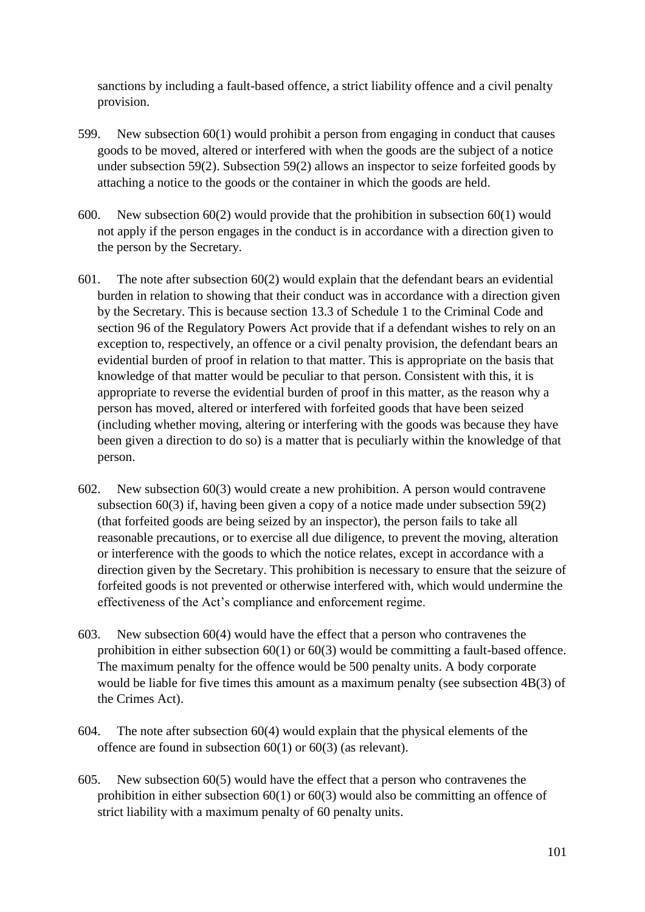sanctions by including a fault-based offence, a strict liability offence and a civil penalty provision.

599. New subsection 60(1) would prohibit a person from engaging in conduct that causes goods to be moved, altered or interfered with when the goods are the subject of a notice under subsection 59(2). Subsection 59(2) allows an inspector to seize forfeited goods by attaching a notice to the goods or the container in which the goods are held.

600. New subsection 60(2) would provide that the prohibition in subsection 60(1) would not apply if the person engages in the conduct is in accordance with a direction given to the person by the Secretary.

601. The note after subsection 60(2) would explain that the defendant bears an evidential burden in relation to showing that their conduct was in accordance with a direction given by the Secretary. This is because section 13.3 of Schedule 1 to the Criminal Code and section 96 of the Regulatory Powers Act provide that if a defendant wishes to rely on an exception to, respectively, an offence or a civil penalty provision, the defendant bears an evidential burden of proof in relation to that matter. This is appropriate on the basis that knowledge of that matter would be peculiar to that person. Consistent with this, it is appropriate to reverse the evidential burden of proof in this matter, as the reason why a person has moved, altered or interfered with forfeited goods that have been seized (including whether moving, altering or interfering with the goods was because they have been given a direction to do so) is a matter that is peculiarly within the knowledge of that person.

602. New subsection 60(3) would create a new prohibition. A person would contravene subsection 60(3) if, having been given a copy of a notice made under subsection 59(2) (that forfeited goods are being seized by an inspector), the person fails to take all reasonable precautions, or to exercise all due diligence, to prevent the moving, alteration or interference with the goods to which the notice relates, except in accordance with a direction given by the Secretary. This prohibition is necessary to ensure that the seizure of forfeited goods is not prevented or otherwise interfered with, which would undermine the effectiveness of the Act's compliance and enforcement regime.

603. New subsection 60(4) would have the effect that a person who contravenes the prohibition in either subsection 60(1) or 60(3) would be committing a fault-based offence. The maximum penalty for the offence would be 500 penalty units. A body corporate would be liable for five times this amount as a maximum penalty (see subsection 4B(3) of the Crimes Act).

604. The note after subsection 60(4) would explain that the physical elements of the offence are found in subsection 60(1) or 60(3) (as relevant).

605. New subsection 60(5) would have the effect that a person who contravenes the prohibition in either subsection 60(1) or 60(3) would also be committing an offence of strict liability with a maximum penalty of 60 penalty units.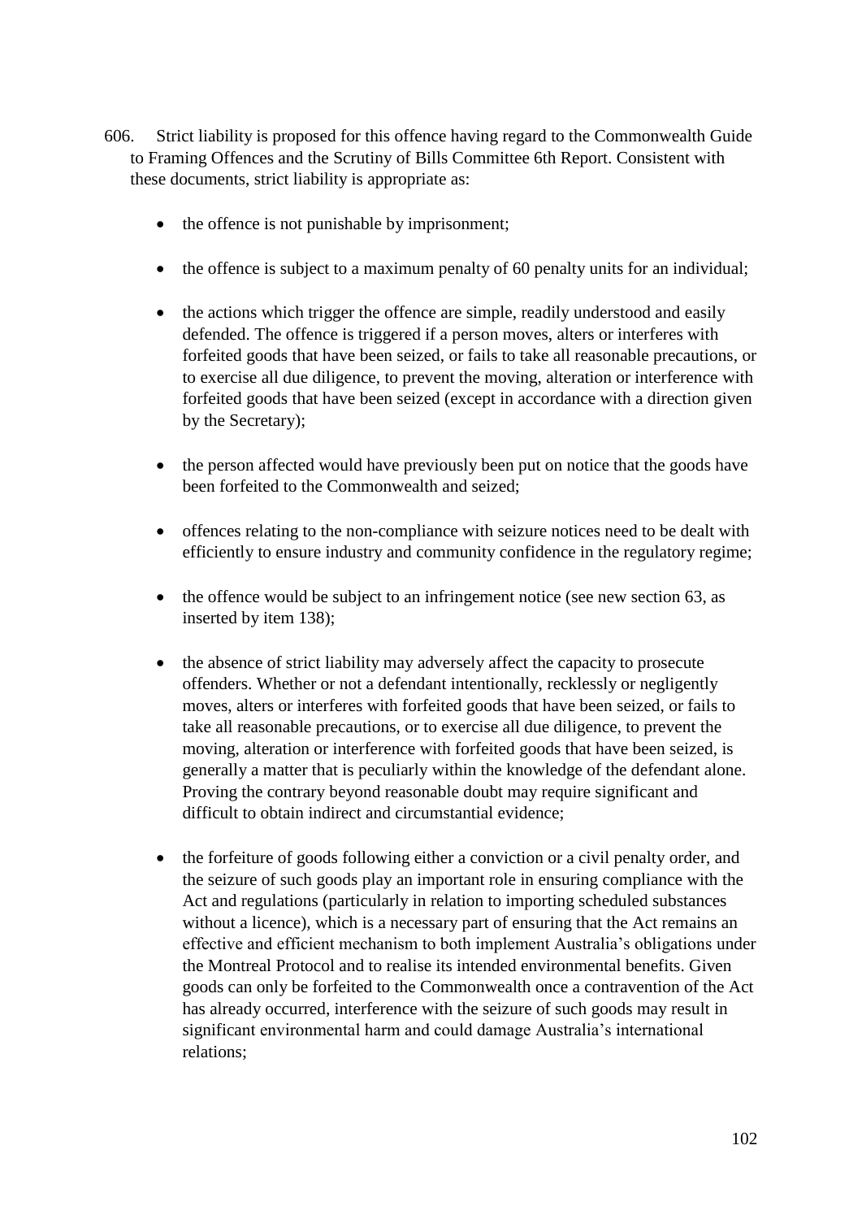606. Strict liability is proposed for this offence having regard to the Commonwealth Guide to Framing Offences and the Scrutiny of Bills Committee 6th Report. Consistent with these documents, strict liability is appropriate as:

- the offence is not punishable by imprisonment;
- the offence is subject to a maximum penalty of 60 penalty units for an individual;
- the actions which trigger the offence are simple, readily understood and easily defended. The offence is triggered if a person moves, alters or interferes with forfeited goods that have been seized, or fails to take all reasonable precautions, or to exercise all due diligence, to prevent the moving, alteration or interference with forfeited goods that have been seized (except in accordance with a direction given by the Secretary);
- the person affected would have previously been put on notice that the goods have been forfeited to the Commonwealth and seized;
- offences relating to the non-compliance with seizure notices need to be dealt with efficiently to ensure industry and community confidence in the regulatory regime;
- the offence would be subject to an infringement notice (see new section 63, as inserted by item 138);
- the absence of strict liability may adversely affect the capacity to prosecute offenders. Whether or not a defendant intentionally, recklessly or negligently moves, alters or interferes with forfeited goods that have been seized, or fails to take all reasonable precautions, or to exercise all due diligence, to prevent the moving, alteration or interference with forfeited goods that have been seized, is generally a matter that is peculiarly within the knowledge of the defendant alone. Proving the contrary beyond reasonable doubt may require significant and difficult to obtain indirect and circumstantial evidence;
- the forfeiture of goods following either a conviction or a civil penalty order, and the seizure of such goods play an important role in ensuring compliance with the Act and regulations (particularly in relation to importing scheduled substances without a licence), which is a necessary part of ensuring that the Act remains an effective and efficient mechanism to both implement Australia's obligations under the Montreal Protocol and to realise its intended environmental benefits. Given goods can only be forfeited to the Commonwealth once a contravention of the Act has already occurred, interference with the seizure of such goods may result in significant environmental harm and could damage Australia's international relations;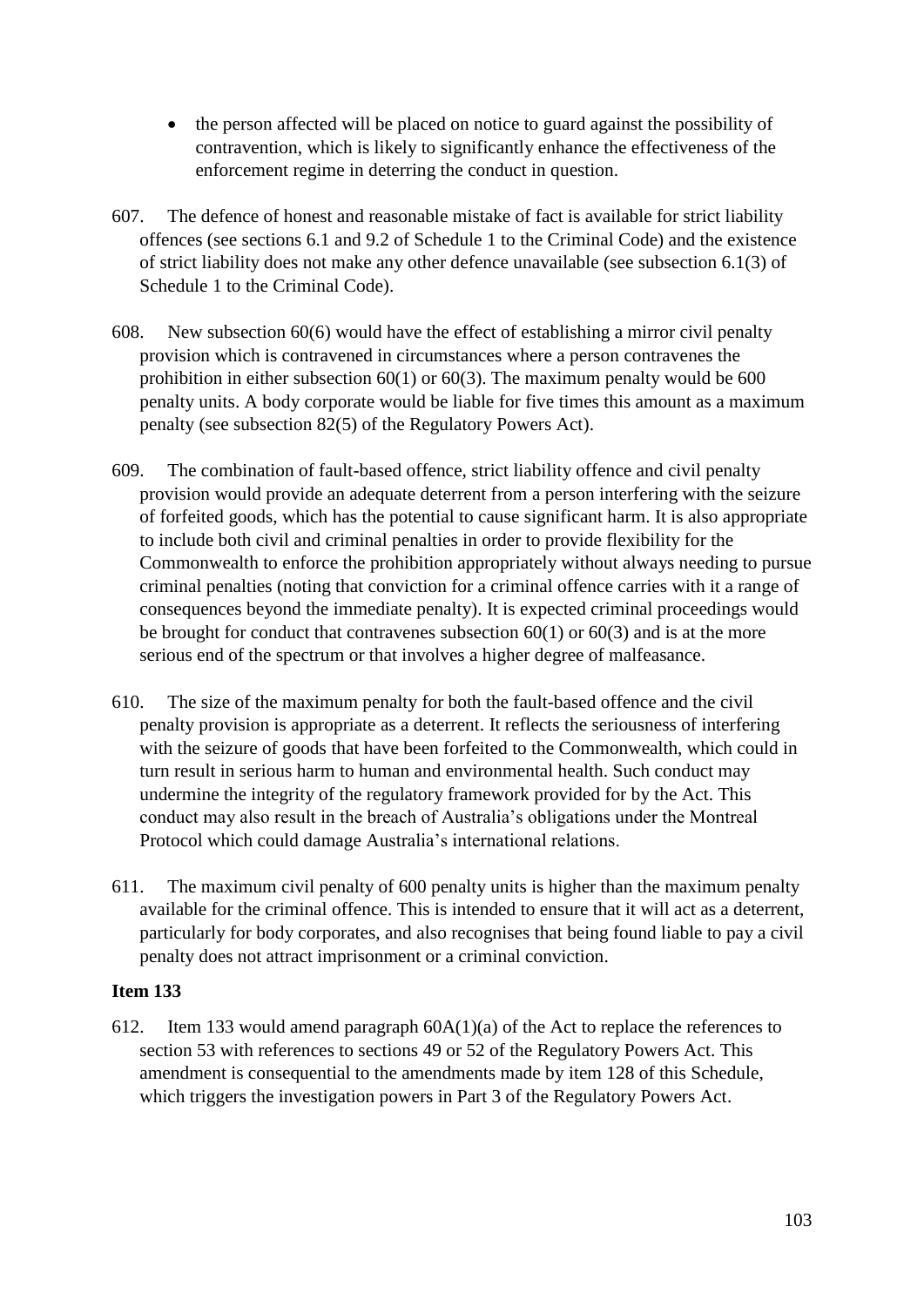- the person affected will be placed on notice to guard against the possibility of contravention, which is likely to significantly enhance the effectiveness of the enforcement regime in deterring the conduct in question.

607. The defence of honest and reasonable mistake of fact is available for strict liability offences (see sections 6.1 and 9.2 of Schedule 1 to the Criminal Code) and the existence of strict liability does not make any other defence unavailable (see subsection 6.1(3) of Schedule 1 to the Criminal Code).

608. New subsection 60(6) would have the effect of establishing a mirror civil penalty provision which is contravened in circumstances where a person contravenes the prohibition in either subsection 60(1) or 60(3). The maximum penalty would be 600 penalty units. A body corporate would be liable for five times this amount as a maximum penalty (see subsection 82(5) of the Regulatory Powers Act).

609. The combination of fault-based offence, strict liability offence and civil penalty provision would provide an adequate deterrent from a person interfering with the seizure of forfeited goods, which has the potential to cause significant harm. It is also appropriate to include both civil and criminal penalties in order to provide flexibility for the Commonwealth to enforce the prohibition appropriately without always needing to pursue criminal penalties (noting that conviction for a criminal offence carries with it a range of consequences beyond the immediate penalty). It is expected criminal proceedings would be brought for conduct that contravenes subsection 60(1) or 60(3) and is at the more serious end of the spectrum or that involves a higher degree of malfeasance.

610. The size of the maximum penalty for both the fault-based offence and the civil penalty provision is appropriate as a deterrent. It reflects the seriousness of interfering with the seizure of goods that have been forfeited to the Commonwealth, which could in turn result in serious harm to human and environmental health. Such conduct may undermine the integrity of the regulatory framework provided for by the Act. This conduct may also result in the breach of Australia's obligations under the Montreal Protocol which could damage Australia's international relations.

611. The maximum civil penalty of 600 penalty units is higher than the maximum penalty available for the criminal offence. This is intended to ensure that it will act as a deterrent, particularly for body corporates, and also recognises that being found liable to pay a civil penalty does not attract imprisonment or a criminal conviction.

**Item 133**

612. Item 133 would amend paragraph 60A(1)(a) of the Act to replace the references to section 53 with references to sections 49 or 52 of the Regulatory Powers Act. This amendment is consequential to the amendments made by item 128 of this Schedule, which triggers the investigation powers in Part 3 of the Regulatory Powers Act.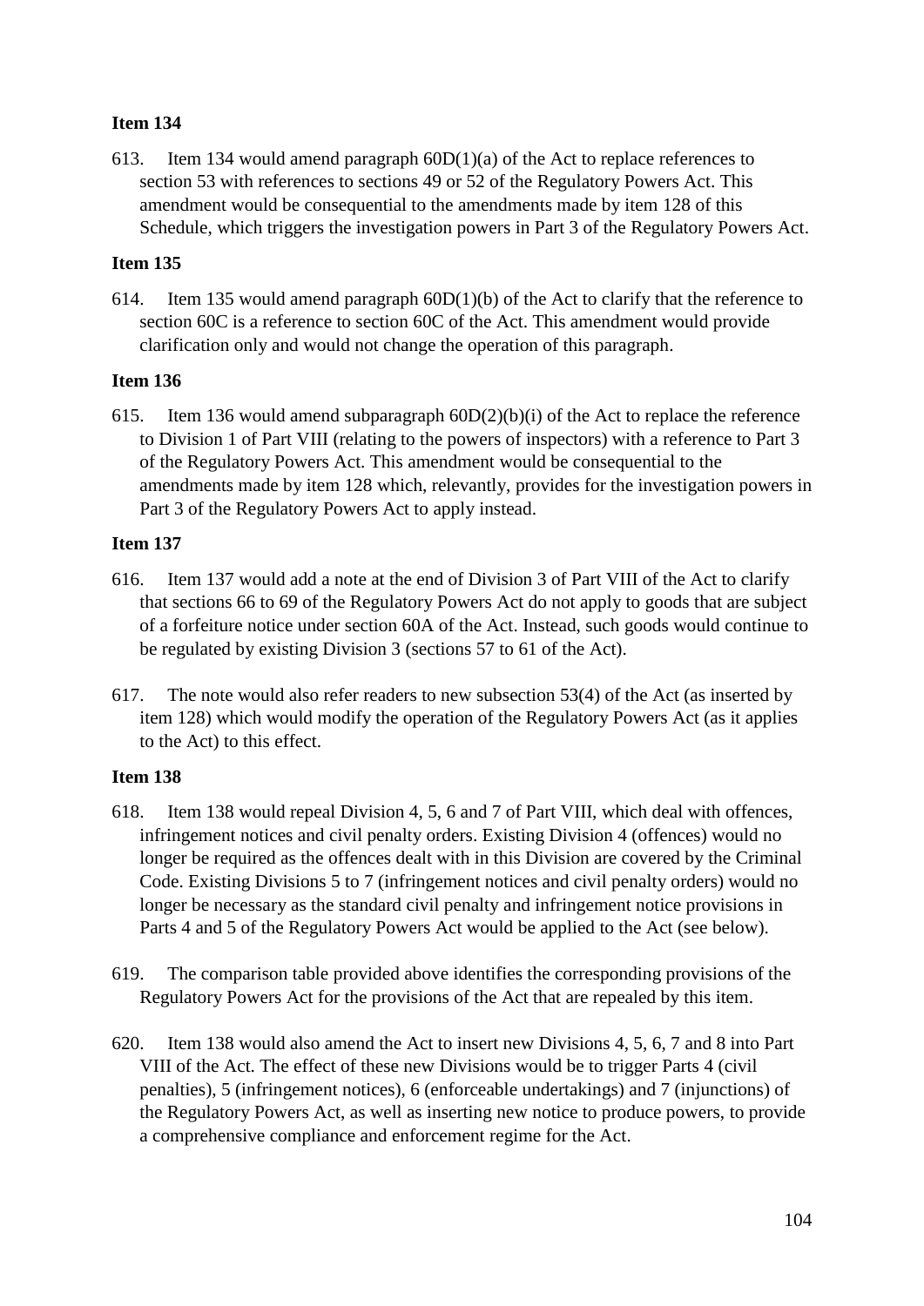**Item 134**

613. Item 134 would amend paragraph 60D(1)(a) of the Act to replace references to section 53 with references to sections 49 or 52 of the Regulatory Powers Act. This amendment would be consequential to the amendments made by item 128 of this Schedule, which triggers the investigation powers in Part 3 of the Regulatory Powers Act.

**Item 135**

614. Item 135 would amend paragraph 60D(1)(b) of the Act to clarify that the reference to section 60C is a reference to section 60C of the Act. This amendment would provide clarification only and would not change the operation of this paragraph.

**Item 136**

615. Item 136 would amend subparagraph 60D(2)(b)(i) of the Act to replace the reference to Division 1 of Part VIII (relating to the powers of inspectors) with a reference to Part 3 of the Regulatory Powers Act. This amendment would be consequential to the amendments made by item 128 which, relevantly, provides for the investigation powers in Part 3 of the Regulatory Powers Act to apply instead.

**Item 137**

616. Item 137 would add a note at the end of Division 3 of Part VIII of the Act to clarify that sections 66 to 69 of the Regulatory Powers Act do not apply to goods that are subject of a forfeiture notice under section 60A of the Act. Instead, such goods would continue to be regulated by existing Division 3 (sections 57 to 61 of the Act).

617. The note would also refer readers to new subsection 53(4) of the Act (as inserted by item 128) which would modify the operation of the Regulatory Powers Act (as it applies to the Act) to this effect.

**Item 138**

618. Item 138 would repeal Division 4, 5, 6 and 7 of Part VIII, which deal with offences, infringement notices and civil penalty orders. Existing Division 4 (offences) would no longer be required as the offences dealt with in this Division are covered by the Criminal Code. Existing Divisions 5 to 7 (infringement notices and civil penalty orders) would no longer be necessary as the standard civil penalty and infringement notice provisions in Parts 4 and 5 of the Regulatory Powers Act would be applied to the Act (see below).

619. The comparison table provided above identifies the corresponding provisions of the Regulatory Powers Act for the provisions of the Act that are repealed by this item.

620. Item 138 would also amend the Act to insert new Divisions 4, 5, 6, 7 and 8 into Part VIII of the Act. The effect of these new Divisions would be to trigger Parts 4 (civil penalties), 5 (infringement notices), 6 (enforceable undertakings) and 7 (injunctions) of the Regulatory Powers Act, as well as inserting new notice to produce powers, to provide a comprehensive compliance and enforcement regime for the Act.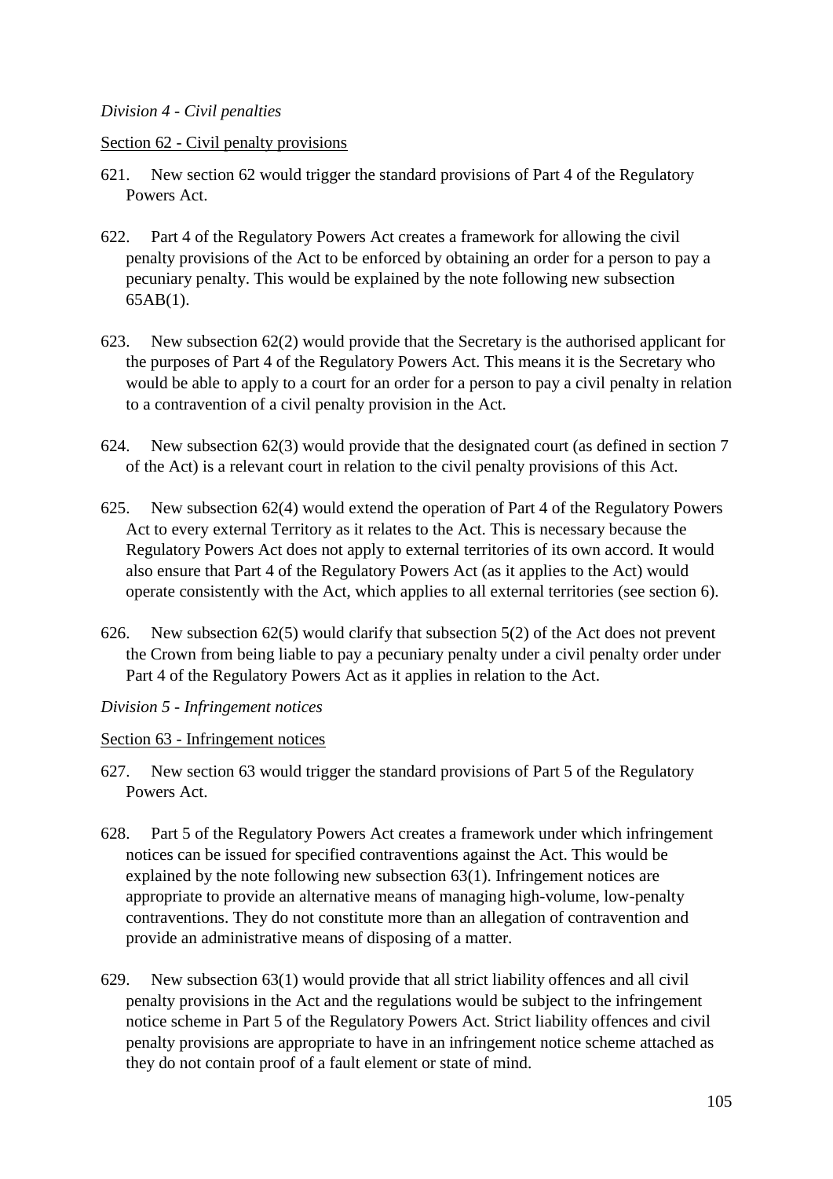*Division 4 - Civil penalties*

Section 62 - Civil penalty provisions

621. New section 62 would trigger the standard provisions of Part 4 of the Regulatory Powers Act.

622. Part 4 of the Regulatory Powers Act creates a framework for allowing the civil penalty provisions of the Act to be enforced by obtaining an order for a person to pay a pecuniary penalty. This would be explained by the note following new subsection 65AB(1).

623. New subsection 62(2) would provide that the Secretary is the authorised applicant for the purposes of Part 4 of the Regulatory Powers Act. This means it is the Secretary who would be able to apply to a court for an order for a person to pay a civil penalty in relation to a contravention of a civil penalty provision in the Act.

624. New subsection 62(3) would provide that the designated court (as defined in section 7 of the Act) is a relevant court in relation to the civil penalty provisions of this Act.

625. New subsection 62(4) would extend the operation of Part 4 of the Regulatory Powers Act to every external Territory as it relates to the Act. This is necessary because the Regulatory Powers Act does not apply to external territories of its own accord. It would also ensure that Part 4 of the Regulatory Powers Act (as it applies to the Act) would operate consistently with the Act, which applies to all external territories (see section 6).

626. New subsection 62(5) would clarify that subsection 5(2) of the Act does not prevent the Crown from being liable to pay a pecuniary penalty under a civil penalty order under Part 4 of the Regulatory Powers Act as it applies in relation to the Act.

*Division 5 - Infringement notices*

Section 63 - Infringement notices

627. New section 63 would trigger the standard provisions of Part 5 of the Regulatory Powers Act.

628. Part 5 of the Regulatory Powers Act creates a framework under which infringement notices can be issued for specified contraventions against the Act. This would be explained by the note following new subsection 63(1). Infringement notices are appropriate to provide an alternative means of managing high-volume, low-penalty contraventions. They do not constitute more than an allegation of contravention and provide an administrative means of disposing of a matter.

629. New subsection 63(1) would provide that all strict liability offences and all civil penalty provisions in the Act and the regulations would be subject to the infringement notice scheme in Part 5 of the Regulatory Powers Act. Strict liability offences and civil penalty provisions are appropriate to have in an infringement notice scheme attached as they do not contain proof of a fault element or state of mind.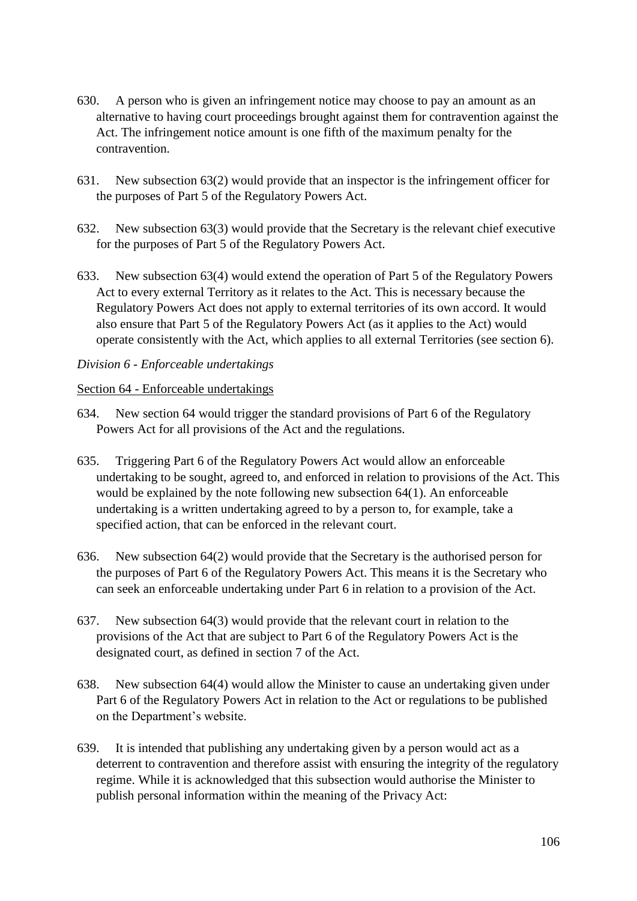630. A person who is given an infringement notice may choose to pay an amount as an alternative to having court proceedings brought against them for contravention against the Act. The infringement notice amount is one fifth of the maximum penalty for the contravention.

631. New subsection 63(2) would provide that an inspector is the infringement officer for the purposes of Part 5 of the Regulatory Powers Act.

632. New subsection 63(3) would provide that the Secretary is the relevant chief executive for the purposes of Part 5 of the Regulatory Powers Act.

633. New subsection 63(4) would extend the operation of Part 5 of the Regulatory Powers Act to every external Territory as it relates to the Act. This is necessary because the Regulatory Powers Act does not apply to external territories of its own accord. It would also ensure that Part 5 of the Regulatory Powers Act (as it applies to the Act) would operate consistently with the Act, which applies to all external Territories (see section 6).

*Division 6 - Enforceable undertakings*

Section 64 - Enforceable undertakings

634. New section 64 would trigger the standard provisions of Part 6 of the Regulatory Powers Act for all provisions of the Act and the regulations.

635. Triggering Part 6 of the Regulatory Powers Act would allow an enforceable undertaking to be sought, agreed to, and enforced in relation to provisions of the Act. This would be explained by the note following new subsection 64(1). An enforceable undertaking is a written undertaking agreed to by a person to, for example, take a specified action, that can be enforced in the relevant court.

636. New subsection 64(2) would provide that the Secretary is the authorised person for the purposes of Part 6 of the Regulatory Powers Act. This means it is the Secretary who can seek an enforceable undertaking under Part 6 in relation to a provision of the Act.

637. New subsection 64(3) would provide that the relevant court in relation to the provisions of the Act that are subject to Part 6 of the Regulatory Powers Act is the designated court, as defined in section 7 of the Act.

638. New subsection 64(4) would allow the Minister to cause an undertaking given under Part 6 of the Regulatory Powers Act in relation to the Act or regulations to be published on the Department's website.

639. It is intended that publishing any undertaking given by a person would act as a deterrent to contravention and therefore assist with ensuring the integrity of the regulatory regime. While it is acknowledged that this subsection would authorise the Minister to publish personal information within the meaning of the Privacy Act: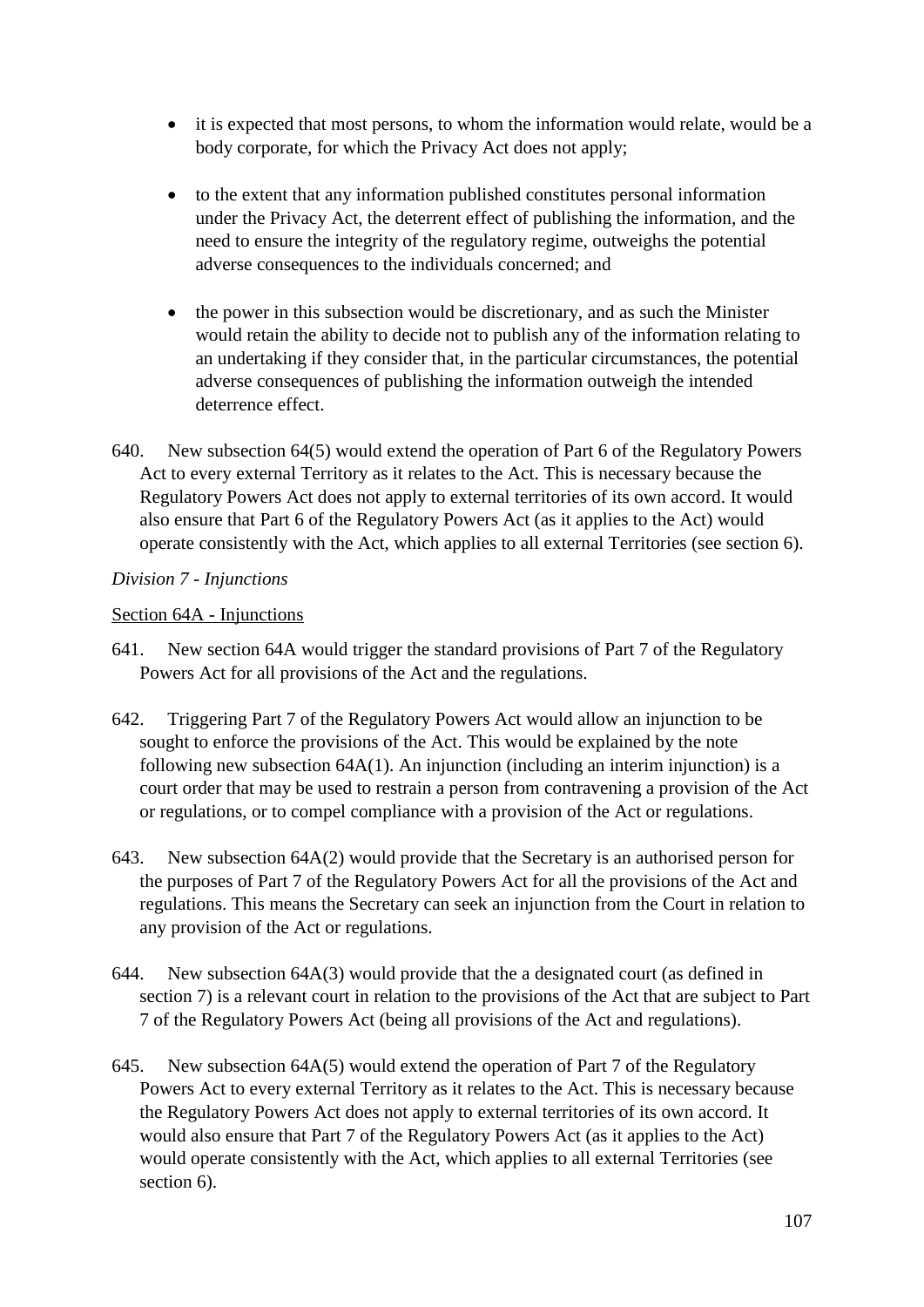- it is expected that most persons, to whom the information would relate, would be a body corporate, for which the Privacy Act does not apply;

- to the extent that any information published constitutes personal information under the Privacy Act, the deterrent effect of publishing the information, and the need to ensure the integrity of the regulatory regime, outweighs the potential adverse consequences to the individuals concerned; and

- the power in this subsection would be discretionary, and as such the Minister would retain the ability to decide not to publish any of the information relating to an undertaking if they consider that, in the particular circumstances, the potential adverse consequences of publishing the information outweigh the intended deterrence effect.

640. New subsection 64(5) would extend the operation of Part 6 of the Regulatory Powers Act to every external Territory as it relates to the Act. This is necessary because the Regulatory Powers Act does not apply to external territories of its own accord. It would also ensure that Part 6 of the Regulatory Powers Act (as it applies to the Act) would operate consistently with the Act, which applies to all external Territories (see section 6).

*Division 7 - Injunctions*

Section 64A - Injunctions

641. New section 64A would trigger the standard provisions of Part 7 of the Regulatory Powers Act for all provisions of the Act and the regulations.

642. Triggering Part 7 of the Regulatory Powers Act would allow an injunction to be sought to enforce the provisions of the Act. This would be explained by the note following new subsection 64A(1). An injunction (including an interim injunction) is a court order that may be used to restrain a person from contravening a provision of the Act or regulations, or to compel compliance with a provision of the Act or regulations.

643. New subsection 64A(2) would provide that the Secretary is an authorised person for the purposes of Part 7 of the Regulatory Powers Act for all the provisions of the Act and regulations. This means the Secretary can seek an injunction from the Court in relation to any provision of the Act or regulations.

644. New subsection 64A(3) would provide that the a designated court (as defined in section 7) is a relevant court in relation to the provisions of the Act that are subject to Part 7 of the Regulatory Powers Act (being all provisions of the Act and regulations).

645. New subsection 64A(5) would extend the operation of Part 7 of the Regulatory Powers Act to every external Territory as it relates to the Act. This is necessary because the Regulatory Powers Act does not apply to external territories of its own accord. It would also ensure that Part 7 of the Regulatory Powers Act (as it applies to the Act) would operate consistently with the Act, which applies to all external Territories (see section 6).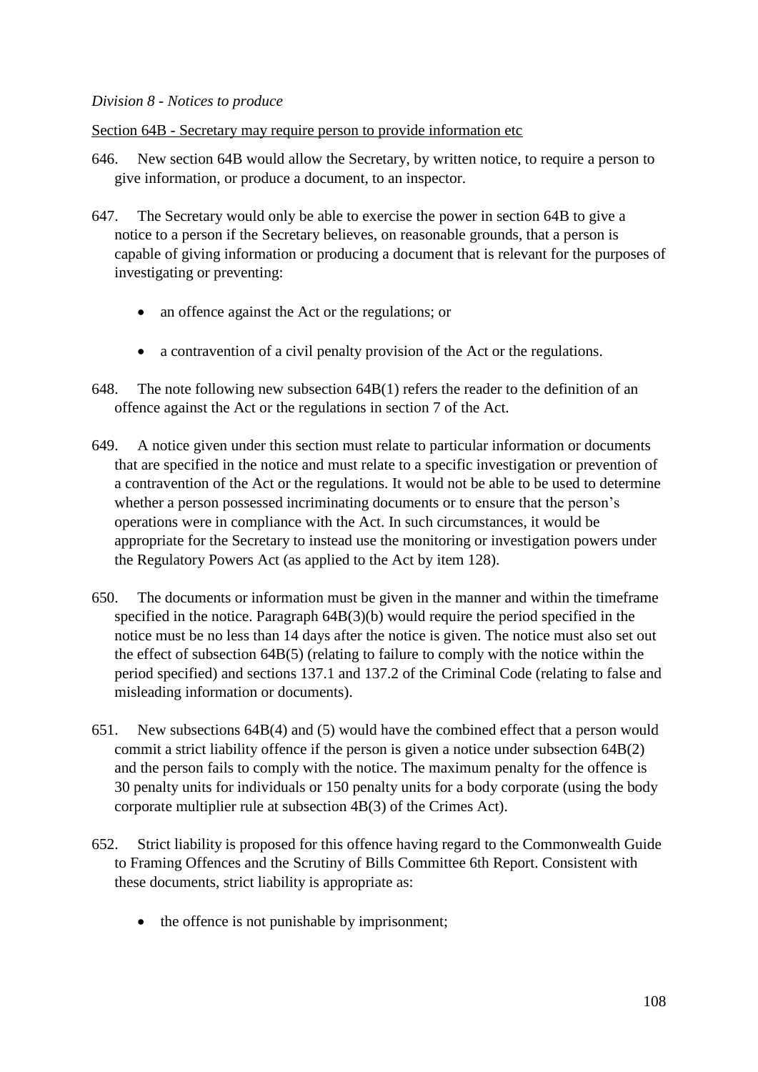*Division 8 - Notices to produce*

Section 64B - Secretary may require person to provide information etc

646. New section 64B would allow the Secretary, by written notice, to require a person to give information, or produce a document, to an inspector.

647. The Secretary would only be able to exercise the power in section 64B to give a notice to a person if the Secretary believes, on reasonable grounds, that a person is capable of giving information or producing a document that is relevant for the purposes of investigating or preventing:

- an offence against the Act or the regulations; or
- a contravention of a civil penalty provision of the Act or the regulations.

648. The note following new subsection 64B(1) refers the reader to the definition of an offence against the Act or the regulations in section 7 of the Act.

649. A notice given under this section must relate to particular information or documents that are specified in the notice and must relate to a specific investigation or prevention of a contravention of the Act or the regulations. It would not be able to be used to determine whether a person possessed incriminating documents or to ensure that the person's operations were in compliance with the Act. In such circumstances, it would be appropriate for the Secretary to instead use the monitoring or investigation powers under the Regulatory Powers Act (as applied to the Act by item 128).

650. The documents or information must be given in the manner and within the timeframe specified in the notice. Paragraph 64B(3)(b) would require the period specified in the notice must be no less than 14 days after the notice is given. The notice must also set out the effect of subsection 64B(5) (relating to failure to comply with the notice within the period specified) and sections 137.1 and 137.2 of the Criminal Code (relating to false and misleading information or documents).

651. New subsections 64B(4) and (5) would have the combined effect that a person would commit a strict liability offence if the person is given a notice under subsection 64B(2) and the person fails to comply with the notice. The maximum penalty for the offence is 30 penalty units for individuals or 150 penalty units for a body corporate (using the body corporate multiplier rule at subsection 4B(3) of the Crimes Act).

652. Strict liability is proposed for this offence having regard to the Commonwealth Guide to Framing Offences and the Scrutiny of Bills Committee 6th Report. Consistent with these documents, strict liability is appropriate as:

- the offence is not punishable by imprisonment;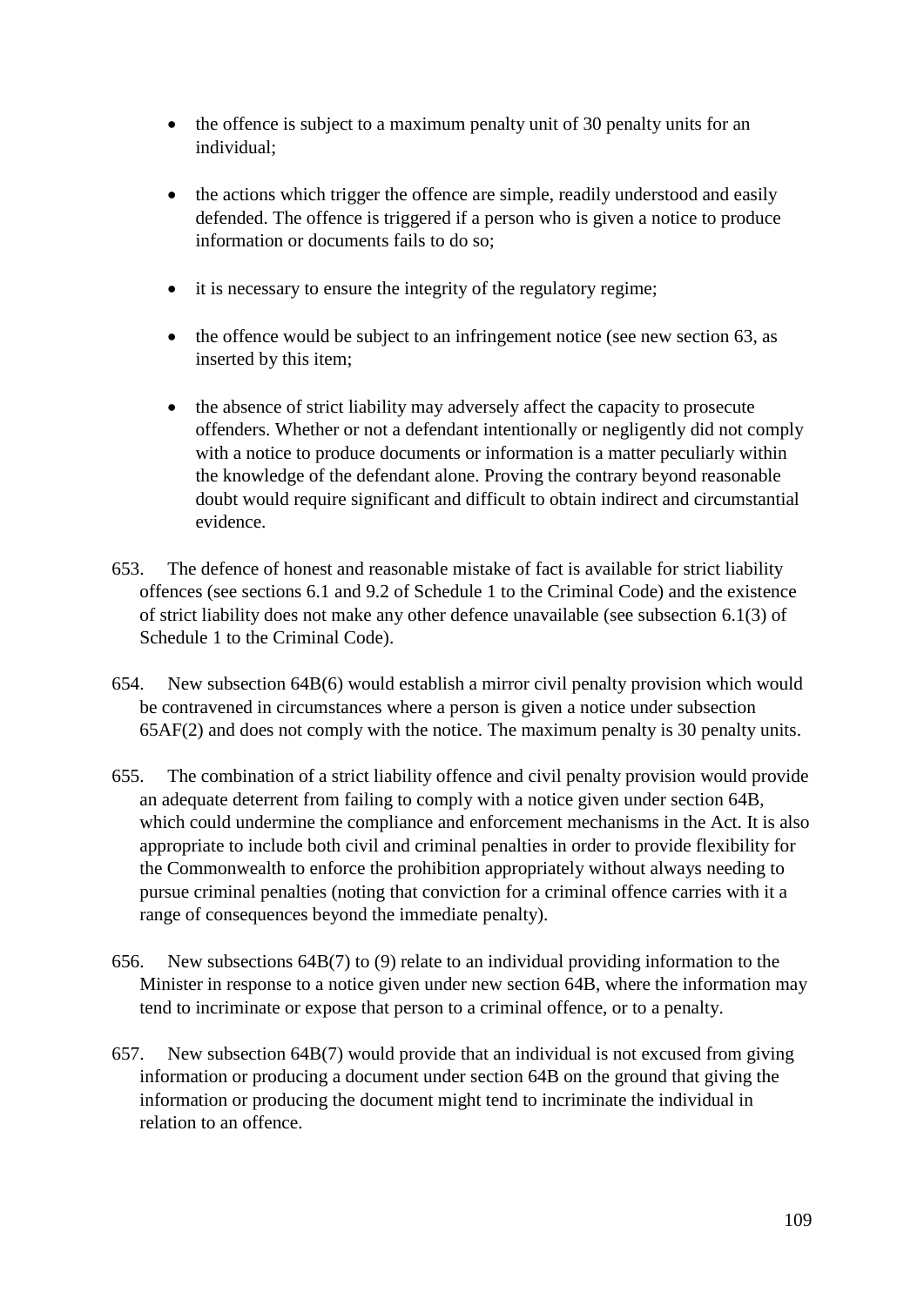- the offence is subject to a maximum penalty unit of 30 penalty units for an individual;
- the actions which trigger the offence are simple, readily understood and easily defended. The offence is triggered if a person who is given a notice to produce information or documents fails to do so;
- it is necessary to ensure the integrity of the regulatory regime;
- the offence would be subject to an infringement notice (see new section 63, as inserted by this item;
- the absence of strict liability may adversely affect the capacity to prosecute offenders. Whether or not a defendant intentionally or negligently did not comply with a notice to produce documents or information is a matter peculiarly within the knowledge of the defendant alone. Proving the contrary beyond reasonable doubt would require significant and difficult to obtain indirect and circumstantial evidence.

653. The defence of honest and reasonable mistake of fact is available for strict liability offences (see sections 6.1 and 9.2 of Schedule 1 to the Criminal Code) and the existence of strict liability does not make any other defence unavailable (see subsection 6.1(3) of Schedule 1 to the Criminal Code).

654. New subsection 64B(6) would establish a mirror civil penalty provision which would be contravened in circumstances where a person is given a notice under subsection 65AF(2) and does not comply with the notice. The maximum penalty is 30 penalty units.

655. The combination of a strict liability offence and civil penalty provision would provide an adequate deterrent from failing to comply with a notice given under section 64B, which could undermine the compliance and enforcement mechanisms in the Act. It is also appropriate to include both civil and criminal penalties in order to provide flexibility for the Commonwealth to enforce the prohibition appropriately without always needing to pursue criminal penalties (noting that conviction for a criminal offence carries with it a range of consequences beyond the immediate penalty).

656. New subsections 64B(7) to (9) relate to an individual providing information to the Minister in response to a notice given under new section 64B, where the information may tend to incriminate or expose that person to a criminal offence, or to a penalty.

657. New subsection 64B(7) would provide that an individual is not excused from giving information or producing a document under section 64B on the ground that giving the information or producing the document might tend to incriminate the individual in relation to an offence.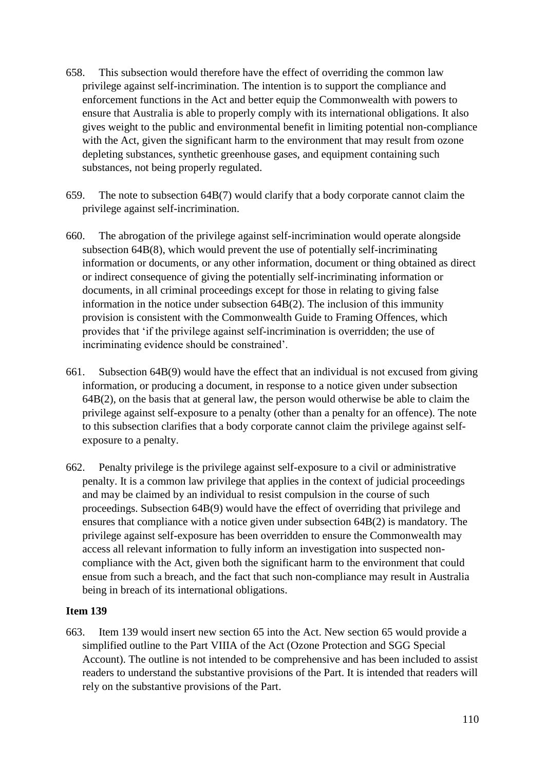658. This subsection would therefore have the effect of overriding the common law privilege against self-incrimination. The intention is to support the compliance and enforcement functions in the Act and better equip the Commonwealth with powers to ensure that Australia is able to properly comply with its international obligations. It also gives weight to the public and environmental benefit in limiting potential non-compliance with the Act, given the significant harm to the environment that may result from ozone depleting substances, synthetic greenhouse gases, and equipment containing such substances, not being properly regulated.

659. The note to subsection 64B(7) would clarify that a body corporate cannot claim the privilege against self-incrimination.

660. The abrogation of the privilege against self-incrimination would operate alongside subsection 64B(8), which would prevent the use of potentially self-incriminating information or documents, or any other information, document or thing obtained as direct or indirect consequence of giving the potentially self-incriminating information or documents, in all criminal proceedings except for those in relating to giving false information in the notice under subsection 64B(2). The inclusion of this immunity provision is consistent with the Commonwealth Guide to Framing Offences, which provides that 'if the privilege against self-incrimination is overridden; the use of incriminating evidence should be constrained'.

661. Subsection 64B(9) would have the effect that an individual is not excused from giving information, or producing a document, in response to a notice given under subsection 64B(2), on the basis that at general law, the person would otherwise be able to claim the privilege against self-exposure to a penalty (other than a penalty for an offence). The note to this subsection clarifies that a body corporate cannot claim the privilege against self-exposure to a penalty.

662. Penalty privilege is the privilege against self-exposure to a civil or administrative penalty. It is a common law privilege that applies in the context of judicial proceedings and may be claimed by an individual to resist compulsion in the course of such proceedings. Subsection 64B(9) would have the effect of overriding that privilege and ensures that compliance with a notice given under subsection 64B(2) is mandatory. The privilege against self-exposure has been overridden to ensure the Commonwealth may access all relevant information to fully inform an investigation into suspected non-compliance with the Act, given both the significant harm to the environment that could ensue from such a breach, and the fact that such non-compliance may result in Australia being in breach of its international obligations.

**Item 139**

663. Item 139 would insert new section 65 into the Act. New section 65 would provide a simplified outline to the Part VIIIA of the Act (Ozone Protection and SGG Special Account). The outline is not intended to be comprehensive and has been included to assist readers to understand the substantive provisions of the Part. It is intended that readers will rely on the substantive provisions of the Part.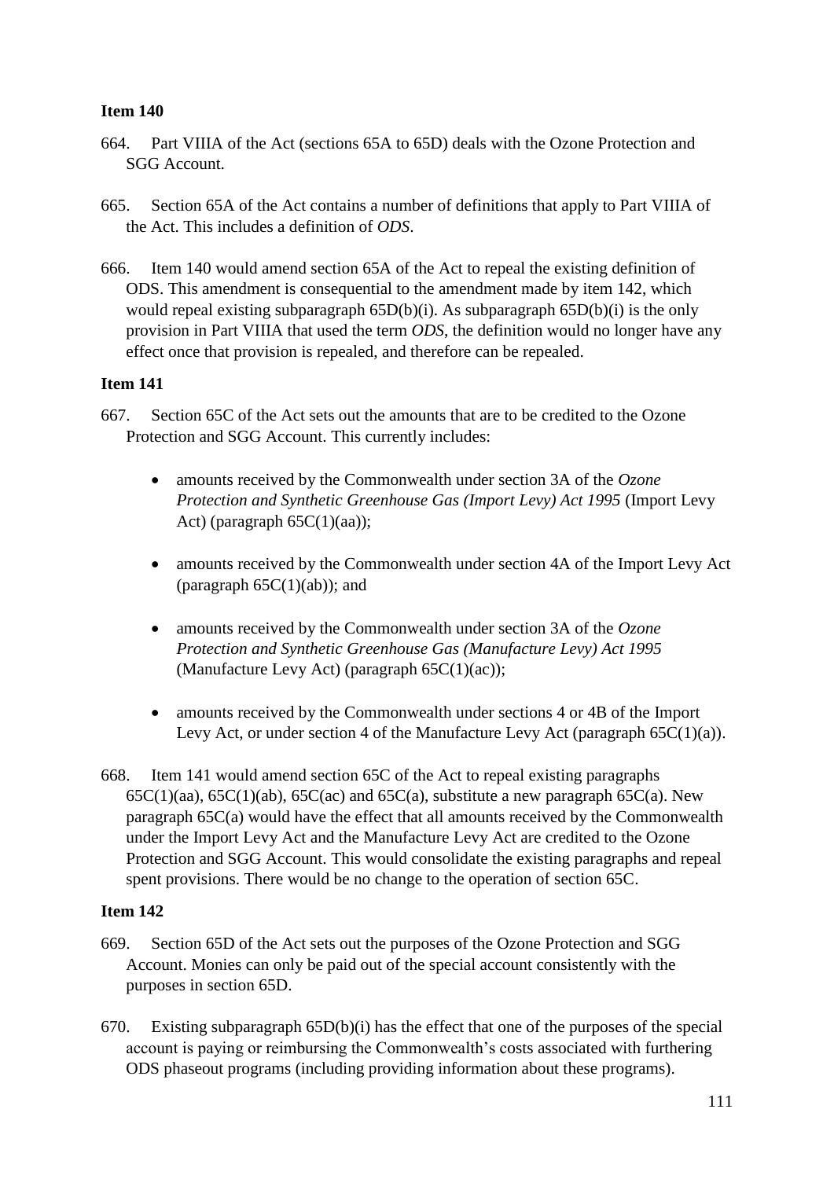**Item 140**

664. Part VIIIA of the Act (sections 65A to 65D) deals with the Ozone Protection and SGG Account.

665. Section 65A of the Act contains a number of definitions that apply to Part VIIIA of the Act. This includes a definition of *ODS*.

666. Item 140 would amend section 65A of the Act to repeal the existing definition of ODS. This amendment is consequential to the amendment made by item 142, which would repeal existing subparagraph 65D(b)(i). As subparagraph 65D(b)(i) is the only provision in Part VIIIA that used the term *ODS*, the definition would no longer have any effect once that provision is repealed, and therefore can be repealed.

**Item 141**

667. Section 65C of the Act sets out the amounts that are to be credited to the Ozone Protection and SGG Account. This currently includes:

- amounts received by the Commonwealth under section 3A of the *Ozone Protection and Synthetic Greenhouse Gas (Import Levy) Act 1995* (Import Levy Act) (paragraph 65C(1)(aa));
- amounts received by the Commonwealth under section 4A of the Import Levy Act (paragraph 65C(1)(ab)); and
- amounts received by the Commonwealth under section 3A of the *Ozone Protection and Synthetic Greenhouse Gas (Manufacture Levy) Act 1995* (Manufacture Levy Act) (paragraph 65C(1)(ac));
- amounts received by the Commonwealth under sections 4 or 4B of the Import Levy Act, or under section 4 of the Manufacture Levy Act (paragraph 65C(1)(a)).

668. Item 141 would amend section 65C of the Act to repeal existing paragraphs 65C(1)(aa), 65C(1)(ab), 65C(ac) and 65C(a), substitute a new paragraph 65C(a). New paragraph 65C(a) would have the effect that all amounts received by the Commonwealth under the Import Levy Act and the Manufacture Levy Act are credited to the Ozone Protection and SGG Account. This would consolidate the existing paragraphs and repeal spent provisions. There would be no change to the operation of section 65C.

**Item 142**

669. Section 65D of the Act sets out the purposes of the Ozone Protection and SGG Account. Monies can only be paid out of the special account consistently with the purposes in section 65D.

670. Existing subparagraph 65D(b)(i) has the effect that one of the purposes of the special account is paying or reimbursing the Commonwealth's costs associated with furthering ODS phaseout programs (including providing information about these programs).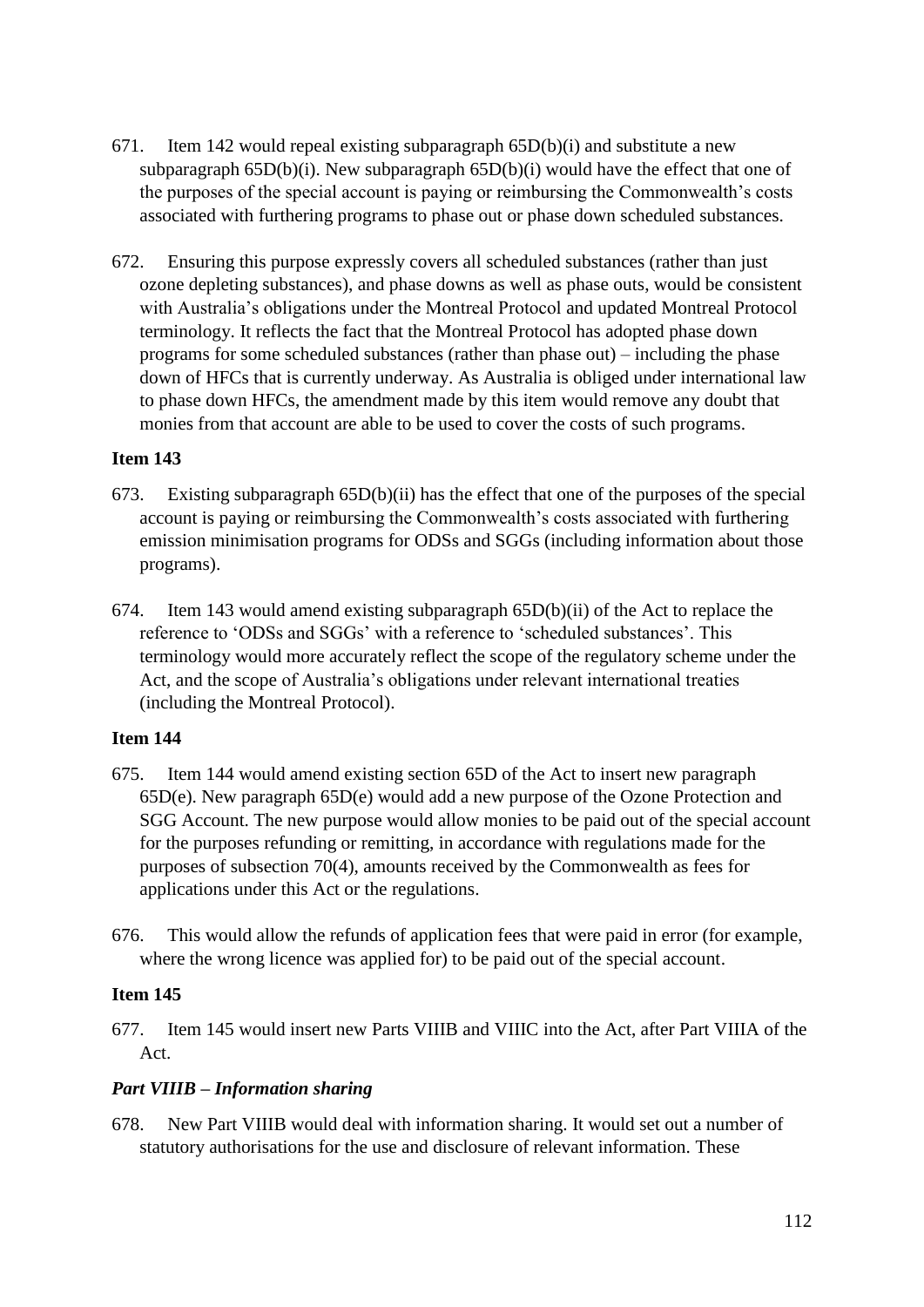671. Item 142 would repeal existing subparagraph 65D(b)(i) and substitute a new subparagraph 65D(b)(i). New subparagraph 65D(b)(i) would have the effect that one of the purposes of the special account is paying or reimbursing the Commonwealth's costs associated with furthering programs to phase out or phase down scheduled substances.

672. Ensuring this purpose expressly covers all scheduled substances (rather than just ozone depleting substances), and phase downs as well as phase outs, would be consistent with Australia's obligations under the Montreal Protocol and updated Montreal Protocol terminology. It reflects the fact that the Montreal Protocol has adopted phase down programs for some scheduled substances (rather than phase out) – including the phase down of HFCs that is currently underway. As Australia is obliged under international law to phase down HFCs, the amendment made by this item would remove any doubt that monies from that account are able to be used to cover the costs of such programs.

**Item 143**

673. Existing subparagraph 65D(b)(ii) has the effect that one of the purposes of the special account is paying or reimbursing the Commonwealth's costs associated with furthering emission minimisation programs for ODSs and SGGs (including information about those programs).

674. Item 143 would amend existing subparagraph 65D(b)(ii) of the Act to replace the reference to 'ODSs and SGGs' with a reference to 'scheduled substances'. This terminology would more accurately reflect the scope of the regulatory scheme under the Act, and the scope of Australia's obligations under relevant international treaties (including the Montreal Protocol).

**Item 144**

675. Item 144 would amend existing section 65D of the Act to insert new paragraph 65D(e). New paragraph 65D(e) would add a new purpose of the Ozone Protection and SGG Account. The new purpose would allow monies to be paid out of the special account for the purposes refunding or remitting, in accordance with regulations made for the purposes of subsection 70(4), amounts received by the Commonwealth as fees for applications under this Act or the regulations.

676. This would allow the refunds of application fees that were paid in error (for example, where the wrong licence was applied for) to be paid out of the special account.

**Item 145**

677. Item 145 would insert new Parts VIIIB and VIIIC into the Act, after Part VIIIA of the Act.

***Part VIIIB – Information sharing***

678. New Part VIIIB would deal with information sharing. It would set out a number of statutory authorisations for the use and disclosure of relevant information. These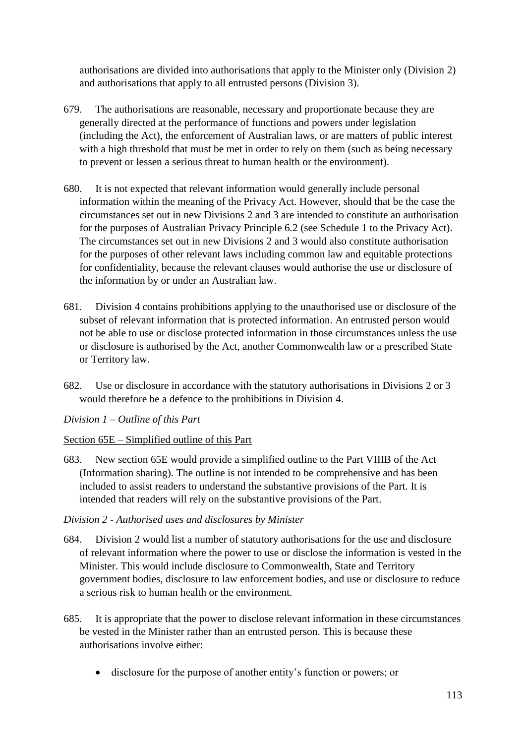authorisations are divided into authorisations that apply to the Minister only (Division 2) and authorisations that apply to all entrusted persons (Division 3).

679. The authorisations are reasonable, necessary and proportionate because they are generally directed at the performance of functions and powers under legislation (including the Act), the enforcement of Australian laws, or are matters of public interest with a high threshold that must be met in order to rely on them (such as being necessary to prevent or lessen a serious threat to human health or the environment).

680. It is not expected that relevant information would generally include personal information within the meaning of the Privacy Act. However, should that be the case the circumstances set out in new Divisions 2 and 3 are intended to constitute an authorisation for the purposes of Australian Privacy Principle 6.2 (see Schedule 1 to the Privacy Act). The circumstances set out in new Divisions 2 and 3 would also constitute authorisation for the purposes of other relevant laws including common law and equitable protections for confidentiality, because the relevant clauses would authorise the use or disclosure of the information by or under an Australian law.

681. Division 4 contains prohibitions applying to the unauthorised use or disclosure of the subset of relevant information that is protected information. An entrusted person would not be able to use or disclose protected information in those circumstances unless the use or disclosure is authorised by the Act, another Commonwealth law or a prescribed State or Territory law.

682. Use or disclosure in accordance with the statutory authorisations in Divisions 2 or 3 would therefore be a defence to the prohibitions in Division 4.

*Division 1 – Outline of this Part*

Section 65E – Simplified outline of this Part

683. New section 65E would provide a simplified outline to the Part VIIIB of the Act (Information sharing). The outline is not intended to be comprehensive and has been included to assist readers to understand the substantive provisions of the Part. It is intended that readers will rely on the substantive provisions of the Part.

*Division 2 - Authorised uses and disclosures by Minister*

684. Division 2 would list a number of statutory authorisations for the use and disclosure of relevant information where the power to use or disclose the information is vested in the Minister. This would include disclosure to Commonwealth, State and Territory government bodies, disclosure to law enforcement bodies, and use or disclosure to reduce a serious risk to human health or the environment.

685. It is appropriate that the power to disclose relevant information in these circumstances be vested in the Minister rather than an entrusted person. This is because these authorisations involve either:

- disclosure for the purpose of another entity's function or powers; or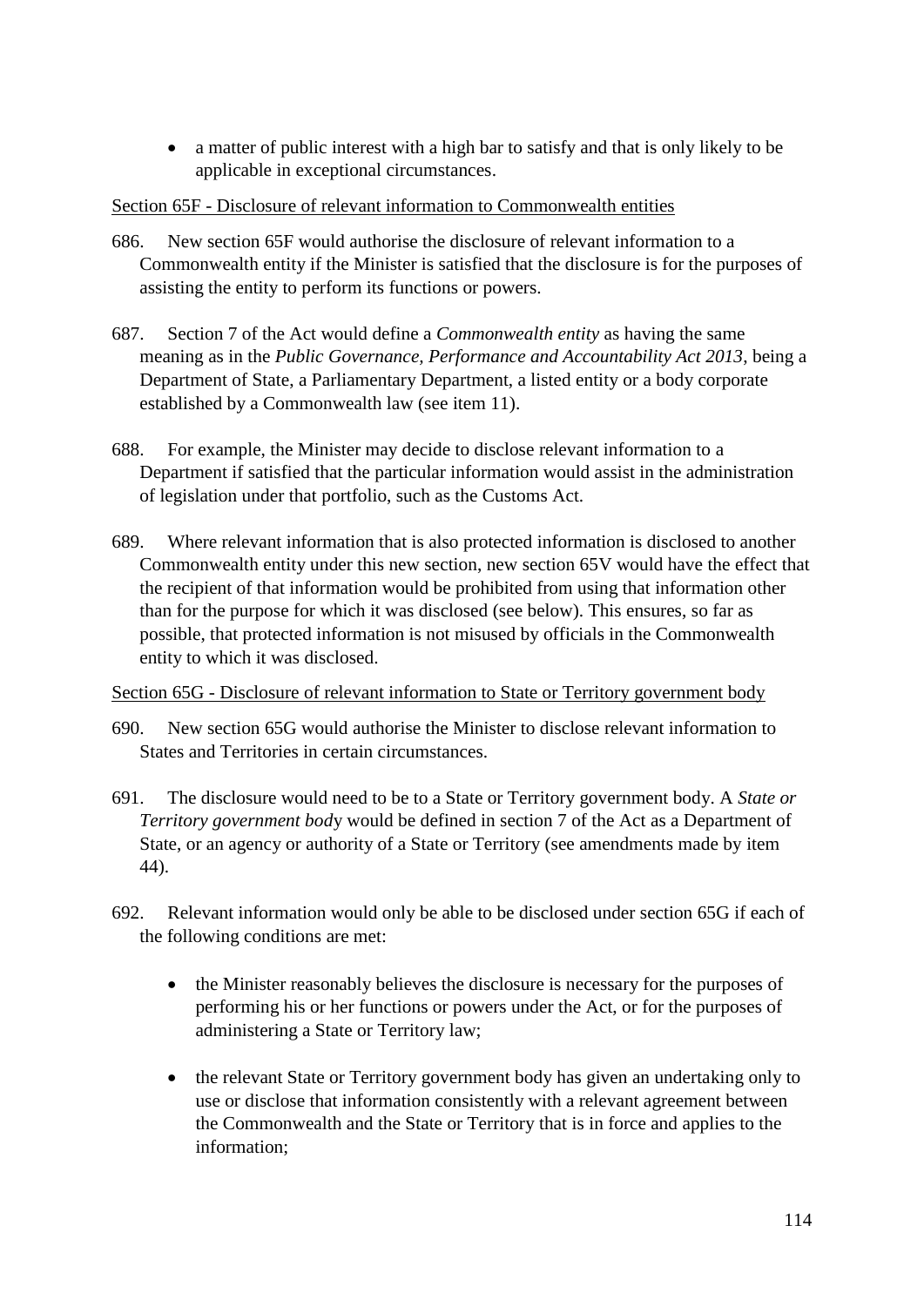- a matter of public interest with a high bar to satisfy and that is only likely to be applicable in exceptional circumstances.

Section 65F - Disclosure of relevant information to Commonwealth entities

686. New section 65F would authorise the disclosure of relevant information to a Commonwealth entity if the Minister is satisfied that the disclosure is for the purposes of assisting the entity to perform its functions or powers.

687. Section 7 of the Act would define a *Commonwealth entity* as having the same meaning as in the *Public Governance, Performance and Accountability Act 2013*, being a Department of State, a Parliamentary Department, a listed entity or a body corporate established by a Commonwealth law (see item 11).

688. For example, the Minister may decide to disclose relevant information to a Department if satisfied that the particular information would assist in the administration of legislation under that portfolio, such as the Customs Act.

689. Where relevant information that is also protected information is disclosed to another Commonwealth entity under this new section, new section 65V would have the effect that the recipient of that information would be prohibited from using that information other than for the purpose for which it was disclosed (see below). This ensures, so far as possible, that protected information is not misused by officials in the Commonwealth entity to which it was disclosed.

Section 65G - Disclosure of relevant information to State or Territory government body

690. New section 65G would authorise the Minister to disclose relevant information to States and Territories in certain circumstances.

691. The disclosure would need to be to a State or Territory government body. A *State or Territory government body* would be defined in section 7 of the Act as a Department of State, or an agency or authority of a State or Territory (see amendments made by item 44).

692. Relevant information would only be able to be disclosed under section 65G if each of the following conditions are met:

- the Minister reasonably believes the disclosure is necessary for the purposes of performing his or her functions or powers under the Act, or for the purposes of administering a State or Territory law;
- the relevant State or Territory government body has given an undertaking only to use or disclose that information consistently with a relevant agreement between the Commonwealth and the State or Territory that is in force and applies to the information;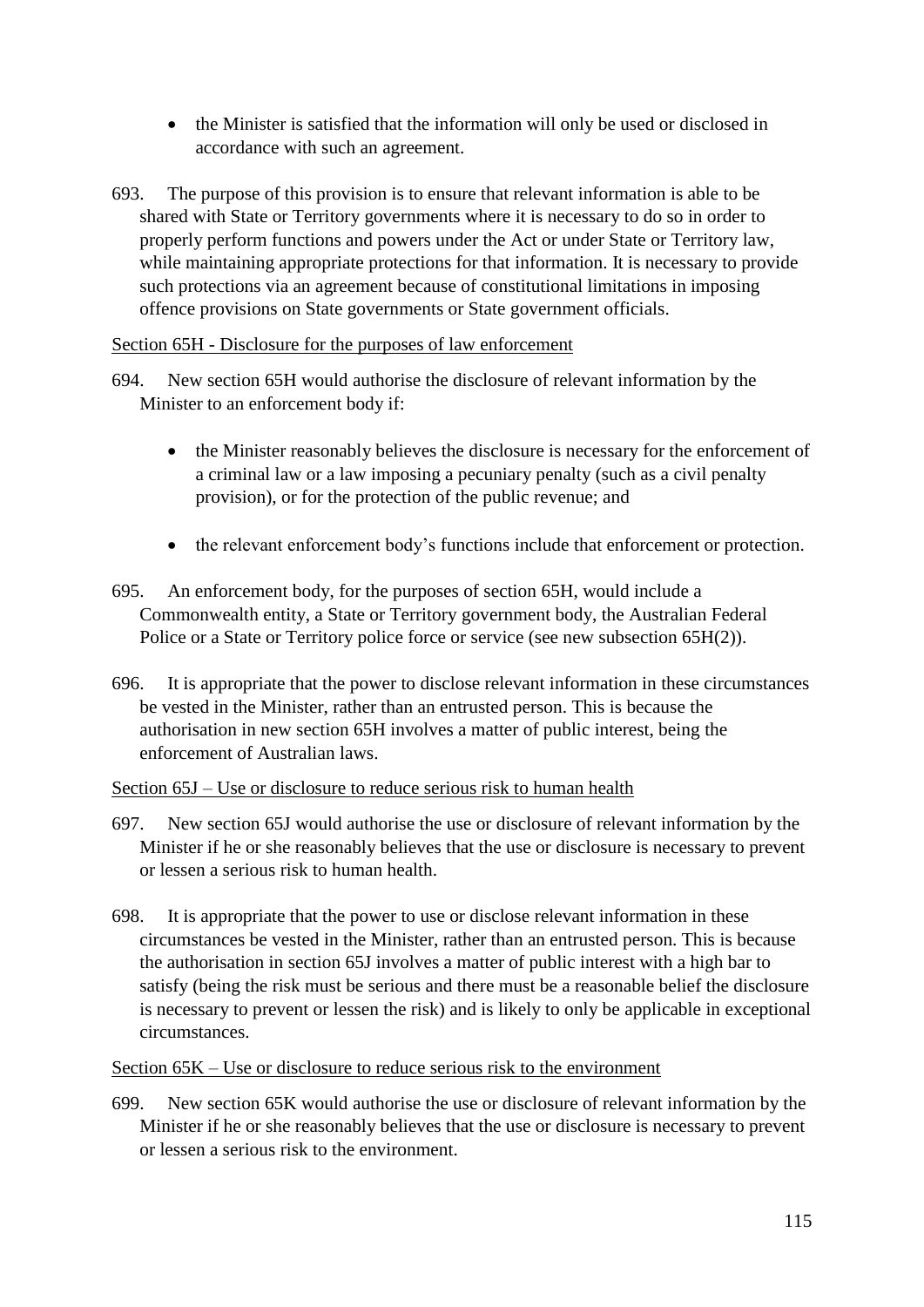- the Minister is satisfied that the information will only be used or disclosed in accordance with such an agreement.

693. The purpose of this provision is to ensure that relevant information is able to be shared with State or Territory governments where it is necessary to do so in order to properly perform functions and powers under the Act or under State or Territory law, while maintaining appropriate protections for that information. It is necessary to provide such protections via an agreement because of constitutional limitations in imposing offence provisions on State governments or State government officials.

Section 65H - Disclosure for the purposes of law enforcement

694. New section 65H would authorise the disclosure of relevant information by the Minister to an enforcement body if:

- the Minister reasonably believes the disclosure is necessary for the enforcement of a criminal law or a law imposing a pecuniary penalty (such as a civil penalty provision), or for the protection of the public revenue; and
- the relevant enforcement body's functions include that enforcement or protection.

695. An enforcement body, for the purposes of section 65H, would include a Commonwealth entity, a State or Territory government body, the Australian Federal Police or a State or Territory police force or service (see new subsection 65H(2)).

696. It is appropriate that the power to disclose relevant information in these circumstances be vested in the Minister, rather than an entrusted person. This is because the authorisation in new section 65H involves a matter of public interest, being the enforcement of Australian laws.

Section 65J – Use or disclosure to reduce serious risk to human health

697. New section 65J would authorise the use or disclosure of relevant information by the Minister if he or she reasonably believes that the use or disclosure is necessary to prevent or lessen a serious risk to human health.

698. It is appropriate that the power to use or disclose relevant information in these circumstances be vested in the Minister, rather than an entrusted person. This is because the authorisation in section 65J involves a matter of public interest with a high bar to satisfy (being the risk must be serious and there must be a reasonable belief the disclosure is necessary to prevent or lessen the risk) and is likely to only be applicable in exceptional circumstances.

Section 65K – Use or disclosure to reduce serious risk to the environment

699. New section 65K would authorise the use or disclosure of relevant information by the Minister if he or she reasonably believes that the use or disclosure is necessary to prevent or lessen a serious risk to the environment.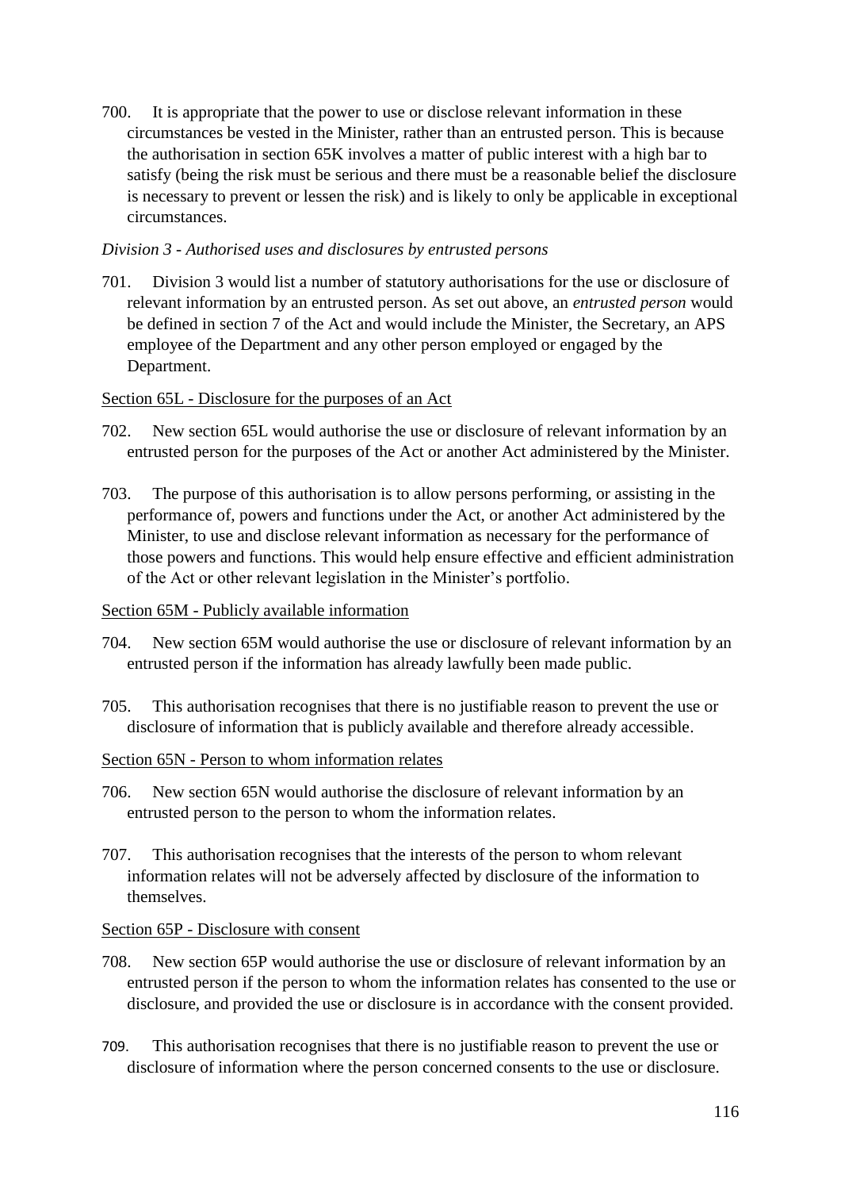700. It is appropriate that the power to use or disclose relevant information in these circumstances be vested in the Minister, rather than an entrusted person. This is because the authorisation in section 65K involves a matter of public interest with a high bar to satisfy (being the risk must be serious and there must be a reasonable belief the disclosure is necessary to prevent or lessen the risk) and is likely to only be applicable in exceptional circumstances.

*Division 3 - Authorised uses and disclosures by entrusted persons*

701. Division 3 would list a number of statutory authorisations for the use or disclosure of relevant information by an entrusted person. As set out above, an *entrusted person* would be defined in section 7 of the Act and would include the Minister, the Secretary, an APS employee of the Department and any other person employed or engaged by the Department.

<u>Section 65L - Disclosure for the purposes of an Act</u>

702. New section 65L would authorise the use or disclosure of relevant information by an entrusted person for the purposes of the Act or another Act administered by the Minister.

703. The purpose of this authorisation is to allow persons performing, or assisting in the performance of, powers and functions under the Act, or another Act administered by the Minister, to use and disclose relevant information as necessary for the performance of those powers and functions. This would help ensure effective and efficient administration of the Act or other relevant legislation in the Minister's portfolio.

<u>Section 65M - Publicly available information</u>

704. New section 65M would authorise the use or disclosure of relevant information by an entrusted person if the information has already lawfully been made public.

705. This authorisation recognises that there is no justifiable reason to prevent the use or disclosure of information that is publicly available and therefore already accessible.

<u>Section 65N - Person to whom information relates</u>

706. New section 65N would authorise the disclosure of relevant information by an entrusted person to the person to whom the information relates.

707. This authorisation recognises that the interests of the person to whom relevant information relates will not be adversely affected by disclosure of the information to themselves.

<u>Section 65P - Disclosure with consent</u>

708. New section 65P would authorise the use or disclosure of relevant information by an entrusted person if the person to whom the information relates has consented to the use or disclosure, and provided the use or disclosure is in accordance with the consent provided.

709. This authorisation recognises that there is no justifiable reason to prevent the use or disclosure of information where the person concerned consents to the use or disclosure.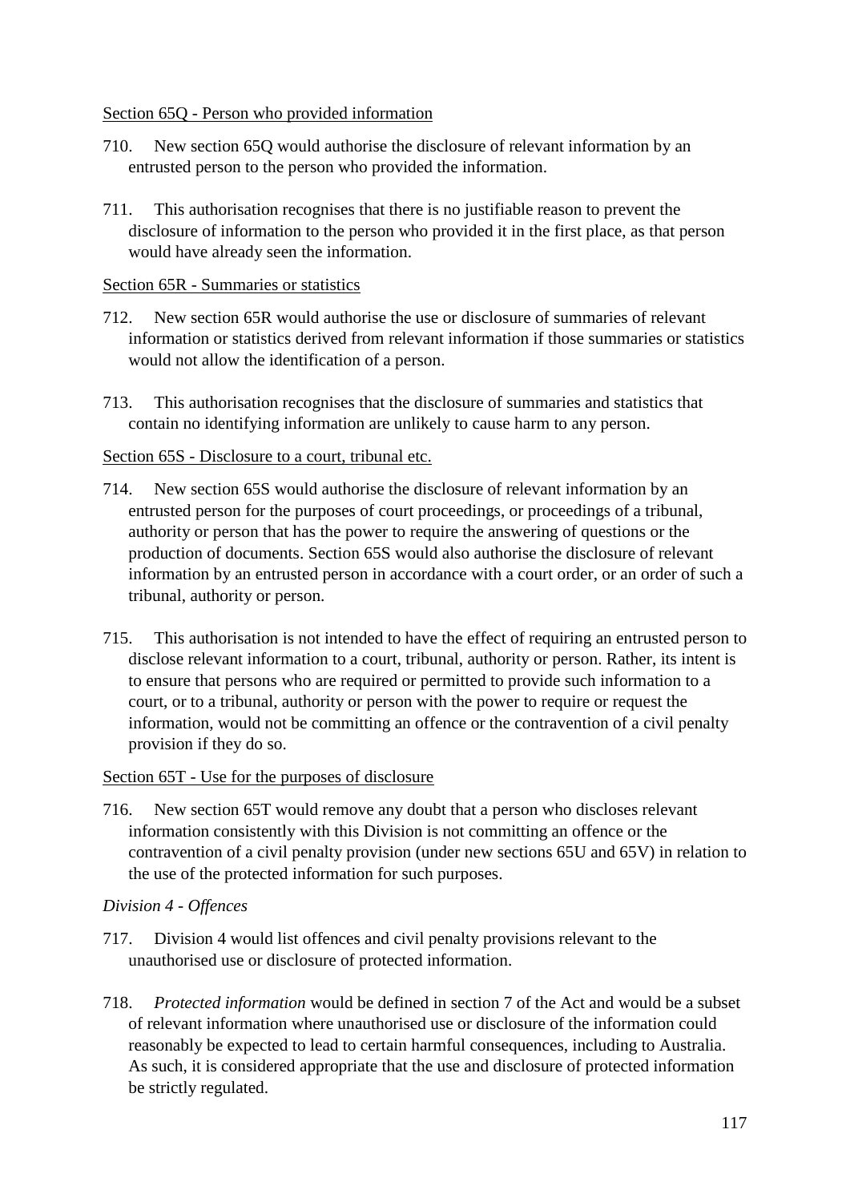Section 65Q - Person who provided information

710. New section 65Q would authorise the disclosure of relevant information by an entrusted person to the person who provided the information.

711. This authorisation recognises that there is no justifiable reason to prevent the disclosure of information to the person who provided it in the first place, as that person would have already seen the information.

Section 65R - Summaries or statistics

712. New section 65R would authorise the use or disclosure of summaries of relevant information or statistics derived from relevant information if those summaries or statistics would not allow the identification of a person.

713. This authorisation recognises that the disclosure of summaries and statistics that contain no identifying information are unlikely to cause harm to any person.

Section 65S - Disclosure to a court, tribunal etc.

714. New section 65S would authorise the disclosure of relevant information by an entrusted person for the purposes of court proceedings, or proceedings of a tribunal, authority or person that has the power to require the answering of questions or the production of documents. Section 65S would also authorise the disclosure of relevant information by an entrusted person in accordance with a court order, or an order of such a tribunal, authority or person.

715. This authorisation is not intended to have the effect of requiring an entrusted person to disclose relevant information to a court, tribunal, authority or person. Rather, its intent is to ensure that persons who are required or permitted to provide such information to a court, or to a tribunal, authority or person with the power to require or request the information, would not be committing an offence or the contravention of a civil penalty provision if they do so.

Section 65T - Use for the purposes of disclosure

716. New section 65T would remove any doubt that a person who discloses relevant information consistently with this Division is not committing an offence or the contravention of a civil penalty provision (under new sections 65U and 65V) in relation to the use of the protected information for such purposes.

*Division 4 - Offences*

717. Division 4 would list offences and civil penalty provisions relevant to the unauthorised use or disclosure of protected information.

718. *Protected information* would be defined in section 7 of the Act and would be a subset of relevant information where unauthorised use or disclosure of the information could reasonably be expected to lead to certain harmful consequences, including to Australia. As such, it is considered appropriate that the use and disclosure of protected information be strictly regulated.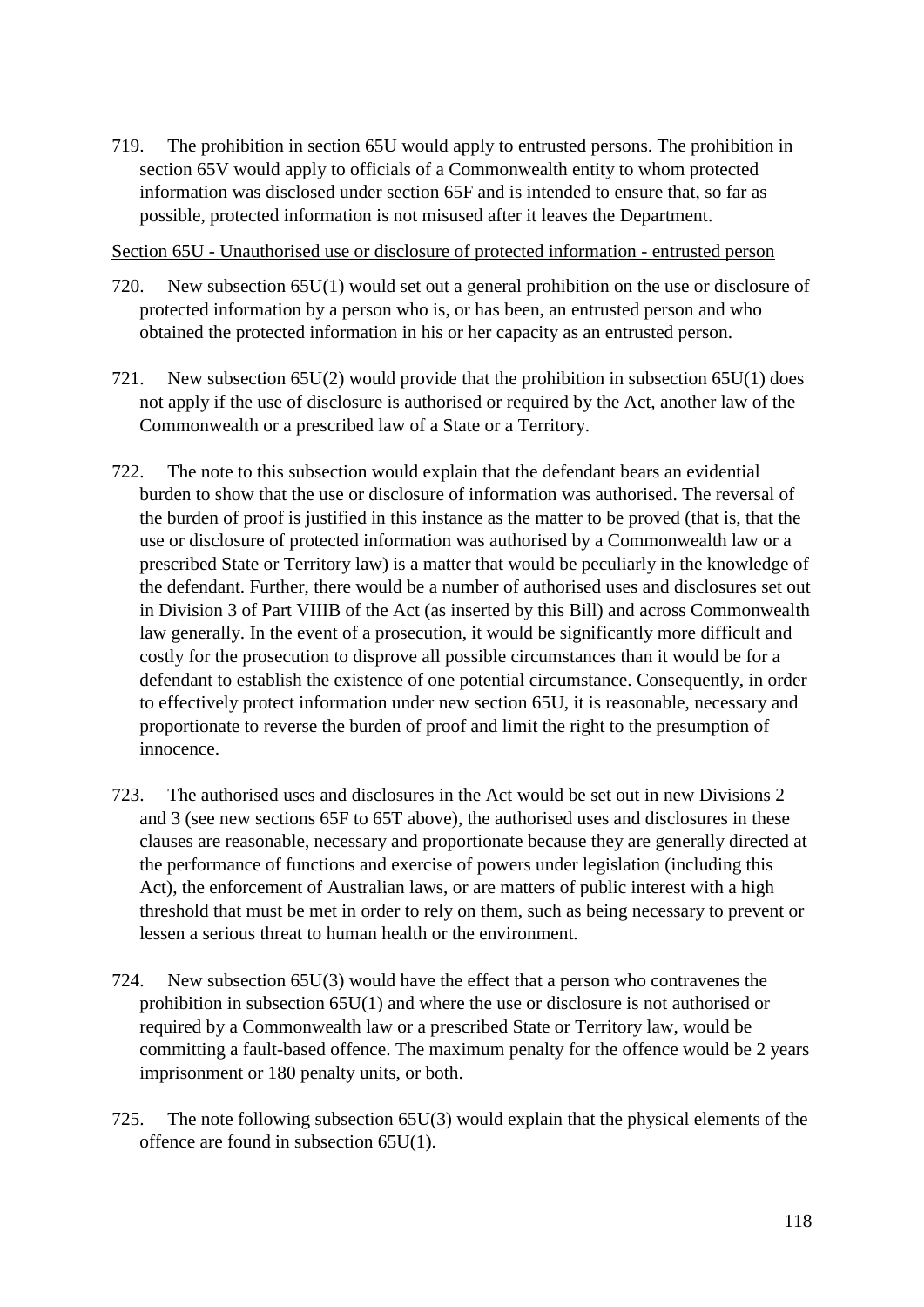719. The prohibition in section 65U would apply to entrusted persons. The prohibition in section 65V would apply to officials of a Commonwealth entity to whom protected information was disclosed under section 65F and is intended to ensure that, so far as possible, protected information is not misused after it leaves the Department.

<u>Section 65U - Unauthorised use or disclosure of protected information - entrusted person</u>

720. New subsection 65U(1) would set out a general prohibition on the use or disclosure of protected information by a person who is, or has been, an entrusted person and who obtained the protected information in his or her capacity as an entrusted person.

721. New subsection 65U(2) would provide that the prohibition in subsection 65U(1) does not apply if the use of disclosure is authorised or required by the Act, another law of the Commonwealth or a prescribed law of a State or a Territory.

722. The note to this subsection would explain that the defendant bears an evidential burden to show that the use or disclosure of information was authorised. The reversal of the burden of proof is justified in this instance as the matter to be proved (that is, that the use or disclosure of protected information was authorised by a Commonwealth law or a prescribed State or Territory law) is a matter that would be peculiarly in the knowledge of the defendant. Further, there would be a number of authorised uses and disclosures set out in Division 3 of Part VIIIB of the Act (as inserted by this Bill) and across Commonwealth law generally. In the event of a prosecution, it would be significantly more difficult and costly for the prosecution to disprove all possible circumstances than it would be for a defendant to establish the existence of one potential circumstance. Consequently, in order to effectively protect information under new section 65U, it is reasonable, necessary and proportionate to reverse the burden of proof and limit the right to the presumption of innocence.

723. The authorised uses and disclosures in the Act would be set out in new Divisions 2 and 3 (see new sections 65F to 65T above), the authorised uses and disclosures in these clauses are reasonable, necessary and proportionate because they are generally directed at the performance of functions and exercise of powers under legislation (including this Act), the enforcement of Australian laws, or are matters of public interest with a high threshold that must be met in order to rely on them, such as being necessary to prevent or lessen a serious threat to human health or the environment.

724. New subsection 65U(3) would have the effect that a person who contravenes the prohibition in subsection 65U(1) and where the use or disclosure is not authorised or required by a Commonwealth law or a prescribed State or Territory law, would be committing a fault-based offence. The maximum penalty for the offence would be 2 years imprisonment or 180 penalty units, or both.

725. The note following subsection 65U(3) would explain that the physical elements of the offence are found in subsection 65U(1).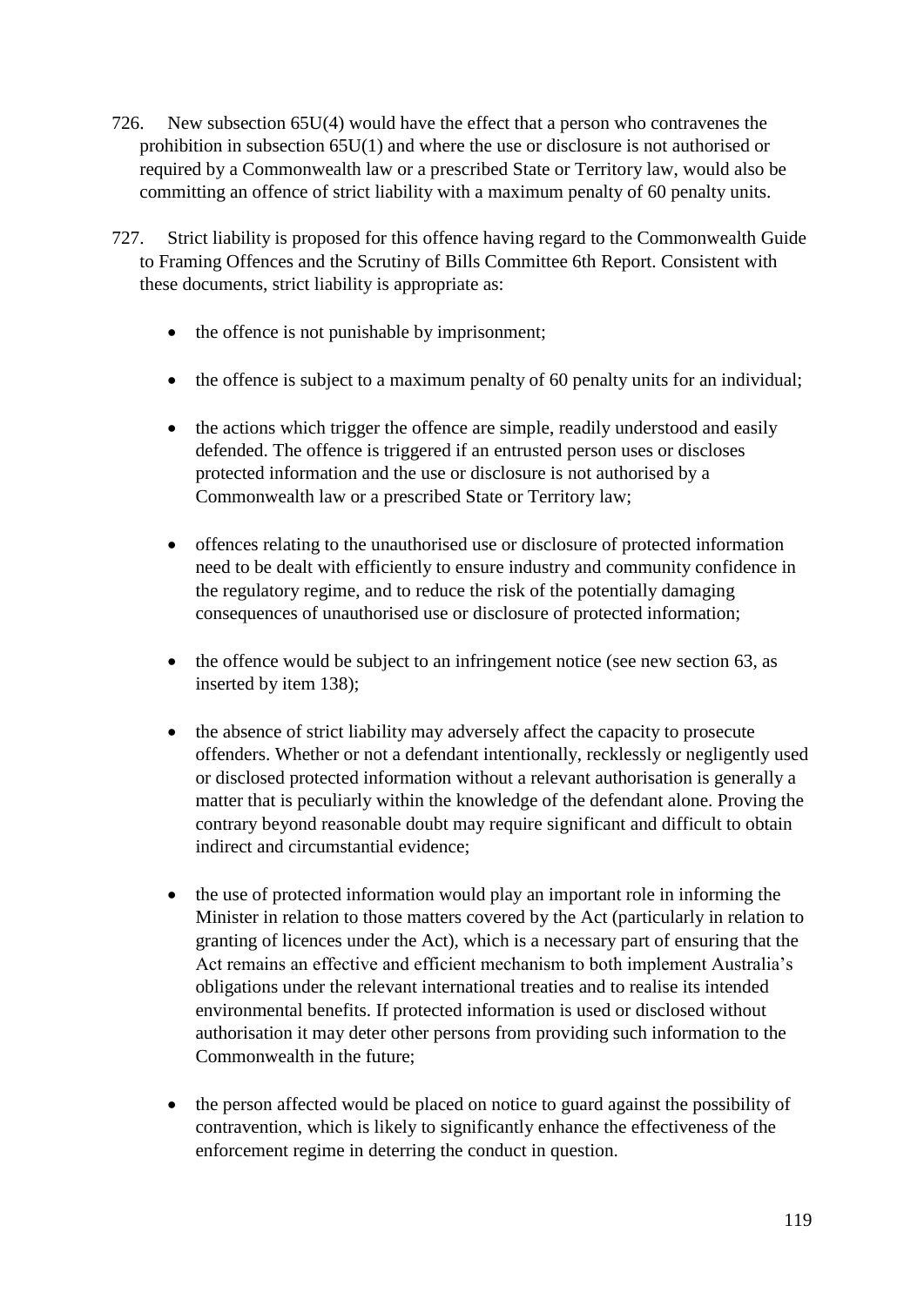726. New subsection 65U(4) would have the effect that a person who contravenes the prohibition in subsection 65U(1) and where the use or disclosure is not authorised or required by a Commonwealth law or a prescribed State or Territory law, would also be committing an offence of strict liability with a maximum penalty of 60 penalty units.

727. Strict liability is proposed for this offence having regard to the Commonwealth Guide to Framing Offences and the Scrutiny of Bills Committee 6th Report. Consistent with these documents, strict liability is appropriate as:

- the offence is not punishable by imprisonment;
- the offence is subject to a maximum penalty of 60 penalty units for an individual;
- the actions which trigger the offence are simple, readily understood and easily defended. The offence is triggered if an entrusted person uses or discloses protected information and the use or disclosure is not authorised by a Commonwealth law or a prescribed State or Territory law;
- offences relating to the unauthorised use or disclosure of protected information need to be dealt with efficiently to ensure industry and community confidence in the regulatory regime, and to reduce the risk of the potentially damaging consequences of unauthorised use or disclosure of protected information;
- the offence would be subject to an infringement notice (see new section 63, as inserted by item 138);
- the absence of strict liability may adversely affect the capacity to prosecute offenders. Whether or not a defendant intentionally, recklessly or negligently used or disclosed protected information without a relevant authorisation is generally a matter that is peculiarly within the knowledge of the defendant alone. Proving the contrary beyond reasonable doubt may require significant and difficult to obtain indirect and circumstantial evidence;
- the use of protected information would play an important role in informing the Minister in relation to those matters covered by the Act (particularly in relation to granting of licences under the Act), which is a necessary part of ensuring that the Act remains an effective and efficient mechanism to both implement Australia's obligations under the relevant international treaties and to realise its intended environmental benefits. If protected information is used or disclosed without authorisation it may deter other persons from providing such information to the Commonwealth in the future;
- the person affected would be placed on notice to guard against the possibility of contravention, which is likely to significantly enhance the effectiveness of the enforcement regime in deterring the conduct in question.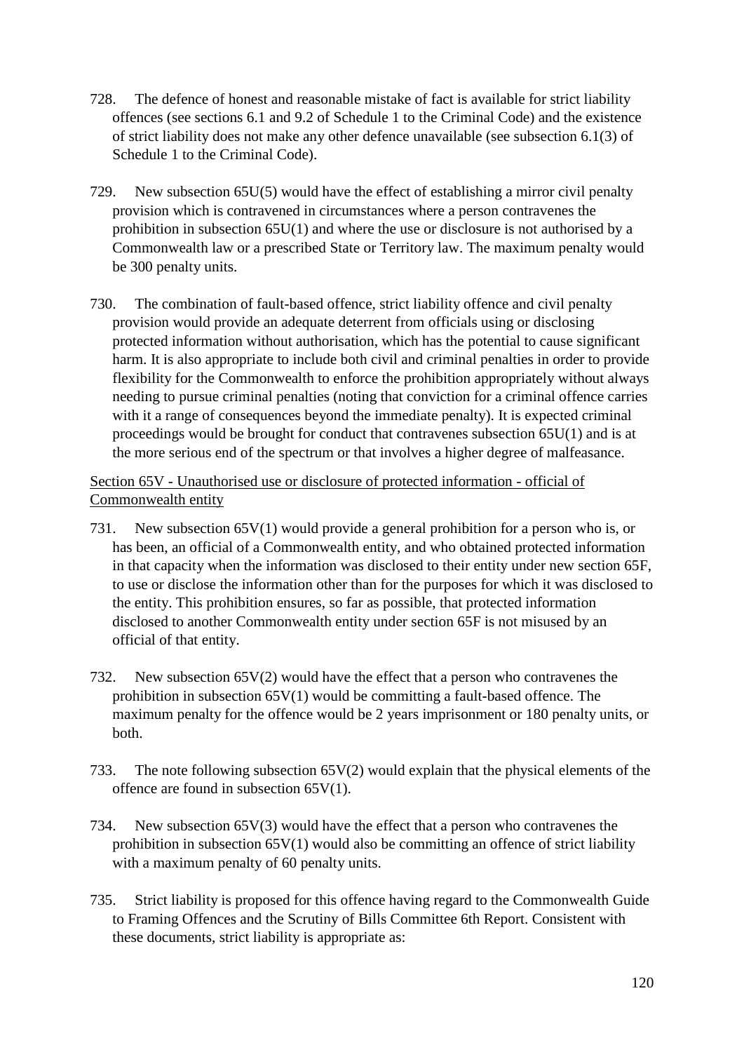728. The defence of honest and reasonable mistake of fact is available for strict liability offences (see sections 6.1 and 9.2 of Schedule 1 to the Criminal Code) and the existence of strict liability does not make any other defence unavailable (see subsection 6.1(3) of Schedule 1 to the Criminal Code).

729. New subsection 65U(5) would have the effect of establishing a mirror civil penalty provision which is contravened in circumstances where a person contravenes the prohibition in subsection 65U(1) and where the use or disclosure is not authorised by a Commonwealth law or a prescribed State or Territory law. The maximum penalty would be 300 penalty units.

730. The combination of fault-based offence, strict liability offence and civil penalty provision would provide an adequate deterrent from officials using or disclosing protected information without authorisation, which has the potential to cause significant harm. It is also appropriate to include both civil and criminal penalties in order to provide flexibility for the Commonwealth to enforce the prohibition appropriately without always needing to pursue criminal penalties (noting that conviction for a criminal offence carries with it a range of consequences beyond the immediate penalty). It is expected criminal proceedings would be brought for conduct that contravenes subsection 65U(1) and is at the more serious end of the spectrum or that involves a higher degree of malfeasance.

<u>Section 65V - Unauthorised use or disclosure of protected information - official of Commonwealth entity</u>

731. New subsection 65V(1) would provide a general prohibition for a person who is, or has been, an official of a Commonwealth entity, and who obtained protected information in that capacity when the information was disclosed to their entity under new section 65F, to use or disclose the information other than for the purposes for which it was disclosed to the entity. This prohibition ensures, so far as possible, that protected information disclosed to another Commonwealth entity under section 65F is not misused by an official of that entity.

732. New subsection 65V(2) would have the effect that a person who contravenes the prohibition in subsection 65V(1) would be committing a fault-based offence. The maximum penalty for the offence would be 2 years imprisonment or 180 penalty units, or both.

733. The note following subsection 65V(2) would explain that the physical elements of the offence are found in subsection 65V(1).

734. New subsection 65V(3) would have the effect that a person who contravenes the prohibition in subsection 65V(1) would also be committing an offence of strict liability with a maximum penalty of 60 penalty units.

735. Strict liability is proposed for this offence having regard to the Commonwealth Guide to Framing Offences and the Scrutiny of Bills Committee 6th Report. Consistent with these documents, strict liability is appropriate as: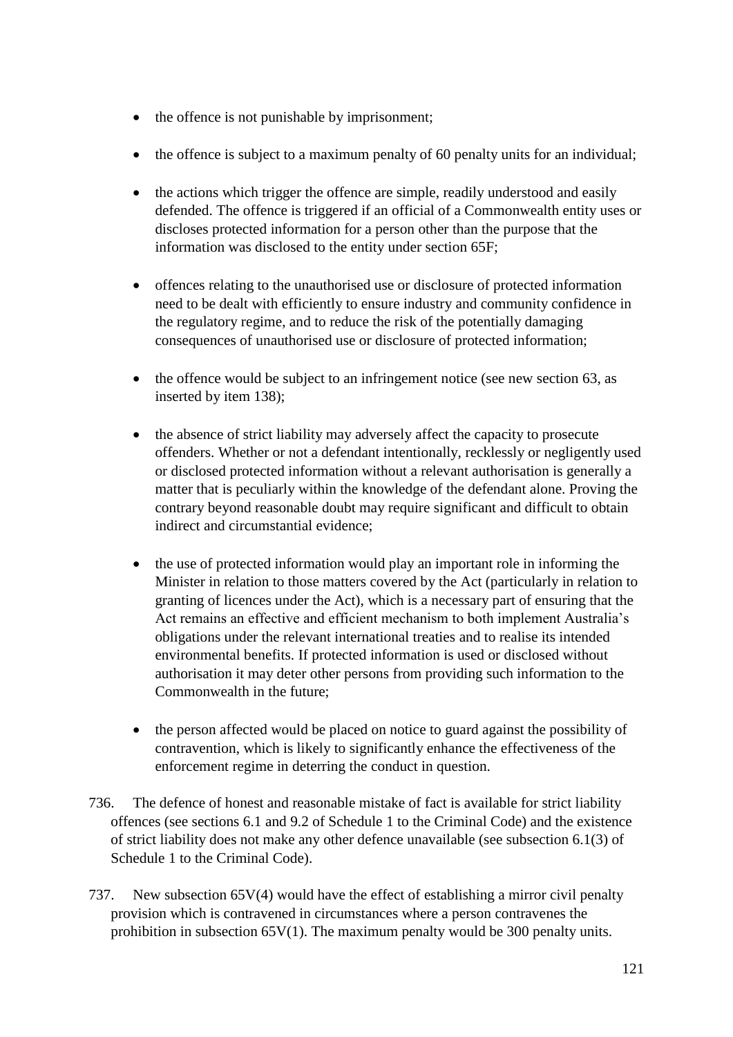- the offence is not punishable by imprisonment;
- the offence is subject to a maximum penalty of 60 penalty units for an individual;
- the actions which trigger the offence are simple, readily understood and easily defended. The offence is triggered if an official of a Commonwealth entity uses or discloses protected information for a person other than the purpose that the information was disclosed to the entity under section 65F;
- offences relating to the unauthorised use or disclosure of protected information need to be dealt with efficiently to ensure industry and community confidence in the regulatory regime, and to reduce the risk of the potentially damaging consequences of unauthorised use or disclosure of protected information;
- the offence would be subject to an infringement notice (see new section 63, as inserted by item 138);
- the absence of strict liability may adversely affect the capacity to prosecute offenders. Whether or not a defendant intentionally, recklessly or negligently used or disclosed protected information without a relevant authorisation is generally a matter that is peculiarly within the knowledge of the defendant alone. Proving the contrary beyond reasonable doubt may require significant and difficult to obtain indirect and circumstantial evidence;
- the use of protected information would play an important role in informing the Minister in relation to those matters covered by the Act (particularly in relation to granting of licences under the Act), which is a necessary part of ensuring that the Act remains an effective and efficient mechanism to both implement Australia's obligations under the relevant international treaties and to realise its intended environmental benefits. If protected information is used or disclosed without authorisation it may deter other persons from providing such information to the Commonwealth in the future;
- the person affected would be placed on notice to guard against the possibility of contravention, which is likely to significantly enhance the effectiveness of the enforcement regime in deterring the conduct in question.

736. The defence of honest and reasonable mistake of fact is available for strict liability offences (see sections 6.1 and 9.2 of Schedule 1 to the Criminal Code) and the existence of strict liability does not make any other defence unavailable (see subsection 6.1(3) of Schedule 1 to the Criminal Code).

737. New subsection 65V(4) would have the effect of establishing a mirror civil penalty provision which is contravened in circumstances where a person contravenes the prohibition in subsection 65V(1). The maximum penalty would be 300 penalty units.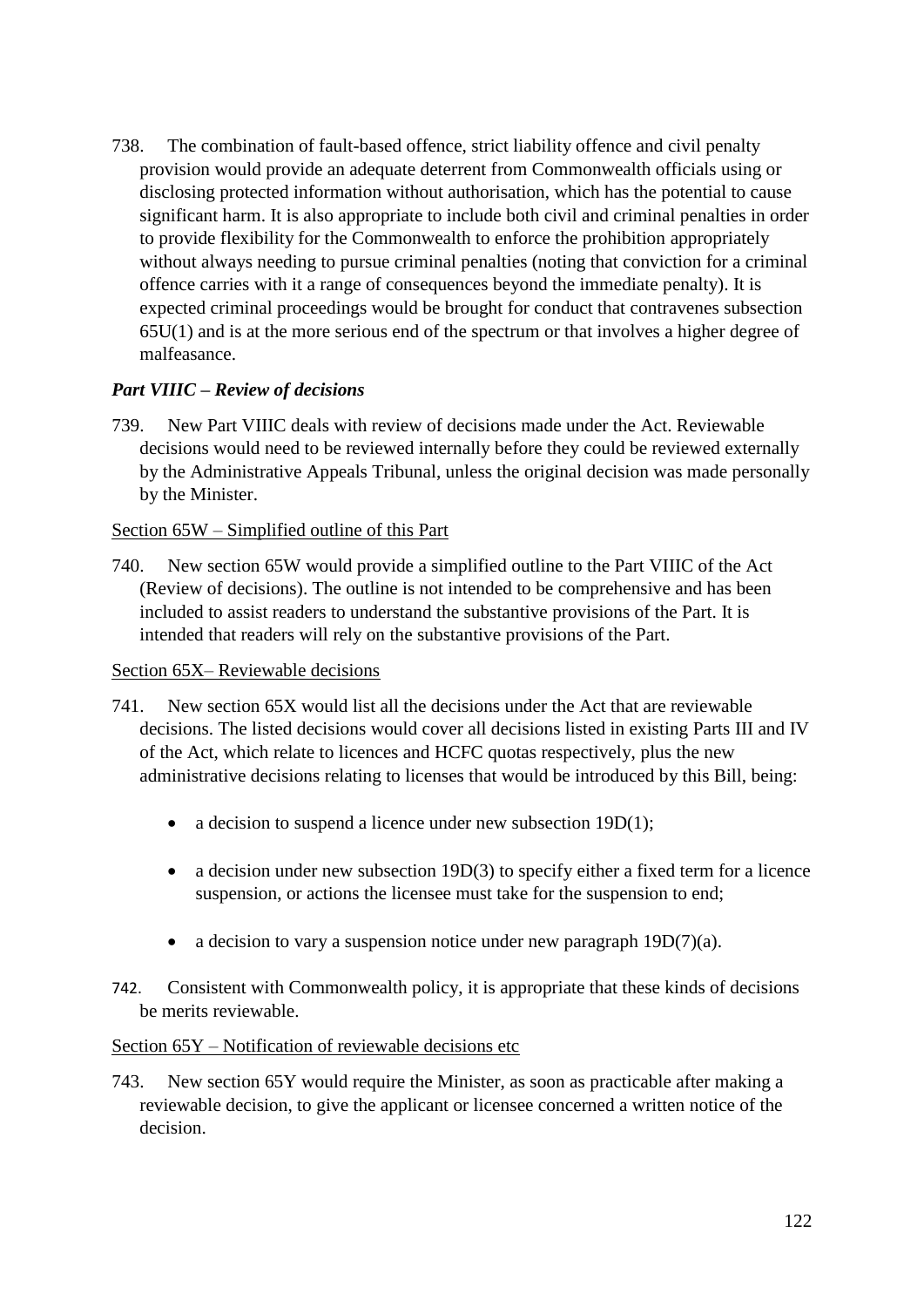738. The combination of fault-based offence, strict liability offence and civil penalty provision would provide an adequate deterrent from Commonwealth officials using or disclosing protected information without authorisation, which has the potential to cause significant harm. It is also appropriate to include both civil and criminal penalties in order to provide flexibility for the Commonwealth to enforce the prohibition appropriately without always needing to pursue criminal penalties (noting that conviction for a criminal offence carries with it a range of consequences beyond the immediate penalty). It is expected criminal proceedings would be brought for conduct that contravenes subsection 65U(1) and is at the more serious end of the spectrum or that involves a higher degree of malfeasance.

***Part VIIIC – Review of decisions***

739. New Part VIIIC deals with review of decisions made under the Act. Reviewable decisions would need to be reviewed internally before they could be reviewed externally by the Administrative Appeals Tribunal, unless the original decision was made personally by the Minister.

Section 65W – Simplified outline of this Part

740. New section 65W would provide a simplified outline to the Part VIIIC of the Act (Review of decisions). The outline is not intended to be comprehensive and has been included to assist readers to understand the substantive provisions of the Part. It is intended that readers will rely on the substantive provisions of the Part.

Section 65X– Reviewable decisions

741. New section 65X would list all the decisions under the Act that are reviewable decisions. The listed decisions would cover all decisions listed in existing Parts III and IV of the Act, which relate to licences and HCFC quotas respectively, plus the new administrative decisions relating to licenses that would be introduced by this Bill, being:

- a decision to suspend a licence under new subsection 19D(1);
- a decision under new subsection 19D(3) to specify either a fixed term for a licence suspension, or actions the licensee must take for the suspension to end;
- a decision to vary a suspension notice under new paragraph 19D(7)(a).

742. Consistent with Commonwealth policy, it is appropriate that these kinds of decisions be merits reviewable.

Section 65Y – Notification of reviewable decisions etc

743. New section 65Y would require the Minister, as soon as practicable after making a reviewable decision, to give the applicant or licensee concerned a written notice of the decision.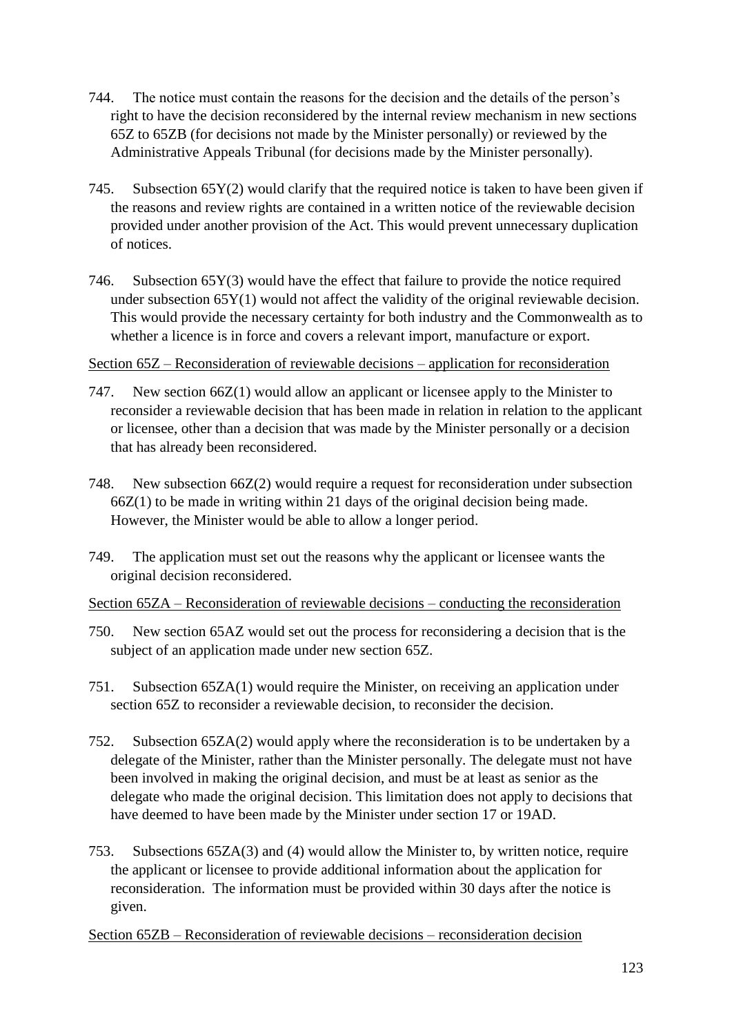744. The notice must contain the reasons for the decision and the details of the person's right to have the decision reconsidered by the internal review mechanism in new sections 65Z to 65ZB (for decisions not made by the Minister personally) or reviewed by the Administrative Appeals Tribunal (for decisions made by the Minister personally).

745. Subsection 65Y(2) would clarify that the required notice is taken to have been given if the reasons and review rights are contained in a written notice of the reviewable decision provided under another provision of the Act. This would prevent unnecessary duplication of notices.

746. Subsection 65Y(3) would have the effect that failure to provide the notice required under subsection 65Y(1) would not affect the validity of the original reviewable decision. This would provide the necessary certainty for both industry and the Commonwealth as to whether a licence is in force and covers a relevant import, manufacture or export.

Section 65Z – Reconsideration of reviewable decisions – application for reconsideration

747. New section 66Z(1) would allow an applicant or licensee apply to the Minister to reconsider a reviewable decision that has been made in relation in relation to the applicant or licensee, other than a decision that was made by the Minister personally or a decision that has already been reconsidered.

748. New subsection 66Z(2) would require a request for reconsideration under subsection 66Z(1) to be made in writing within 21 days of the original decision being made. However, the Minister would be able to allow a longer period.

749. The application must set out the reasons why the applicant or licensee wants the original decision reconsidered.

Section 65ZA – Reconsideration of reviewable decisions – conducting the reconsideration

750. New section 65AZ would set out the process for reconsidering a decision that is the subject of an application made under new section 65Z.

751. Subsection 65ZA(1) would require the Minister, on receiving an application under section 65Z to reconsider a reviewable decision, to reconsider the decision.

752. Subsection 65ZA(2) would apply where the reconsideration is to be undertaken by a delegate of the Minister, rather than the Minister personally. The delegate must not have been involved in making the original decision, and must be at least as senior as the delegate who made the original decision. This limitation does not apply to decisions that have deemed to have been made by the Minister under section 17 or 19AD.

753. Subsections 65ZA(3) and (4) would allow the Minister to, by written notice, require the applicant or licensee to provide additional information about the application for reconsideration. The information must be provided within 30 days after the notice is given.

Section 65ZB – Reconsideration of reviewable decisions – reconsideration decision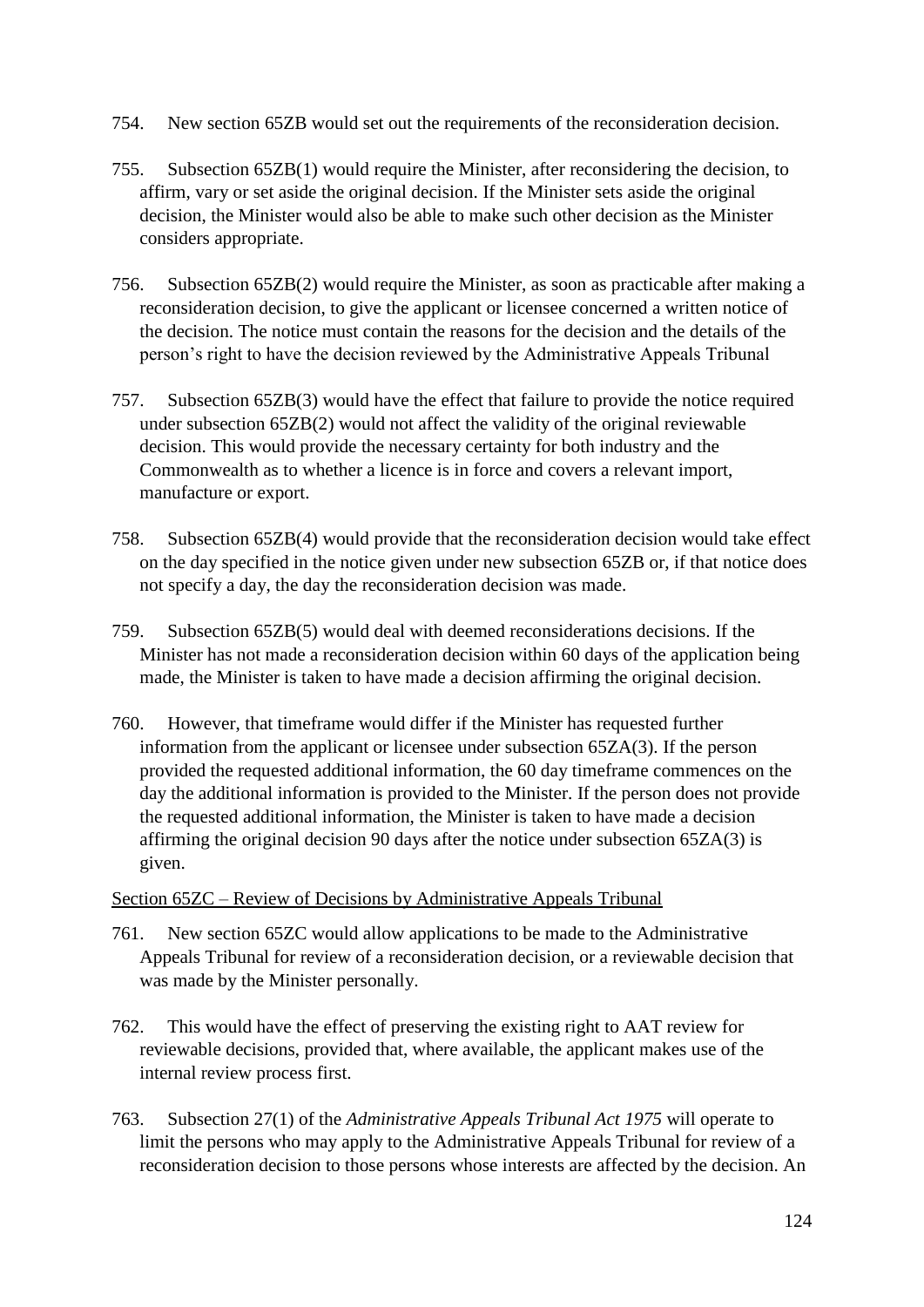754. New section 65ZB would set out the requirements of the reconsideration decision.

755. Subsection 65ZB(1) would require the Minister, after reconsidering the decision, to affirm, vary or set aside the original decision. If the Minister sets aside the original decision, the Minister would also be able to make such other decision as the Minister considers appropriate.

756. Subsection 65ZB(2) would require the Minister, as soon as practicable after making a reconsideration decision, to give the applicant or licensee concerned a written notice of the decision. The notice must contain the reasons for the decision and the details of the person's right to have the decision reviewed by the Administrative Appeals Tribunal

757. Subsection 65ZB(3) would have the effect that failure to provide the notice required under subsection 65ZB(2) would not affect the validity of the original reviewable decision. This would provide the necessary certainty for both industry and the Commonwealth as to whether a licence is in force and covers a relevant import, manufacture or export.

758. Subsection 65ZB(4) would provide that the reconsideration decision would take effect on the day specified in the notice given under new subsection 65ZB or, if that notice does not specify a day, the day the reconsideration decision was made.

759. Subsection 65ZB(5) would deal with deemed reconsiderations decisions. If the Minister has not made a reconsideration decision within 60 days of the application being made, the Minister is taken to have made a decision affirming the original decision.

760. However, that timeframe would differ if the Minister has requested further information from the applicant or licensee under subsection 65ZA(3). If the person provided the requested additional information, the 60 day timeframe commences on the day the additional information is provided to the Minister. If the person does not provide the requested additional information, the Minister is taken to have made a decision affirming the original decision 90 days after the notice under subsection 65ZA(3) is given.

<u>Section 65ZC – Review of Decisions by Administrative Appeals Tribunal</u>

761. New section 65ZC would allow applications to be made to the Administrative Appeals Tribunal for review of a reconsideration decision, or a reviewable decision that was made by the Minister personally.

762. This would have the effect of preserving the existing right to AAT review for reviewable decisions, provided that, where available, the applicant makes use of the internal review process first.

763. Subsection 27(1) of the *Administrative Appeals Tribunal Act 1975* will operate to limit the persons who may apply to the Administrative Appeals Tribunal for review of a reconsideration decision to those persons whose interests are affected by the decision. An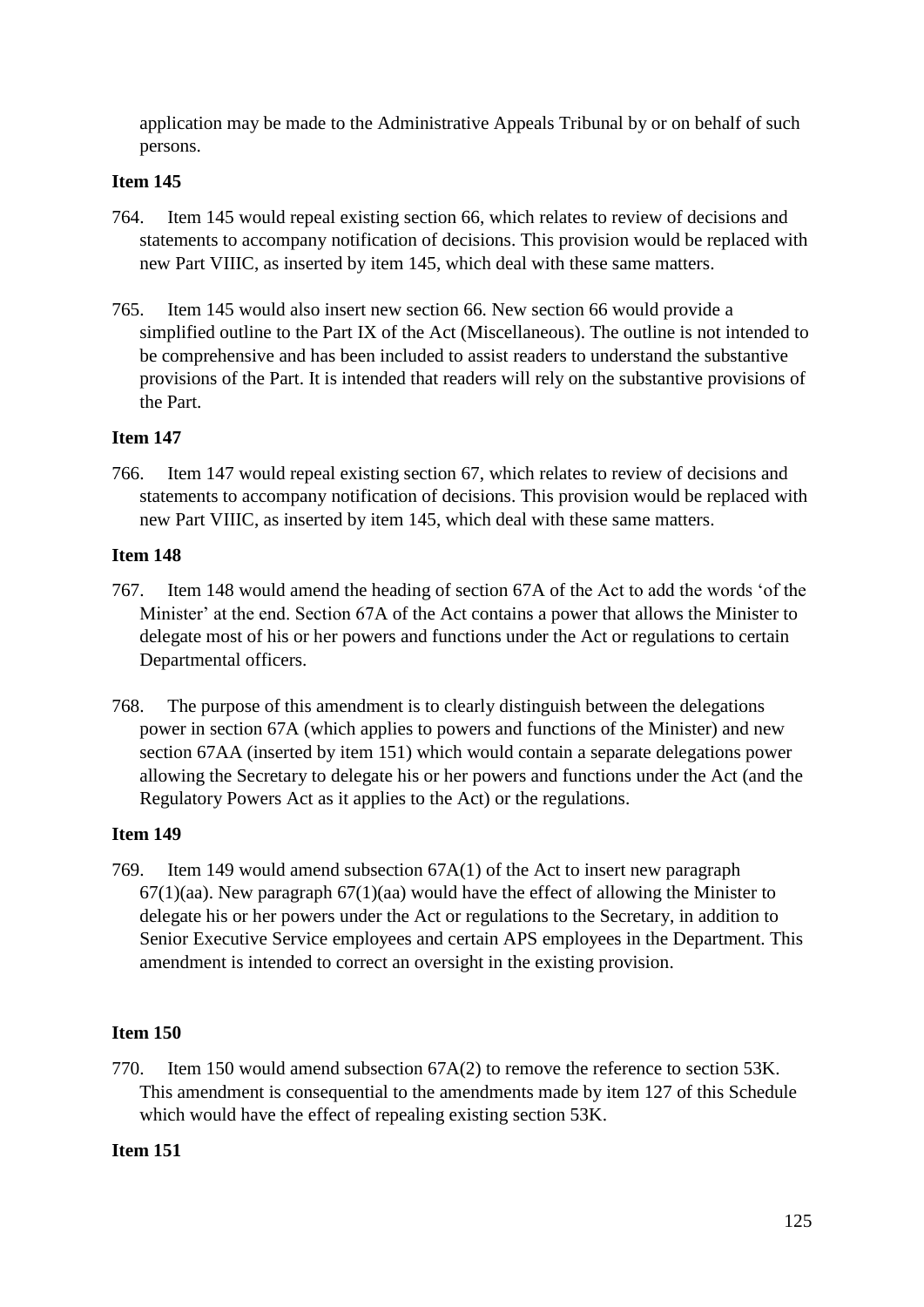application may be made to the Administrative Appeals Tribunal by or on behalf of such persons.

**Item 145**

764. Item 145 would repeal existing section 66, which relates to review of decisions and statements to accompany notification of decisions. This provision would be replaced with new Part VIIIC, as inserted by item 145, which deal with these same matters.

765. Item 145 would also insert new section 66. New section 66 would provide a simplified outline to the Part IX of the Act (Miscellaneous). The outline is not intended to be comprehensive and has been included to assist readers to understand the substantive provisions of the Part. It is intended that readers will rely on the substantive provisions of the Part.

**Item 147**

766. Item 147 would repeal existing section 67, which relates to review of decisions and statements to accompany notification of decisions. This provision would be replaced with new Part VIIIC, as inserted by item 145, which deal with these same matters.

**Item 148**

767. Item 148 would amend the heading of section 67A of the Act to add the words 'of the Minister' at the end. Section 67A of the Act contains a power that allows the Minister to delegate most of his or her powers and functions under the Act or regulations to certain Departmental officers.

768. The purpose of this amendment is to clearly distinguish between the delegations power in section 67A (which applies to powers and functions of the Minister) and new section 67AA (inserted by item 151) which would contain a separate delegations power allowing the Secretary to delegate his or her powers and functions under the Act (and the Regulatory Powers Act as it applies to the Act) or the regulations.

**Item 149**

769. Item 149 would amend subsection 67A(1) of the Act to insert new paragraph 67(1)(aa). New paragraph 67(1)(aa) would have the effect of allowing the Minister to delegate his or her powers under the Act or regulations to the Secretary, in addition to Senior Executive Service employees and certain APS employees in the Department. This amendment is intended to correct an oversight in the existing provision.

**Item 150**

770. Item 150 would amend subsection 67A(2) to remove the reference to section 53K. This amendment is consequential to the amendments made by item 127 of this Schedule which would have the effect of repealing existing section 53K.

**Item 151**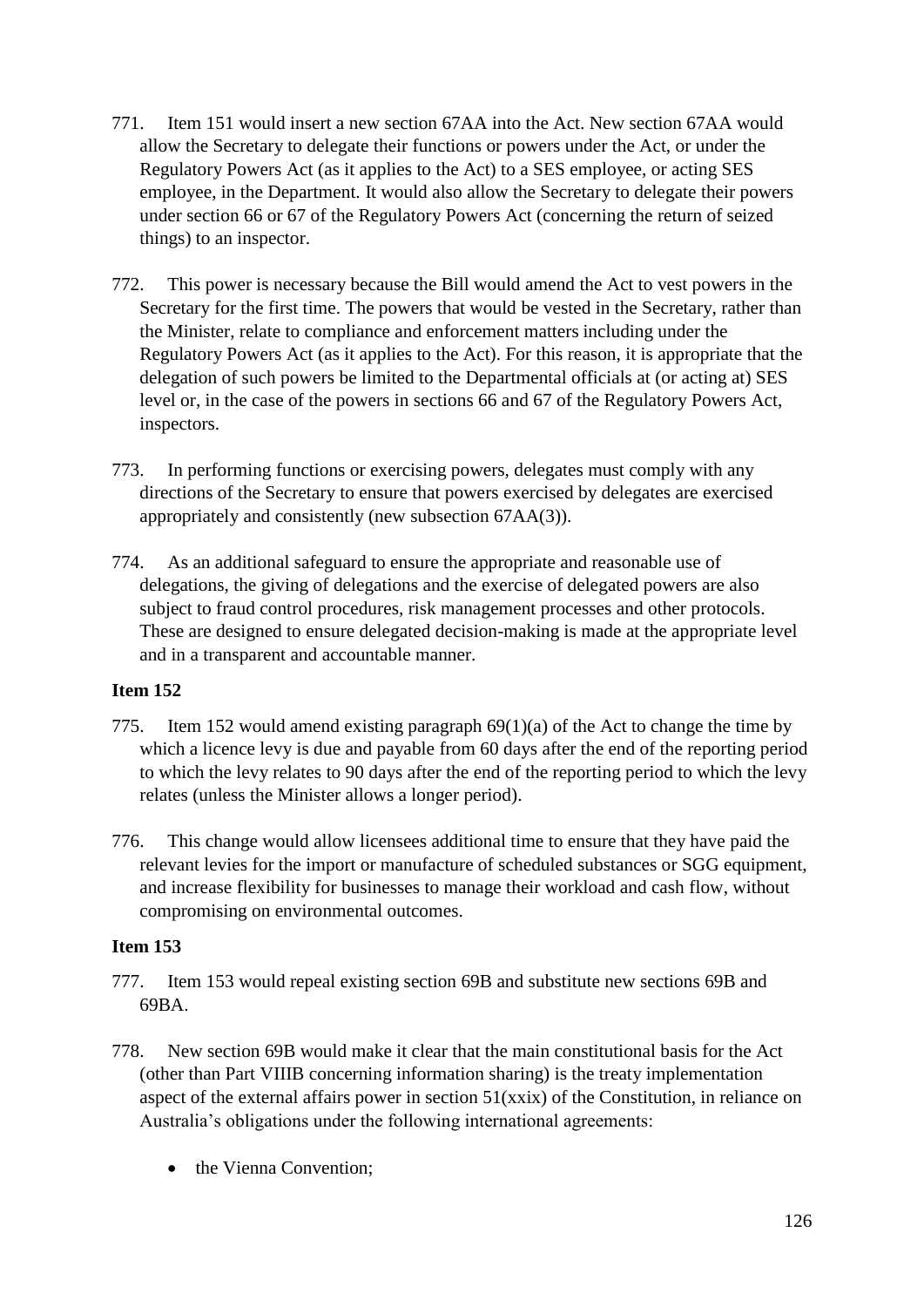771. Item 151 would insert a new section 67AA into the Act. New section 67AA would allow the Secretary to delegate their functions or powers under the Act, or under the Regulatory Powers Act (as it applies to the Act) to a SES employee, or acting SES employee, in the Department. It would also allow the Secretary to delegate their powers under section 66 or 67 of the Regulatory Powers Act (concerning the return of seized things) to an inspector.

772. This power is necessary because the Bill would amend the Act to vest powers in the Secretary for the first time. The powers that would be vested in the Secretary, rather than the Minister, relate to compliance and enforcement matters including under the Regulatory Powers Act (as it applies to the Act). For this reason, it is appropriate that the delegation of such powers be limited to the Departmental officials at (or acting at) SES level or, in the case of the powers in sections 66 and 67 of the Regulatory Powers Act, inspectors.

773. In performing functions or exercising powers, delegates must comply with any directions of the Secretary to ensure that powers exercised by delegates are exercised appropriately and consistently (new subsection 67AA(3)).

774. As an additional safeguard to ensure the appropriate and reasonable use of delegations, the giving of delegations and the exercise of delegated powers are also subject to fraud control procedures, risk management processes and other protocols. These are designed to ensure delegated decision-making is made at the appropriate level and in a transparent and accountable manner.

**Item 152**

775. Item 152 would amend existing paragraph 69(1)(a) of the Act to change the time by which a licence levy is due and payable from 60 days after the end of the reporting period to which the levy relates to 90 days after the end of the reporting period to which the levy relates (unless the Minister allows a longer period).

776. This change would allow licensees additional time to ensure that they have paid the relevant levies for the import or manufacture of scheduled substances or SGG equipment, and increase flexibility for businesses to manage their workload and cash flow, without compromising on environmental outcomes.

**Item 153**

777. Item 153 would repeal existing section 69B and substitute new sections 69B and 69BA.

778. New section 69B would make it clear that the main constitutional basis for the Act (other than Part VIIIB concerning information sharing) is the treaty implementation aspect of the external affairs power in section 51(xxix) of the Constitution, in reliance on Australia's obligations under the following international agreements:

- the Vienna Convention;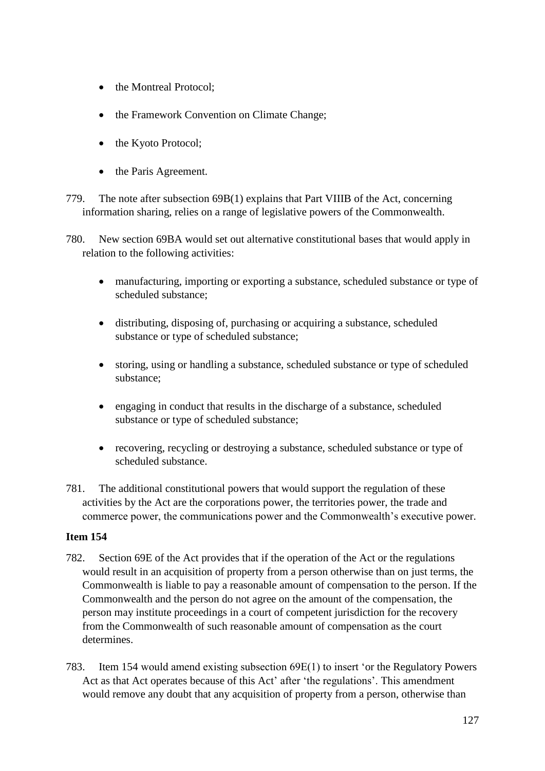- the Montreal Protocol;
- the Framework Convention on Climate Change;
- the Kyoto Protocol;
- the Paris Agreement.

779. The note after subsection 69B(1) explains that Part VIIIB of the Act, concerning information sharing, relies on a range of legislative powers of the Commonwealth.

780. New section 69BA would set out alternative constitutional bases that would apply in relation to the following activities:

- manufacturing, importing or exporting a substance, scheduled substance or type of scheduled substance;
- distributing, disposing of, purchasing or acquiring a substance, scheduled substance or type of scheduled substance;
- storing, using or handling a substance, scheduled substance or type of scheduled substance;
- engaging in conduct that results in the discharge of a substance, scheduled substance or type of scheduled substance;
- recovering, recycling or destroying a substance, scheduled substance or type of scheduled substance.

781. The additional constitutional powers that would support the regulation of these activities by the Act are the corporations power, the territories power, the trade and commerce power, the communications power and the Commonwealth's executive power.

**Item 154**

782. Section 69E of the Act provides that if the operation of the Act or the regulations would result in an acquisition of property from a person otherwise than on just terms, the Commonwealth is liable to pay a reasonable amount of compensation to the person. If the Commonwealth and the person do not agree on the amount of the compensation, the person may institute proceedings in a court of competent jurisdiction for the recovery from the Commonwealth of such reasonable amount of compensation as the court determines.

783. Item 154 would amend existing subsection 69E(1) to insert 'or the Regulatory Powers Act as that Act operates because of this Act' after 'the regulations'. This amendment would remove any doubt that any acquisition of property from a person, otherwise than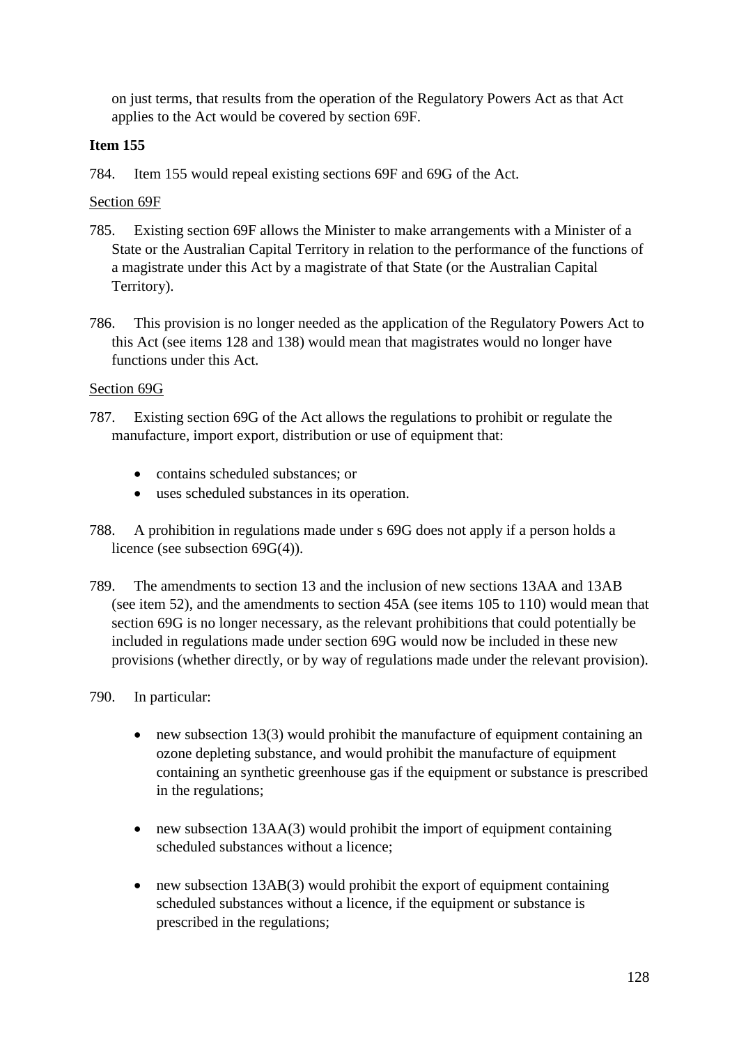on just terms, that results from the operation of the Regulatory Powers Act as that Act applies to the Act would be covered by section 69F.

**Item 155**

784. Item 155 would repeal existing sections 69F and 69G of the Act.

Section 69F

785. Existing section 69F allows the Minister to make arrangements with a Minister of a State or the Australian Capital Territory in relation to the performance of the functions of a magistrate under this Act by a magistrate of that State (or the Australian Capital Territory).

786. This provision is no longer needed as the application of the Regulatory Powers Act to this Act (see items 128 and 138) would mean that magistrates would no longer have functions under this Act.

Section 69G

787. Existing section 69G of the Act allows the regulations to prohibit or regulate the manufacture, import export, distribution or use of equipment that:

- contains scheduled substances; or
- uses scheduled substances in its operation.

788. A prohibition in regulations made under s 69G does not apply if a person holds a licence (see subsection 69G(4)).

789. The amendments to section 13 and the inclusion of new sections 13AA and 13AB (see item 52), and the amendments to section 45A (see items 105 to 110) would mean that section 69G is no longer necessary, as the relevant prohibitions that could potentially be included in regulations made under section 69G would now be included in these new provisions (whether directly, or by way of regulations made under the relevant provision).

790. In particular:

- new subsection 13(3) would prohibit the manufacture of equipment containing an ozone depleting substance, and would prohibit the manufacture of equipment containing an synthetic greenhouse gas if the equipment or substance is prescribed in the regulations;
- new subsection 13AA(3) would prohibit the import of equipment containing scheduled substances without a licence;
- new subsection 13AB(3) would prohibit the export of equipment containing scheduled substances without a licence, if the equipment or substance is prescribed in the regulations;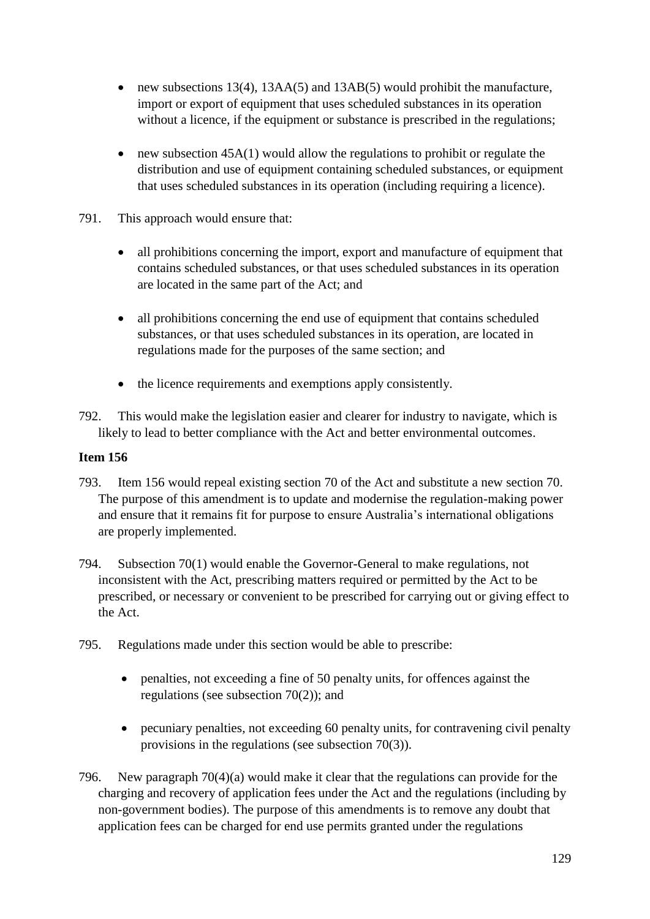- new subsections 13(4), 13AA(5) and 13AB(5) would prohibit the manufacture, import or export of equipment that uses scheduled substances in its operation without a licence, if the equipment or substance is prescribed in the regulations;

- new subsection 45A(1) would allow the regulations to prohibit or regulate the distribution and use of equipment containing scheduled substances, or equipment that uses scheduled substances in its operation (including requiring a licence).

791. This approach would ensure that:

- all prohibitions concerning the import, export and manufacture of equipment that contains scheduled substances, or that uses scheduled substances in its operation are located in the same part of the Act; and

- all prohibitions concerning the end use of equipment that contains scheduled substances, or that uses scheduled substances in its operation, are located in regulations made for the purposes of the same section; and

- the licence requirements and exemptions apply consistently.

792. This would make the legislation easier and clearer for industry to navigate, which is likely to lead to better compliance with the Act and better environmental outcomes.

**Item 156**

793. Item 156 would repeal existing section 70 of the Act and substitute a new section 70. The purpose of this amendment is to update and modernise the regulation-making power and ensure that it remains fit for purpose to ensure Australia's international obligations are properly implemented.

794. Subsection 70(1) would enable the Governor-General to make regulations, not inconsistent with the Act, prescribing matters required or permitted by the Act to be prescribed, or necessary or convenient to be prescribed for carrying out or giving effect to the Act.

795. Regulations made under this section would be able to prescribe:

- penalties, not exceeding a fine of 50 penalty units, for offences against the regulations (see subsection 70(2)); and

- pecuniary penalties, not exceeding 60 penalty units, for contravening civil penalty provisions in the regulations (see subsection 70(3)).

796. New paragraph 70(4)(a) would make it clear that the regulations can provide for the charging and recovery of application fees under the Act and the regulations (including by non-government bodies). The purpose of this amendments is to remove any doubt that application fees can be charged for end use permits granted under the regulations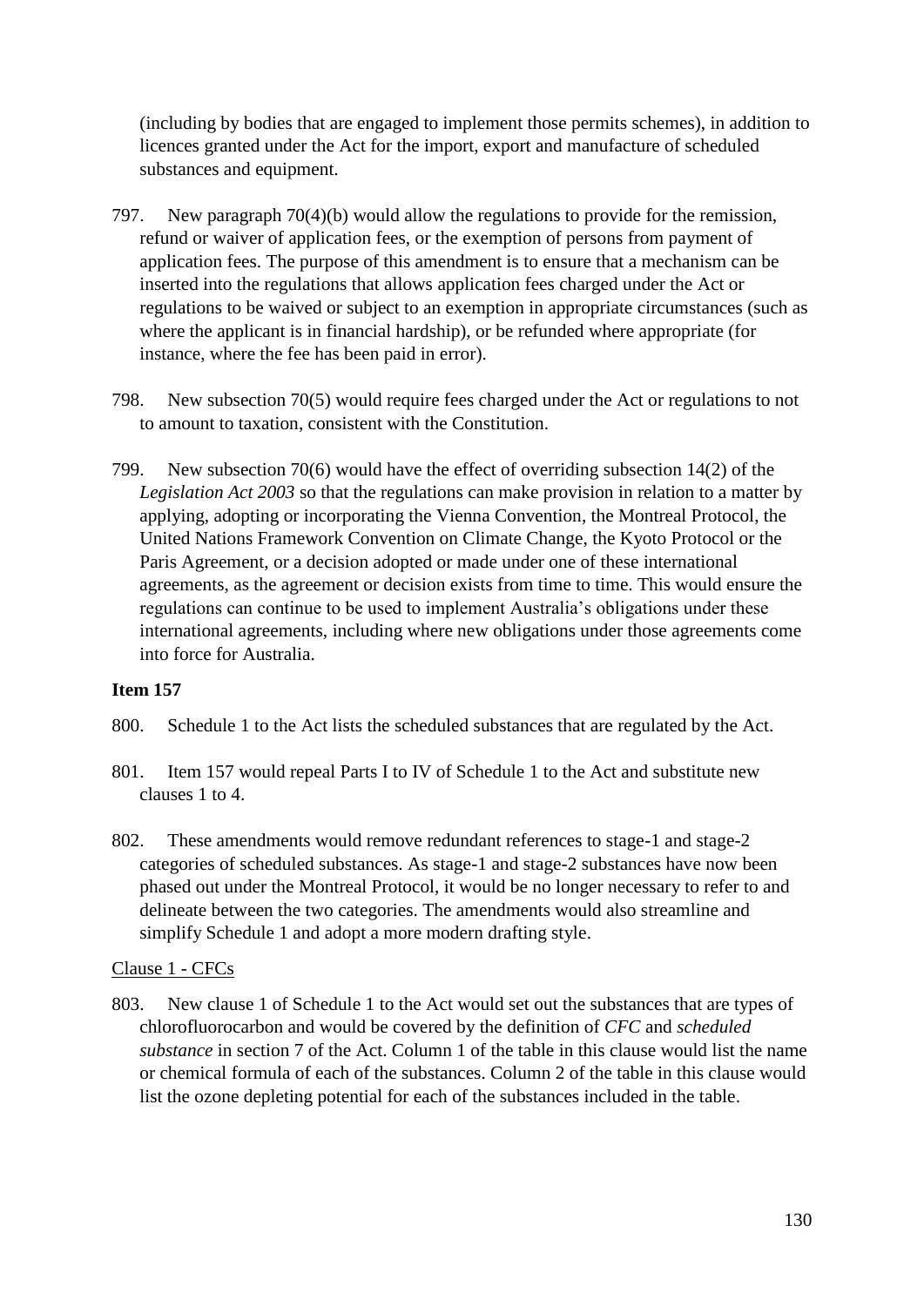(including by bodies that are engaged to implement those permits schemes), in addition to licences granted under the Act for the import, export and manufacture of scheduled substances and equipment.

797. New paragraph 70(4)(b) would allow the regulations to provide for the remission, refund or waiver of application fees, or the exemption of persons from payment of application fees. The purpose of this amendment is to ensure that a mechanism can be inserted into the regulations that allows application fees charged under the Act or regulations to be waived or subject to an exemption in appropriate circumstances (such as where the applicant is in financial hardship), or be refunded where appropriate (for instance, where the fee has been paid in error).

798. New subsection 70(5) would require fees charged under the Act or regulations to not to amount to taxation, consistent with the Constitution.

799. New subsection 70(6) would have the effect of overriding subsection 14(2) of the *Legislation Act 2003* so that the regulations can make provision in relation to a matter by applying, adopting or incorporating the Vienna Convention, the Montreal Protocol, the United Nations Framework Convention on Climate Change, the Kyoto Protocol or the Paris Agreement, or a decision adopted or made under one of these international agreements, as the agreement or decision exists from time to time. This would ensure the regulations can continue to be used to implement Australia's obligations under these international agreements, including where new obligations under those agreements come into force for Australia.

**Item 157**

800. Schedule 1 to the Act lists the scheduled substances that are regulated by the Act.

801. Item 157 would repeal Parts I to IV of Schedule 1 to the Act and substitute new clauses 1 to 4.

802. These amendments would remove redundant references to stage-1 and stage-2 categories of scheduled substances. As stage-1 and stage-2 substances have now been phased out under the Montreal Protocol, it would be no longer necessary to refer to and delineate between the two categories. The amendments would also streamline and simplify Schedule 1 and adopt a more modern drafting style.

Clause 1 - CFCs

803. New clause 1 of Schedule 1 to the Act would set out the substances that are types of chlorofluorocarbon and would be covered by the definition of *CFC* and *scheduled substance* in section 7 of the Act. Column 1 of the table in this clause would list the name or chemical formula of each of the substances. Column 2 of the table in this clause would list the ozone depleting potential for each of the substances included in the table.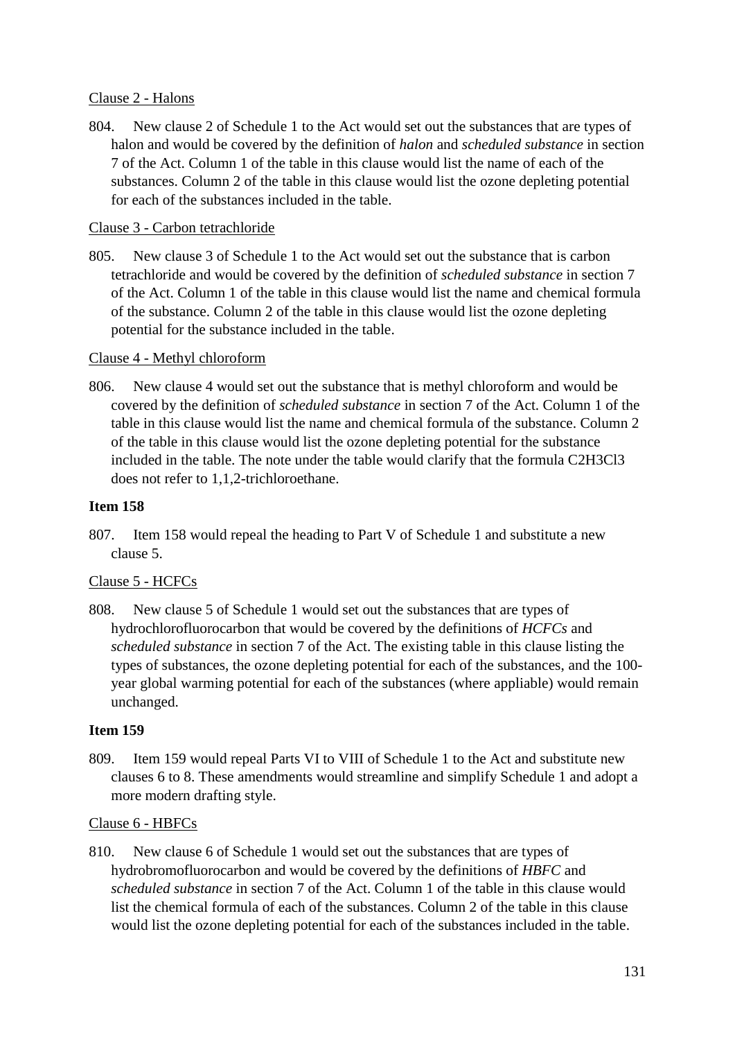Clause 2 - Halons

804. New clause 2 of Schedule 1 to the Act would set out the substances that are types of halon and would be covered by the definition of *halon* and *scheduled substance* in section 7 of the Act. Column 1 of the table in this clause would list the name of each of the substances. Column 2 of the table in this clause would list the ozone depleting potential for each of the substances included in the table.

Clause 3 - Carbon tetrachloride

805. New clause 3 of Schedule 1 to the Act would set out the substance that is carbon tetrachloride and would be covered by the definition of *scheduled substance* in section 7 of the Act. Column 1 of the table in this clause would list the name and chemical formula of the substance. Column 2 of the table in this clause would list the ozone depleting potential for the substance included in the table.

Clause 4 - Methyl chloroform

806. New clause 4 would set out the substance that is methyl chloroform and would be covered by the definition of *scheduled substance* in section 7 of the Act. Column 1 of the table in this clause would list the name and chemical formula of the substance. Column 2 of the table in this clause would list the ozone depleting potential for the substance included in the table. The note under the table would clarify that the formula $C_2H_3Cl_3$ does not refer to 1,1,2-trichloroethane.

**Item 158**

807. Item 158 would repeal the heading to Part V of Schedule 1 and substitute a new clause 5.

Clause 5 - HCFCs

808. New clause 5 of Schedule 1 would set out the substances that are types of hydrochlorofluorocarbon that would be covered by the definitions of *HCFCs* and *scheduled substance* in section 7 of the Act. The existing table in this clause listing the types of substances, the ozone depleting potential for each of the substances, and the 100-year global warming potential for each of the substances (where appliable) would remain unchanged.

**Item 159**

809. Item 159 would repeal Parts VI to VIII of Schedule 1 to the Act and substitute new clauses 6 to 8. These amendments would streamline and simplify Schedule 1 and adopt a more modern drafting style.

Clause 6 - HBFCs

810. New clause 6 of Schedule 1 would set out the substances that are types of hydrobromofluorocarbon and would be covered by the definitions of *HBFC* and *scheduled substance* in section 7 of the Act. Column 1 of the table in this clause would list the chemical formula of each of the substances. Column 2 of the table in this clause would list the ozone depleting potential for each of the substances included in the table.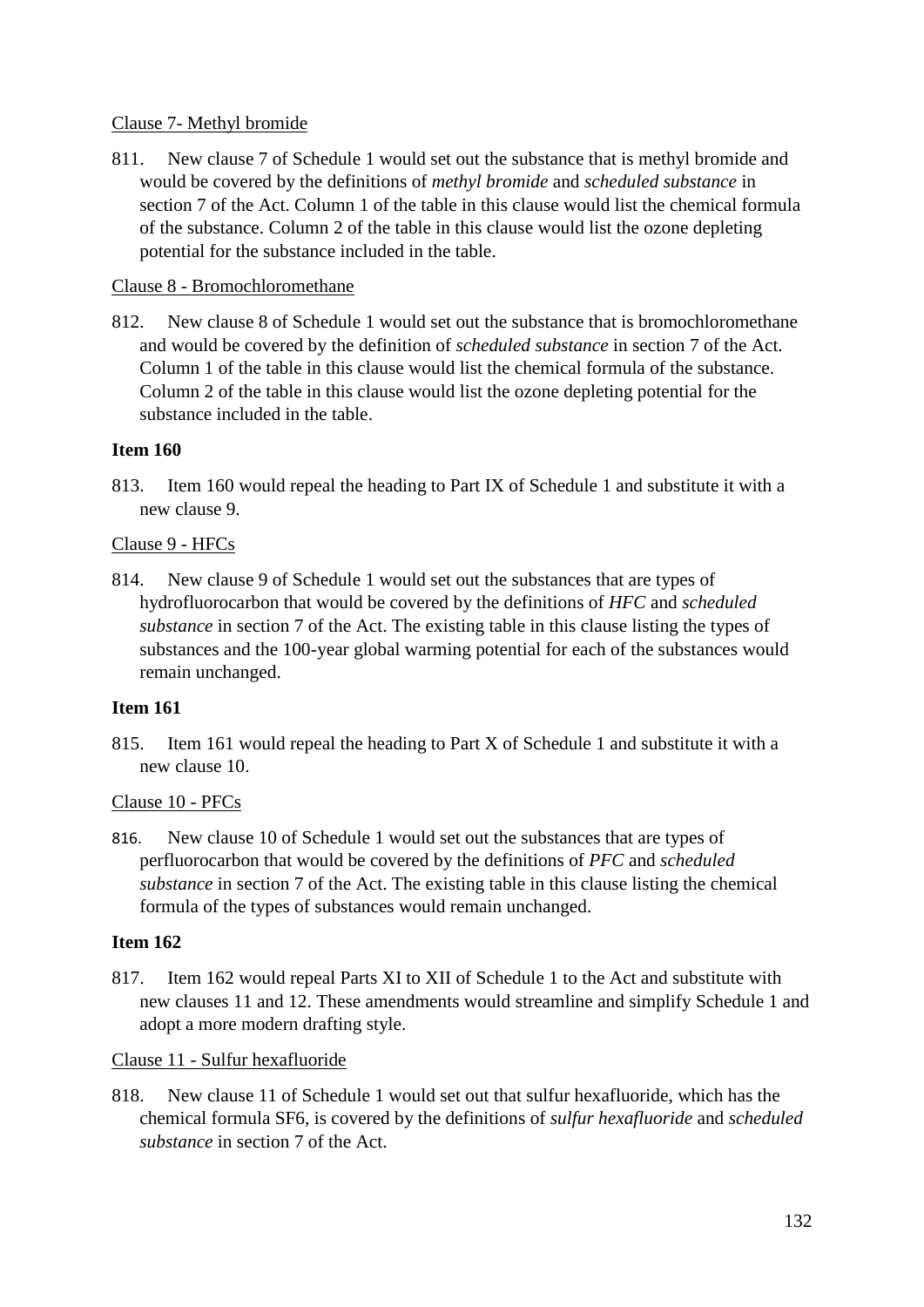Clause 7- Methyl bromide

811. New clause 7 of Schedule 1 would set out the substance that is methyl bromide and would be covered by the definitions of *methyl bromide* and *scheduled substance* in section 7 of the Act. Column 1 of the table in this clause would list the chemical formula of the substance. Column 2 of the table in this clause would list the ozone depleting potential for the substance included in the table.

Clause 8 - Bromochloromethane

812. New clause 8 of Schedule 1 would set out the substance that is bromochloromethane and would be covered by the definition of *scheduled substance* in section 7 of the Act. Column 1 of the table in this clause would list the chemical formula of the substance. Column 2 of the table in this clause would list the ozone depleting potential for the substance included in the table.

**Item 160**

813. Item 160 would repeal the heading to Part IX of Schedule 1 and substitute it with a new clause 9.

Clause 9 - HFCs

814. New clause 9 of Schedule 1 would set out the substances that are types of hydrofluorocarbon that would be covered by the definitions of *HFC* and *scheduled substance* in section 7 of the Act. The existing table in this clause listing the types of substances and the 100-year global warming potential for each of the substances would remain unchanged.

**Item 161**

815. Item 161 would repeal the heading to Part X of Schedule 1 and substitute it with a new clause 10.

Clause 10 - PFCs

816. New clause 10 of Schedule 1 would set out the substances that are types of perfluorocarbon that would be covered by the definitions of *PFC* and *scheduled substance* in section 7 of the Act. The existing table in this clause listing the chemical formula of the types of substances would remain unchanged.

**Item 162**

817. Item 162 would repeal Parts XI to XII of Schedule 1 to the Act and substitute with new clauses 11 and 12. These amendments would streamline and simplify Schedule 1 and adopt a more modern drafting style.

Clause 11 - Sulfur hexafluoride

818. New clause 11 of Schedule 1 would set out that sulfur hexafluoride, which has the chemical formula $SF_6$, is covered by the definitions of *sulfur hexafluoride* and *scheduled substance* in section 7 of the Act.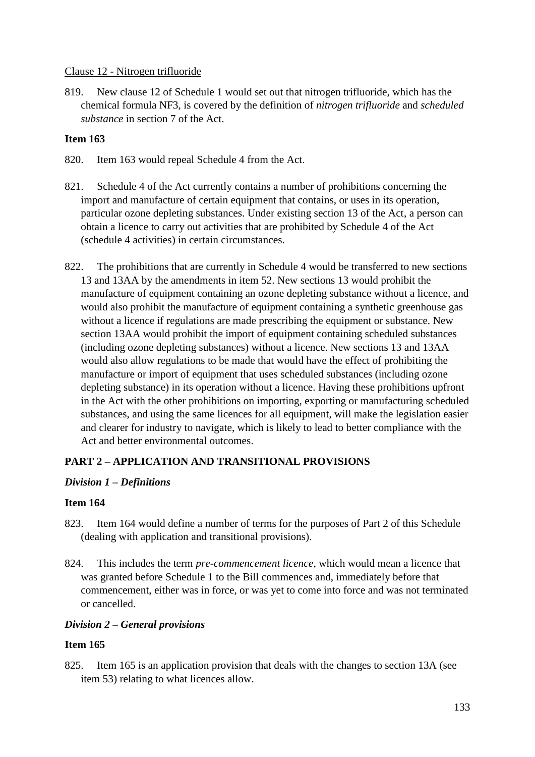Clause 12 - Nitrogen trifluoride

819. New clause 12 of Schedule 1 would set out that nitrogen trifluoride, which has the chemical formula $NF_3$, is covered by the definition of *nitrogen trifluoride* and *scheduled substance* in section 7 of the Act.

**Item 163**

820. Item 163 would repeal Schedule 4 from the Act.

821. Schedule 4 of the Act currently contains a number of prohibitions concerning the import and manufacture of certain equipment that contains, or uses in its operation, particular ozone depleting substances. Under existing section 13 of the Act, a person can obtain a licence to carry out activities that are prohibited by Schedule 4 of the Act (schedule 4 activities) in certain circumstances.

822. The prohibitions that are currently in Schedule 4 would be transferred to new sections 13 and 13AA by the amendments in item 52. New sections 13 would prohibit the manufacture of equipment containing an ozone depleting substance without a licence, and would also prohibit the manufacture of equipment containing a synthetic greenhouse gas without a licence if regulations are made prescribing the equipment or substance. New section 13AA would prohibit the import of equipment containing scheduled substances (including ozone depleting substances) without a licence. New sections 13 and 13AA would also allow regulations to be made that would have the effect of prohibiting the manufacture or import of equipment that uses scheduled substances (including ozone depleting substance) in its operation without a licence. Having these prohibitions upfront in the Act with the other prohibitions on importing, exporting or manufacturing scheduled substances, and using the same licences for all equipment, will make the legislation easier and clearer for industry to navigate, which is likely to lead to better compliance with the Act and better environmental outcomes.

## PART 2 – APPLICATION AND TRANSITIONAL PROVISIONS

### *Division 1 – Definitions*

**Item 164**

823. Item 164 would define a number of terms for the purposes of Part 2 of this Schedule (dealing with application and transitional provisions).

824. This includes the term *pre-commencement licence*, which would mean a licence that was granted before Schedule 1 to the Bill commences and, immediately before that commencement, either was in force, or was yet to come into force and was not terminated or cancelled.

### *Division 2 – General provisions*

**Item 165**

825. Item 165 is an application provision that deals with the changes to section 13A (see item 53) relating to what licences allow.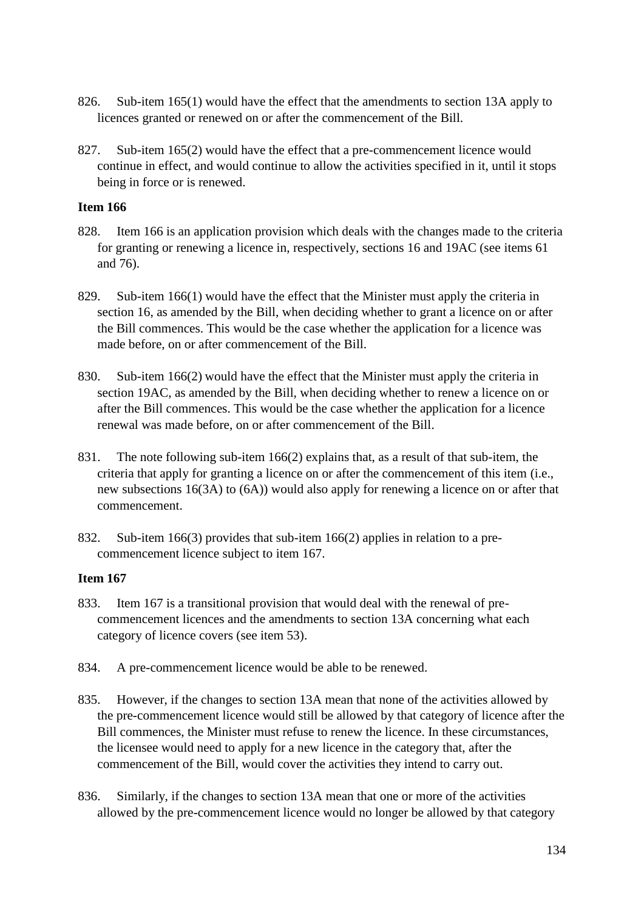826. Sub-item 165(1) would have the effect that the amendments to section 13A apply to licences granted or renewed on or after the commencement of the Bill.

827. Sub-item 165(2) would have the effect that a pre-commencement licence would continue in effect, and would continue to allow the activities specified in it, until it stops being in force or is renewed.

**Item 166**

828. Item 166 is an application provision which deals with the changes made to the criteria for granting or renewing a licence in, respectively, sections 16 and 19AC (see items 61 and 76).

829. Sub-item 166(1) would have the effect that the Minister must apply the criteria in section 16, as amended by the Bill, when deciding whether to grant a licence on or after the Bill commences. This would be the case whether the application for a licence was made before, on or after commencement of the Bill.

830. Sub-item 166(2) would have the effect that the Minister must apply the criteria in section 19AC, as amended by the Bill, when deciding whether to renew a licence on or after the Bill commences. This would be the case whether the application for a licence renewal was made before, on or after commencement of the Bill.

831. The note following sub-item 166(2) explains that, as a result of that sub-item, the criteria that apply for granting a licence on or after the commencement of this item (i.e., new subsections 16(3A) to (6A)) would also apply for renewing a licence on or after that commencement.

832. Sub-item 166(3) provides that sub-item 166(2) applies in relation to a pre-commencement licence subject to item 167.

**Item 167**

833. Item 167 is a transitional provision that would deal with the renewal of pre-commencement licences and the amendments to section 13A concerning what each category of licence covers (see item 53).

834. A pre-commencement licence would be able to be renewed.

835. However, if the changes to section 13A mean that none of the activities allowed by the pre-commencement licence would still be allowed by that category of licence after the Bill commences, the Minister must refuse to renew the licence. In these circumstances, the licensee would need to apply for a new licence in the category that, after the commencement of the Bill, would cover the activities they intend to carry out.

836. Similarly, if the changes to section 13A mean that one or more of the activities allowed by the pre-commencement licence would no longer be allowed by that category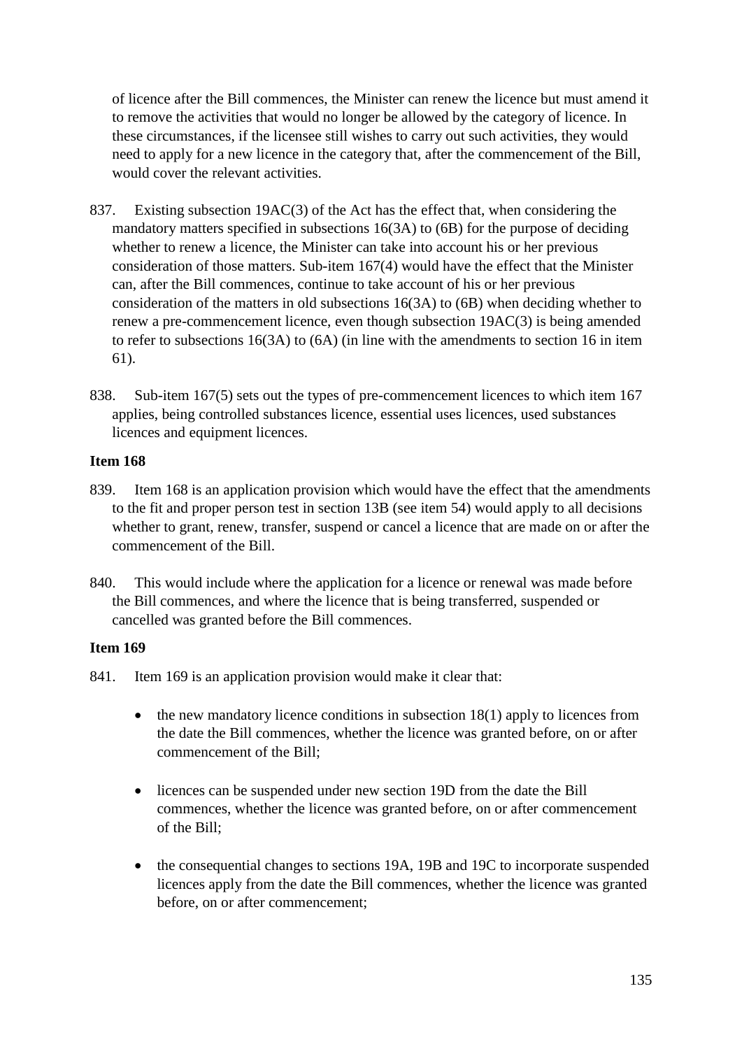of licence after the Bill commences, the Minister can renew the licence but must amend it to remove the activities that would no longer be allowed by the category of licence. In these circumstances, if the licensee still wishes to carry out such activities, they would need to apply for a new licence in the category that, after the commencement of the Bill, would cover the relevant activities.

837. Existing subsection 19AC(3) of the Act has the effect that, when considering the mandatory matters specified in subsections 16(3A) to (6B) for the purpose of deciding whether to renew a licence, the Minister can take into account his or her previous consideration of those matters. Sub-item 167(4) would have the effect that the Minister can, after the Bill commences, continue to take account of his or her previous consideration of the matters in old subsections 16(3A) to (6B) when deciding whether to renew a pre-commencement licence, even though subsection 19AC(3) is being amended to refer to subsections 16(3A) to (6A) (in line with the amendments to section 16 in item 61).

838. Sub-item 167(5) sets out the types of pre-commencement licences to which item 167 applies, being controlled substances licence, essential uses licences, used substances licences and equipment licences.

**Item 168**

839. Item 168 is an application provision which would have the effect that the amendments to the fit and proper person test in section 13B (see item 54) would apply to all decisions whether to grant, renew, transfer, suspend or cancel a licence that are made on or after the commencement of the Bill.

840. This would include where the application for a licence or renewal was made before the Bill commences, and where the licence that is being transferred, suspended or cancelled was granted before the Bill commences.

**Item 169**

841. Item 169 is an application provision would make it clear that:

- the new mandatory licence conditions in subsection 18(1) apply to licences from the date the Bill commences, whether the licence was granted before, on or after commencement of the Bill;

- licences can be suspended under new section 19D from the date the Bill commences, whether the licence was granted before, on or after commencement of the Bill;

- the consequential changes to sections 19A, 19B and 19C to incorporate suspended licences apply from the date the Bill commences, whether the licence was granted before, on or after commencement;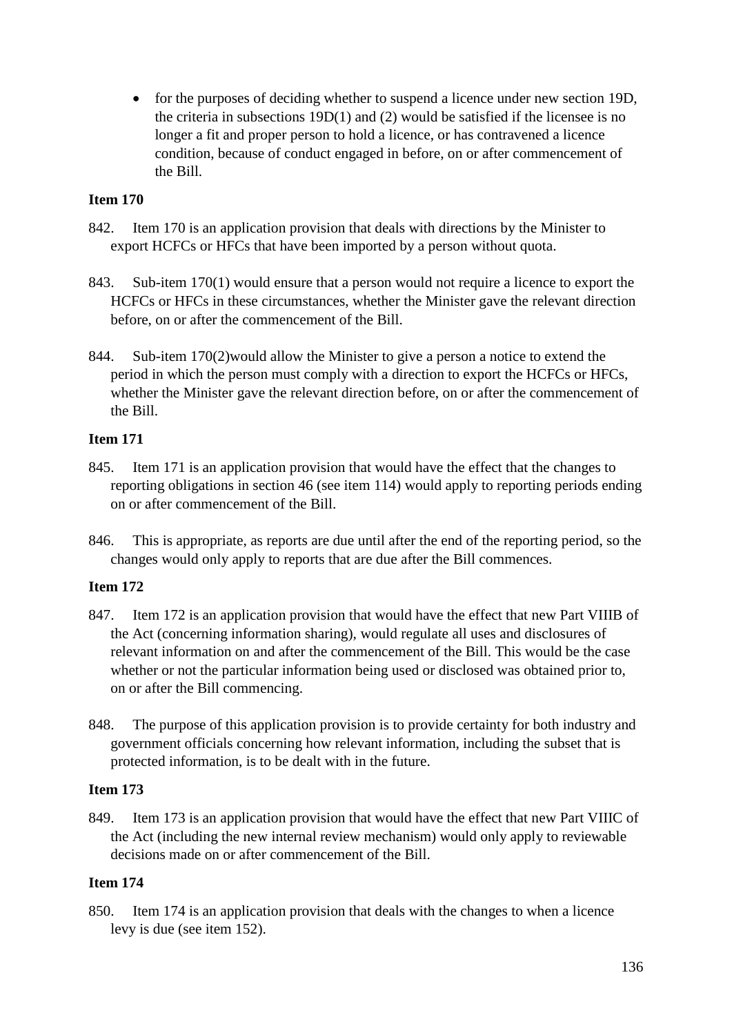- for the purposes of deciding whether to suspend a licence under new section 19D, the criteria in subsections 19D(1) and (2) would be satisfied if the licensee is no longer a fit and proper person to hold a licence, or has contravened a licence condition, because of conduct engaged in before, on or after commencement of the Bill.

**Item 170**

842. Item 170 is an application provision that deals with directions by the Minister to export HCFCs or HFCs that have been imported by a person without quota.

843. Sub-item 170(1) would ensure that a person would not require a licence to export the HCFCs or HFCs in these circumstances, whether the Minister gave the relevant direction before, on or after the commencement of the Bill.

844. Sub-item 170(2)would allow the Minister to give a person a notice to extend the period in which the person must comply with a direction to export the HCFCs or HFCs, whether the Minister gave the relevant direction before, on or after the commencement of the Bill.

**Item 171**

845. Item 171 is an application provision that would have the effect that the changes to reporting obligations in section 46 (see item 114) would apply to reporting periods ending on or after commencement of the Bill.

846. This is appropriate, as reports are due until after the end of the reporting period, so the changes would only apply to reports that are due after the Bill commences.

**Item 172**

847. Item 172 is an application provision that would have the effect that new Part VIIIB of the Act (concerning information sharing), would regulate all uses and disclosures of relevant information on and after the commencement of the Bill. This would be the case whether or not the particular information being used or disclosed was obtained prior to, on or after the Bill commencing.

848. The purpose of this application provision is to provide certainty for both industry and government officials concerning how relevant information, including the subset that is protected information, is to be dealt with in the future.

**Item 173**

849. Item 173 is an application provision that would have the effect that new Part VIIIC of the Act (including the new internal review mechanism) would only apply to reviewable decisions made on or after commencement of the Bill.

**Item 174**

850. Item 174 is an application provision that deals with the changes to when a licence levy is due (see item 152).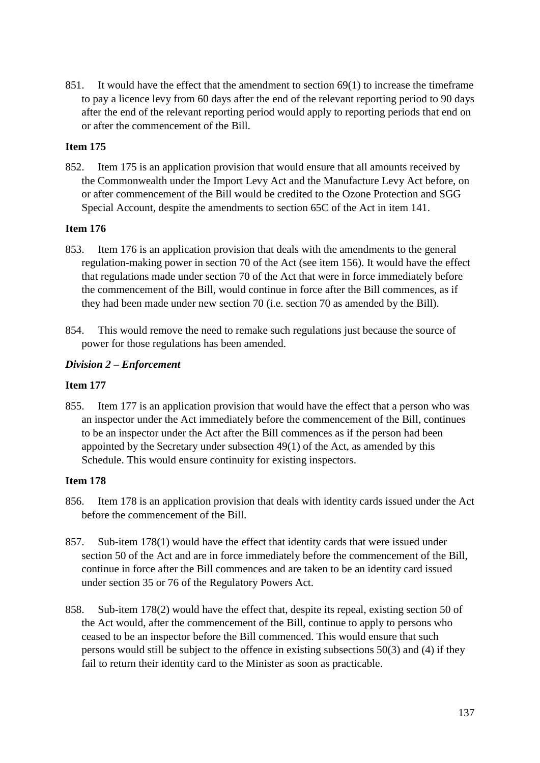851. It would have the effect that the amendment to section 69(1) to increase the timeframe to pay a licence levy from 60 days after the end of the relevant reporting period to 90 days after the end of the relevant reporting period would apply to reporting periods that end on or after the commencement of the Bill.

**Item 175**

852. Item 175 is an application provision that would ensure that all amounts received by the Commonwealth under the Import Levy Act and the Manufacture Levy Act before, on or after commencement of the Bill would be credited to the Ozone Protection and SGG Special Account, despite the amendments to section 65C of the Act in item 141.

**Item 176**

853. Item 176 is an application provision that deals with the amendments to the general regulation-making power in section 70 of the Act (see item 156). It would have the effect that regulations made under section 70 of the Act that were in force immediately before the commencement of the Bill, would continue in force after the Bill commences, as if they had been made under new section 70 (i.e. section 70 as amended by the Bill).

854. This would remove the need to remake such regulations just because the source of power for those regulations has been amended.

***Division 2 – Enforcement***

**Item 177**

855. Item 177 is an application provision that would have the effect that a person who was an inspector under the Act immediately before the commencement of the Bill, continues to be an inspector under the Act after the Bill commences as if the person had been appointed by the Secretary under subsection 49(1) of the Act, as amended by this Schedule. This would ensure continuity for existing inspectors.

**Item 178**

856. Item 178 is an application provision that deals with identity cards issued under the Act before the commencement of the Bill.

857. Sub-item 178(1) would have the effect that identity cards that were issued under section 50 of the Act and are in force immediately before the commencement of the Bill, continue in force after the Bill commences and are taken to be an identity card issued under section 35 or 76 of the Regulatory Powers Act.

858. Sub-item 178(2) would have the effect that, despite its repeal, existing section 50 of the Act would, after the commencement of the Bill, continue to apply to persons who ceased to be an inspector before the Bill commenced. This would ensure that such persons would still be subject to the offence in existing subsections 50(3) and (4) if they fail to return their identity card to the Minister as soon as practicable.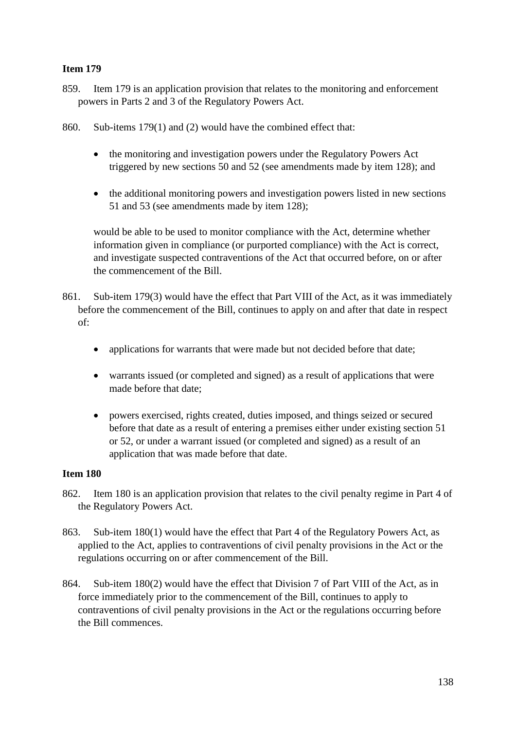**Item 179**

859. Item 179 is an application provision that relates to the monitoring and enforcement powers in Parts 2 and 3 of the Regulatory Powers Act.

860. Sub-items 179(1) and (2) would have the combined effect that:

- the monitoring and investigation powers under the Regulatory Powers Act triggered by new sections 50 and 52 (see amendments made by item 128); and

- the additional monitoring powers and investigation powers listed in new sections 51 and 53 (see amendments made by item 128);

would be able to be used to monitor compliance with the Act, determine whether information given in compliance (or purported compliance) with the Act is correct, and investigate suspected contraventions of the Act that occurred before, on or after the commencement of the Bill.

861. Sub-item 179(3) would have the effect that Part VIII of the Act, as it was immediately before the commencement of the Bill, continues to apply on and after that date in respect of:

- applications for warrants that were made but not decided before that date;

- warrants issued (or completed and signed) as a result of applications that were made before that date;

- powers exercised, rights created, duties imposed, and things seized or secured before that date as a result of entering a premises either under existing section 51 or 52, or under a warrant issued (or completed and signed) as a result of an application that was made before that date.

**Item 180**

862. Item 180 is an application provision that relates to the civil penalty regime in Part 4 of the Regulatory Powers Act.

863. Sub-item 180(1) would have the effect that Part 4 of the Regulatory Powers Act, as applied to the Act, applies to contraventions of civil penalty provisions in the Act or the regulations occurring on or after commencement of the Bill.

864. Sub-item 180(2) would have the effect that Division 7 of Part VIII of the Act, as in force immediately prior to the commencement of the Bill, continues to apply to contraventions of civil penalty provisions in the Act or the regulations occurring before the Bill commences.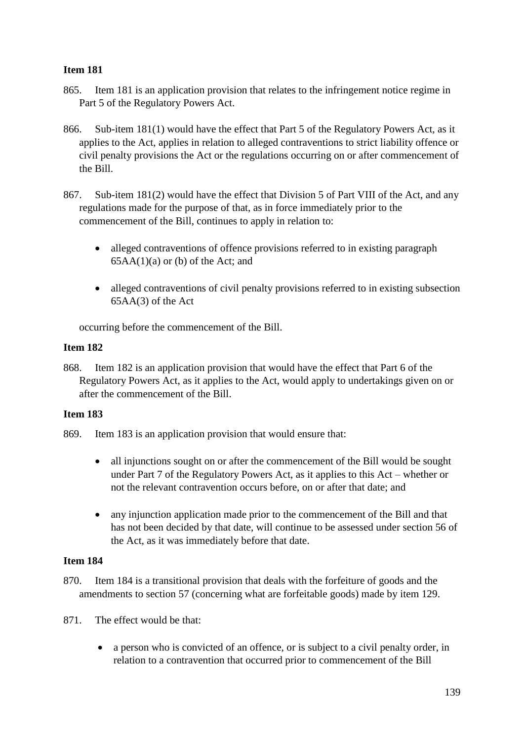**Item 181**

865. Item 181 is an application provision that relates to the infringement notice regime in Part 5 of the Regulatory Powers Act.

866. Sub-item 181(1) would have the effect that Part 5 of the Regulatory Powers Act, as it applies to the Act, applies in relation to alleged contraventions to strict liability offence or civil penalty provisions the Act or the regulations occurring on or after commencement of the Bill.

867. Sub-item 181(2) would have the effect that Division 5 of Part VIII of the Act, and any regulations made for the purpose of that, as in force immediately prior to the commencement of the Bill, continues to apply in relation to:

- alleged contraventions of offence provisions referred to in existing paragraph 65AA(1)(a) or (b) of the Act; and
- alleged contraventions of civil penalty provisions referred to in existing subsection 65AA(3) of the Act

occurring before the commencement of the Bill.

**Item 182**

868. Item 182 is an application provision that would have the effect that Part 6 of the Regulatory Powers Act, as it applies to the Act, would apply to undertakings given on or after the commencement of the Bill.

**Item 183**

869. Item 183 is an application provision that would ensure that:

- all injunctions sought on or after the commencement of the Bill would be sought under Part 7 of the Regulatory Powers Act, as it applies to this Act – whether or not the relevant contravention occurs before, on or after that date; and
- any injunction application made prior to the commencement of the Bill and that has not been decided by that date, will continue to be assessed under section 56 of the Act, as it was immediately before that date.

**Item 184**

870. Item 184 is a transitional provision that deals with the forfeiture of goods and the amendments to section 57 (concerning what are forfeitable goods) made by item 129.

871. The effect would be that:

- a person who is convicted of an offence, or is subject to a civil penalty order, in relation to a contravention that occurred prior to commencement of the Bill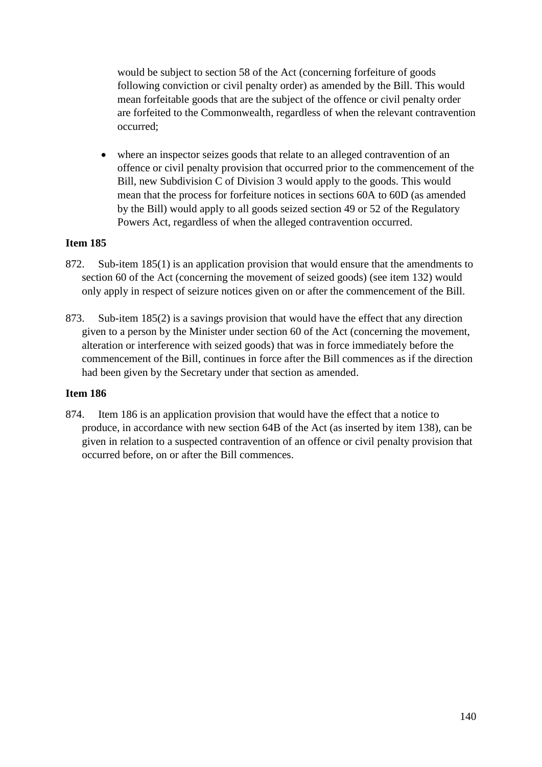would be subject to section 58 of the Act (concerning forfeiture of goods following conviction or civil penalty order) as amended by the Bill. This would mean forfeitable goods that are the subject of the offence or civil penalty order are forfeited to the Commonwealth, regardless of when the relevant contravention occurred;

- where an inspector seizes goods that relate to an alleged contravention of an offence or civil penalty provision that occurred prior to the commencement of the Bill, new Subdivision C of Division 3 would apply to the goods. This would mean that the process for forfeiture notices in sections 60A to 60D (as amended by the Bill) would apply to all goods seized section 49 or 52 of the Regulatory Powers Act, regardless of when the alleged contravention occurred.

**Item 185**

872. Sub-item 185(1) is an application provision that would ensure that the amendments to section 60 of the Act (concerning the movement of seized goods) (see item 132) would only apply in respect of seizure notices given on or after the commencement of the Bill.

873. Sub-item 185(2) is a savings provision that would have the effect that any direction given to a person by the Minister under section 60 of the Act (concerning the movement, alteration or interference with seized goods) that was in force immediately before the commencement of the Bill, continues in force after the Bill commences as if the direction had been given by the Secretary under that section as amended.

**Item 186**

874. Item 186 is an application provision that would have the effect that a notice to produce, in accordance with new section 64B of the Act (as inserted by item 138), can be given in relation to a suspected contravention of an offence or civil penalty provision that occurred before, on or after the Bill commences.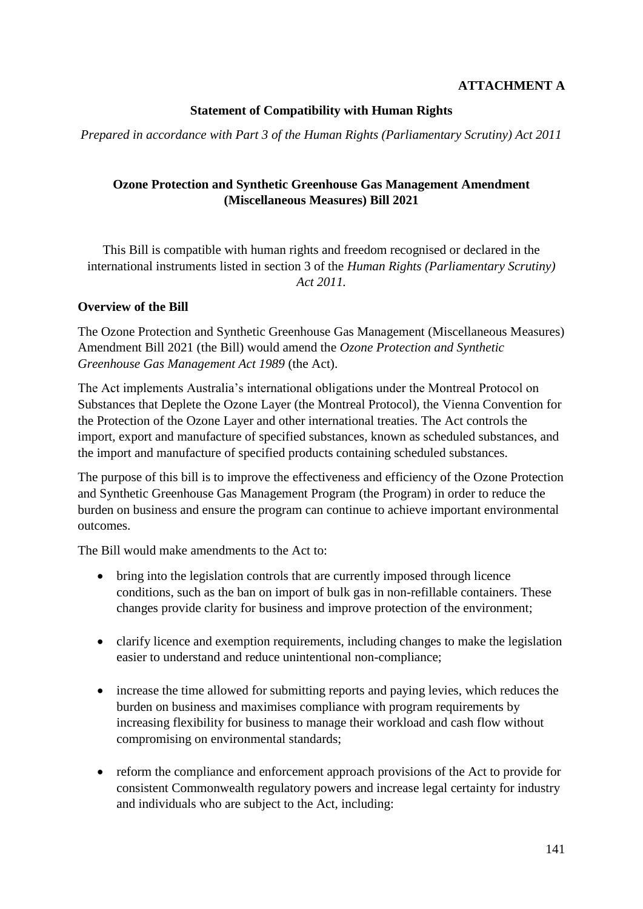**ATTACHMENT A**

**Statement of Compatibility with Human Rights**

*Prepared in accordance with Part 3 of the Human Rights (Parliamentary Scrutiny) Act 2011*

**Ozone Protection and Synthetic Greenhouse Gas Management Amendment (Miscellaneous Measures) Bill 2021**

This Bill is compatible with human rights and freedom recognised or declared in the international instruments listed in section 3 of the *Human Rights (Parliamentary Scrutiny) Act 2011.*

**Overview of the Bill**

The Ozone Protection and Synthetic Greenhouse Gas Management (Miscellaneous Measures) Amendment Bill 2021 (the Bill) would amend the *Ozone Protection and Synthetic Greenhouse Gas Management Act 1989* (the Act).

The Act implements Australia's international obligations under the Montreal Protocol on Substances that Deplete the Ozone Layer (the Montreal Protocol), the Vienna Convention for the Protection of the Ozone Layer and other international treaties. The Act controls the import, export and manufacture of specified substances, known as scheduled substances, and the import and manufacture of specified products containing scheduled substances.

The purpose of this bill is to improve the effectiveness and efficiency of the Ozone Protection and Synthetic Greenhouse Gas Management Program (the Program) in order to reduce the burden on business and ensure the program can continue to achieve important environmental outcomes.

The Bill would make amendments to the Act to:

- bring into the legislation controls that are currently imposed through licence conditions, such as the ban on import of bulk gas in non-refillable containers. These changes provide clarity for business and improve protection of the environment;
- clarify licence and exemption requirements, including changes to make the legislation easier to understand and reduce unintentional non-compliance;
- increase the time allowed for submitting reports and paying levies, which reduces the burden on business and maximises compliance with program requirements by increasing flexibility for business to manage their workload and cash flow without compromising on environmental standards;
- reform the compliance and enforcement approach provisions of the Act to provide for consistent Commonwealth regulatory powers and increase legal certainty for industry and individuals who are subject to the Act, including: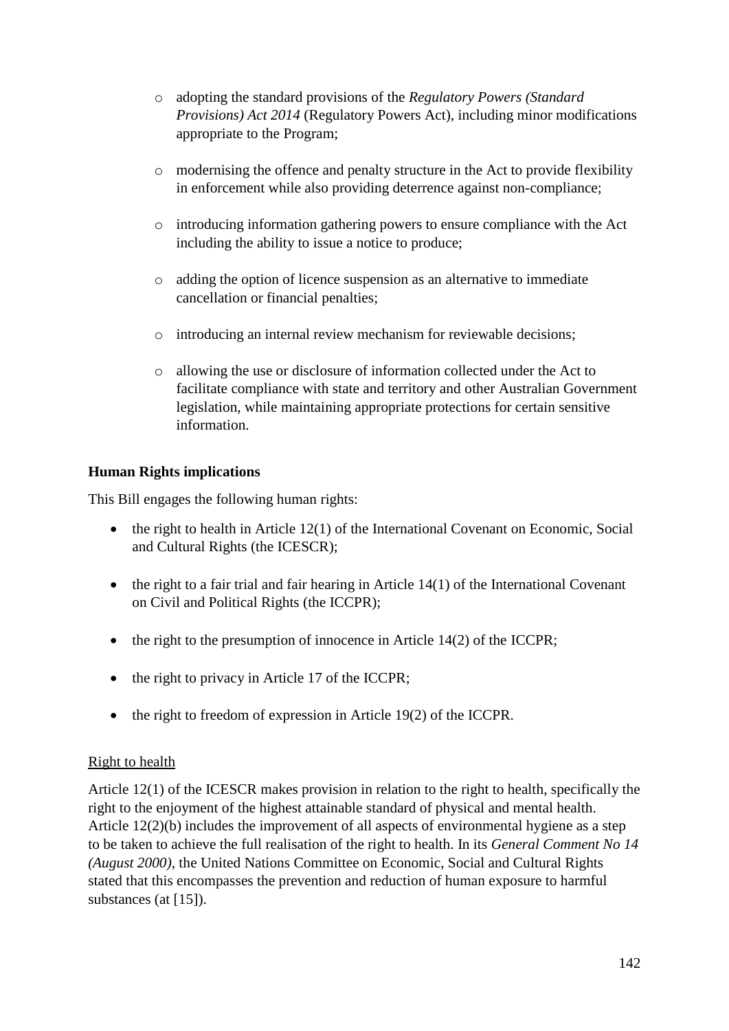- adopting the standard provisions of the *Regulatory Powers (Standard Provisions) Act 2014* (Regulatory Powers Act), including minor modifications appropriate to the Program;
- modernising the offence and penalty structure in the Act to provide flexibility in enforcement while also providing deterrence against non-compliance;
- introducing information gathering powers to ensure compliance with the Act including the ability to issue a notice to produce;
- adding the option of licence suspension as an alternative to immediate cancellation or financial penalties;
- introducing an internal review mechanism for reviewable decisions;
- allowing the use or disclosure of information collected under the Act to facilitate compliance with state and territory and other Australian Government legislation, while maintaining appropriate protections for certain sensitive information.

**Human Rights implications**

This Bill engages the following human rights:

- the right to health in Article 12(1) of the International Covenant on Economic, Social and Cultural Rights (the ICESCR);
- the right to a fair trial and fair hearing in Article 14(1) of the International Covenant on Civil and Political Rights (the ICCPR);
- the right to the presumption of innocence in Article 14(2) of the ICCPR;
- the right to privacy in Article 17 of the ICCPR;
- the right to freedom of expression in Article 19(2) of the ICCPR.

<u>Right to health</u>

Article 12(1) of the ICESCR makes provision in relation to the right to health, specifically the right to the enjoyment of the highest attainable standard of physical and mental health. Article 12(2)(b) includes the improvement of all aspects of environmental hygiene as a step to be taken to achieve the full realisation of the right to health. In its *General Comment No 14 (August 2000)*, the United Nations Committee on Economic, Social and Cultural Rights stated that this encompasses the prevention and reduction of human exposure to harmful substances (at [15]).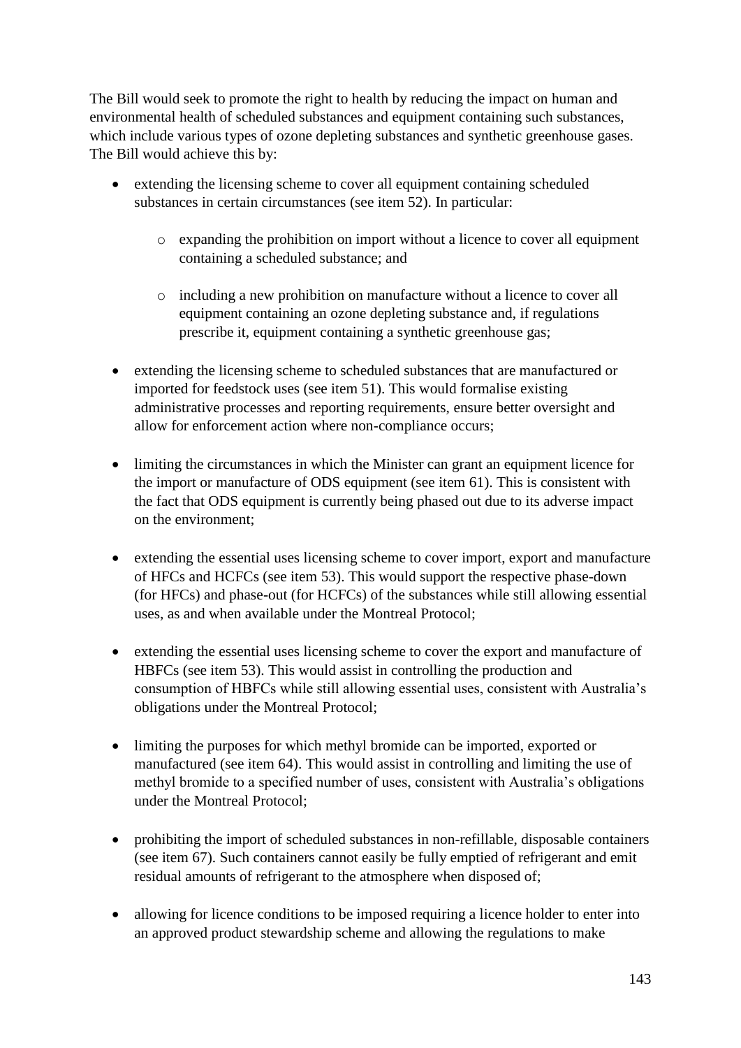The Bill would seek to promote the right to health by reducing the impact on human and environmental health of scheduled substances and equipment containing such substances, which include various types of ozone depleting substances and synthetic greenhouse gases. The Bill would achieve this by:

- extending the licensing scheme to cover all equipment containing scheduled substances in certain circumstances (see item 52). In particular:
  - expanding the prohibition on import without a licence to cover all equipment containing a scheduled substance; and
  - including a new prohibition on manufacture without a licence to cover all equipment containing an ozone depleting substance and, if regulations prescribe it, equipment containing a synthetic greenhouse gas;
- extending the licensing scheme to scheduled substances that are manufactured or imported for feedstock uses (see item 51). This would formalise existing administrative processes and reporting requirements, ensure better oversight and allow for enforcement action where non-compliance occurs;
- limiting the circumstances in which the Minister can grant an equipment licence for the import or manufacture of ODS equipment (see item 61). This is consistent with the fact that ODS equipment is currently being phased out due to its adverse impact on the environment;
- extending the essential uses licensing scheme to cover import, export and manufacture of HFCs and HCFCs (see item 53). This would support the respective phase-down (for HFCs) and phase-out (for HCFCs) of the substances while still allowing essential uses, as and when available under the Montreal Protocol;
- extending the essential uses licensing scheme to cover the export and manufacture of HBFCs (see item 53). This would assist in controlling the production and consumption of HBFCs while still allowing essential uses, consistent with Australia's obligations under the Montreal Protocol;
- limiting the purposes for which methyl bromide can be imported, exported or manufactured (see item 64). This would assist in controlling and limiting the use of methyl bromide to a specified number of uses, consistent with Australia's obligations under the Montreal Protocol;
- prohibiting the import of scheduled substances in non-refillable, disposable containers (see item 67). Such containers cannot easily be fully emptied of refrigerant and emit residual amounts of refrigerant to the atmosphere when disposed of;
- allowing for licence conditions to be imposed requiring a licence holder to enter into an approved product stewardship scheme and allowing the regulations to make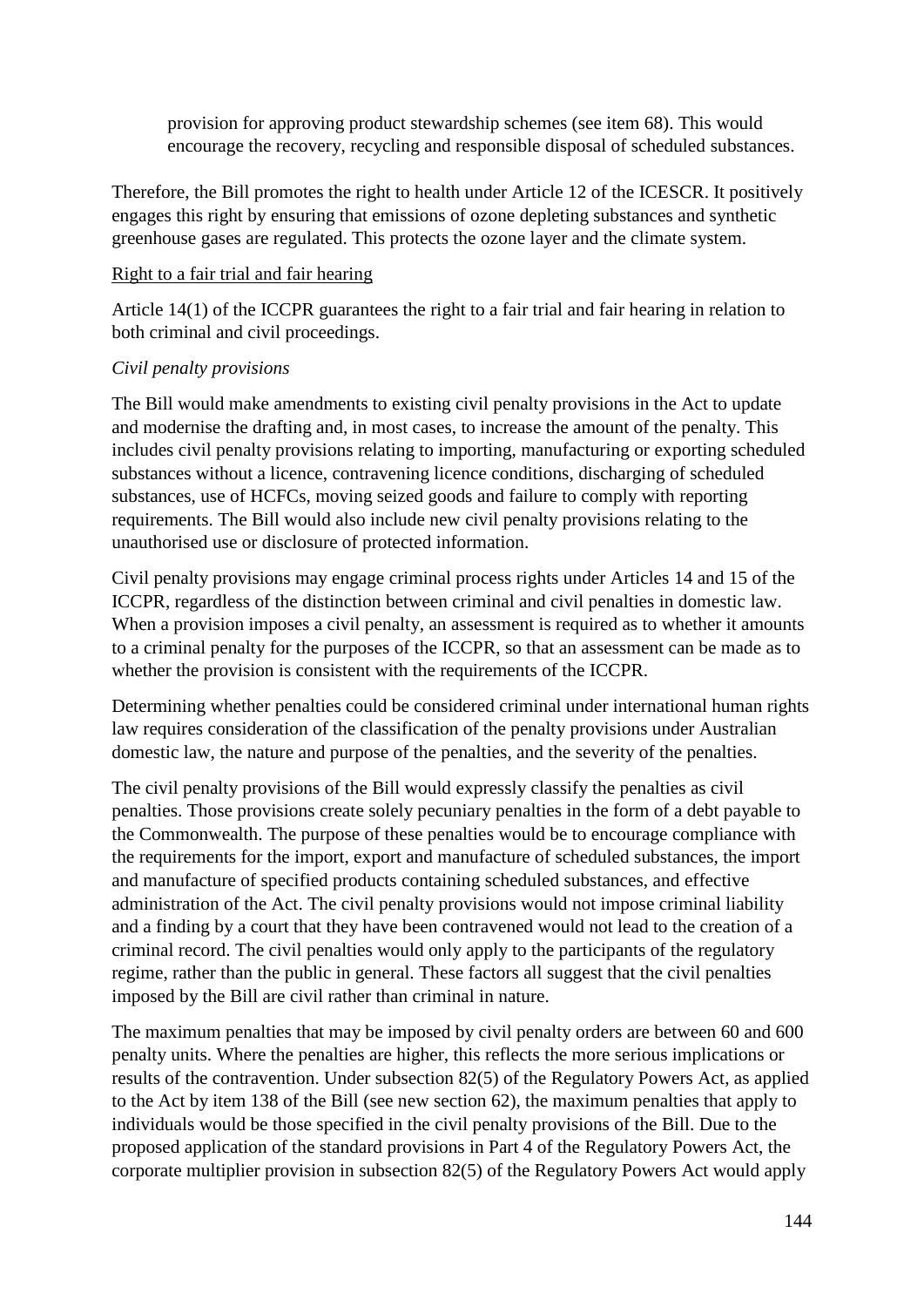provision for approving product stewardship schemes (see item 68). This would encourage the recovery, recycling and responsible disposal of scheduled substances.

Therefore, the Bill promotes the right to health under Article 12 of the ICESCR. It positively engages this right by ensuring that emissions of ozone depleting substances and synthetic greenhouse gases are regulated. This protects the ozone layer and the climate system.

<u>Right to a fair trial and fair hearing</u>

Article 14(1) of the ICCPR guarantees the right to a fair trial and fair hearing in relation to both criminal and civil proceedings.

*Civil penalty provisions*

The Bill would make amendments to existing civil penalty provisions in the Act to update and modernise the drafting and, in most cases, to increase the amount of the penalty. This includes civil penalty provisions relating to importing, manufacturing or exporting scheduled substances without a licence, contravening licence conditions, discharging of scheduled substances, use of HCFCs, moving seized goods and failure to comply with reporting requirements. The Bill would also include new civil penalty provisions relating to the unauthorised use or disclosure of protected information.

Civil penalty provisions may engage criminal process rights under Articles 14 and 15 of the ICCPR, regardless of the distinction between criminal and civil penalties in domestic law. When a provision imposes a civil penalty, an assessment is required as to whether it amounts to a criminal penalty for the purposes of the ICCPR, so that an assessment can be made as to whether the provision is consistent with the requirements of the ICCPR.

Determining whether penalties could be considered criminal under international human rights law requires consideration of the classification of the penalty provisions under Australian domestic law, the nature and purpose of the penalties, and the severity of the penalties.

The civil penalty provisions of the Bill would expressly classify the penalties as civil penalties. Those provisions create solely pecuniary penalties in the form of a debt payable to the Commonwealth. The purpose of these penalties would be to encourage compliance with the requirements for the import, export and manufacture of scheduled substances, the import and manufacture of specified products containing scheduled substances, and effective administration of the Act. The civil penalty provisions would not impose criminal liability and a finding by a court that they have been contravened would not lead to the creation of a criminal record. The civil penalties would only apply to the participants of the regulatory regime, rather than the public in general. These factors all suggest that the civil penalties imposed by the Bill are civil rather than criminal in nature.

The maximum penalties that may be imposed by civil penalty orders are between 60 and 600 penalty units. Where the penalties are higher, this reflects the more serious implications or results of the contravention. Under subsection 82(5) of the Regulatory Powers Act, as applied to the Act by item 138 of the Bill (see new section 62), the maximum penalties that apply to individuals would be those specified in the civil penalty provisions of the Bill. Due to the proposed application of the standard provisions in Part 4 of the Regulatory Powers Act, the corporate multiplier provision in subsection 82(5) of the Regulatory Powers Act would apply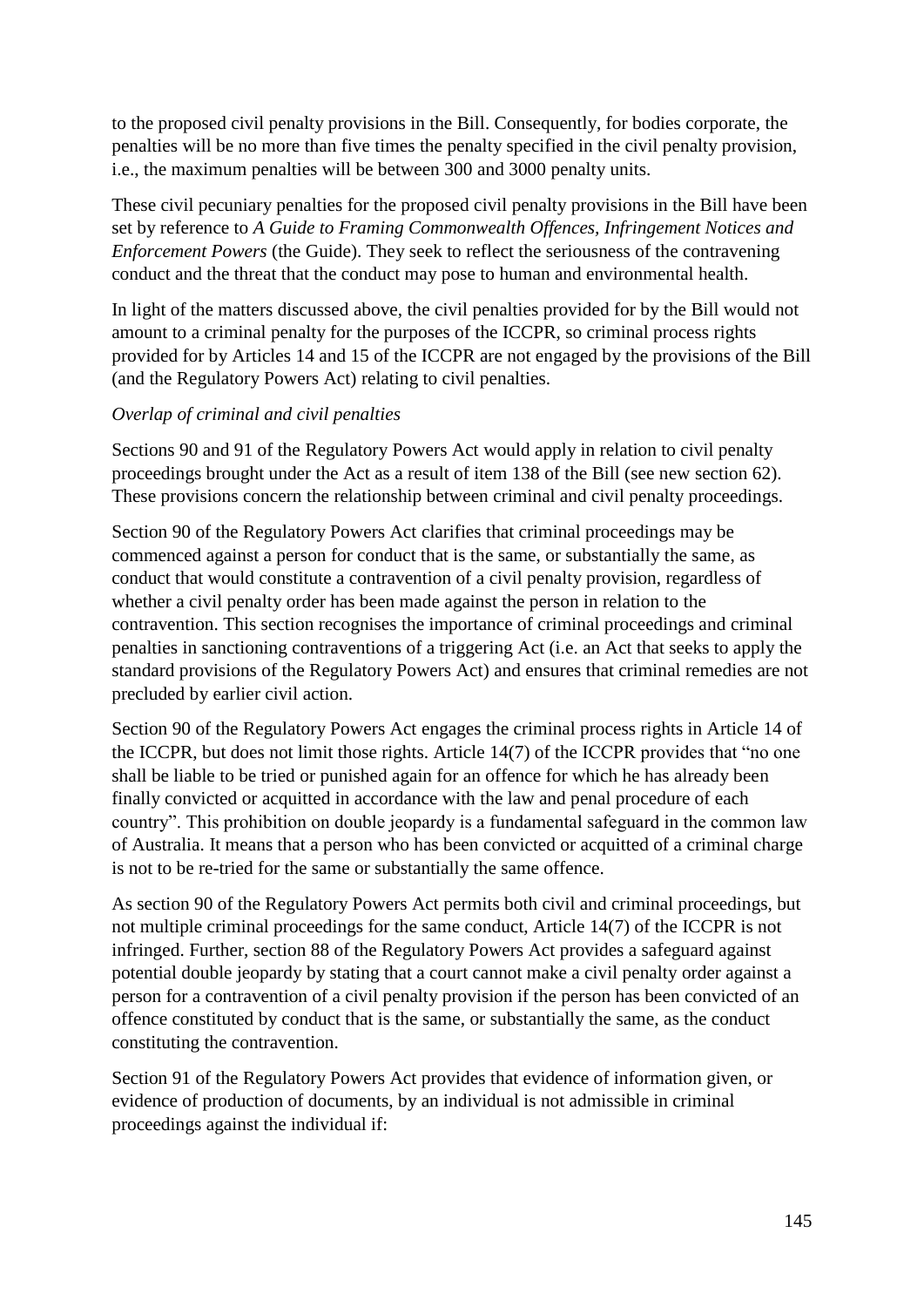to the proposed civil penalty provisions in the Bill. Consequently, for bodies corporate, the penalties will be no more than five times the penalty specified in the civil penalty provision, i.e., the maximum penalties will be between 300 and 3000 penalty units.

These civil pecuniary penalties for the proposed civil penalty provisions in the Bill have been set by reference to *A Guide to Framing Commonwealth Offences, Infringement Notices and Enforcement Powers* (the Guide). They seek to reflect the seriousness of the contravening conduct and the threat that the conduct may pose to human and environmental health.

In light of the matters discussed above, the civil penalties provided for by the Bill would not amount to a criminal penalty for the purposes of the ICCPR, so criminal process rights provided for by Articles 14 and 15 of the ICCPR are not engaged by the provisions of the Bill (and the Regulatory Powers Act) relating to civil penalties.

*Overlap of criminal and civil penalties*

Sections 90 and 91 of the Regulatory Powers Act would apply in relation to civil penalty proceedings brought under the Act as a result of item 138 of the Bill (see new section 62). These provisions concern the relationship between criminal and civil penalty proceedings.

Section 90 of the Regulatory Powers Act clarifies that criminal proceedings may be commenced against a person for conduct that is the same, or substantially the same, as conduct that would constitute a contravention of a civil penalty provision, regardless of whether a civil penalty order has been made against the person in relation to the contravention. This section recognises the importance of criminal proceedings and criminal penalties in sanctioning contraventions of a triggering Act (i.e. an Act that seeks to apply the standard provisions of the Regulatory Powers Act) and ensures that criminal remedies are not precluded by earlier civil action.

Section 90 of the Regulatory Powers Act engages the criminal process rights in Article 14 of the ICCPR, but does not limit those rights. Article 14(7) of the ICCPR provides that "no one shall be liable to be tried or punished again for an offence for which he has already been finally convicted or acquitted in accordance with the law and penal procedure of each country". This prohibition on double jeopardy is a fundamental safeguard in the common law of Australia. It means that a person who has been convicted or acquitted of a criminal charge is not to be re-tried for the same or substantially the same offence.

As section 90 of the Regulatory Powers Act permits both civil and criminal proceedings, but not multiple criminal proceedings for the same conduct, Article 14(7) of the ICCPR is not infringed. Further, section 88 of the Regulatory Powers Act provides a safeguard against potential double jeopardy by stating that a court cannot make a civil penalty order against a person for a contravention of a civil penalty provision if the person has been convicted of an offence constituted by conduct that is the same, or substantially the same, as the conduct constituting the contravention.

Section 91 of the Regulatory Powers Act provides that evidence of information given, or evidence of production of documents, by an individual is not admissible in criminal proceedings against the individual if: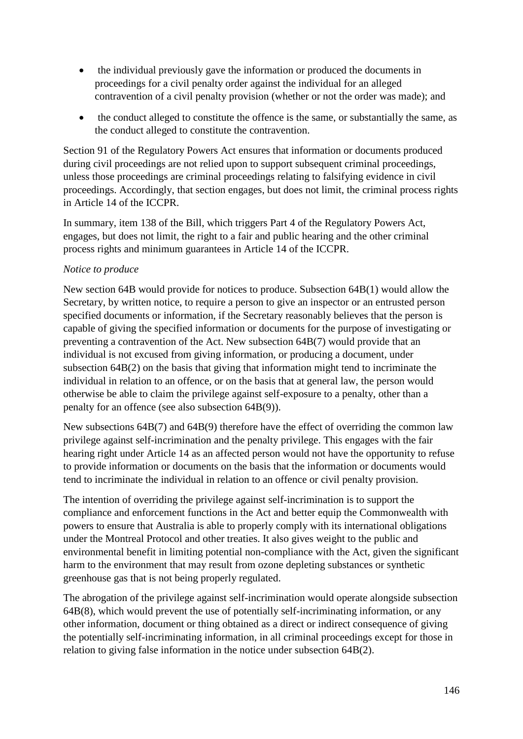- the individual previously gave the information or produced the documents in proceedings for a civil penalty order against the individual for an alleged contravention of a civil penalty provision (whether or not the order was made); and
- the conduct alleged to constitute the offence is the same, or substantially the same, as the conduct alleged to constitute the contravention.

Section 91 of the Regulatory Powers Act ensures that information or documents produced during civil proceedings are not relied upon to support subsequent criminal proceedings, unless those proceedings are criminal proceedings relating to falsifying evidence in civil proceedings. Accordingly, that section engages, but does not limit, the criminal process rights in Article 14 of the ICCPR.

In summary, item 138 of the Bill, which triggers Part 4 of the Regulatory Powers Act, engages, but does not limit, the right to a fair and public hearing and the other criminal process rights and minimum guarantees in Article 14 of the ICCPR.

*Notice to produce*

New section 64B would provide for notices to produce. Subsection 64B(1) would allow the Secretary, by written notice, to require a person to give an inspector or an entrusted person specified documents or information, if the Secretary reasonably believes that the person is capable of giving the specified information or documents for the purpose of investigating or preventing a contravention of the Act. New subsection 64B(7) would provide that an individual is not excused from giving information, or producing a document, under subsection 64B(2) on the basis that giving that information might tend to incriminate the individual in relation to an offence, or on the basis that at general law, the person would otherwise be able to claim the privilege against self-exposure to a penalty, other than a penalty for an offence (see also subsection 64B(9)).

New subsections 64B(7) and 64B(9) therefore have the effect of overriding the common law privilege against self-incrimination and the penalty privilege. This engages with the fair hearing right under Article 14 as an affected person would not have the opportunity to refuse to provide information or documents on the basis that the information or documents would tend to incriminate the individual in relation to an offence or civil penalty provision.

The intention of overriding the privilege against self-incrimination is to support the compliance and enforcement functions in the Act and better equip the Commonwealth with powers to ensure that Australia is able to properly comply with its international obligations under the Montreal Protocol and other treaties. It also gives weight to the public and environmental benefit in limiting potential non-compliance with the Act, given the significant harm to the environment that may result from ozone depleting substances or synthetic greenhouse gas that is not being properly regulated.

The abrogation of the privilege against self-incrimination would operate alongside subsection 64B(8), which would prevent the use of potentially self-incriminating information, or any other information, document or thing obtained as a direct or indirect consequence of giving the potentially self-incriminating information, in all criminal proceedings except for those in relation to giving false information in the notice under subsection 64B(2).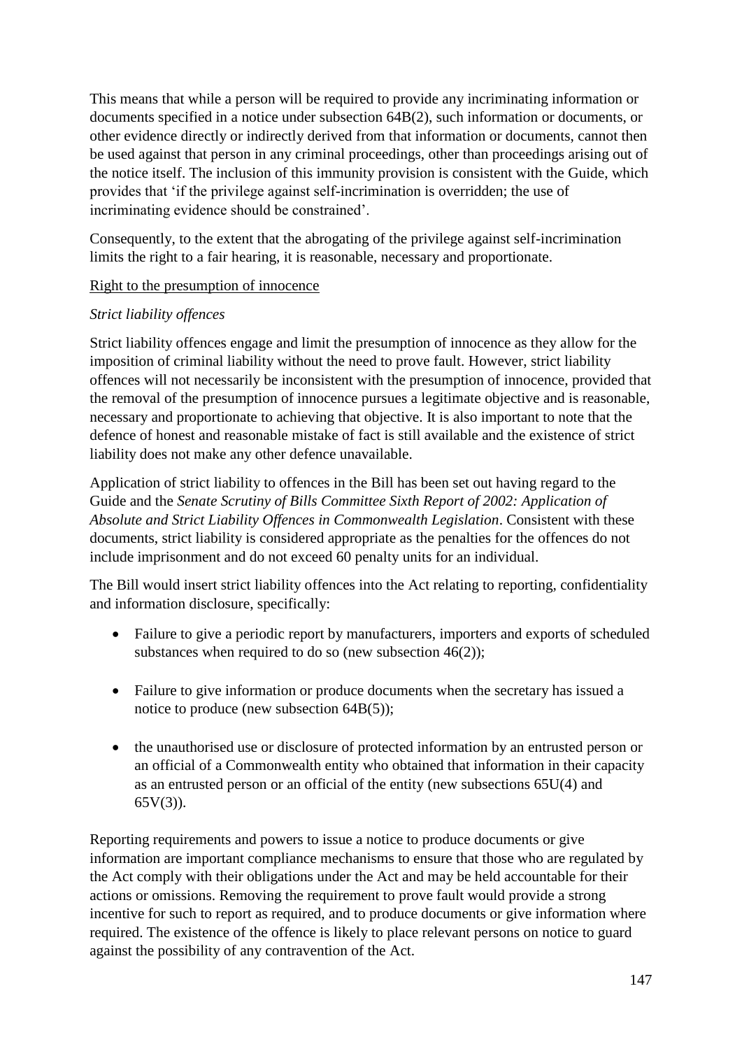This means that while a person will be required to provide any incriminating information or documents specified in a notice under subsection 64B(2), such information or documents, or other evidence directly or indirectly derived from that information or documents, cannot then be used against that person in any criminal proceedings, other than proceedings arising out of the notice itself. The inclusion of this immunity provision is consistent with the Guide, which provides that 'if the privilege against self-incrimination is overridden; the use of incriminating evidence should be constrained'.

Consequently, to the extent that the abrogating of the privilege against self-incrimination limits the right to a fair hearing, it is reasonable, necessary and proportionate.

<u>Right to the presumption of innocence</u>

*Strict liability offences*

Strict liability offences engage and limit the presumption of innocence as they allow for the imposition of criminal liability without the need to prove fault. However, strict liability offences will not necessarily be inconsistent with the presumption of innocence, provided that the removal of the presumption of innocence pursues a legitimate objective and is reasonable, necessary and proportionate to achieving that objective. It is also important to note that the defence of honest and reasonable mistake of fact is still available and the existence of strict liability does not make any other defence unavailable.

Application of strict liability to offences in the Bill has been set out having regard to the Guide and the *Senate Scrutiny of Bills Committee Sixth Report of 2002: Application of Absolute and Strict Liability Offences in Commonwealth Legislation*. Consistent with these documents, strict liability is considered appropriate as the penalties for the offences do not include imprisonment and do not exceed 60 penalty units for an individual.

The Bill would insert strict liability offences into the Act relating to reporting, confidentiality and information disclosure, specifically:

- Failure to give a periodic report by manufacturers, importers and exports of scheduled substances when required to do so (new subsection 46(2));
- Failure to give information or produce documents when the secretary has issued a notice to produce (new subsection 64B(5));
- the unauthorised use or disclosure of protected information by an entrusted person or an official of a Commonwealth entity who obtained that information in their capacity as an entrusted person or an official of the entity (new subsections 65U(4) and 65V(3)).

Reporting requirements and powers to issue a notice to produce documents or give information are important compliance mechanisms to ensure that those who are regulated by the Act comply with their obligations under the Act and may be held accountable for their actions or omissions. Removing the requirement to prove fault would provide a strong incentive for such to report as required, and to produce documents or give information where required. The existence of the offence is likely to place relevant persons on notice to guard against the possibility of any contravention of the Act.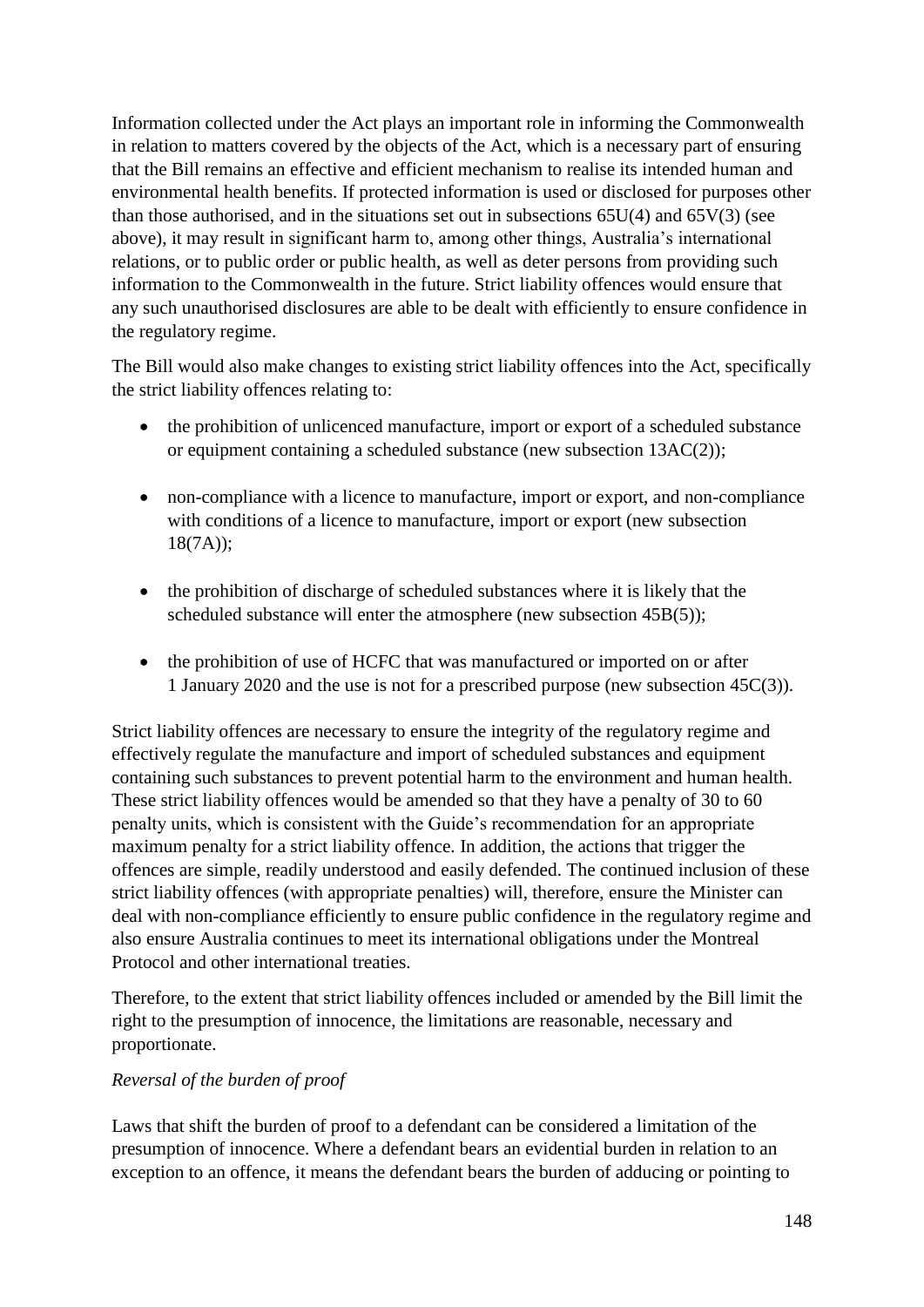Information collected under the Act plays an important role in informing the Commonwealth in relation to matters covered by the objects of the Act, which is a necessary part of ensuring that the Bill remains an effective and efficient mechanism to realise its intended human and environmental health benefits. If protected information is used or disclosed for purposes other than those authorised, and in the situations set out in subsections 65U(4) and 65V(3) (see above), it may result in significant harm to, among other things, Australia's international relations, or to public order or public health, as well as deter persons from providing such information to the Commonwealth in the future. Strict liability offences would ensure that any such unauthorised disclosures are able to be dealt with efficiently to ensure confidence in the regulatory regime.

The Bill would also make changes to existing strict liability offences into the Act, specifically the strict liability offences relating to:

- the prohibition of unlicenced manufacture, import or export of a scheduled substance or equipment containing a scheduled substance (new subsection 13AC(2));
- non-compliance with a licence to manufacture, import or export, and non-compliance with conditions of a licence to manufacture, import or export (new subsection 18(7A));
- the prohibition of discharge of scheduled substances where it is likely that the scheduled substance will enter the atmosphere (new subsection 45B(5));
- the prohibition of use of HCFC that was manufactured or imported on or after 1 January 2020 and the use is not for a prescribed purpose (new subsection 45C(3)).

Strict liability offences are necessary to ensure the integrity of the regulatory regime and effectively regulate the manufacture and import of scheduled substances and equipment containing such substances to prevent potential harm to the environment and human health. These strict liability offences would be amended so that they have a penalty of 30 to 60 penalty units, which is consistent with the Guide's recommendation for an appropriate maximum penalty for a strict liability offence. In addition, the actions that trigger the offences are simple, readily understood and easily defended. The continued inclusion of these strict liability offences (with appropriate penalties) will, therefore, ensure the Minister can deal with non-compliance efficiently to ensure public confidence in the regulatory regime and also ensure Australia continues to meet its international obligations under the Montreal Protocol and other international treaties.

Therefore, to the extent that strict liability offences included or amended by the Bill limit the right to the presumption of innocence, the limitations are reasonable, necessary and proportionate.

*Reversal of the burden of proof*

Laws that shift the burden of proof to a defendant can be considered a limitation of the presumption of innocence. Where a defendant bears an evidential burden in relation to an exception to an offence, it means the defendant bears the burden of adducing or pointing to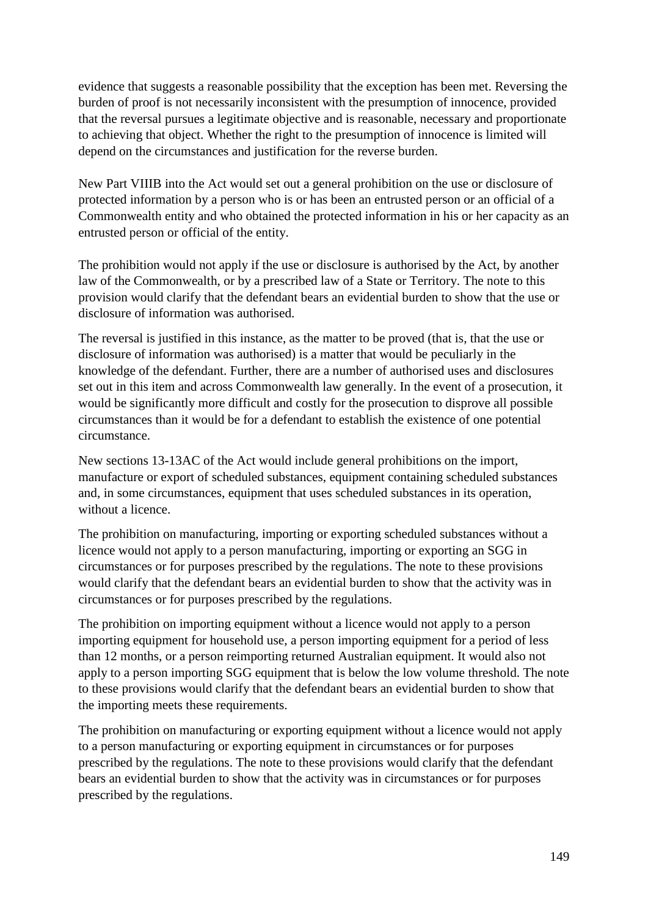evidence that suggests a reasonable possibility that the exception has been met. Reversing the burden of proof is not necessarily inconsistent with the presumption of innocence, provided that the reversal pursues a legitimate objective and is reasonable, necessary and proportionate to achieving that object. Whether the right to the presumption of innocence is limited will depend on the circumstances and justification for the reverse burden.

New Part VIIIB into the Act would set out a general prohibition on the use or disclosure of protected information by a person who is or has been an entrusted person or an official of a Commonwealth entity and who obtained the protected information in his or her capacity as an entrusted person or official of the entity.

The prohibition would not apply if the use or disclosure is authorised by the Act, by another law of the Commonwealth, or by a prescribed law of a State or Territory. The note to this provision would clarify that the defendant bears an evidential burden to show that the use or disclosure of information was authorised.

The reversal is justified in this instance, as the matter to be proved (that is, that the use or disclosure of information was authorised) is a matter that would be peculiarly in the knowledge of the defendant. Further, there are a number of authorised uses and disclosures set out in this item and across Commonwealth law generally. In the event of a prosecution, it would be significantly more difficult and costly for the prosecution to disprove all possible circumstances than it would be for a defendant to establish the existence of one potential circumstance.

New sections 13-13AC of the Act would include general prohibitions on the import, manufacture or export of scheduled substances, equipment containing scheduled substances and, in some circumstances, equipment that uses scheduled substances in its operation, without a licence.

The prohibition on manufacturing, importing or exporting scheduled substances without a licence would not apply to a person manufacturing, importing or exporting an SGG in circumstances or for purposes prescribed by the regulations. The note to these provisions would clarify that the defendant bears an evidential burden to show that the activity was in circumstances or for purposes prescribed by the regulations.

The prohibition on importing equipment without a licence would not apply to a person importing equipment for household use, a person importing equipment for a period of less than 12 months, or a person reimporting returned Australian equipment. It would also not apply to a person importing SGG equipment that is below the low volume threshold. The note to these provisions would clarify that the defendant bears an evidential burden to show that the importing meets these requirements.

The prohibition on manufacturing or exporting equipment without a licence would not apply to a person manufacturing or exporting equipment in circumstances or for purposes prescribed by the regulations. The note to these provisions would clarify that the defendant bears an evidential burden to show that the activity was in circumstances or for purposes prescribed by the regulations.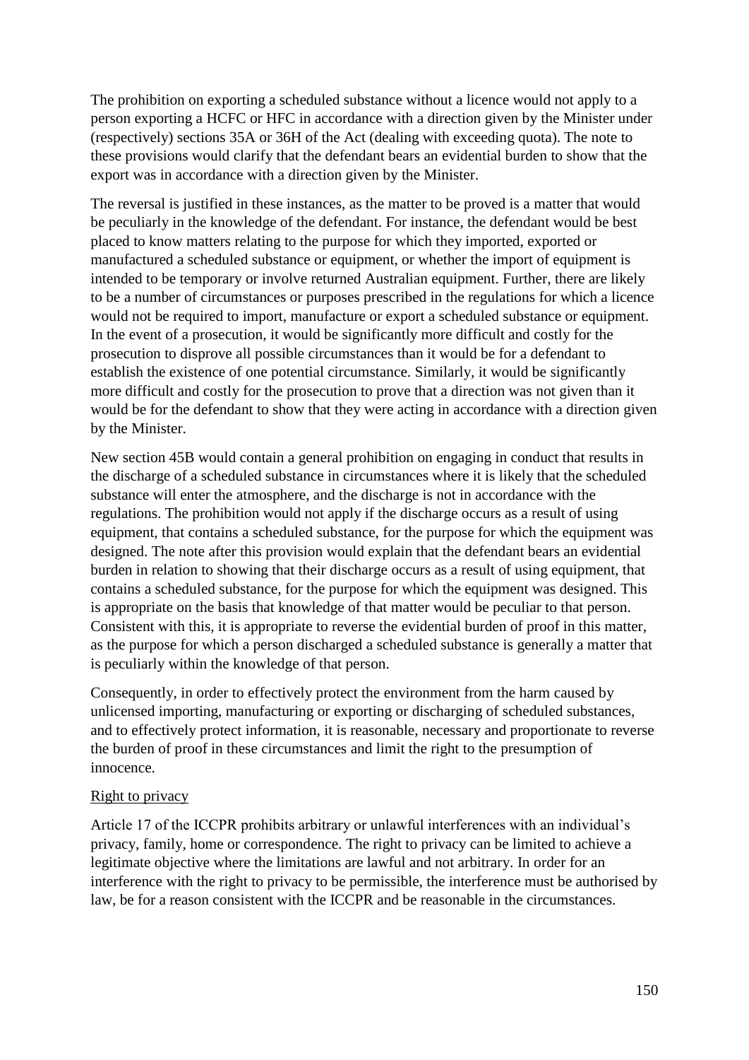The prohibition on exporting a scheduled substance without a licence would not apply to a person exporting a HCFC or HFC in accordance with a direction given by the Minister under (respectively) sections 35A or 36H of the Act (dealing with exceeding quota). The note to these provisions would clarify that the defendant bears an evidential burden to show that the export was in accordance with a direction given by the Minister.

The reversal is justified in these instances, as the matter to be proved is a matter that would be peculiarly in the knowledge of the defendant. For instance, the defendant would be best placed to know matters relating to the purpose for which they imported, exported or manufactured a scheduled substance or equipment, or whether the import of equipment is intended to be temporary or involve returned Australian equipment. Further, there are likely to be a number of circumstances or purposes prescribed in the regulations for which a licence would not be required to import, manufacture or export a scheduled substance or equipment. In the event of a prosecution, it would be significantly more difficult and costly for the prosecution to disprove all possible circumstances than it would be for a defendant to establish the existence of one potential circumstance. Similarly, it would be significantly more difficult and costly for the prosecution to prove that a direction was not given than it would be for the defendant to show that they were acting in accordance with a direction given by the Minister.

New section 45B would contain a general prohibition on engaging in conduct that results in the discharge of a scheduled substance in circumstances where it is likely that the scheduled substance will enter the atmosphere, and the discharge is not in accordance with the regulations. The prohibition would not apply if the discharge occurs as a result of using equipment, that contains a scheduled substance, for the purpose for which the equipment was designed. The note after this provision would explain that the defendant bears an evidential burden in relation to showing that their discharge occurs as a result of using equipment, that contains a scheduled substance, for the purpose for which the equipment was designed. This is appropriate on the basis that knowledge of that matter would be peculiar to that person. Consistent with this, it is appropriate to reverse the evidential burden of proof in this matter, as the purpose for which a person discharged a scheduled substance is generally a matter that is peculiarly within the knowledge of that person.

Consequently, in order to effectively protect the environment from the harm caused by unlicensed importing, manufacturing or exporting or discharging of scheduled substances, and to effectively protect information, it is reasonable, necessary and proportionate to reverse the burden of proof in these circumstances and limit the right to the presumption of innocence.

Right to privacy

Article 17 of the ICCPR prohibits arbitrary or unlawful interferences with an individual's privacy, family, home or correspondence. The right to privacy can be limited to achieve a legitimate objective where the limitations are lawful and not arbitrary. In order for an interference with the right to privacy to be permissible, the interference must be authorised by law, be for a reason consistent with the ICCPR and be reasonable in the circumstances.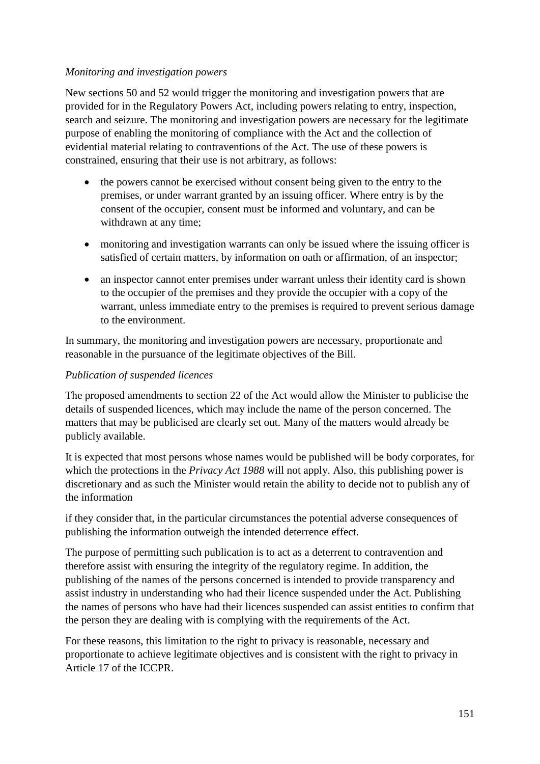*Monitoring and investigation powers*

New sections 50 and 52 would trigger the monitoring and investigation powers that are provided for in the Regulatory Powers Act, including powers relating to entry, inspection, search and seizure. The monitoring and investigation powers are necessary for the legitimate purpose of enabling the monitoring of compliance with the Act and the collection of evidential material relating to contraventions of the Act. The use of these powers is constrained, ensuring that their use is not arbitrary, as follows:

- the powers cannot be exercised without consent being given to the entry to the premises, or under warrant granted by an issuing officer. Where entry is by the consent of the occupier, consent must be informed and voluntary, and can be withdrawn at any time;
- monitoring and investigation warrants can only be issued where the issuing officer is satisfied of certain matters, by information on oath or affirmation, of an inspector;
- an inspector cannot enter premises under warrant unless their identity card is shown to the occupier of the premises and they provide the occupier with a copy of the warrant, unless immediate entry to the premises is required to prevent serious damage to the environment.

In summary, the monitoring and investigation powers are necessary, proportionate and reasonable in the pursuance of the legitimate objectives of the Bill.

*Publication of suspended licences*

The proposed amendments to section 22 of the Act would allow the Minister to publicise the details of suspended licences, which may include the name of the person concerned. The matters that may be publicised are clearly set out. Many of the matters would already be publicly available.

It is expected that most persons whose names would be published will be body corporates, for which the protections in the *Privacy Act 1988* will not apply. Also, this publishing power is discretionary and as such the Minister would retain the ability to decide not to publish any of the information if they consider that, in the particular circumstances the potential adverse consequences of publishing the information outweigh the intended deterrence effect.

The purpose of permitting such publication is to act as a deterrent to contravention and therefore assist with ensuring the integrity of the regulatory regime. In addition, the publishing of the names of the persons concerned is intended to provide transparency and assist industry in understanding who had their licence suspended under the Act. Publishing the names of persons who have had their licences suspended can assist entities to confirm that the person they are dealing with is complying with the requirements of the Act.

For these reasons, this limitation to the right to privacy is reasonable, necessary and proportionate to achieve legitimate objectives and is consistent with the right to privacy in Article 17 of the ICCPR.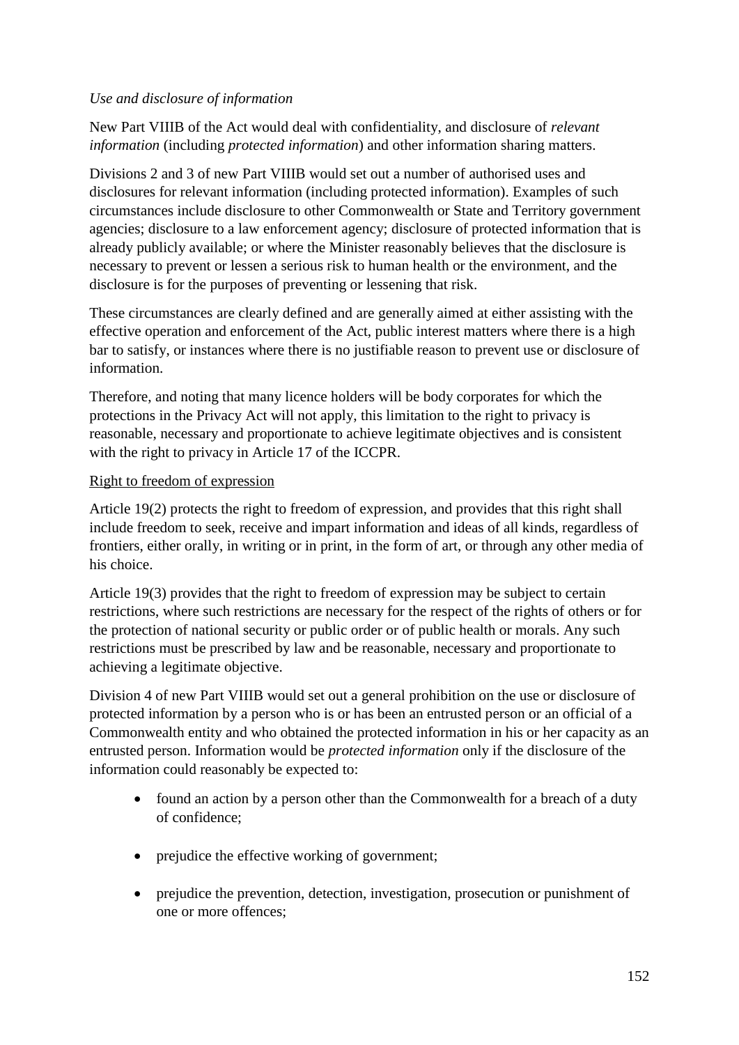*Use and disclosure of information*

New Part VIIIB of the Act would deal with confidentiality, and disclosure of *relevant information* (including *protected information*) and other information sharing matters.

Divisions 2 and 3 of new Part VIIIB would set out a number of authorised uses and disclosures for relevant information (including protected information). Examples of such circumstances include disclosure to other Commonwealth or State and Territory government agencies; disclosure to a law enforcement agency; disclosure of protected information that is already publicly available; or where the Minister reasonably believes that the disclosure is necessary to prevent or lessen a serious risk to human health or the environment, and the disclosure is for the purposes of preventing or lessening that risk.

These circumstances are clearly defined and are generally aimed at either assisting with the effective operation and enforcement of the Act, public interest matters where there is a high bar to satisfy, or instances where there is no justifiable reason to prevent use or disclosure of information.

Therefore, and noting that many licence holders will be body corporates for which the protections in the Privacy Act will not apply, this limitation to the right to privacy is reasonable, necessary and proportionate to achieve legitimate objectives and is consistent with the right to privacy in Article 17 of the ICCPR.

Right to freedom of expression

Article 19(2) protects the right to freedom of expression, and provides that this right shall include freedom to seek, receive and impart information and ideas of all kinds, regardless of frontiers, either orally, in writing or in print, in the form of art, or through any other media of his choice.

Article 19(3) provides that the right to freedom of expression may be subject to certain restrictions, where such restrictions are necessary for the respect of the rights of others or for the protection of national security or public order or of public health or morals. Any such restrictions must be prescribed by law and be reasonable, necessary and proportionate to achieving a legitimate objective.

Division 4 of new Part VIIIB would set out a general prohibition on the use or disclosure of protected information by a person who is or has been an entrusted person or an official of a Commonwealth entity and who obtained the protected information in his or her capacity as an entrusted person. Information would be *protected information* only if the disclosure of the information could reasonably be expected to:

- found an action by a person other than the Commonwealth for a breach of a duty of confidence;
- prejudice the effective working of government;
- prejudice the prevention, detection, investigation, prosecution or punishment of one or more offences;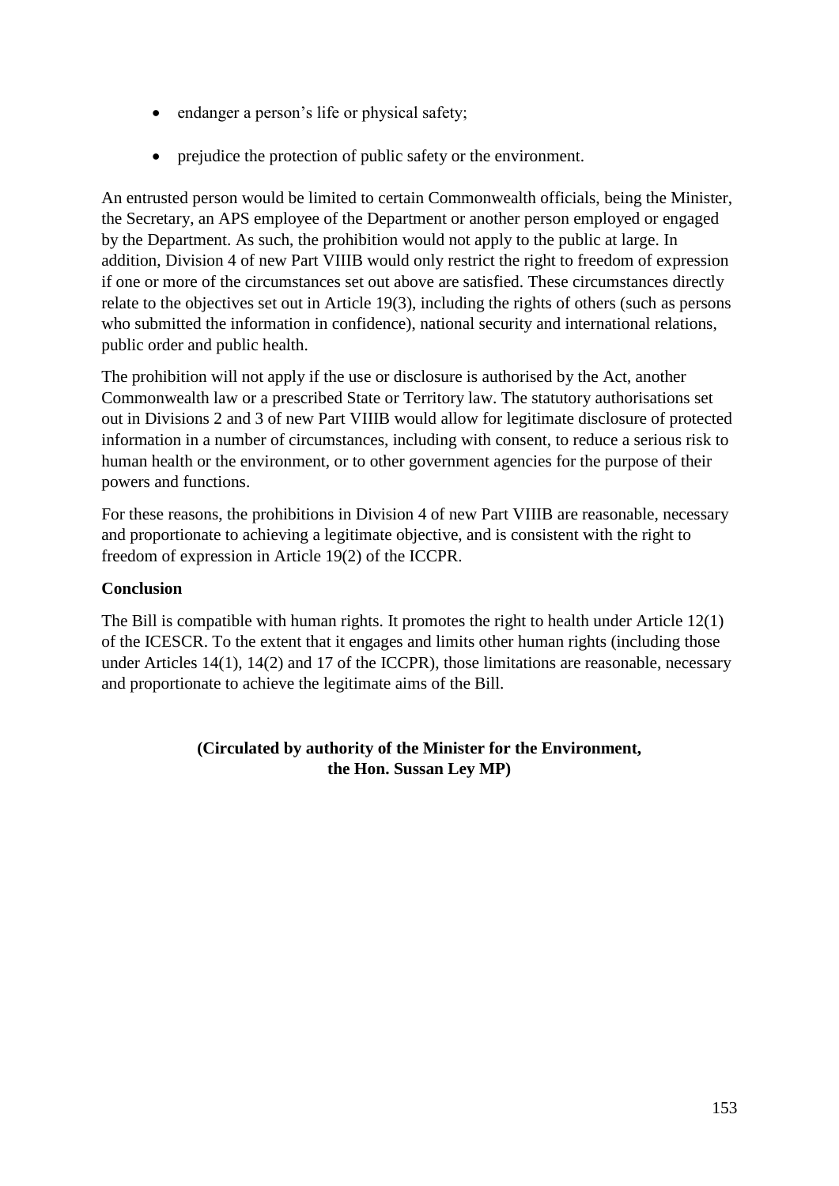- endanger a person's life or physical safety;
- prejudice the protection of public safety or the environment.

An entrusted person would be limited to certain Commonwealth officials, being the Minister, the Secretary, an APS employee of the Department or another person employed or engaged by the Department. As such, the prohibition would not apply to the public at large. In addition, Division 4 of new Part VIIIB would only restrict the right to freedom of expression if one or more of the circumstances set out above are satisfied. These circumstances directly relate to the objectives set out in Article 19(3), including the rights of others (such as persons who submitted the information in confidence), national security and international relations, public order and public health.

The prohibition will not apply if the use or disclosure is authorised by the Act, another Commonwealth law or a prescribed State or Territory law. The statutory authorisations set out in Divisions 2 and 3 of new Part VIIIB would allow for legitimate disclosure of protected information in a number of circumstances, including with consent, to reduce a serious risk to human health or the environment, or to other government agencies for the purpose of their powers and functions.

For these reasons, the prohibitions in Division 4 of new Part VIIIB are reasonable, necessary and proportionate to achieving a legitimate objective, and is consistent with the right to freedom of expression in Article 19(2) of the ICCPR.

**Conclusion**

The Bill is compatible with human rights. It promotes the right to health under Article 12(1) of the ICESCR. To the extent that it engages and limits other human rights (including those under Articles 14(1), 14(2) and 17 of the ICCPR), those limitations are reasonable, necessary and proportionate to achieve the legitimate aims of the Bill.

**(Circulated by authority of the Minister for the Environment, the Hon. Sussan Ley MP)**